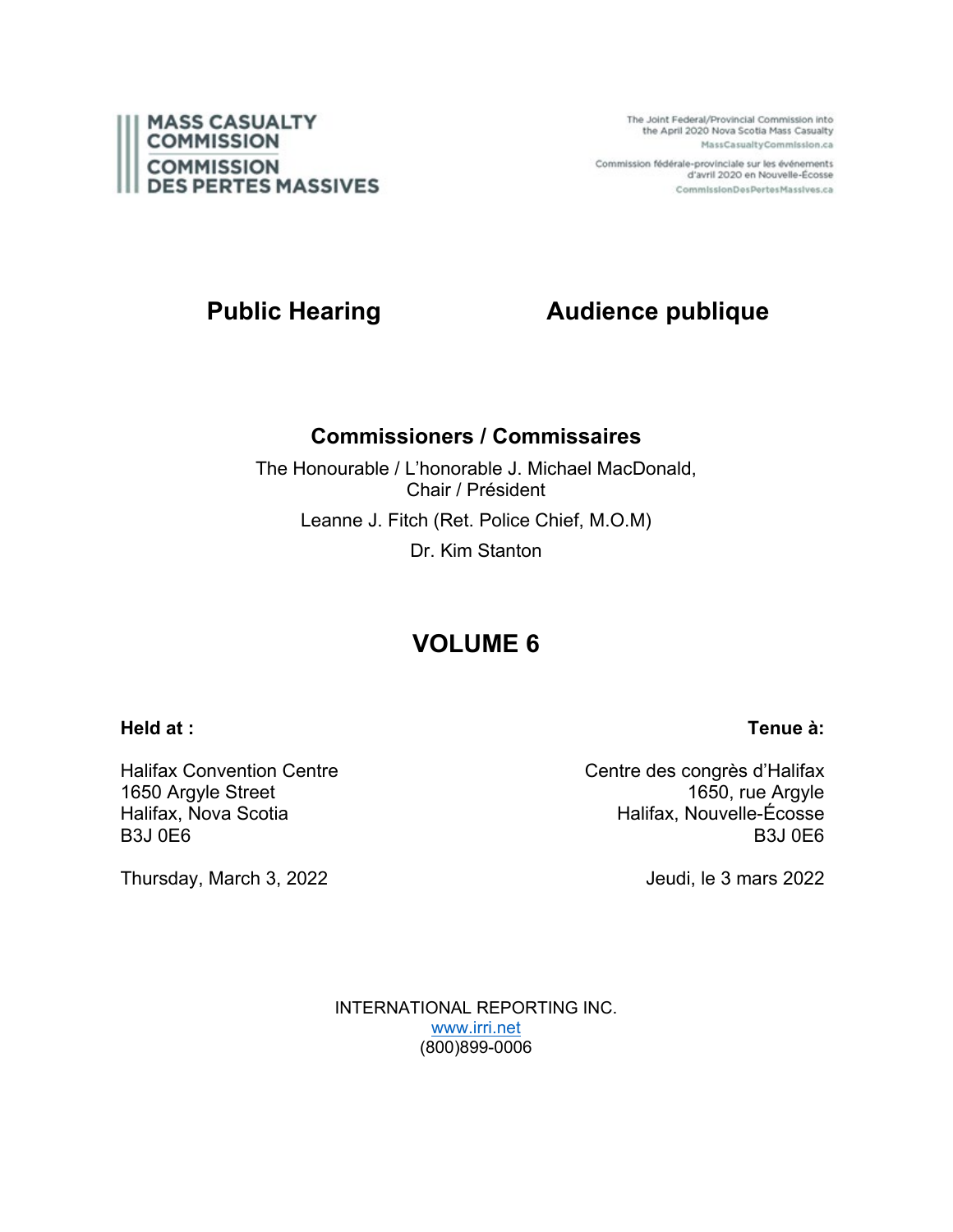MASS CASUALTY COMMISSION
COMMISSION DES PERTES MASSIVES

The Joint Federal/Provincial Commission into the April 2020 Nova Scotia Mass Casualty
MassCasualtyCommission.ca

Commission fédérale-provinciale sur les événements d'avril 2020 en Nouvelle-Écosse
CommissionDesPertesMassives.ca

## Public Hearing — Audience publique

### Commissioners / Commissaires

The Honourable / L'honorable J. Michael MacDonald, Chair / Président

Leanne J. Fitch (Ret. Police Chief, M.O.M)

Dr. Kim Stanton

# VOLUME 6

**Held at :**

Halifax Convention Centre
1650 Argyle Street
Halifax, Nova Scotia
B3J 0E6

Thursday, March 3, 2022

**Tenue à:**

Centre des congrès d'Halifax
1650, rue Argyle
Halifax, Nouvelle-Écosse
B3J 0E6

Jeudi, le 3 mars 2022

INTERNATIONAL REPORTING INC.
www.irri.net
(800)899-0006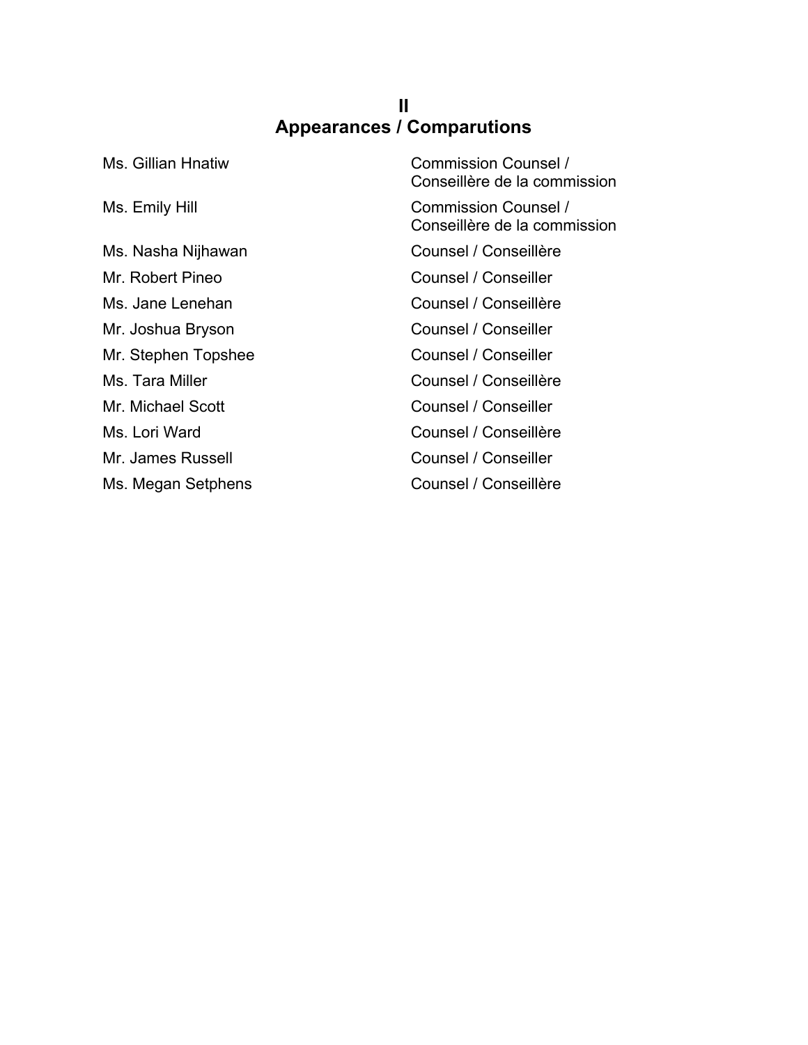## II
## Appearances / Comparutions

| | |
|---|---|
| Ms. Gillian Hnatiw | Commission Counsel / Conseillère de la commission |
| Ms. Emily Hill | Commission Counsel / Conseillère de la commission |
| Ms. Nasha Nijhawan | Counsel / Conseillère |
| Mr. Robert Pineo | Counsel / Conseiller |
| Ms. Jane Lenehan | Counsel / Conseillère |
| Mr. Joshua Bryson | Counsel / Conseiller |
| Mr. Stephen Topshee | Counsel / Conseiller |
| Ms. Tara Miller | Counsel / Conseillère |
| Mr. Michael Scott | Counsel / Conseiller |
| Ms. Lori Ward | Counsel / Conseillère |
| Mr. James Russell | Counsel / Conseiller |
| Ms. Megan Setphens | Counsel / Conseillère |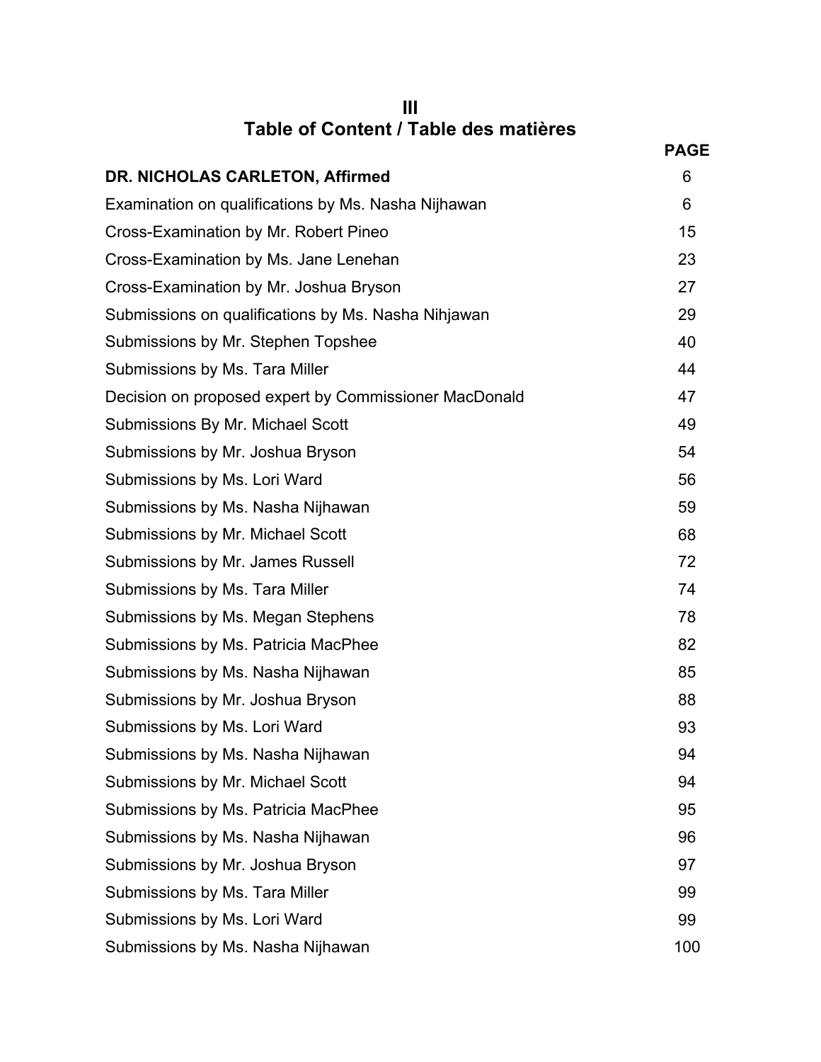# III
# Table of Content / Table des matières

| | PAGE |
|---|---|
| **DR. NICHOLAS CARLETON, Affirmed** | 6 |
| Examination on qualifications by Ms. Nasha Nijhawan | 6 |
| Cross-Examination by Mr. Robert Pineo | 15 |
| Cross-Examination by Ms. Jane Lenehan | 23 |
| Cross-Examination by Mr. Joshua Bryson | 27 |
| Submissions on qualifications by Ms. Nasha Nihjawan | 29 |
| Submissions by Mr. Stephen Topshee | 40 |
| Submissions by Ms. Tara Miller | 44 |
| Decision on proposed expert by Commissioner MacDonald | 47 |
| Submissions By Mr. Michael Scott | 49 |
| Submissions by Mr. Joshua Bryson | 54 |
| Submissions by Ms. Lori Ward | 56 |
| Submissions by Ms. Nasha Nijhawan | 59 |
| Submissions by Mr. Michael Scott | 68 |
| Submissions by Mr. James Russell | 72 |
| Submissions by Ms. Tara Miller | 74 |
| Submissions by Ms. Megan Stephens | 78 |
| Submissions by Ms. Patricia MacPhee | 82 |
| Submissions by Ms. Nasha Nijhawan | 85 |
| Submissions by Mr. Joshua Bryson | 88 |
| Submissions by Ms. Lori Ward | 93 |
| Submissions by Ms. Nasha Nijhawan | 94 |
| Submissions by Mr. Michael Scott | 94 |
| Submissions by Ms. Patricia MacPhee | 95 |
| Submissions by Ms. Nasha Nijhawan | 96 |
| Submissions by Mr. Joshua Bryson | 97 |
| Submissions by Ms. Tara Miller | 99 |
| Submissions by Ms. Lori Ward | 99 |
| Submissions by Ms. Nasha Nijhawan | 100 |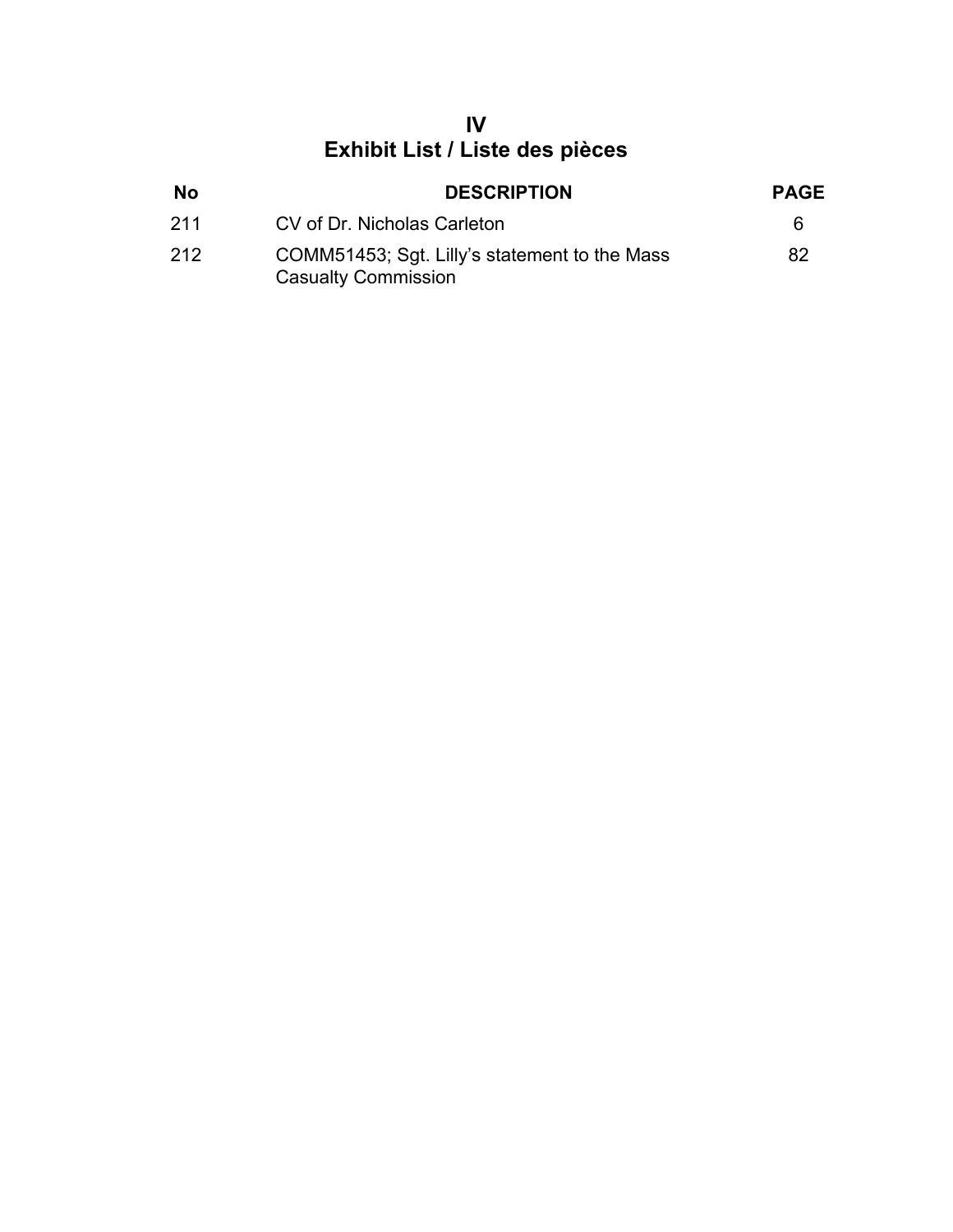# IV
# Exhibit List / Liste des pièces

| No | DESCRIPTION | PAGE |
|---|---|---|
| 211 | CV of Dr. Nicholas Carleton | 6 |
| 212 | COMM51453; Sgt. Lilly's statement to the Mass Casualty Commission | 82 |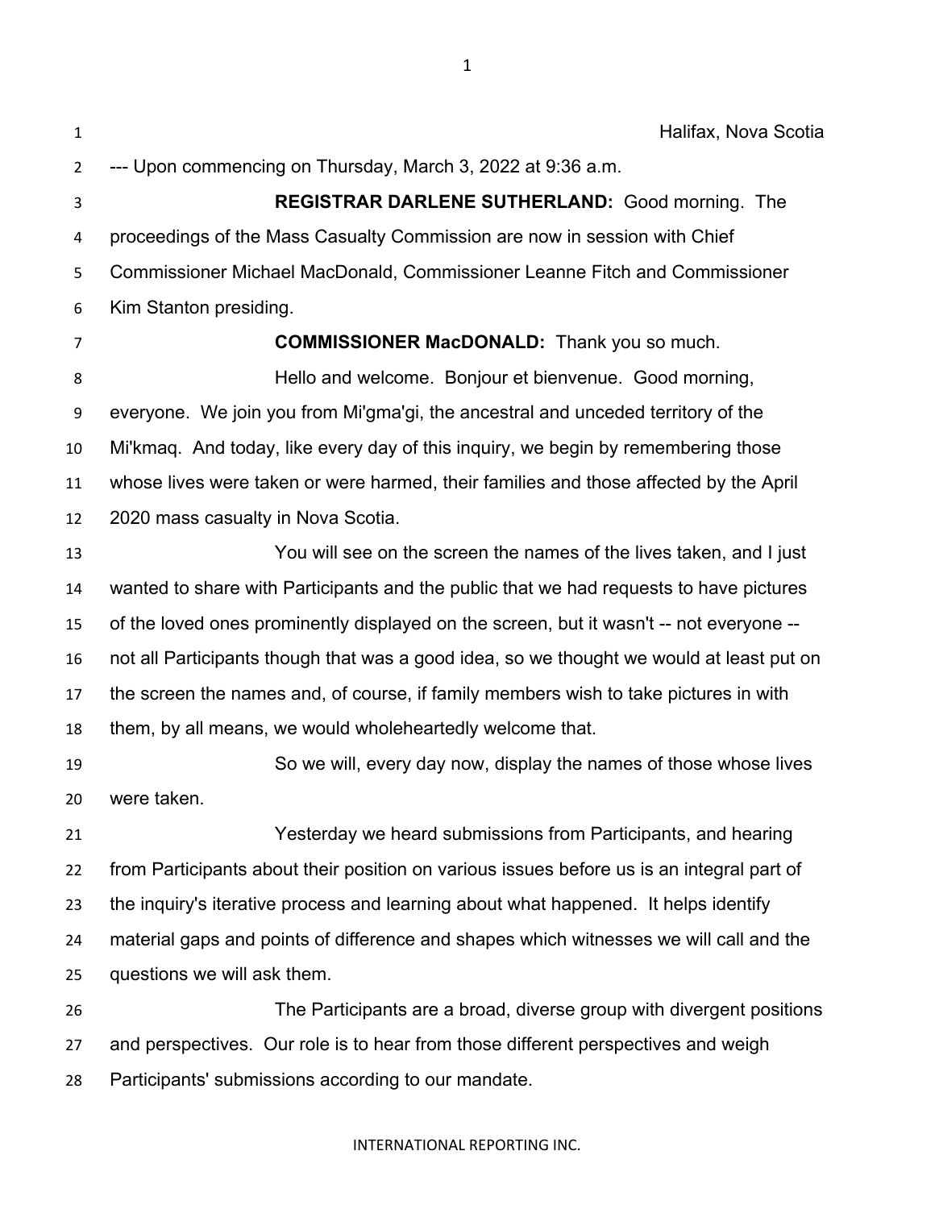Halifax, Nova Scotia

--- Upon commencing on Thursday, March 3, 2022 at 9:36 a.m.

**REGISTRAR DARLENE SUTHERLAND:** Good morning. The proceedings of the Mass Casualty Commission are now in session with Chief Commissioner Michael MacDonald, Commissioner Leanne Fitch and Commissioner Kim Stanton presiding.

**COMMISSIONER MacDONALD:** Thank you so much.

Hello and welcome. Bonjour et bienvenue. Good morning, everyone. We join you from Mi'gma'gi, the ancestral and unceded territory of the Mi'kmaq. And today, like every day of this inquiry, we begin by remembering those whose lives were taken or were harmed, their families and those affected by the April 2020 mass casualty in Nova Scotia.

You will see on the screen the names of the lives taken, and I just wanted to share with Participants and the public that we had requests to have pictures of the loved ones prominently displayed on the screen, but it wasn't -- not everyone -- not all Participants though that was a good idea, so we thought we would at least put on the screen the names and, of course, if family members wish to take pictures in with them, by all means, we would wholeheartedly welcome that.

So we will, every day now, display the names of those whose lives were taken.

Yesterday we heard submissions from Participants, and hearing from Participants about their position on various issues before us is an integral part of the inquiry's iterative process and learning about what happened. It helps identify material gaps and points of difference and shapes which witnesses we will call and the questions we will ask them.

The Participants are a broad, diverse group with divergent positions and perspectives. Our role is to hear from those different perspectives and weigh Participants' submissions according to our mandate.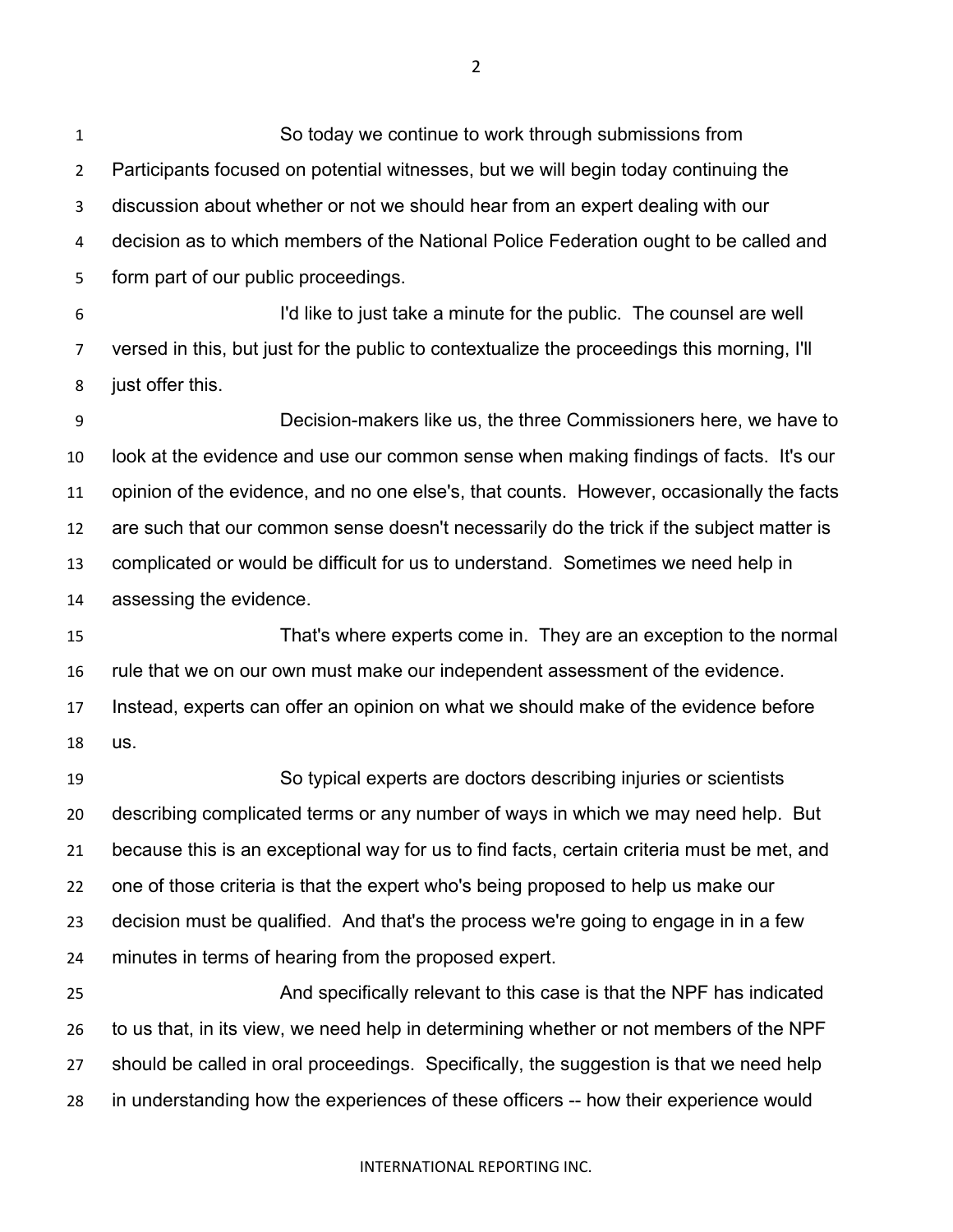So today we continue to work through submissions from Participants focused on potential witnesses, but we will begin today continuing the discussion about whether or not we should hear from an expert dealing with our decision as to which members of the National Police Federation ought to be called and form part of our public proceedings.

I'd like to just take a minute for the public. The counsel are well versed in this, but just for the public to contextualize the proceedings this morning, I'll just offer this.

Decision-makers like us, the three Commissioners here, we have to look at the evidence and use our common sense when making findings of facts. It's our opinion of the evidence, and no one else's, that counts. However, occasionally the facts are such that our common sense doesn't necessarily do the trick if the subject matter is complicated or would be difficult for us to understand. Sometimes we need help in assessing the evidence.

That's where experts come in. They are an exception to the normal rule that we on our own must make our independent assessment of the evidence. Instead, experts can offer an opinion on what we should make of the evidence before us.

So typical experts are doctors describing injuries or scientists describing complicated terms or any number of ways in which we may need help. But because this is an exceptional way for us to find facts, certain criteria must be met, and one of those criteria is that the expert who's being proposed to help us make our decision must be qualified. And that's the process we're going to engage in in a few minutes in terms of hearing from the proposed expert.

And specifically relevant to this case is that the NPF has indicated to us that, in its view, we need help in determining whether or not members of the NPF should be called in oral proceedings. Specifically, the suggestion is that we need help in understanding how the experiences of these officers -- how their experience would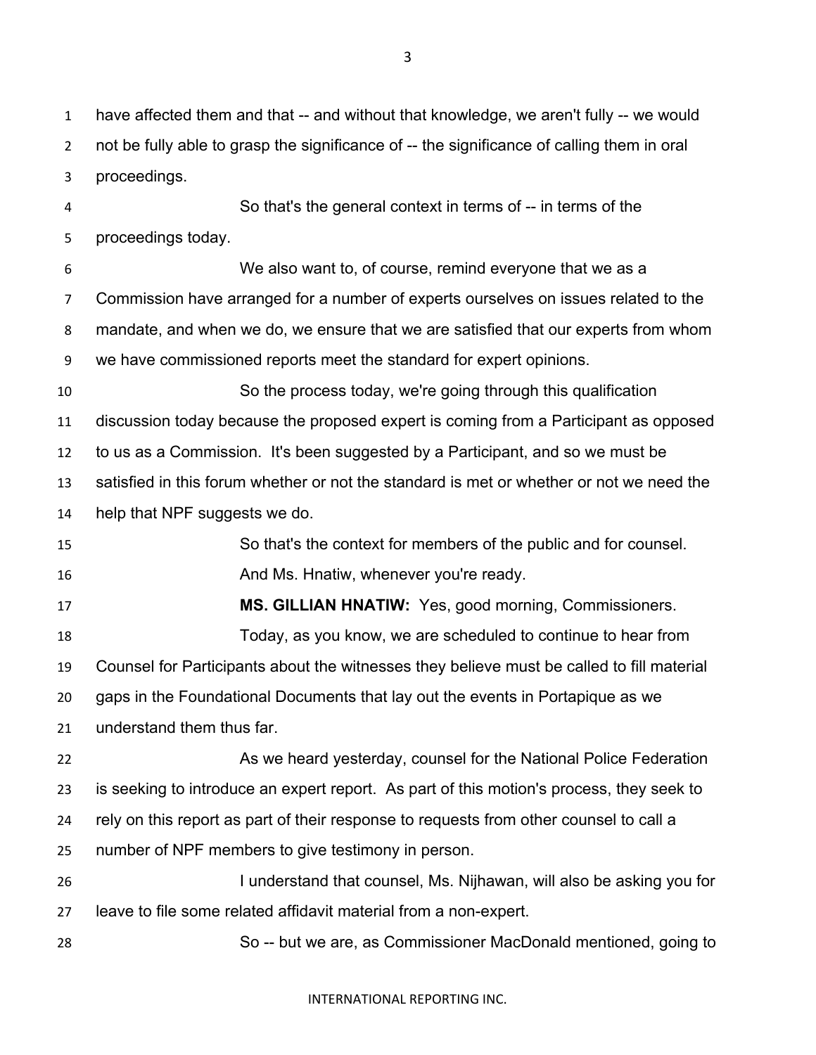have affected them and that -- and without that knowledge, we aren't fully -- we would not be fully able to grasp the significance of -- the significance of calling them in oral proceedings.

So that's the general context in terms of -- in terms of the proceedings today.

We also want to, of course, remind everyone that we as a Commission have arranged for a number of experts ourselves on issues related to the mandate, and when we do, we ensure that we are satisfied that our experts from whom we have commissioned reports meet the standard for expert opinions.

So the process today, we're going through this qualification discussion today because the proposed expert is coming from a Participant as opposed to us as a Commission. It's been suggested by a Participant, and so we must be satisfied in this forum whether or not the standard is met or whether or not we need the help that NPF suggests we do.

So that's the context for members of the public and for counsel.

And Ms. Hnatiw, whenever you're ready.

**MS. GILLIAN HNATIW:** Yes, good morning, Commissioners.

Today, as you know, we are scheduled to continue to hear from Counsel for Participants about the witnesses they believe must be called to fill material gaps in the Foundational Documents that lay out the events in Portapique as we understand them thus far.

As we heard yesterday, counsel for the National Police Federation is seeking to introduce an expert report. As part of this motion's process, they seek to rely on this report as part of their response to requests from other counsel to call a number of NPF members to give testimony in person.

I understand that counsel, Ms. Nijhawan, will also be asking you for leave to file some related affidavit material from a non-expert.

So -- but we are, as Commissioner MacDonald mentioned, going to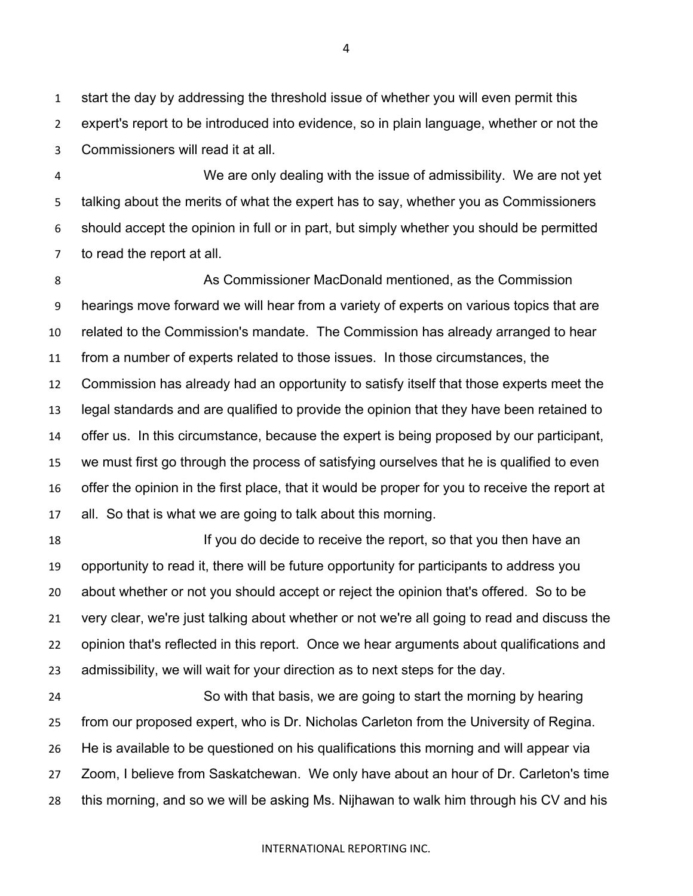start the day by addressing the threshold issue of whether you will even permit this expert's report to be introduced into evidence, so in plain language, whether or not the Commissioners will read it at all.

We are only dealing with the issue of admissibility. We are not yet talking about the merits of what the expert has to say, whether you as Commissioners should accept the opinion in full or in part, but simply whether you should be permitted to read the report at all.

As Commissioner MacDonald mentioned, as the Commission hearings move forward we will hear from a variety of experts on various topics that are related to the Commission's mandate. The Commission has already arranged to hear from a number of experts related to those issues. In those circumstances, the Commission has already had an opportunity to satisfy itself that those experts meet the legal standards and are qualified to provide the opinion that they have been retained to offer us. In this circumstance, because the expert is being proposed by our participant, we must first go through the process of satisfying ourselves that he is qualified to even offer the opinion in the first place, that it would be proper for you to receive the report at all. So that is what we are going to talk about this morning.

If you do decide to receive the report, so that you then have an opportunity to read it, there will be future opportunity for participants to address you about whether or not you should accept or reject the opinion that's offered. So to be very clear, we're just talking about whether or not we're all going to read and discuss the opinion that's reflected in this report. Once we hear arguments about qualifications and admissibility, we will wait for your direction as to next steps for the day.

So with that basis, we are going to start the morning by hearing from our proposed expert, who is Dr. Nicholas Carleton from the University of Regina. He is available to be questioned on his qualifications this morning and will appear via Zoom, I believe from Saskatchewan. We only have about an hour of Dr. Carleton's time this morning, and so we will be asking Ms. Nijhawan to walk him through his CV and his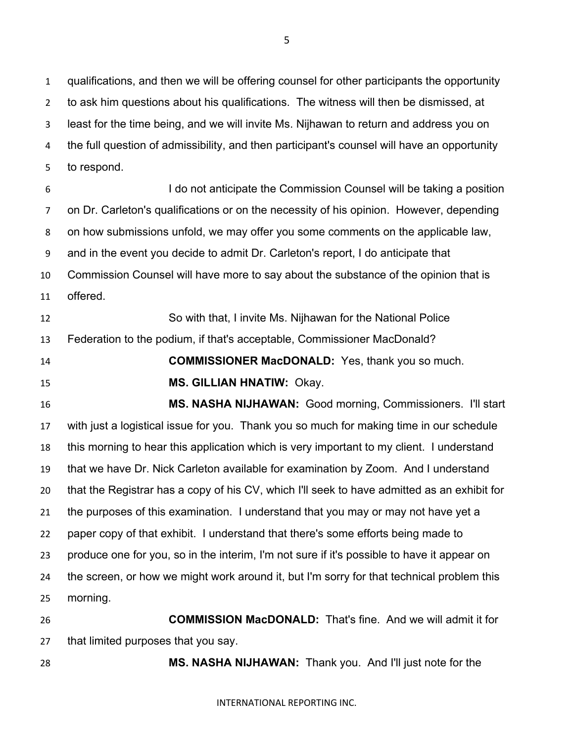qualifications, and then we will be offering counsel for other participants the opportunity to ask him questions about his qualifications. The witness will then be dismissed, at least for the time being, and we will invite Ms. Nijhawan to return and address you on the full question of admissibility, and then participant's counsel will have an opportunity to respond.

I do not anticipate the Commission Counsel will be taking a position on Dr. Carleton's qualifications or on the necessity of his opinion. However, depending on how submissions unfold, we may offer you some comments on the applicable law, and in the event you decide to admit Dr. Carleton's report, I do anticipate that Commission Counsel will have more to say about the substance of the opinion that is offered.

So with that, I invite Ms. Nijhawan for the National Police Federation to the podium, if that's acceptable, Commissioner MacDonald?

**COMMISSIONER MacDONALD:** Yes, thank you so much.

**MS. GILLIAN HNATIW:** Okay.

**MS. NASHA NIJHAWAN:** Good morning, Commissioners. I'll start with just a logistical issue for you. Thank you so much for making time in our schedule this morning to hear this application which is very important to my client. I understand that we have Dr. Nick Carleton available for examination by Zoom. And I understand that the Registrar has a copy of his CV, which I'll seek to have admitted as an exhibit for the purposes of this examination. I understand that you may or may not have yet a paper copy of that exhibit. I understand that there's some efforts being made to produce one for you, so in the interim, I'm not sure if it's possible to have it appear on the screen, or how we might work around it, but I'm sorry for that technical problem this morning.

**COMMISSION MacDONALD:** That's fine. And we will admit it for that limited purposes that you say.

**MS. NASHA NIJHAWAN:** Thank you. And I'll just note for the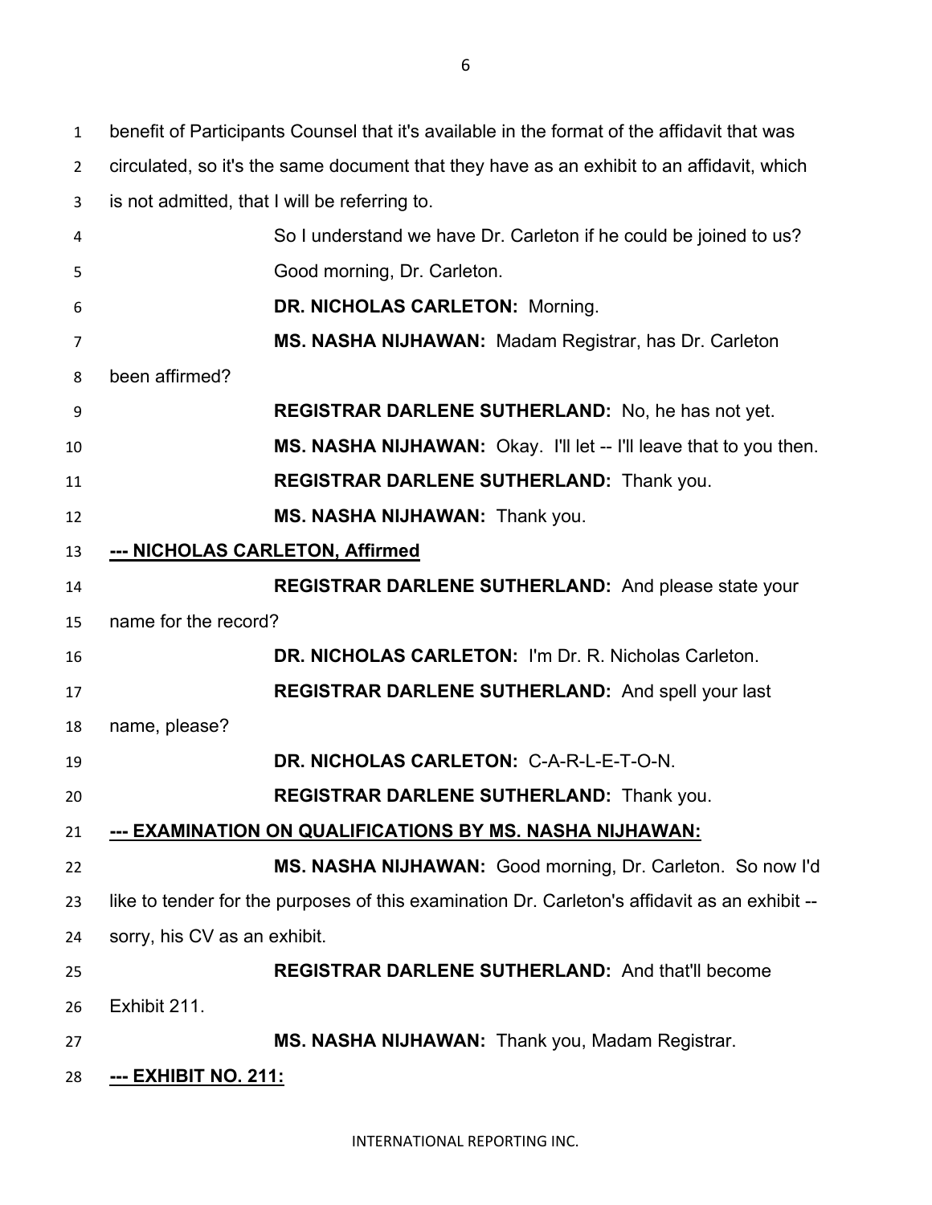benefit of Participants Counsel that it's available in the format of the affidavit that was circulated, so it's the same document that they have as an exhibit to an affidavit, which is not admitted, that I will be referring to.

So I understand we have Dr. Carleton if he could be joined to us? Good morning, Dr. Carleton.

**DR. NICHOLAS CARLETON:** Morning.

**MS. NASHA NIJHAWAN:** Madam Registrar, has Dr. Carleton been affirmed?

**REGISTRAR DARLENE SUTHERLAND:** No, he has not yet.

**MS. NASHA NIJHAWAN:** Okay. I'll let -- I'll leave that to you then.

**REGISTRAR DARLENE SUTHERLAND:** Thank you.

**MS. NASHA NIJHAWAN:** Thank you.

**--- NICHOLAS CARLETON, Affirmed**

**REGISTRAR DARLENE SUTHERLAND:** And please state your name for the record?

**DR. NICHOLAS CARLETON:** I'm Dr. R. Nicholas Carleton.

**REGISTRAR DARLENE SUTHERLAND:** And spell your last name, please?

**DR. NICHOLAS CARLETON:** C-A-R-L-E-T-O-N.

**REGISTRAR DARLENE SUTHERLAND:** Thank you.

**--- EXAMINATION ON QUALIFICATIONS BY MS. NASHA NIJHAWAN:**

**MS. NASHA NIJHAWAN:** Good morning, Dr. Carleton. So now I'd like to tender for the purposes of this examination Dr. Carleton's affidavit as an exhibit -- sorry, his CV as an exhibit.

**REGISTRAR DARLENE SUTHERLAND:** And that'll become Exhibit 211.

**MS. NASHA NIJHAWAN:** Thank you, Madam Registrar.

**--- EXHIBIT NO. 211:**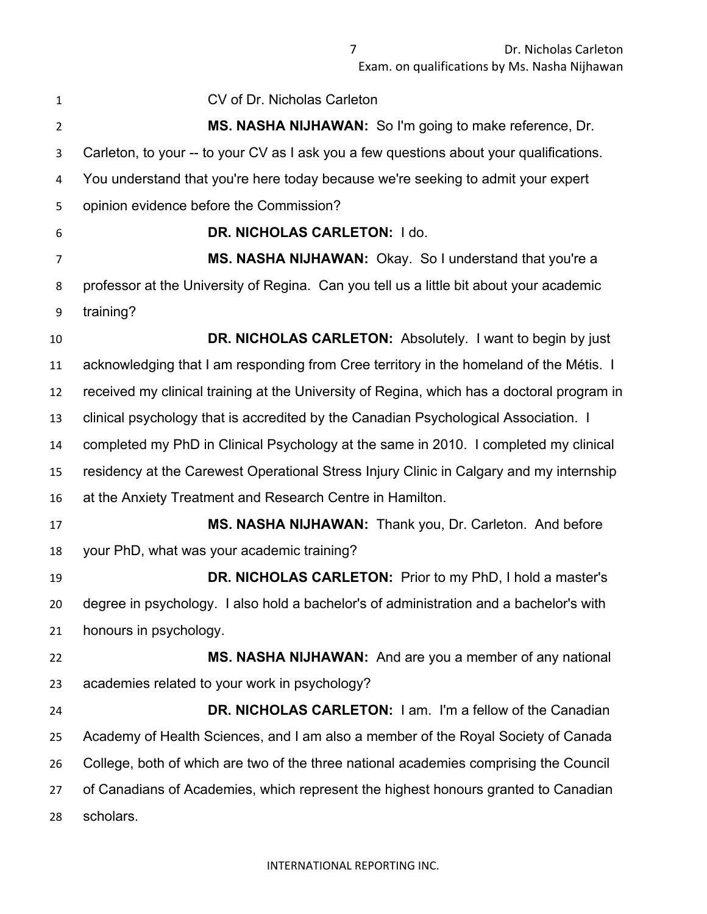CV of Dr. Nicholas Carleton

**MS. NASHA NIJHAWAN:** So I'm going to make reference, Dr. Carleton, to your -- to your CV as I ask you a few questions about your qualifications. You understand that you're here today because we're seeking to admit your expert opinion evidence before the Commission?

**DR. NICHOLAS CARLETON:** I do.

**MS. NASHA NIJHAWAN:** Okay. So I understand that you're a professor at the University of Regina. Can you tell us a little bit about your academic training?

**DR. NICHOLAS CARLETON:** Absolutely. I want to begin by just acknowledging that I am responding from Cree territory in the homeland of the Métis. I received my clinical training at the University of Regina, which has a doctoral program in clinical psychology that is accredited by the Canadian Psychological Association. I completed my PhD in Clinical Psychology at the same in 2010. I completed my clinical residency at the Carewest Operational Stress Injury Clinic in Calgary and my internship at the Anxiety Treatment and Research Centre in Hamilton.

**MS. NASHA NIJHAWAN:** Thank you, Dr. Carleton. And before your PhD, what was your academic training?

**DR. NICHOLAS CARLETON:** Prior to my PhD, I hold a master's degree in psychology. I also hold a bachelor's of administration and a bachelor's with honours in psychology.

**MS. NASHA NIJHAWAN:** And are you a member of any national academies related to your work in psychology?

**DR. NICHOLAS CARLETON:** I am. I'm a fellow of the Canadian Academy of Health Sciences, and I am also a member of the Royal Society of Canada College, both of which are two of the three national academies comprising the Council of Canadians of Academies, which represent the highest honours granted to Canadian scholars.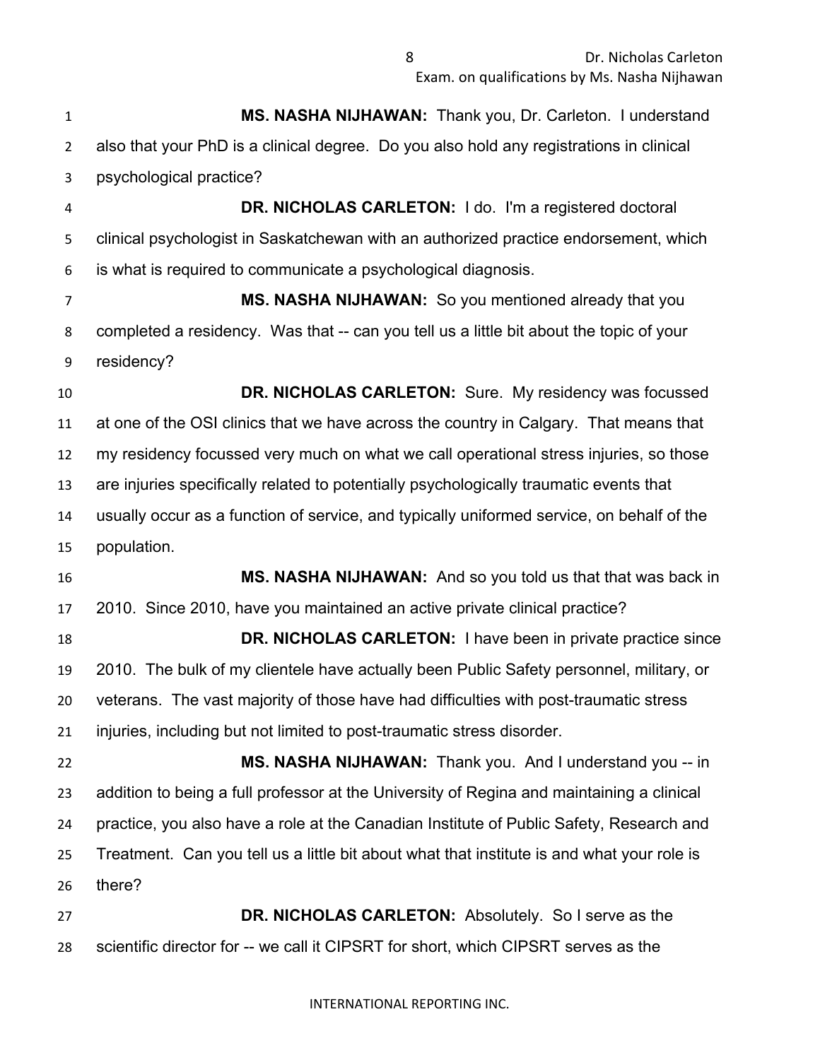**MS. NASHA NIJHAWAN:** Thank you, Dr. Carleton. I understand also that your PhD is a clinical degree. Do you also hold any registrations in clinical psychological practice?

**DR. NICHOLAS CARLETON:** I do. I'm a registered doctoral clinical psychologist in Saskatchewan with an authorized practice endorsement, which is what is required to communicate a psychological diagnosis.

**MS. NASHA NIJHAWAN:** So you mentioned already that you completed a residency. Was that -- can you tell us a little bit about the topic of your residency?

**DR. NICHOLAS CARLETON:** Sure. My residency was focussed at one of the OSI clinics that we have across the country in Calgary. That means that my residency focussed very much on what we call operational stress injuries, so those are injuries specifically related to potentially psychologically traumatic events that usually occur as a function of service, and typically uniformed service, on behalf of the population.

**MS. NASHA NIJHAWAN:** And so you told us that that was back in 2010. Since 2010, have you maintained an active private clinical practice?

**DR. NICHOLAS CARLETON:** I have been in private practice since 2010. The bulk of my clientele have actually been Public Safety personnel, military, or veterans. The vast majority of those have had difficulties with post-traumatic stress injuries, including but not limited to post-traumatic stress disorder.

**MS. NASHA NIJHAWAN:** Thank you. And I understand you -- in addition to being a full professor at the University of Regina and maintaining a clinical practice, you also have a role at the Canadian Institute of Public Safety, Research and Treatment. Can you tell us a little bit about what that institute is and what your role is there?

**DR. NICHOLAS CARLETON:** Absolutely. So I serve as the scientific director for -- we call it CIPSRT for short, which CIPSRT serves as the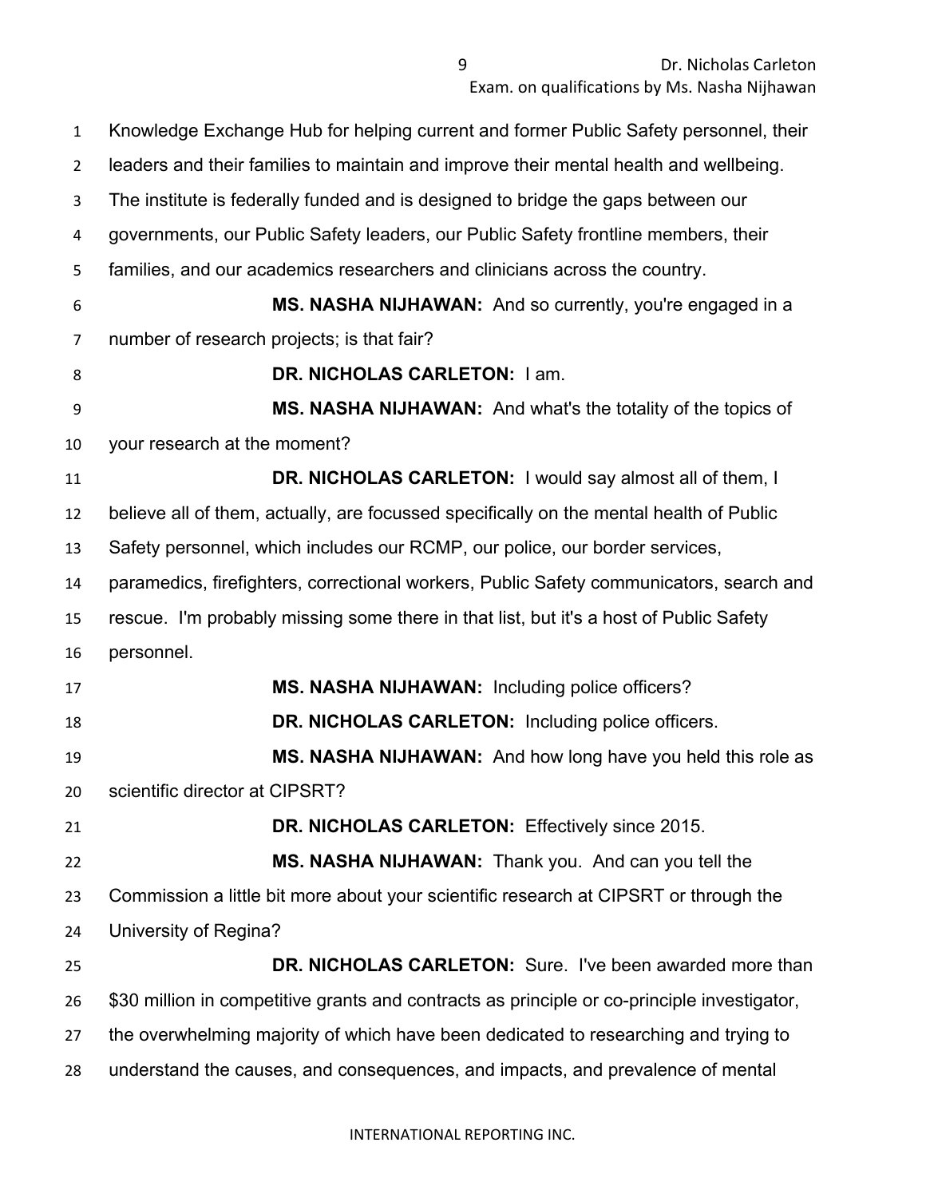Knowledge Exchange Hub for helping current and former Public Safety personnel, their leaders and their families to maintain and improve their mental health and wellbeing. The institute is federally funded and is designed to bridge the gaps between our governments, our Public Safety leaders, our Public Safety frontline members, their families, and our academics researchers and clinicians across the country.

**MS. NASHA NIJHAWAN:** And so currently, you're engaged in a number of research projects; is that fair?

**DR. NICHOLAS CARLETON:** I am.

**MS. NASHA NIJHAWAN:** And what's the totality of the topics of your research at the moment?

**DR. NICHOLAS CARLETON:** I would say almost all of them, I believe all of them, actually, are focussed specifically on the mental health of Public Safety personnel, which includes our RCMP, our police, our border services, paramedics, firefighters, correctional workers, Public Safety communicators, search and rescue. I'm probably missing some there in that list, but it's a host of Public Safety personnel.

**MS. NASHA NIJHAWAN:** Including police officers?

**DR. NICHOLAS CARLETON:** Including police officers.

**MS. NASHA NIJHAWAN:** And how long have you held this role as scientific director at CIPSRT?

**DR. NICHOLAS CARLETON:** Effectively since 2015.

**MS. NASHA NIJHAWAN:** Thank you. And can you tell the Commission a little bit more about your scientific research at CIPSRT or through the University of Regina?

**DR. NICHOLAS CARLETON:** Sure. I've been awarded more than $30 million in competitive grants and contracts as principle or co-principle investigator, the overwhelming majority of which have been dedicated to researching and trying to understand the causes, and consequences, and impacts, and prevalence of mental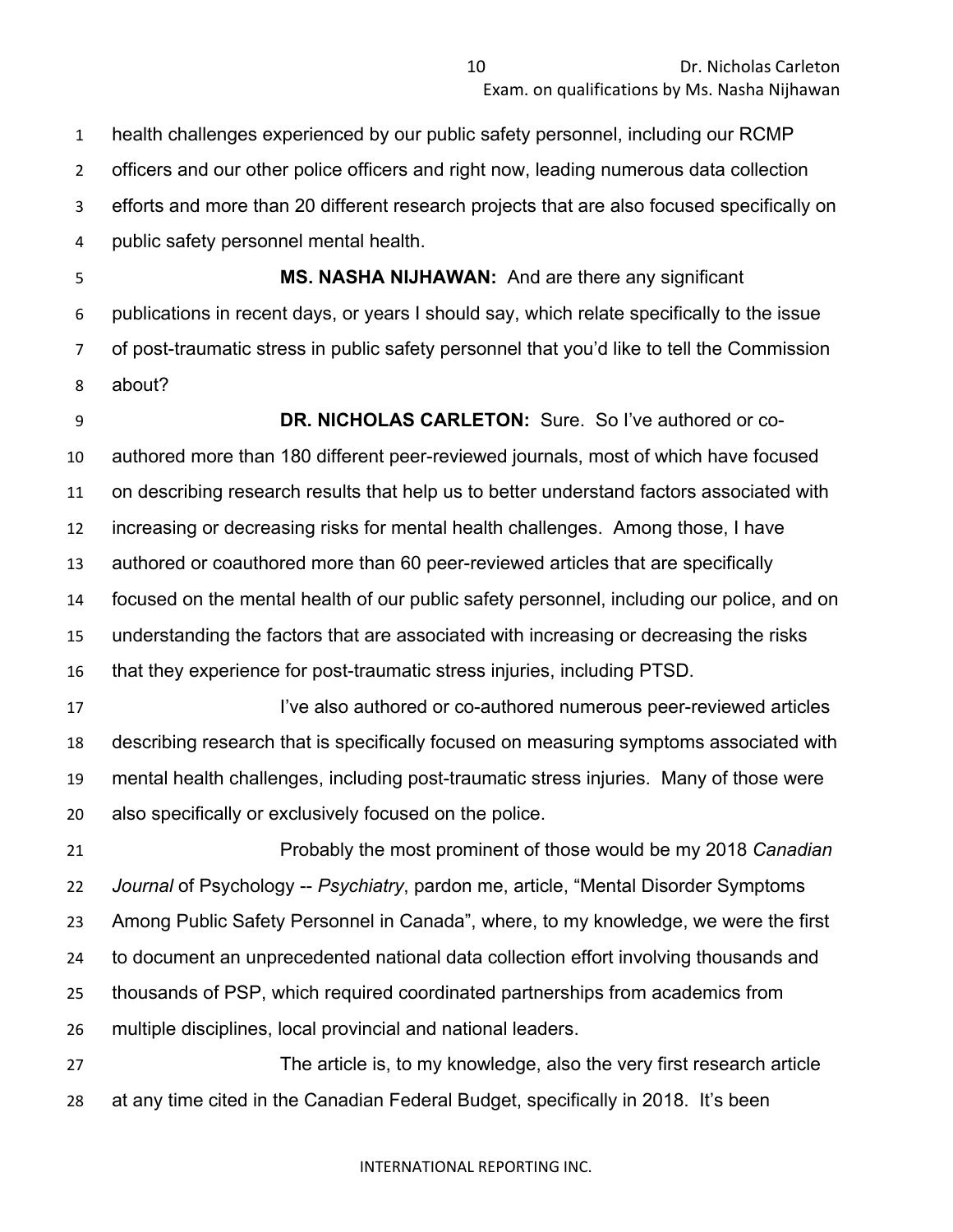health challenges experienced by our public safety personnel, including our RCMP officers and our other police officers and right now, leading numerous data collection efforts and more than 20 different research projects that are also focused specifically on public safety personnel mental health.

**MS. NASHA NIJHAWAN:** And are there any significant publications in recent days, or years I should say, which relate specifically to the issue of post-traumatic stress in public safety personnel that you'd like to tell the Commission about?

**DR. NICHOLAS CARLETON:** Sure. So I've authored or co-authored more than 180 different peer-reviewed journals, most of which have focused on describing research results that help us to better understand factors associated with increasing or decreasing risks for mental health challenges. Among those, I have authored or coauthored more than 60 peer-reviewed articles that are specifically focused on the mental health of our public safety personnel, including our police, and on understanding the factors that are associated with increasing or decreasing the risks that they experience for post-traumatic stress injuries, including PTSD.

I've also authored or co-authored numerous peer-reviewed articles describing research that is specifically focused on measuring symptoms associated with mental health challenges, including post-traumatic stress injuries. Many of those were also specifically or exclusively focused on the police.

Probably the most prominent of those would be my 2018 *Canadian Journal* of Psychology -- *Psychiatry*, pardon me, article, "Mental Disorder Symptoms Among Public Safety Personnel in Canada", where, to my knowledge, we were the first to document an unprecedented national data collection effort involving thousands and thousands of PSP, which required coordinated partnerships from academics from multiple disciplines, local provincial and national leaders.

The article is, to my knowledge, also the very first research article at any time cited in the Canadian Federal Budget, specifically in 2018. It's been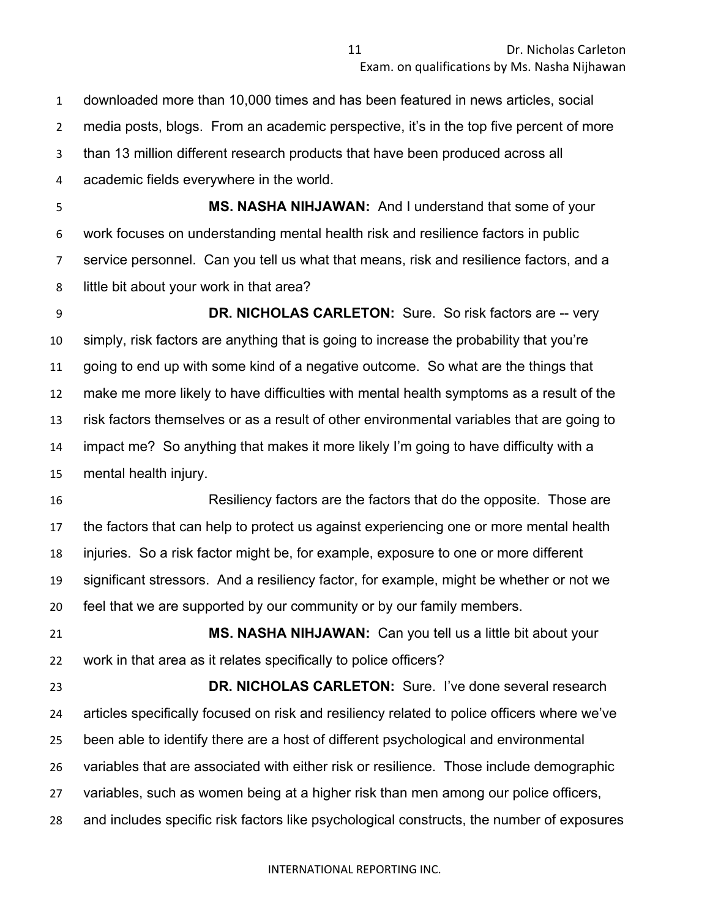downloaded more than 10,000 times and has been featured in news articles, social media posts, blogs. From an academic perspective, it's in the top five percent of more than 13 million different research products that have been produced across all academic fields everywhere in the world.

**MS. NASHA NIHJAWAN:** And I understand that some of your work focuses on understanding mental health risk and resilience factors in public service personnel. Can you tell us what that means, risk and resilience factors, and a little bit about your work in that area?

**DR. NICHOLAS CARLETON:** Sure. So risk factors are -- very simply, risk factors are anything that is going to increase the probability that you're going to end up with some kind of a negative outcome. So what are the things that make me more likely to have difficulties with mental health symptoms as a result of the risk factors themselves or as a result of other environmental variables that are going to impact me? So anything that makes it more likely I'm going to have difficulty with a mental health injury.

Resiliency factors are the factors that do the opposite. Those are the factors that can help to protect us against experiencing one or more mental health injuries. So a risk factor might be, for example, exposure to one or more different significant stressors. And a resiliency factor, for example, might be whether or not we feel that we are supported by our community or by our family members.

**MS. NASHA NIHJAWAN:** Can you tell us a little bit about your work in that area as it relates specifically to police officers?

**DR. NICHOLAS CARLETON:** Sure. I've done several research articles specifically focused on risk and resiliency related to police officers where we've been able to identify there are a host of different psychological and environmental variables that are associated with either risk or resilience. Those include demographic variables, such as women being at a higher risk than men among our police officers, and includes specific risk factors like psychological constructs, the number of exposures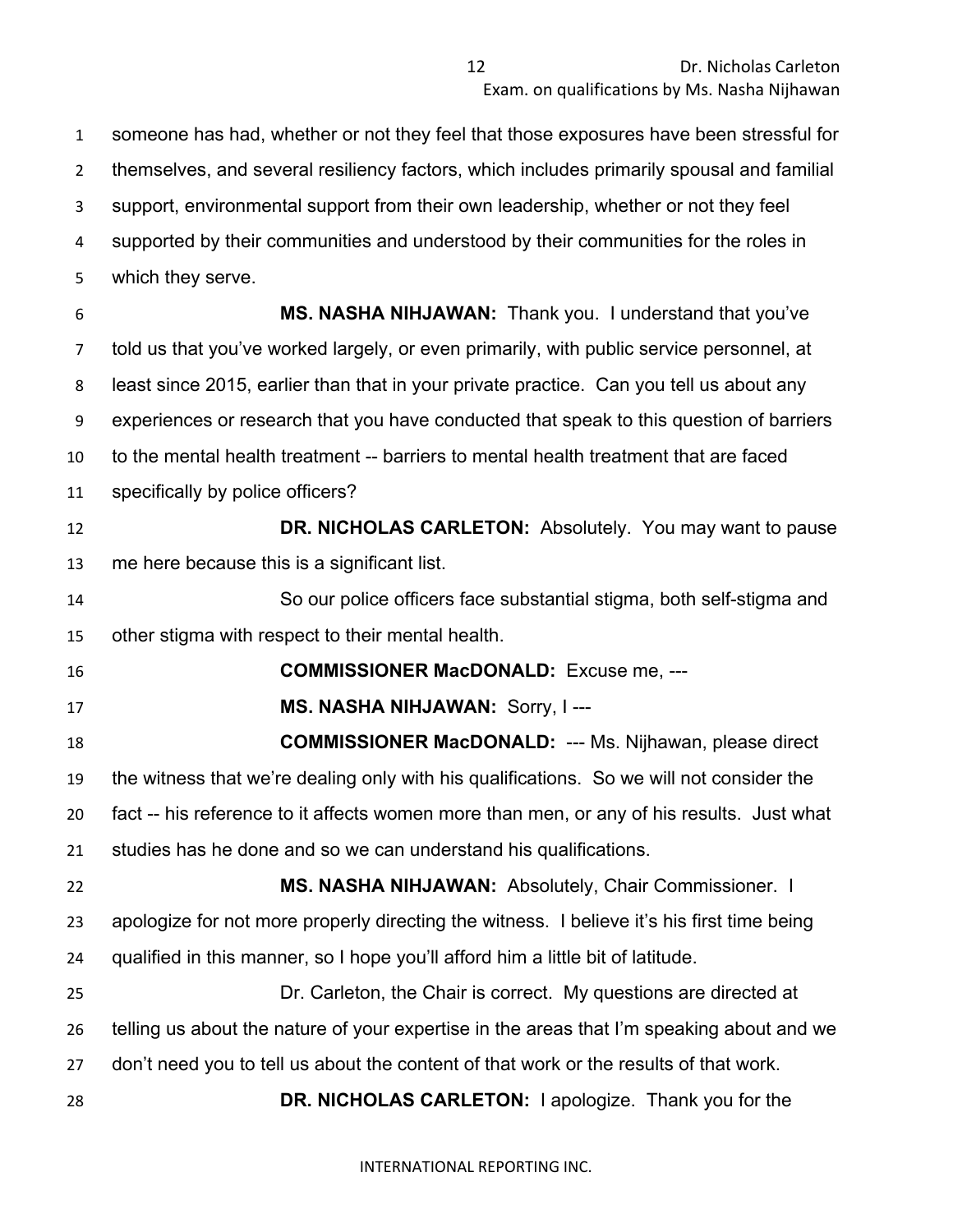someone has had, whether or not they feel that those exposures have been stressful for themselves, and several resiliency factors, which includes primarily spousal and familial support, environmental support from their own leadership, whether or not they feel supported by their communities and understood by their communities for the roles in which they serve.

**MS. NASHA NIHJAWAN:** Thank you. I understand that you've told us that you've worked largely, or even primarily, with public service personnel, at least since 2015, earlier than that in your private practice. Can you tell us about any experiences or research that you have conducted that speak to this question of barriers to the mental health treatment -- barriers to mental health treatment that are faced specifically by police officers?

**DR. NICHOLAS CARLETON:** Absolutely. You may want to pause me here because this is a significant list.

So our police officers face substantial stigma, both self-stigma and other stigma with respect to their mental health.

**COMMISSIONER MacDONALD:** Excuse me, ---

**MS. NASHA NIHJAWAN:** Sorry, I ---

**COMMISSIONER MacDONALD:** --- Ms. Nijhawan, please direct the witness that we're dealing only with his qualifications. So we will not consider the fact -- his reference to it affects women more than men, or any of his results. Just what studies has he done and so we can understand his qualifications.

**MS. NASHA NIHJAWAN:** Absolutely, Chair Commissioner. I apologize for not more properly directing the witness. I believe it's his first time being qualified in this manner, so I hope you'll afford him a little bit of latitude.

Dr. Carleton, the Chair is correct. My questions are directed at telling us about the nature of your expertise in the areas that I'm speaking about and we don't need you to tell us about the content of that work or the results of that work.

**DR. NICHOLAS CARLETON:** I apologize. Thank you for the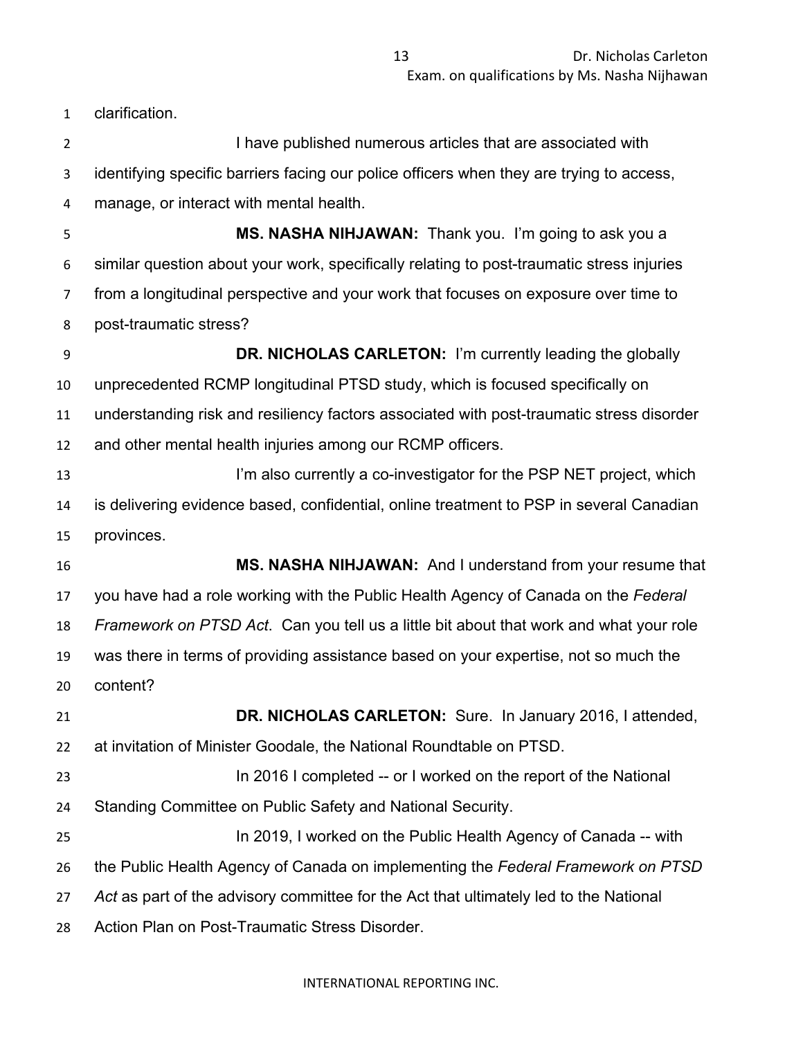clarification.

I have published numerous articles that are associated with identifying specific barriers facing our police officers when they are trying to access, manage, or interact with mental health.

**MS. NASHA NIHJAWAN:** Thank you. I'm going to ask you a similar question about your work, specifically relating to post-traumatic stress injuries from a longitudinal perspective and your work that focuses on exposure over time to post-traumatic stress?

**DR. NICHOLAS CARLETON:** I'm currently leading the globally unprecedented RCMP longitudinal PTSD study, which is focused specifically on understanding risk and resiliency factors associated with post-traumatic stress disorder and other mental health injuries among our RCMP officers.

I'm also currently a co-investigator for the PSP NET project, which is delivering evidence based, confidential, online treatment to PSP in several Canadian provinces.

**MS. NASHA NIHJAWAN:** And I understand from your resume that you have had a role working with the Public Health Agency of Canada on the *Federal Framework on PTSD Act*. Can you tell us a little bit about that work and what your role was there in terms of providing assistance based on your expertise, not so much the content?

**DR. NICHOLAS CARLETON:** Sure. In January 2016, I attended, at invitation of Minister Goodale, the National Roundtable on PTSD.

In 2016 I completed -- or I worked on the report of the National Standing Committee on Public Safety and National Security.

In 2019, I worked on the Public Health Agency of Canada -- with the Public Health Agency of Canada on implementing the *Federal Framework on PTSD Act* as part of the advisory committee for the Act that ultimately led to the National Action Plan on Post-Traumatic Stress Disorder.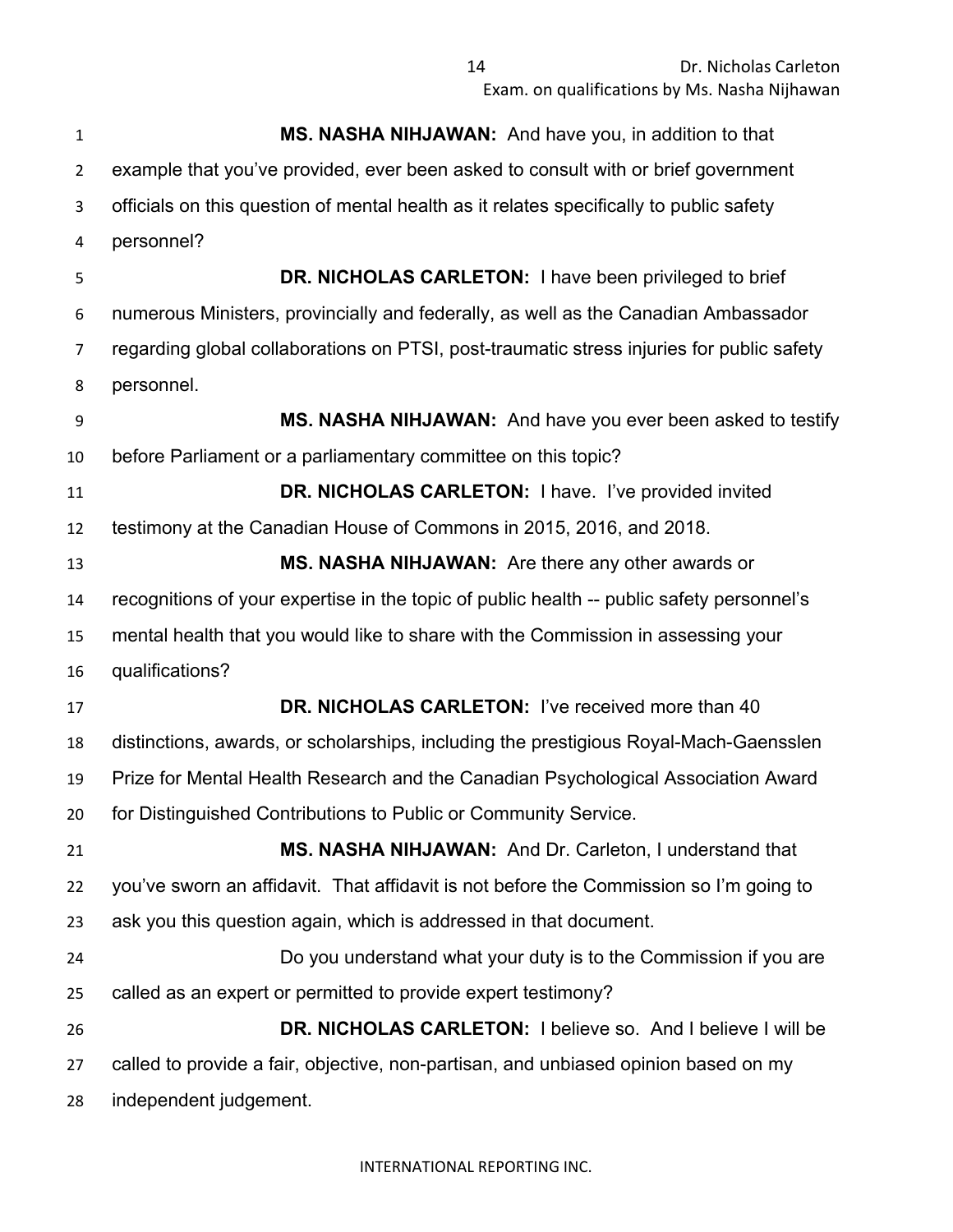**MS. NASHA NIHJAWAN:** And have you, in addition to that example that you've provided, ever been asked to consult with or brief government officials on this question of mental health as it relates specifically to public safety personnel?

**DR. NICHOLAS CARLETON:** I have been privileged to brief numerous Ministers, provincially and federally, as well as the Canadian Ambassador regarding global collaborations on PTSI, post-traumatic stress injuries for public safety personnel.

**MS. NASHA NIHJAWAN:** And have you ever been asked to testify before Parliament or a parliamentary committee on this topic?

**DR. NICHOLAS CARLETON:** I have. I've provided invited testimony at the Canadian House of Commons in 2015, 2016, and 2018.

**MS. NASHA NIHJAWAN:** Are there any other awards or recognitions of your expertise in the topic of public health -- public safety personnel's mental health that you would like to share with the Commission in assessing your qualifications?

**DR. NICHOLAS CARLETON:** I've received more than 40 distinctions, awards, or scholarships, including the prestigious Royal-Mach-Gaensslen Prize for Mental Health Research and the Canadian Psychological Association Award for Distinguished Contributions to Public or Community Service.

**MS. NASHA NIHJAWAN:** And Dr. Carleton, I understand that you've sworn an affidavit. That affidavit is not before the Commission so I'm going to ask you this question again, which is addressed in that document.

Do you understand what your duty is to the Commission if you are called as an expert or permitted to provide expert testimony?

**DR. NICHOLAS CARLETON:** I believe so. And I believe I will be called to provide a fair, objective, non-partisan, and unbiased opinion based on my independent judgement.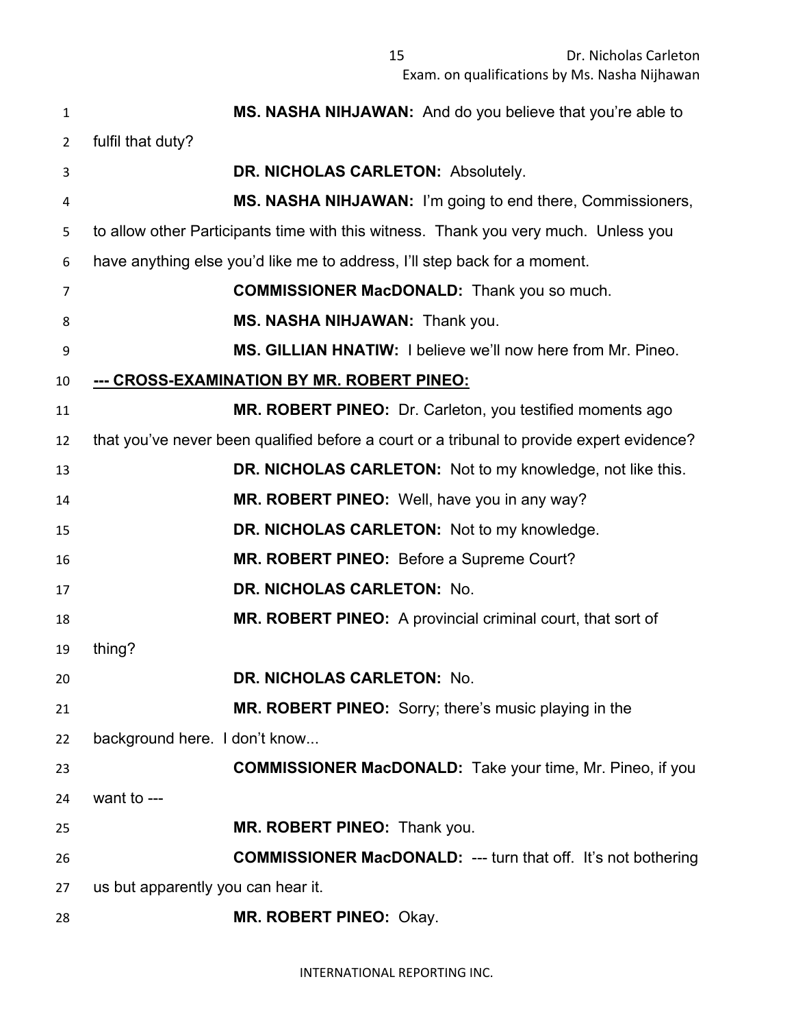**MS. NASHA NIHJAWAN:** And do you believe that you're able to fulfil that duty?

**DR. NICHOLAS CARLETON:** Absolutely.

**MS. NASHA NIHJAWAN:** I'm going to end there, Commissioners, to allow other Participants time with this witness. Thank you very much. Unless you have anything else you'd like me to address, I'll step back for a moment.

**COMMISSIONER MacDONALD:** Thank you so much.

**MS. NASHA NIHJAWAN:** Thank you.

**MS. GILLIAN HNATIW:** I believe we'll now here from Mr. Pineo.

**--- CROSS-EXAMINATION BY MR. ROBERT PINEO:**

**MR. ROBERT PINEO:** Dr. Carleton, you testified moments ago that you've never been qualified before a court or a tribunal to provide expert evidence?

**DR. NICHOLAS CARLETON:** Not to my knowledge, not like this.

**MR. ROBERT PINEO:** Well, have you in any way?

**DR. NICHOLAS CARLETON:** Not to my knowledge.

**MR. ROBERT PINEO:** Before a Supreme Court?

**DR. NICHOLAS CARLETON:** No.

**MR. ROBERT PINEO:** A provincial criminal court, that sort of thing?

**DR. NICHOLAS CARLETON:** No.

**MR. ROBERT PINEO:** Sorry; there's music playing in the background here. I don't know...

**COMMISSIONER MacDONALD:** Take your time, Mr. Pineo, if you want to ---

**MR. ROBERT PINEO:** Thank you.

**COMMISSIONER MacDONALD:** --- turn that off. It's not bothering us but apparently you can hear it.

**MR. ROBERT PINEO:** Okay.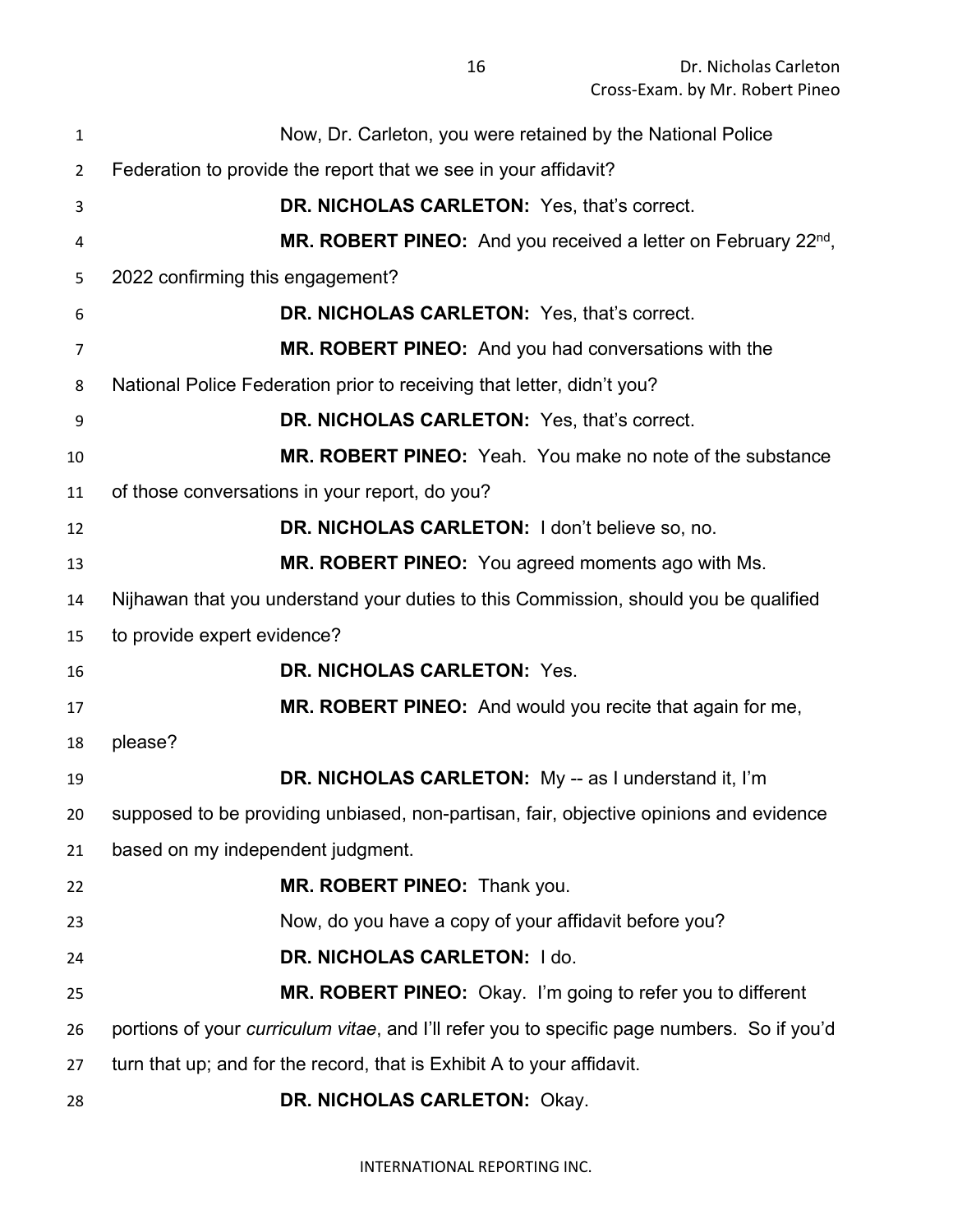Now, Dr. Carleton, you were retained by the National Police Federation to provide the report that we see in your affidavit?

**DR. NICHOLAS CARLETON:** Yes, that's correct.

**MR. ROBERT PINEO:** And you received a letter on February 22nd, 2022 confirming this engagement?

**DR. NICHOLAS CARLETON:** Yes, that's correct.

**MR. ROBERT PINEO:** And you had conversations with the National Police Federation prior to receiving that letter, didn't you?

**DR. NICHOLAS CARLETON:** Yes, that's correct.

**MR. ROBERT PINEO:** Yeah. You make no note of the substance of those conversations in your report, do you?

**DR. NICHOLAS CARLETON:** I don't believe so, no.

**MR. ROBERT PINEO:** You agreed moments ago with Ms. Nijhawan that you understand your duties to this Commission, should you be qualified to provide expert evidence?

**DR. NICHOLAS CARLETON:** Yes.

**MR. ROBERT PINEO:** And would you recite that again for me, please?

**DR. NICHOLAS CARLETON:** My -- as I understand it, I'm supposed to be providing unbiased, non-partisan, fair, objective opinions and evidence based on my independent judgment.

**MR. ROBERT PINEO:** Thank you.

Now, do you have a copy of your affidavit before you?

**DR. NICHOLAS CARLETON:** I do.

**MR. ROBERT PINEO:** Okay. I'm going to refer you to different portions of your *curriculum vitae*, and I'll refer you to specific page numbers. So if you'd turn that up; and for the record, that is Exhibit A to your affidavit.

**DR. NICHOLAS CARLETON:** Okay.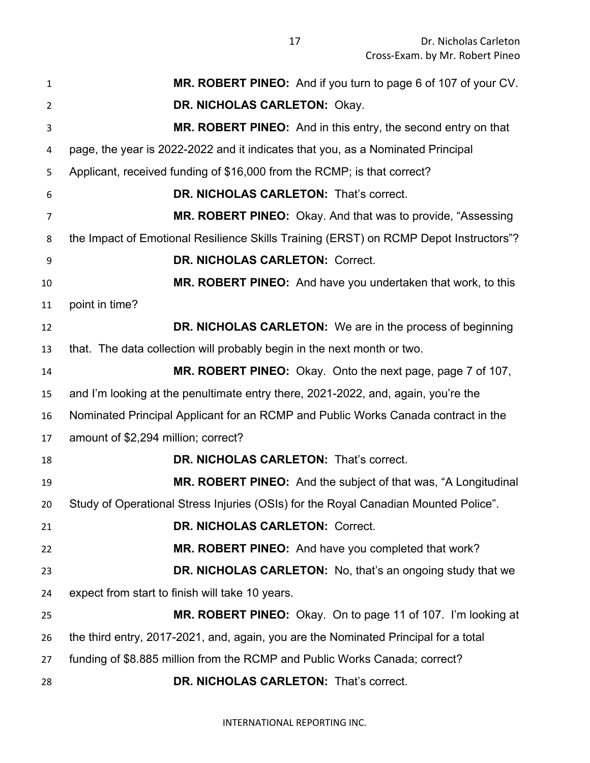**MR. ROBERT PINEO:** And if you turn to page 6 of 107 of your CV.

**DR. NICHOLAS CARLETON:** Okay.

**MR. ROBERT PINEO:** And in this entry, the second entry on that page, the year is 2022-2022 and it indicates that you, as a Nominated Principal Applicant, received funding of $16,000 from the RCMP; is that correct?

**DR. NICHOLAS CARLETON:** That's correct.

**MR. ROBERT PINEO:** Okay. And that was to provide, "Assessing the Impact of Emotional Resilience Skills Training (ERST) on RCMP Depot Instructors"?

**DR. NICHOLAS CARLETON:** Correct.

**MR. ROBERT PINEO:** And have you undertaken that work, to this point in time?

**DR. NICHOLAS CARLETON:** We are in the process of beginning that. The data collection will probably begin in the next month or two.

**MR. ROBERT PINEO:** Okay. Onto the next page, page 7 of 107, and I'm looking at the penultimate entry there, 2021-2022, and, again, you're the Nominated Principal Applicant for an RCMP and Public Works Canada contract in the amount of $2,294 million; correct?

**DR. NICHOLAS CARLETON:** That's correct.

**MR. ROBERT PINEO:** And the subject of that was, "A Longitudinal Study of Operational Stress Injuries (OSIs) for the Royal Canadian Mounted Police".

**DR. NICHOLAS CARLETON:** Correct.

**MR. ROBERT PINEO:** And have you completed that work?

**DR. NICHOLAS CARLETON:** No, that's an ongoing study that we expect from start to finish will take 10 years.

**MR. ROBERT PINEO:** Okay. On to page 11 of 107. I'm looking at the third entry, 2017-2021, and, again, you are the Nominated Principal for a total funding of $8.885 million from the RCMP and Public Works Canada; correct?

**DR. NICHOLAS CARLETON:** That's correct.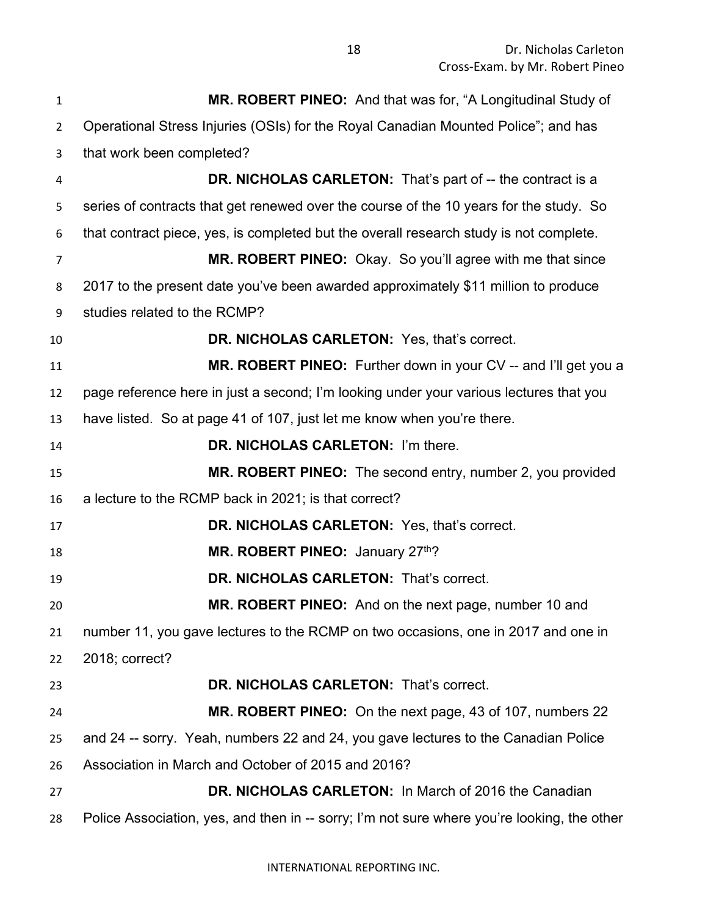**MR. ROBERT PINEO:** And that was for, “A Longitudinal Study of Operational Stress Injuries (OSIs) for the Royal Canadian Mounted Police”; and has that work been completed?

**DR. NICHOLAS CARLETON:** That’s part of -- the contract is a series of contracts that get renewed over the course of the 10 years for the study. So that contract piece, yes, is completed but the overall research study is not complete.

**MR. ROBERT PINEO:** Okay. So you’ll agree with me that since 2017 to the present date you’ve been awarded approximately $11 million to produce studies related to the RCMP?

**DR. NICHOLAS CARLETON:** Yes, that’s correct.

**MR. ROBERT PINEO:** Further down in your CV -- and I’ll get you a page reference here in just a second; I’m looking under your various lectures that you have listed. So at page 41 of 107, just let me know when you’re there.

**DR. NICHOLAS CARLETON:** I’m there.

**MR. ROBERT PINEO:** The second entry, number 2, you provided a lecture to the RCMP back in 2021; is that correct?

**DR. NICHOLAS CARLETON:** Yes, that’s correct.

**MR. ROBERT PINEO:** January 27th?

**DR. NICHOLAS CARLETON:** That’s correct.

**MR. ROBERT PINEO:** And on the next page, number 10 and number 11, you gave lectures to the RCMP on two occasions, one in 2017 and one in 2018; correct?

**DR. NICHOLAS CARLETON:** That’s correct.

**MR. ROBERT PINEO:** On the next page, 43 of 107, numbers 22 and 24 -- sorry. Yeah, numbers 22 and 24, you gave lectures to the Canadian Police Association in March and October of 2015 and 2016?

**DR. NICHOLAS CARLETON:** In March of 2016 the Canadian Police Association, yes, and then in -- sorry; I’m not sure where you’re looking, the other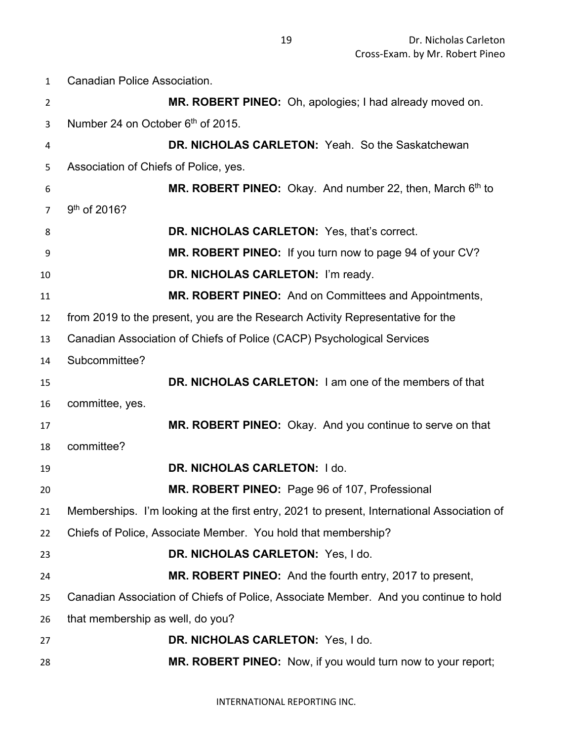Canadian Police Association.

**MR. ROBERT PINEO:** Oh, apologies; I had already moved on. Number 24 on October 6th of 2015.

**DR. NICHOLAS CARLETON:** Yeah. So the Saskatchewan Association of Chiefs of Police, yes.

**MR. ROBERT PINEO:** Okay. And number 22, then, March 6th to 9th of 2016?

**DR. NICHOLAS CARLETON:** Yes, that's correct.

**MR. ROBERT PINEO:** If you turn now to page 94 of your CV?

**DR. NICHOLAS CARLETON:** I'm ready.

**MR. ROBERT PINEO:** And on Committees and Appointments, from 2019 to the present, you are the Research Activity Representative for the Canadian Association of Chiefs of Police (CACP) Psychological Services Subcommittee?

**DR. NICHOLAS CARLETON:** I am one of the members of that committee, yes.

**MR. ROBERT PINEO:** Okay. And you continue to serve on that committee?

**DR. NICHOLAS CARLETON:** I do.

**MR. ROBERT PINEO:** Page 96 of 107, Professional Memberships. I'm looking at the first entry, 2021 to present, International Association of Chiefs of Police, Associate Member. You hold that membership?

**DR. NICHOLAS CARLETON:** Yes, I do.

**MR. ROBERT PINEO:** And the fourth entry, 2017 to present, Canadian Association of Chiefs of Police, Associate Member. And you continue to hold that membership as well, do you?

**DR. NICHOLAS CARLETON:** Yes, I do.

**MR. ROBERT PINEO:** Now, if you would turn now to your report;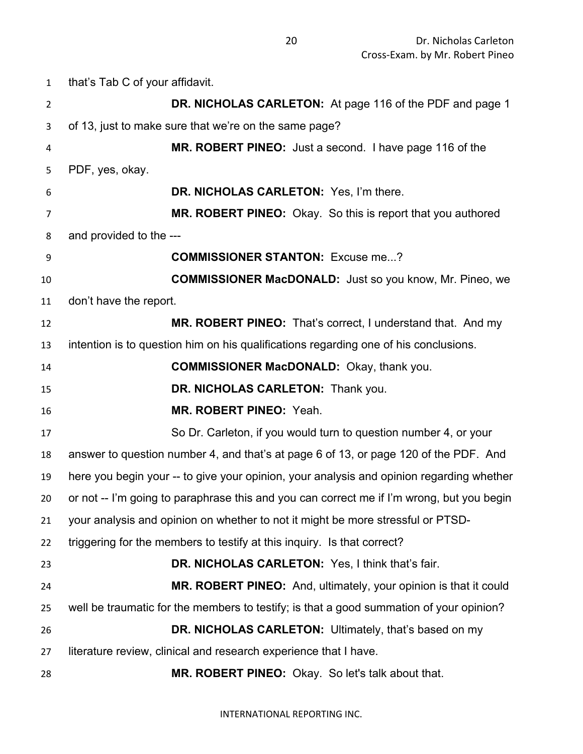that's Tab C of your affidavit.

**DR. NICHOLAS CARLETON:** At page 116 of the PDF and page 1 of 13, just to make sure that we're on the same page?

**MR. ROBERT PINEO:** Just a second. I have page 116 of the PDF, yes, okay.

**DR. NICHOLAS CARLETON:** Yes, I'm there.

**MR. ROBERT PINEO:** Okay. So this is report that you authored and provided to the ---

**COMMISSIONER STANTON:** Excuse me...?

**COMMISSIONER MacDONALD:** Just so you know, Mr. Pineo, we don't have the report.

**MR. ROBERT PINEO:** That's correct, I understand that. And my intention is to question him on his qualifications regarding one of his conclusions.

**COMMISSIONER MacDONALD:** Okay, thank you.

**DR. NICHOLAS CARLETON:** Thank you.

**MR. ROBERT PINEO:** Yeah.

So Dr. Carleton, if you would turn to question number 4, or your answer to question number 4, and that's at page 6 of 13, or page 120 of the PDF. And here you begin your -- to give your opinion, your analysis and opinion regarding whether or not -- I'm going to paraphrase this and you can correct me if I'm wrong, but you begin your analysis and opinion on whether to not it might be more stressful or PTSD-triggering for the members to testify at this inquiry. Is that correct?

**DR. NICHOLAS CARLETON:** Yes, I think that's fair.

**MR. ROBERT PINEO:** And, ultimately, your opinion is that it could well be traumatic for the members to testify; is that a good summation of your opinion?

**DR. NICHOLAS CARLETON:** Ultimately, that's based on my literature review, clinical and research experience that I have.

**MR. ROBERT PINEO:** Okay. So let's talk about that.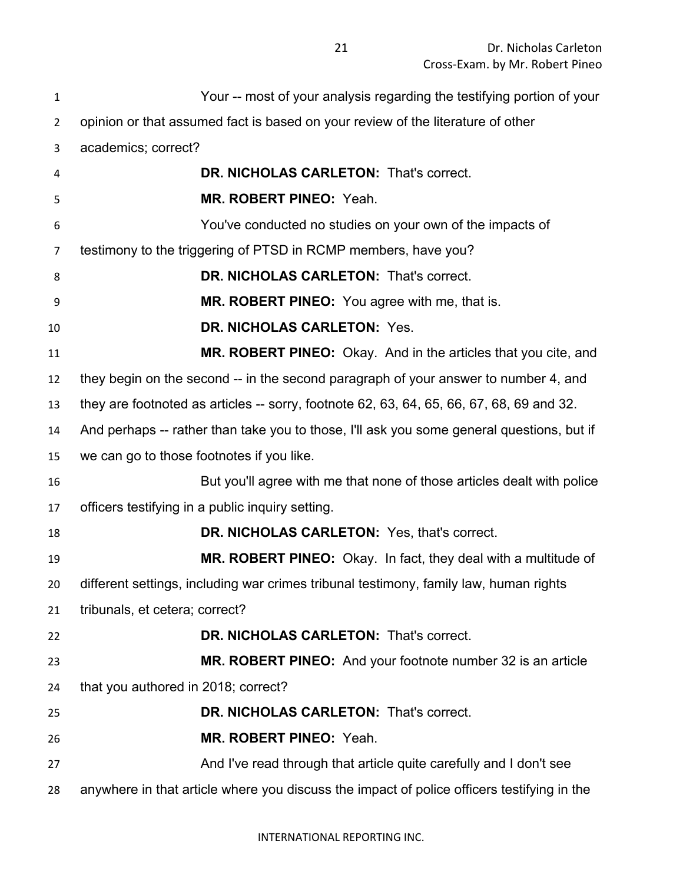Your -- most of your analysis regarding the testifying portion of your opinion or that assumed fact is based on your review of the literature of other academics; correct?

**DR. NICHOLAS CARLETON:** That's correct.

**MR. ROBERT PINEO:** Yeah.

You've conducted no studies on your own of the impacts of testimony to the triggering of PTSD in RCMP members, have you?

**DR. NICHOLAS CARLETON:** That's correct.

**MR. ROBERT PINEO:** You agree with me, that is.

**DR. NICHOLAS CARLETON:** Yes.

**MR. ROBERT PINEO:** Okay. And in the articles that you cite, and they begin on the second -- in the second paragraph of your answer to number 4, and they are footnoted as articles -- sorry, footnote 62, 63, 64, 65, 66, 67, 68, 69 and 32. And perhaps -- rather than take you to those, I'll ask you some general questions, but if we can go to those footnotes if you like.

But you'll agree with me that none of those articles dealt with police officers testifying in a public inquiry setting.

**DR. NICHOLAS CARLETON:** Yes, that's correct.

**MR. ROBERT PINEO:** Okay. In fact, they deal with a multitude of different settings, including war crimes tribunal testimony, family law, human rights tribunals, et cetera; correct?

**DR. NICHOLAS CARLETON:** That's correct.

**MR. ROBERT PINEO:** And your footnote number 32 is an article that you authored in 2018; correct?

**DR. NICHOLAS CARLETON:** That's correct.

**MR. ROBERT PINEO:** Yeah.

And I've read through that article quite carefully and I don't see anywhere in that article where you discuss the impact of police officers testifying in the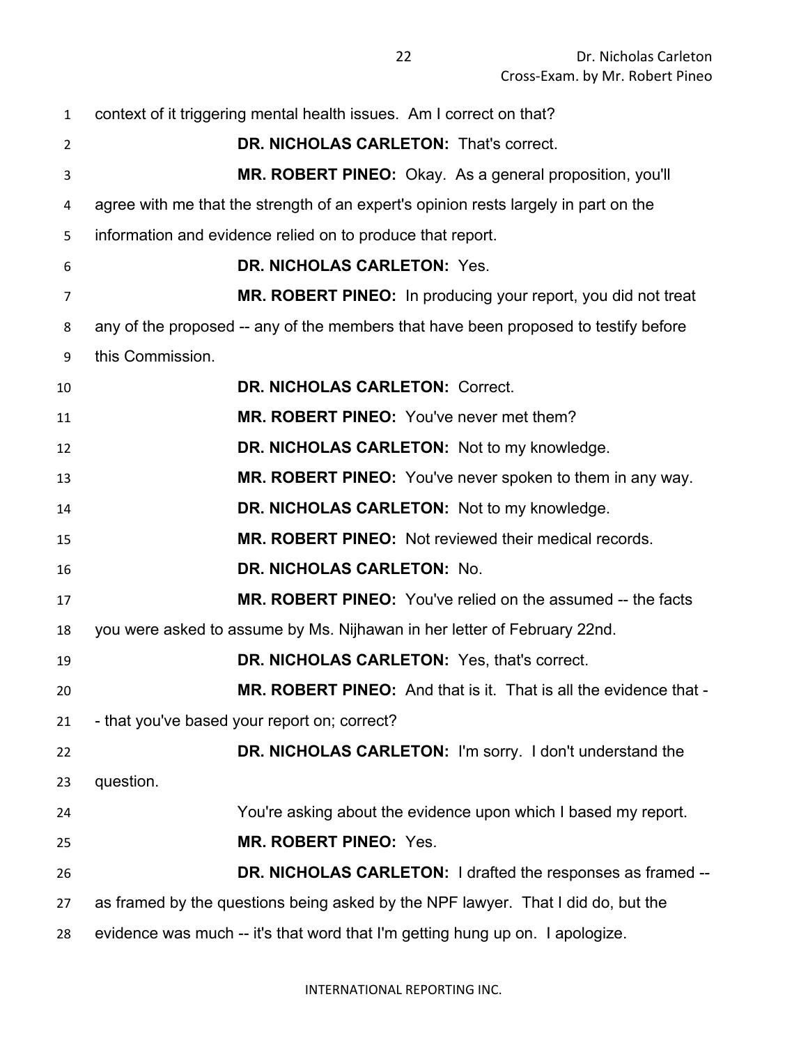context of it triggering mental health issues. Am I correct on that?

**DR. NICHOLAS CARLETON:** That's correct.

**MR. ROBERT PINEO:** Okay. As a general proposition, you'll agree with me that the strength of an expert's opinion rests largely in part on the information and evidence relied on to produce that report.

**DR. NICHOLAS CARLETON:** Yes.

**MR. ROBERT PINEO:** In producing your report, you did not treat any of the proposed -- any of the members that have been proposed to testify before this Commission.

**DR. NICHOLAS CARLETON:** Correct.

**MR. ROBERT PINEO:** You've never met them?

**DR. NICHOLAS CARLETON:** Not to my knowledge.

**MR. ROBERT PINEO:** You've never spoken to them in any way.

**DR. NICHOLAS CARLETON:** Not to my knowledge.

**MR. ROBERT PINEO:** Not reviewed their medical records.

**DR. NICHOLAS CARLETON:** No.

**MR. ROBERT PINEO:** You've relied on the assumed -- the facts you were asked to assume by Ms. Nijhawan in her letter of February 22nd.

**DR. NICHOLAS CARLETON:** Yes, that's correct.

**MR. ROBERT PINEO:** And that is it. That is all the evidence that - - that you've based your report on; correct?

**DR. NICHOLAS CARLETON:** I'm sorry. I don't understand the question.

You're asking about the evidence upon which I based my report.

**MR. ROBERT PINEO:** Yes.

**DR. NICHOLAS CARLETON:** I drafted the responses as framed -- as framed by the questions being asked by the NPF lawyer. That I did do, but the evidence was much -- it's that word that I'm getting hung up on. I apologize.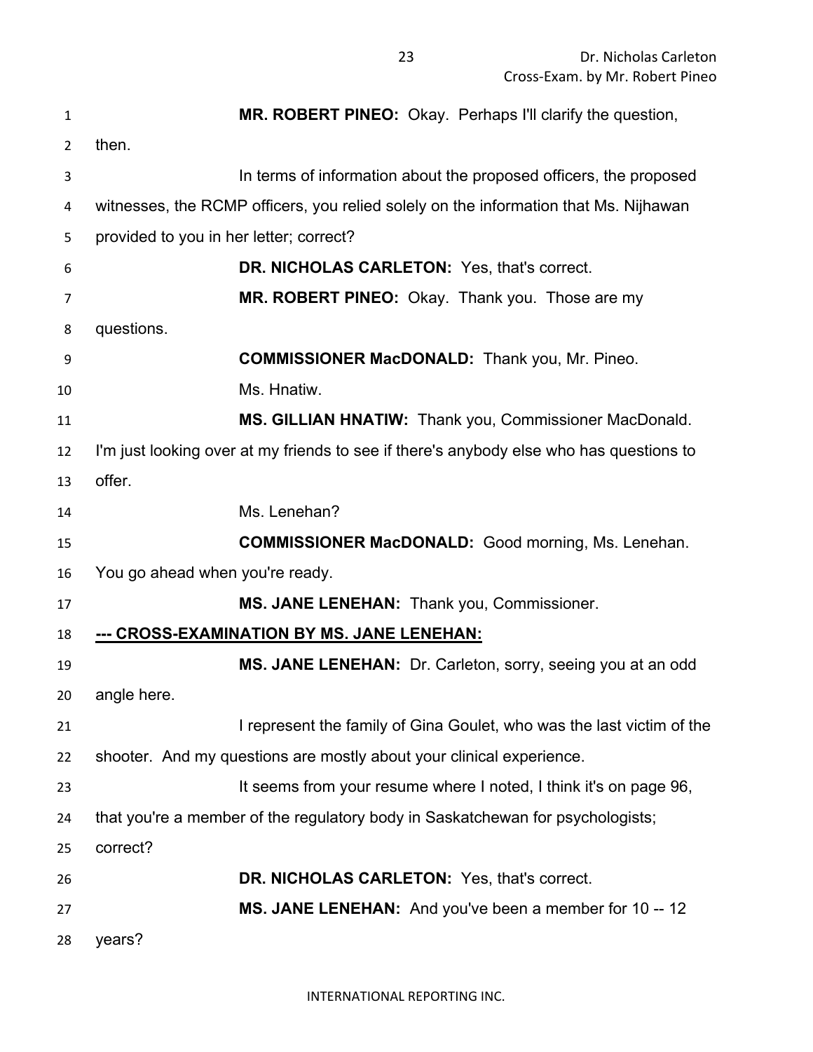**MR. ROBERT PINEO:** Okay. Perhaps I'll clarify the question, then.

In terms of information about the proposed officers, the proposed witnesses, the RCMP officers, you relied solely on the information that Ms. Nijhawan provided to you in her letter; correct?

**DR. NICHOLAS CARLETON:** Yes, that's correct.

**MR. ROBERT PINEO:** Okay. Thank you. Those are my questions.

**COMMISSIONER MacDONALD:** Thank you, Mr. Pineo.

Ms. Hnatiw.

**MS. GILLIAN HNATIW:** Thank you, Commissioner MacDonald. I'm just looking over at my friends to see if there's anybody else who has questions to offer.

Ms. Lenehan?

**COMMISSIONER MacDONALD:** Good morning, Ms. Lenehan. You go ahead when you're ready.

**MS. JANE LENEHAN:** Thank you, Commissioner.

**--- CROSS-EXAMINATION BY MS. JANE LENEHAN:**

**MS. JANE LENEHAN:** Dr. Carleton, sorry, seeing you at an odd angle here.

I represent the family of Gina Goulet, who was the last victim of the shooter. And my questions are mostly about your clinical experience.

It seems from your resume where I noted, I think it's on page 96, that you're a member of the regulatory body in Saskatchewan for psychologists; correct?

**DR. NICHOLAS CARLETON:** Yes, that's correct.

**MS. JANE LENEHAN:** And you've been a member for 10 -- 12 years?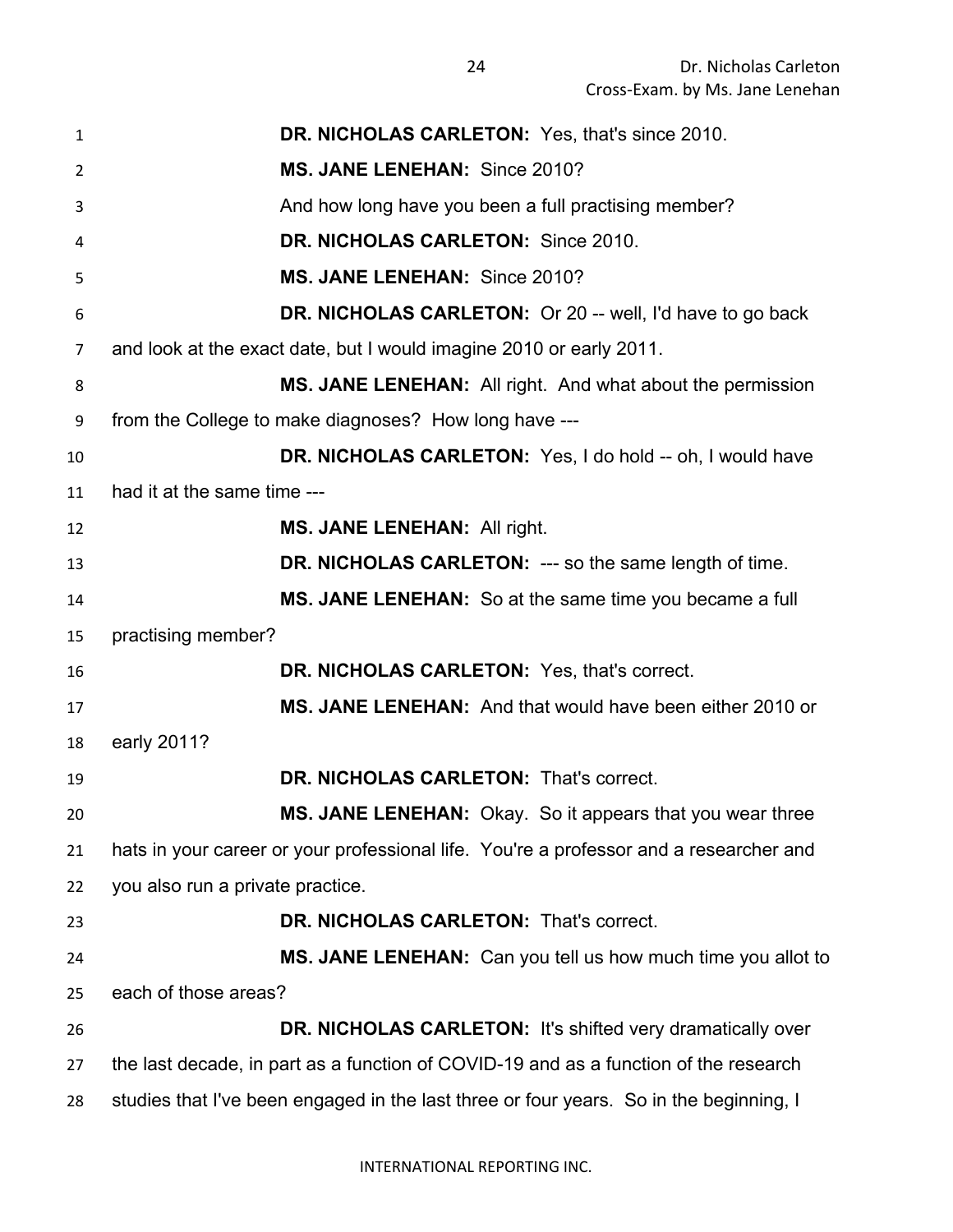**DR. NICHOLAS CARLETON:** Yes, that's since 2010.

**MS. JANE LENEHAN:** Since 2010?

And how long have you been a full practising member?

**DR. NICHOLAS CARLETON:** Since 2010.

**MS. JANE LENEHAN:** Since 2010?

**DR. NICHOLAS CARLETON:** Or 20 -- well, I'd have to go back and look at the exact date, but I would imagine 2010 or early 2011.

**MS. JANE LENEHAN:** All right. And what about the permission from the College to make diagnoses? How long have ---

**DR. NICHOLAS CARLETON:** Yes, I do hold -- oh, I would have had it at the same time ---

**MS. JANE LENEHAN:** All right.

**DR. NICHOLAS CARLETON:** --- so the same length of time.

**MS. JANE LENEHAN:** So at the same time you became a full practising member?

**DR. NICHOLAS CARLETON:** Yes, that's correct.

**MS. JANE LENEHAN:** And that would have been either 2010 or early 2011?

**DR. NICHOLAS CARLETON:** That's correct.

**MS. JANE LENEHAN:** Okay. So it appears that you wear three hats in your career or your professional life. You're a professor and a researcher and you also run a private practice.

**DR. NICHOLAS CARLETON:** That's correct.

**MS. JANE LENEHAN:** Can you tell us how much time you allot to each of those areas?

**DR. NICHOLAS CARLETON:** It's shifted very dramatically over the last decade, in part as a function of COVID-19 and as a function of the research studies that I've been engaged in the last three or four years. So in the beginning, I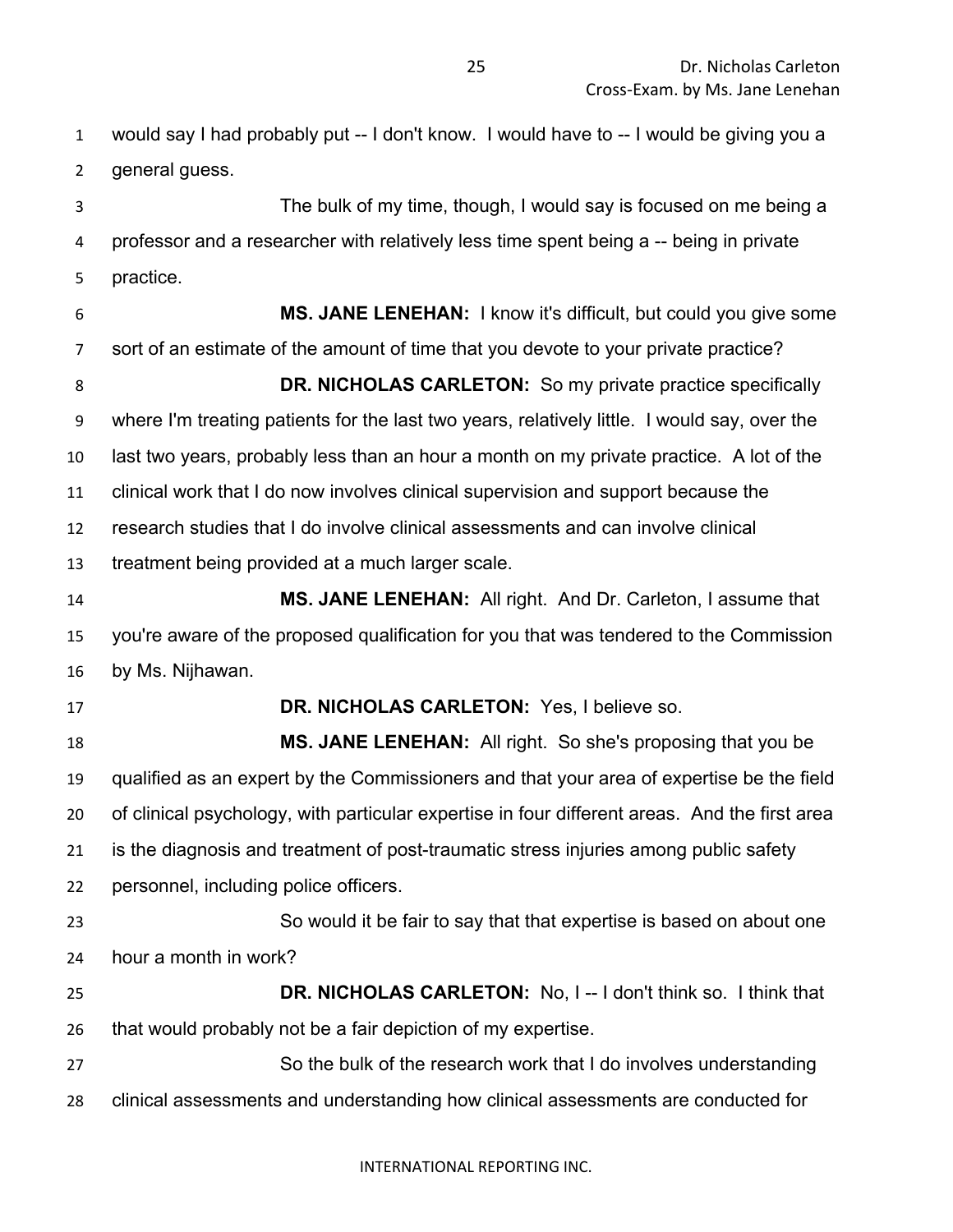would say I had probably put -- I don't know. I would have to -- I would be giving you a general guess.

The bulk of my time, though, I would say is focused on me being a professor and a researcher with relatively less time spent being a -- being in private practice.

**MS. JANE LENEHAN:** I know it's difficult, but could you give some sort of an estimate of the amount of time that you devote to your private practice?

**DR. NICHOLAS CARLETON:** So my private practice specifically where I'm treating patients for the last two years, relatively little. I would say, over the last two years, probably less than an hour a month on my private practice. A lot of the clinical work that I do now involves clinical supervision and support because the research studies that I do involve clinical assessments and can involve clinical treatment being provided at a much larger scale.

**MS. JANE LENEHAN:** All right. And Dr. Carleton, I assume that you're aware of the proposed qualification for you that was tendered to the Commission by Ms. Nijhawan.

**DR. NICHOLAS CARLETON:** Yes, I believe so.

**MS. JANE LENEHAN:** All right. So she's proposing that you be qualified as an expert by the Commissioners and that your area of expertise be the field of clinical psychology, with particular expertise in four different areas. And the first area is the diagnosis and treatment of post-traumatic stress injuries among public safety personnel, including police officers.

So would it be fair to say that that expertise is based on about one hour a month in work?

**DR. NICHOLAS CARLETON:** No, I -- I don't think so. I think that that would probably not be a fair depiction of my expertise.

So the bulk of the research work that I do involves understanding clinical assessments and understanding how clinical assessments are conducted for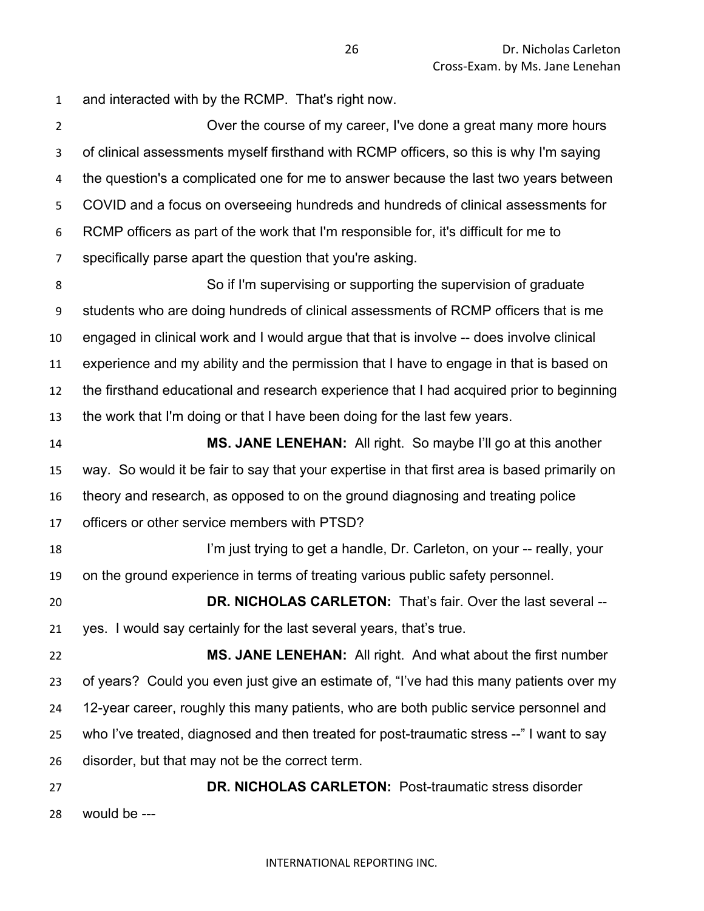and interacted with by the RCMP. That's right now.

Over the course of my career, I've done a great many more hours of clinical assessments myself firsthand with RCMP officers, so this is why I'm saying the question's a complicated one for me to answer because the last two years between COVID and a focus on overseeing hundreds and hundreds of clinical assessments for RCMP officers as part of the work that I'm responsible for, it's difficult for me to specifically parse apart the question that you're asking.

So if I'm supervising or supporting the supervision of graduate students who are doing hundreds of clinical assessments of RCMP officers that is me engaged in clinical work and I would argue that that is involve -- does involve clinical experience and my ability and the permission that I have to engage in that is based on the firsthand educational and research experience that I had acquired prior to beginning the work that I'm doing or that I have been doing for the last few years.

**MS. JANE LENEHAN:** All right. So maybe I'll go at this another way. So would it be fair to say that your expertise in that first area is based primarily on theory and research, as opposed to on the ground diagnosing and treating police officers or other service members with PTSD?

I'm just trying to get a handle, Dr. Carleton, on your -- really, your on the ground experience in terms of treating various public safety personnel.

**DR. NICHOLAS CARLETON:** That's fair. Over the last several -- yes. I would say certainly for the last several years, that's true.

**MS. JANE LENEHAN:** All right. And what about the first number of years? Could you even just give an estimate of, "I've had this many patients over my 12-year career, roughly this many patients, who are both public service personnel and who I've treated, diagnosed and then treated for post-traumatic stress --" I want to say disorder, but that may not be the correct term.

**DR. NICHOLAS CARLETON:** Post-traumatic stress disorder would be ---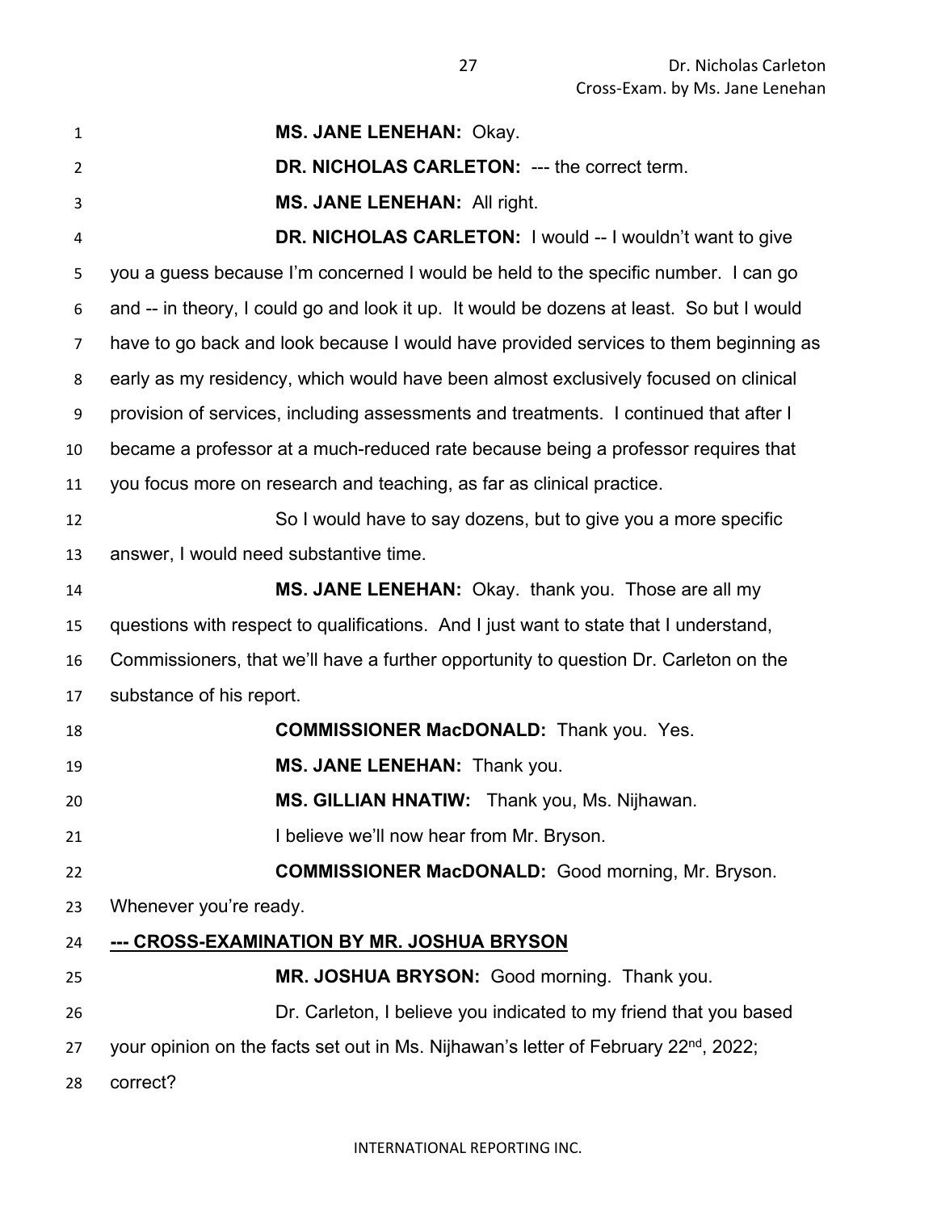**MS. JANE LENEHAN:** Okay.

**DR. NICHOLAS CARLETON:** --- the correct term.

**MS. JANE LENEHAN:** All right.

**DR. NICHOLAS CARLETON:** I would -- I wouldn't want to give you a guess because I'm concerned I would be held to the specific number. I can go and -- in theory, I could go and look it up. It would be dozens at least. So but I would have to go back and look because I would have provided services to them beginning as early as my residency, which would have been almost exclusively focused on clinical provision of services, including assessments and treatments. I continued that after I became a professor at a much-reduced rate because being a professor requires that you focus more on research and teaching, as far as clinical practice.

So I would have to say dozens, but to give you a more specific answer, I would need substantive time.

**MS. JANE LENEHAN:** Okay. thank you. Those are all my questions with respect to qualifications. And I just want to state that I understand, Commissioners, that we'll have a further opportunity to question Dr. Carleton on the substance of his report.

**COMMISSIONER MacDONALD:** Thank you. Yes.

**MS. JANE LENEHAN:** Thank you.

**MS. GILLIAN HNATIW:** Thank you, Ms. Nijhawan.

I believe we'll now hear from Mr. Bryson.

**COMMISSIONER MacDONALD:** Good morning, Mr. Bryson. Whenever you're ready.

**--- CROSS-EXAMINATION BY MR. JOSHUA BRYSON**

**MR. JOSHUA BRYSON:** Good morning. Thank you.

Dr. Carleton, I believe you indicated to my friend that you based your opinion on the facts set out in Ms. Nijhawan's letter of February 22nd, 2022; correct?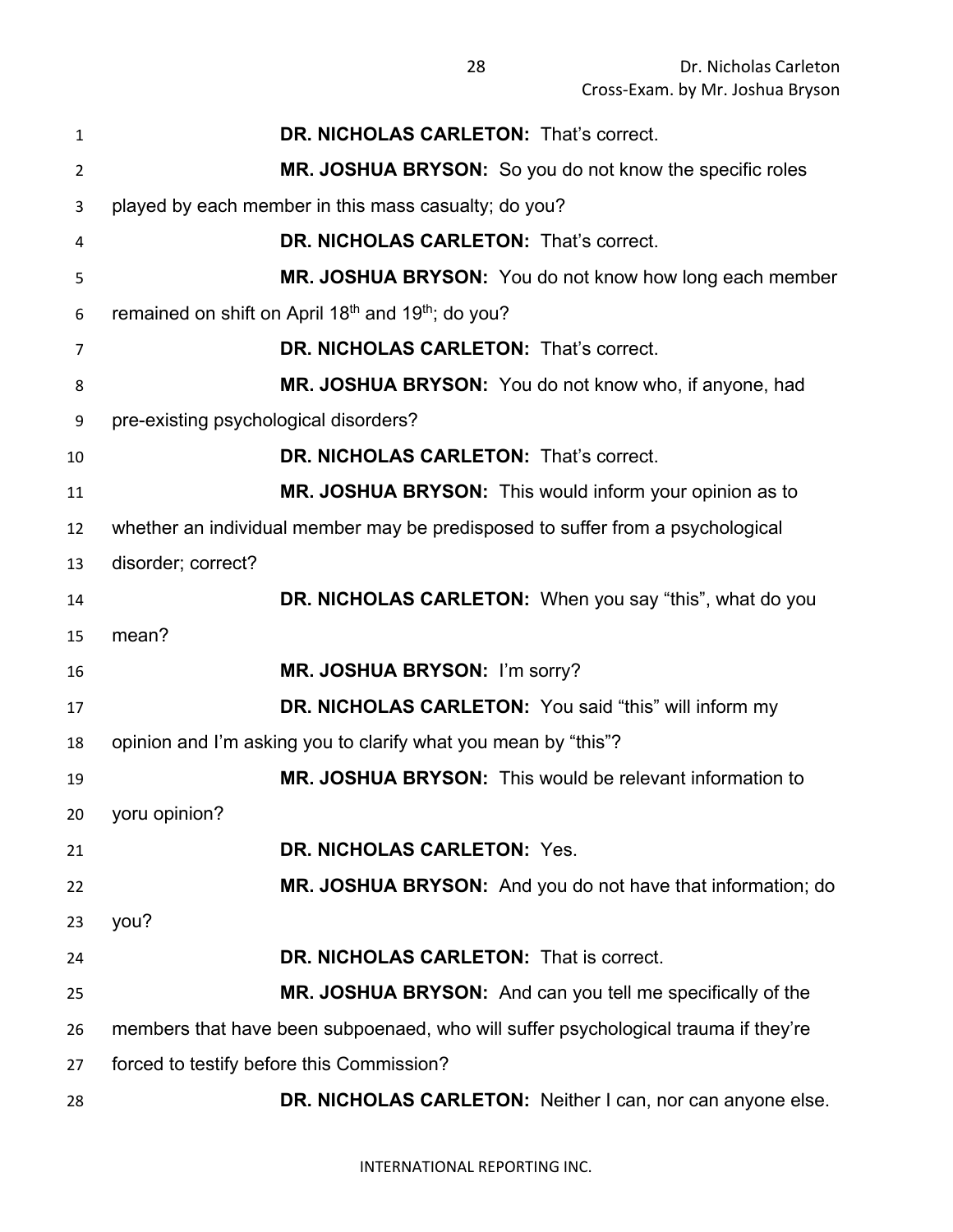**DR. NICHOLAS CARLETON:** That's correct.

**MR. JOSHUA BRYSON:** So you do not know the specific roles played by each member in this mass casualty; do you?

**DR. NICHOLAS CARLETON:** That's correct.

**MR. JOSHUA BRYSON:** You do not know how long each member remained on shift on April 18th and 19th; do you?

**DR. NICHOLAS CARLETON:** That's correct.

**MR. JOSHUA BRYSON:** You do not know who, if anyone, had pre-existing psychological disorders?

**DR. NICHOLAS CARLETON:** That's correct.

**MR. JOSHUA BRYSON:** This would inform your opinion as to whether an individual member may be predisposed to suffer from a psychological disorder; correct?

**DR. NICHOLAS CARLETON:** When you say "this", what do you mean?

**MR. JOSHUA BRYSON:** I'm sorry?

**DR. NICHOLAS CARLETON:** You said "this" will inform my opinion and I'm asking you to clarify what you mean by "this"?

**MR. JOSHUA BRYSON:** This would be relevant information to yoru opinion?

**DR. NICHOLAS CARLETON:** Yes.

**MR. JOSHUA BRYSON:** And you do not have that information; do you?

**DR. NICHOLAS CARLETON:** That is correct.

**MR. JOSHUA BRYSON:** And can you tell me specifically of the members that have been subpoenaed, who will suffer psychological trauma if they're forced to testify before this Commission?

**DR. NICHOLAS CARLETON:** Neither I can, nor can anyone else.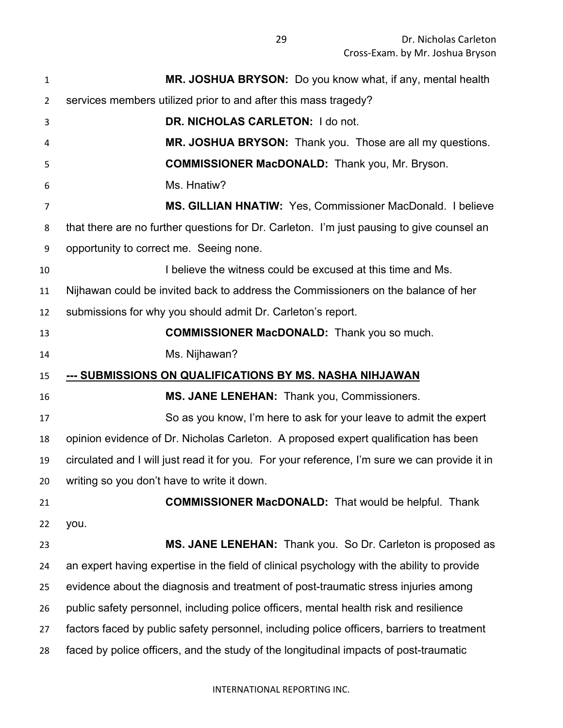**MR. JOSHUA BRYSON:** Do you know what, if any, mental health services members utilized prior to and after this mass tragedy?

**DR. NICHOLAS CARLETON:** I do not.

**MR. JOSHUA BRYSON:** Thank you. Those are all my questions.

**COMMISSIONER MacDONALD:** Thank you, Mr. Bryson.

Ms. Hnatiw?

**MS. GILLIAN HNATIW:** Yes, Commissioner MacDonald. I believe that there are no further questions for Dr. Carleton. I'm just pausing to give counsel an opportunity to correct me. Seeing none.

I believe the witness could be excused at this time and Ms. Nijhawan could be invited back to address the Commissioners on the balance of her submissions for why you should admit Dr. Carleton's report.

**COMMISSIONER MacDONALD:** Thank you so much.

Ms. Nijhawan?

**--- SUBMISSIONS ON QUALIFICATIONS BY MS. NASHA NIJHAWAN**

**MS. JANE LENEHAN:** Thank you, Commissioners.

So as you know, I'm here to ask for your leave to admit the expert opinion evidence of Dr. Nicholas Carleton. A proposed expert qualification has been circulated and I will just read it for you. For your reference, I'm sure we can provide it in writing so you don't have to write it down.

**COMMISSIONER MacDONALD:** That would be helpful. Thank you.

**MS. JANE LENEHAN:** Thank you. So Dr. Carleton is proposed as an expert having expertise in the field of clinical psychology with the ability to provide evidence about the diagnosis and treatment of post-traumatic stress injuries among public safety personnel, including police officers, mental health risk and resilience factors faced by public safety personnel, including police officers, barriers to treatment faced by police officers, and the study of the longitudinal impacts of post-traumatic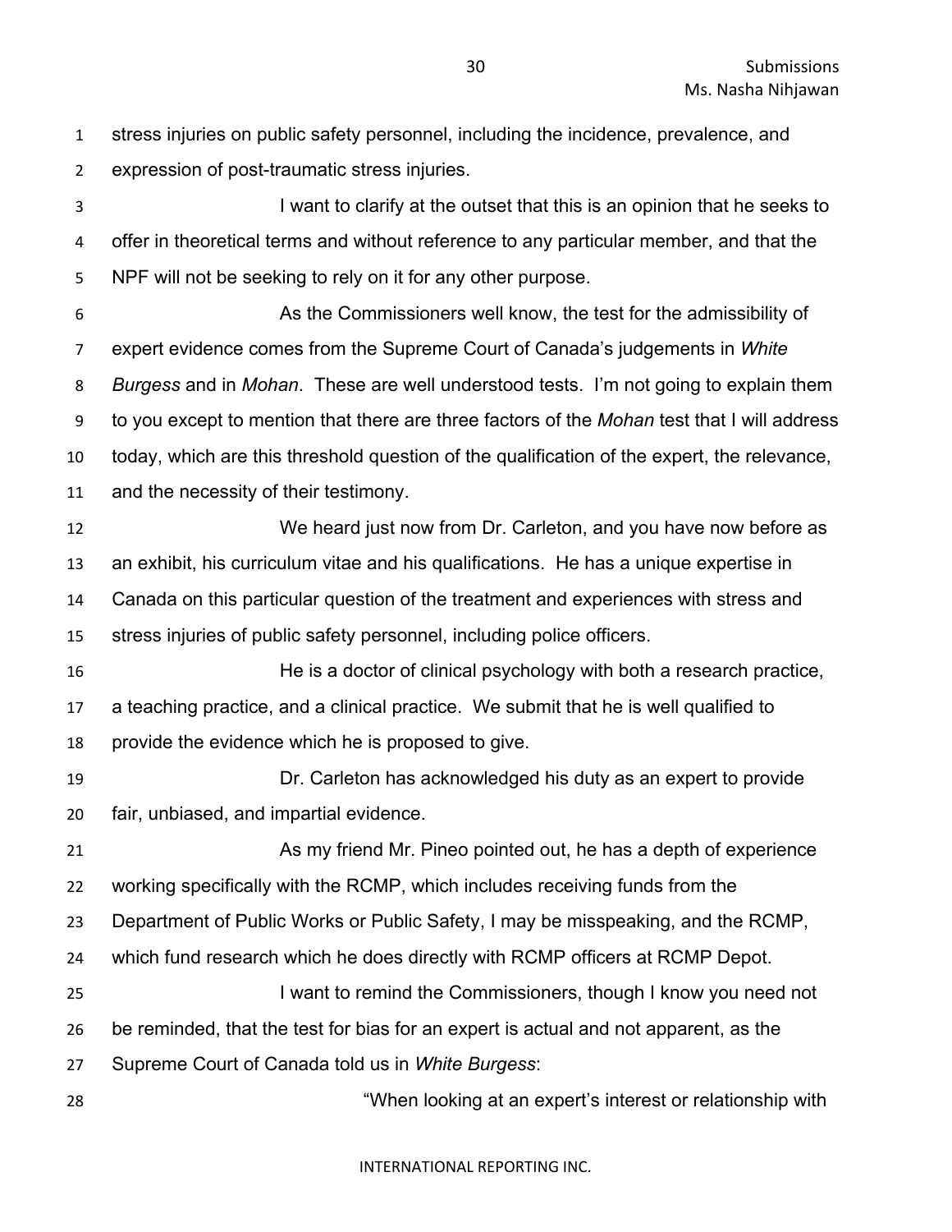stress injuries on public safety personnel, including the incidence, prevalence, and expression of post-traumatic stress injuries.

I want to clarify at the outset that this is an opinion that he seeks to offer in theoretical terms and without reference to any particular member, and that the NPF will not be seeking to rely on it for any other purpose.

As the Commissioners well know, the test for the admissibility of expert evidence comes from the Supreme Court of Canada's judgements in *White Burgess* and in *Mohan*. These are well understood tests. I'm not going to explain them to you except to mention that there are three factors of the *Mohan* test that I will address today, which are this threshold question of the qualification of the expert, the relevance, and the necessity of their testimony.

We heard just now from Dr. Carleton, and you have now before as an exhibit, his curriculum vitae and his qualifications. He has a unique expertise in Canada on this particular question of the treatment and experiences with stress and stress injuries of public safety personnel, including police officers.

He is a doctor of clinical psychology with both a research practice, a teaching practice, and a clinical practice. We submit that he is well qualified to provide the evidence which he is proposed to give.

Dr. Carleton has acknowledged his duty as an expert to provide fair, unbiased, and impartial evidence.

As my friend Mr. Pineo pointed out, he has a depth of experience working specifically with the RCMP, which includes receiving funds from the Department of Public Works or Public Safety, I may be misspeaking, and the RCMP, which fund research which he does directly with RCMP officers at RCMP Depot.

I want to remind the Commissioners, though I know you need not be reminded, that the test for bias for an expert is actual and not apparent, as the Supreme Court of Canada told us in *White Burgess*:

"When looking at an expert's interest or relationship with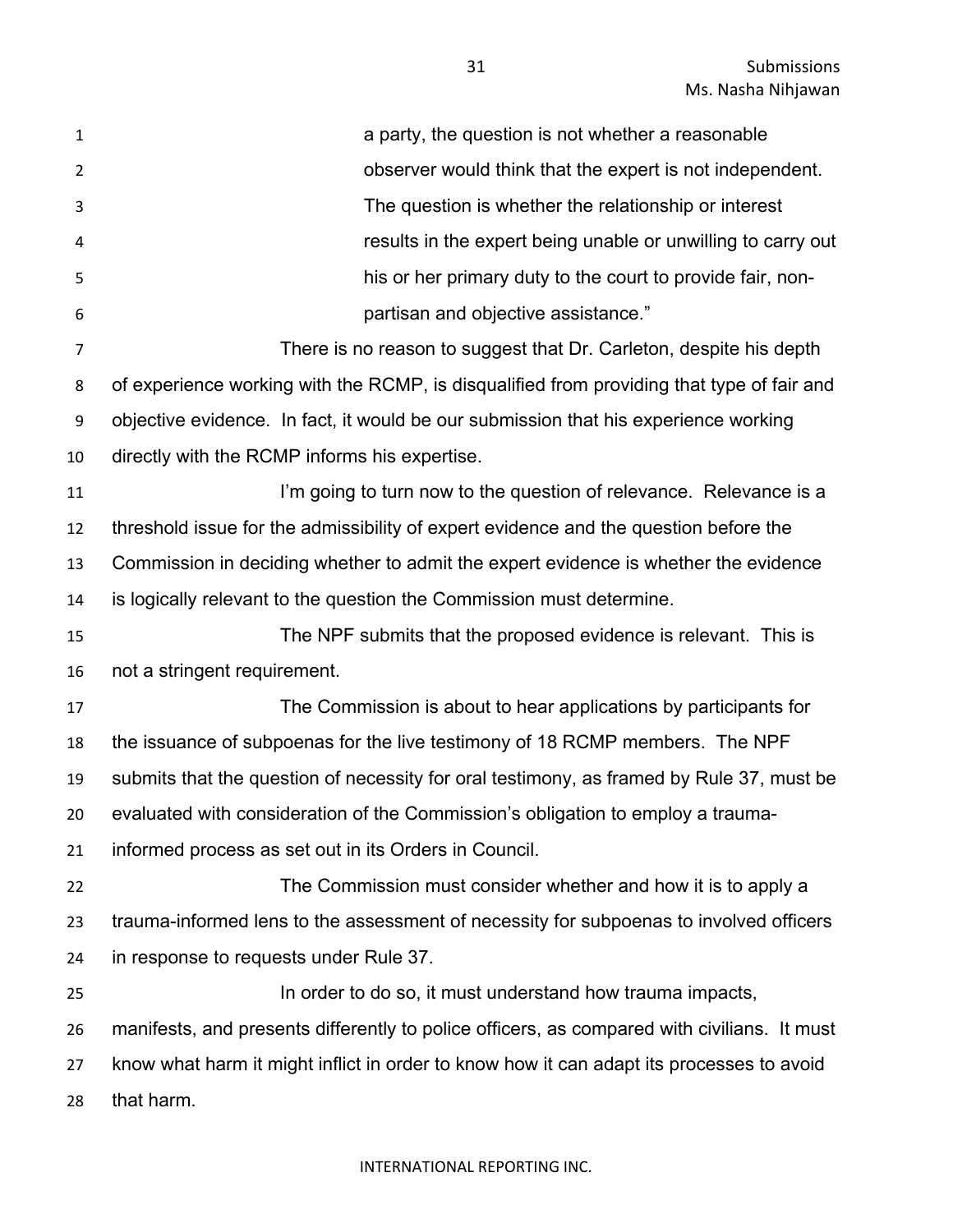> a party, the question is not whether a reasonable observer would think that the expert is not independent. The question is whether the relationship or interest results in the expert being unable or unwilling to carry out his or her primary duty to the court to provide fair, non-partisan and objective assistance."

There is no reason to suggest that Dr. Carleton, despite his depth of experience working with the RCMP, is disqualified from providing that type of fair and objective evidence. In fact, it would be our submission that his experience working directly with the RCMP informs his expertise.

I'm going to turn now to the question of relevance. Relevance is a threshold issue for the admissibility of expert evidence and the question before the Commission in deciding whether to admit the expert evidence is whether the evidence is logically relevant to the question the Commission must determine.

The NPF submits that the proposed evidence is relevant. This is not a stringent requirement.

The Commission is about to hear applications by participants for the issuance of subpoenas for the live testimony of 18 RCMP members. The NPF submits that the question of necessity for oral testimony, as framed by Rule 37, must be evaluated with consideration of the Commission's obligation to employ a trauma-informed process as set out in its Orders in Council.

The Commission must consider whether and how it is to apply a trauma-informed lens to the assessment of necessity for subpoenas to involved officers in response to requests under Rule 37.

In order to do so, it must understand how trauma impacts, manifests, and presents differently to police officers, as compared with civilians. It must know what harm it might inflict in order to know how it can adapt its processes to avoid that harm.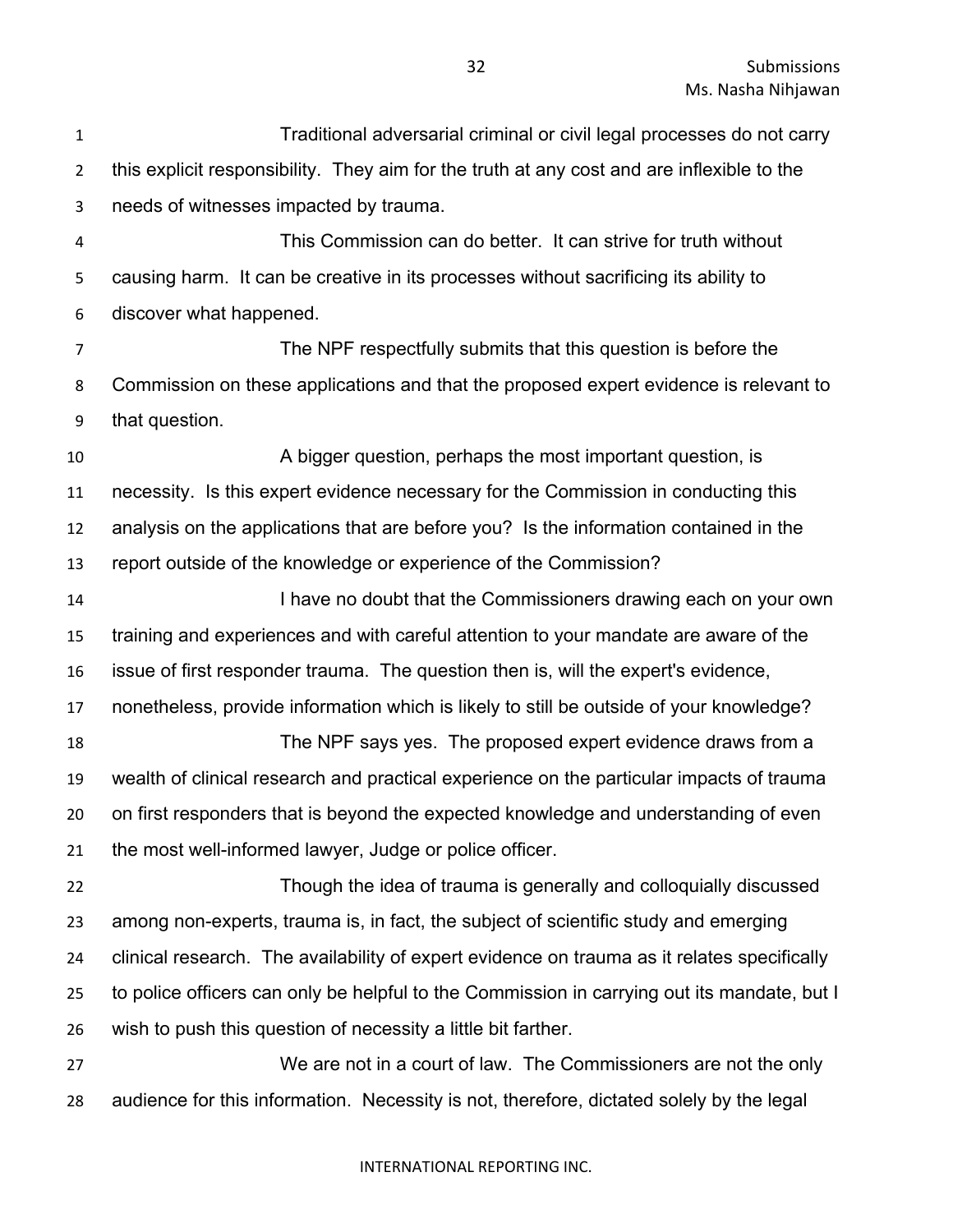Traditional adversarial criminal or civil legal processes do not carry this explicit responsibility. They aim for the truth at any cost and are inflexible to the needs of witnesses impacted by trauma.

This Commission can do better. It can strive for truth without causing harm. It can be creative in its processes without sacrificing its ability to discover what happened.

The NPF respectfully submits that this question is before the Commission on these applications and that the proposed expert evidence is relevant to that question.

A bigger question, perhaps the most important question, is necessity. Is this expert evidence necessary for the Commission in conducting this analysis on the applications that are before you? Is the information contained in the report outside of the knowledge or experience of the Commission?

I have no doubt that the Commissioners drawing each on your own training and experiences and with careful attention to your mandate are aware of the issue of first responder trauma. The question then is, will the expert's evidence, nonetheless, provide information which is likely to still be outside of your knowledge?

The NPF says yes. The proposed expert evidence draws from a wealth of clinical research and practical experience on the particular impacts of trauma on first responders that is beyond the expected knowledge and understanding of even the most well-informed lawyer, Judge or police officer.

Though the idea of trauma is generally and colloquially discussed among non-experts, trauma is, in fact, the subject of scientific study and emerging clinical research. The availability of expert evidence on trauma as it relates specifically to police officers can only be helpful to the Commission in carrying out its mandate, but I wish to push this question of necessity a little bit farther.

We are not in a court of law. The Commissioners are not the only audience for this information. Necessity is not, therefore, dictated solely by the legal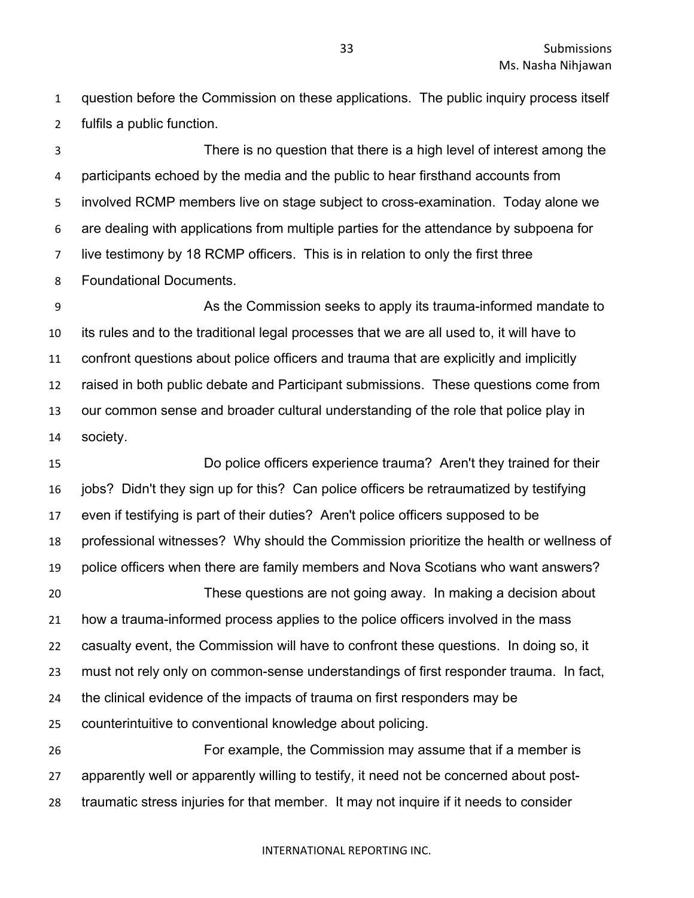question before the Commission on these applications. The public inquiry process itself fulfils a public function.

There is no question that there is a high level of interest among the participants echoed by the media and the public to hear firsthand accounts from involved RCMP members live on stage subject to cross-examination. Today alone we are dealing with applications from multiple parties for the attendance by subpoena for live testimony by 18 RCMP officers. This is in relation to only the first three Foundational Documents.

As the Commission seeks to apply its trauma-informed mandate to its rules and to the traditional legal processes that we are all used to, it will have to confront questions about police officers and trauma that are explicitly and implicitly raised in both public debate and Participant submissions. These questions come from our common sense and broader cultural understanding of the role that police play in society.

Do police officers experience trauma? Aren't they trained for their jobs? Didn't they sign up for this? Can police officers be retraumatized by testifying even if testifying is part of their duties? Aren't police officers supposed to be professional witnesses? Why should the Commission prioritize the health or wellness of police officers when there are family members and Nova Scotians who want answers?

These questions are not going away. In making a decision about how a trauma-informed process applies to the police officers involved in the mass casualty event, the Commission will have to confront these questions. In doing so, it must not rely only on common-sense understandings of first responder trauma. In fact, the clinical evidence of the impacts of trauma on first responders may be counterintuitive to conventional knowledge about policing.

For example, the Commission may assume that if a member is apparently well or apparently willing to testify, it need not be concerned about post-traumatic stress injuries for that member. It may not inquire if it needs to consider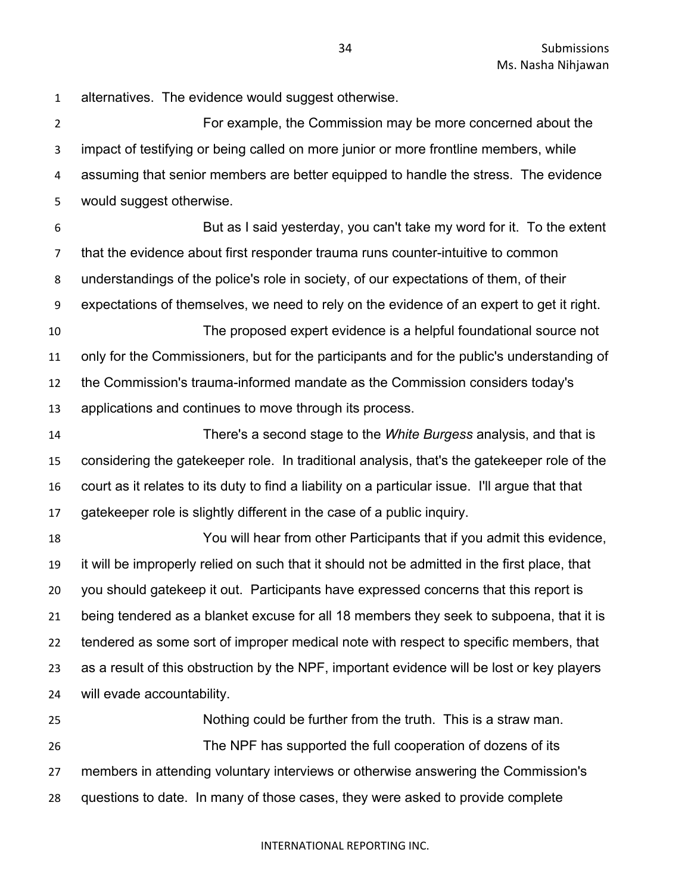alternatives. The evidence would suggest otherwise.

For example, the Commission may be more concerned about the impact of testifying or being called on more junior or more frontline members, while assuming that senior members are better equipped to handle the stress. The evidence would suggest otherwise.

But as I said yesterday, you can't take my word for it. To the extent that the evidence about first responder trauma runs counter-intuitive to common understandings of the police's role in society, of our expectations of them, of their expectations of themselves, we need to rely on the evidence of an expert to get it right.

The proposed expert evidence is a helpful foundational source not only for the Commissioners, but for the participants and for the public's understanding of the Commission's trauma-informed mandate as the Commission considers today's applications and continues to move through its process.

There's a second stage to the *White Burgess* analysis, and that is considering the gatekeeper role. In traditional analysis, that's the gatekeeper role of the court as it relates to its duty to find a liability on a particular issue. I'll argue that that gatekeeper role is slightly different in the case of a public inquiry.

You will hear from other Participants that if you admit this evidence, it will be improperly relied on such that it should not be admitted in the first place, that you should gatekeep it out. Participants have expressed concerns that this report is being tendered as a blanket excuse for all 18 members they seek to subpoena, that it is tendered as some sort of improper medical note with respect to specific members, that as a result of this obstruction by the NPF, important evidence will be lost or key players will evade accountability.

Nothing could be further from the truth. This is a straw man.

The NPF has supported the full cooperation of dozens of its members in attending voluntary interviews or otherwise answering the Commission's questions to date. In many of those cases, they were asked to provide complete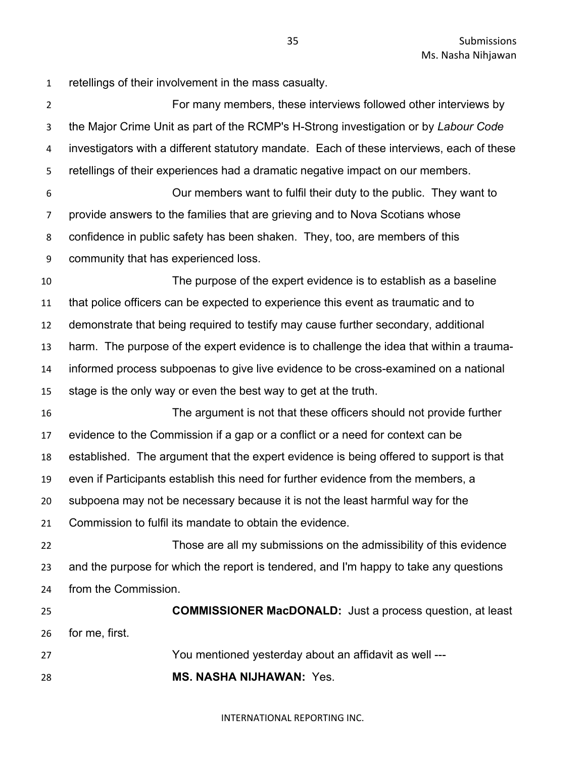retellings of their involvement in the mass casualty.

For many members, these interviews followed other interviews by the Major Crime Unit as part of the RCMP's H-Strong investigation or by *Labour Code* investigators with a different statutory mandate. Each of these interviews, each of these retellings of their experiences had a dramatic negative impact on our members.

Our members want to fulfil their duty to the public. They want to provide answers to the families that are grieving and to Nova Scotians whose confidence in public safety has been shaken. They, too, are members of this community that has experienced loss.

The purpose of the expert evidence is to establish as a baseline that police officers can be expected to experience this event as traumatic and to demonstrate that being required to testify may cause further secondary, additional harm. The purpose of the expert evidence is to challenge the idea that within a trauma-informed process subpoenas to give live evidence to be cross-examined on a national stage is the only way or even the best way to get at the truth.

The argument is not that these officers should not provide further evidence to the Commission if a gap or a conflict or a need for context can be established. The argument that the expert evidence is being offered to support is that even if Participants establish this need for further evidence from the members, a subpoena may not be necessary because it is not the least harmful way for the Commission to fulfil its mandate to obtain the evidence.

Those are all my submissions on the admissibility of this evidence and the purpose for which the report is tendered, and I'm happy to take any questions from the Commission.

**COMMISSIONER MacDONALD:** Just a process question, at least for me, first.

You mentioned yesterday about an affidavit as well ---

**MS. NASHA NIJHAWAN:** Yes.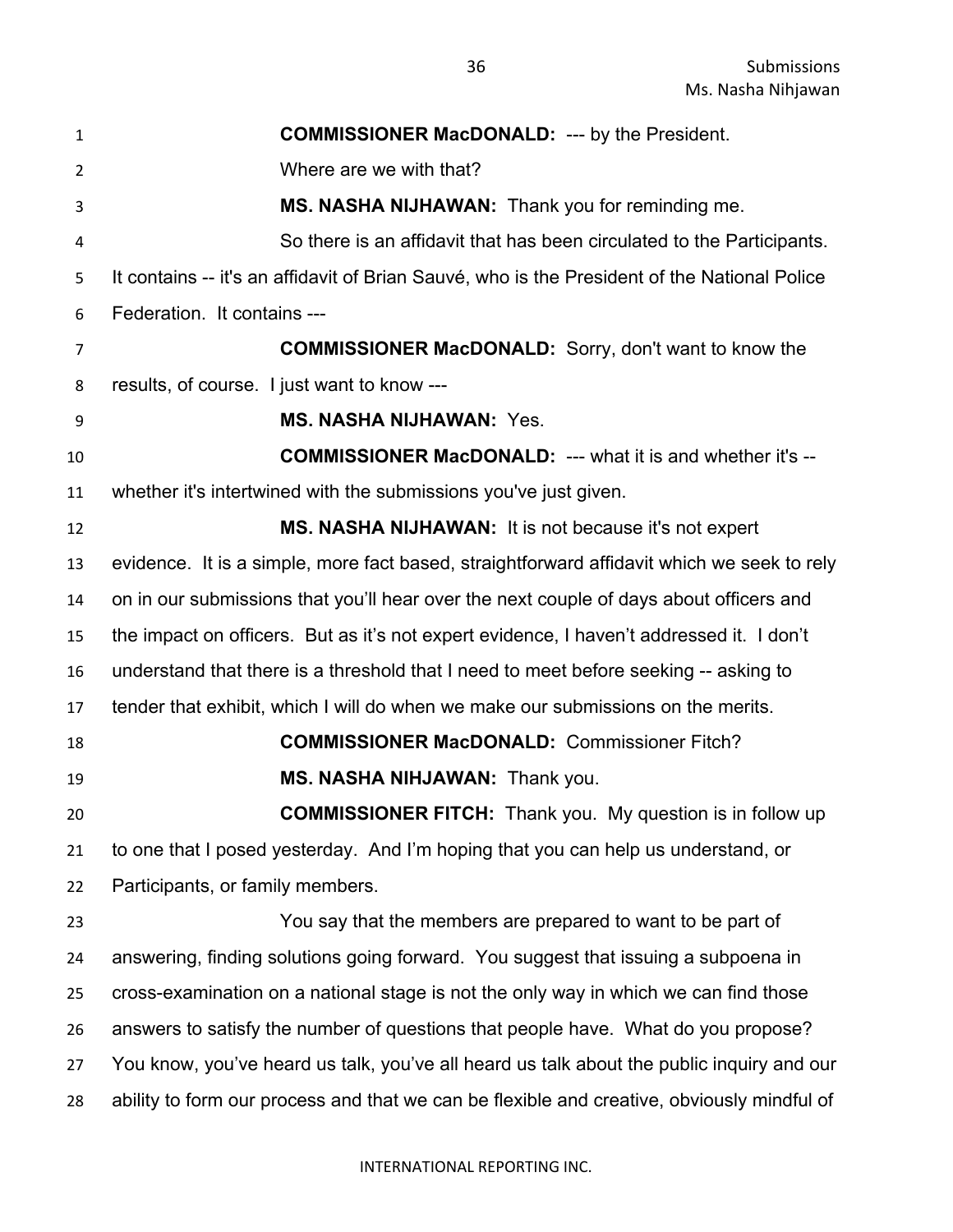**COMMISSIONER MacDONALD:** --- by the President.

Where are we with that?

**MS. NASHA NIJHAWAN:** Thank you for reminding me.

So there is an affidavit that has been circulated to the Participants. It contains -- it's an affidavit of Brian Sauvé, who is the President of the National Police Federation. It contains ---

**COMMISSIONER MacDONALD:** Sorry, don't want to know the results, of course. I just want to know ---

**MS. NASHA NIJHAWAN:** Yes.

**COMMISSIONER MacDONALD:** --- what it is and whether it's -- whether it's intertwined with the submissions you've just given.

**MS. NASHA NIJHAWAN:** It is not because it's not expert evidence. It is a simple, more fact based, straightforward affidavit which we seek to rely on in our submissions that you'll hear over the next couple of days about officers and the impact on officers. But as it's not expert evidence, I haven't addressed it. I don't understand that there is a threshold that I need to meet before seeking -- asking to tender that exhibit, which I will do when we make our submissions on the merits.

**COMMISSIONER MacDONALD:** Commissioner Fitch?

**MS. NASHA NIJHAWAN:** Thank you.

**COMMISSIONER FITCH:** Thank you. My question is in follow up to one that I posed yesterday. And I'm hoping that you can help us understand, or Participants, or family members.

You say that the members are prepared to want to be part of answering, finding solutions going forward. You suggest that issuing a subpoena in cross-examination on a national stage is not the only way in which we can find those answers to satisfy the number of questions that people have. What do you propose? You know, you've heard us talk, you've all heard us talk about the public inquiry and our ability to form our process and that we can be flexible and creative, obviously mindful of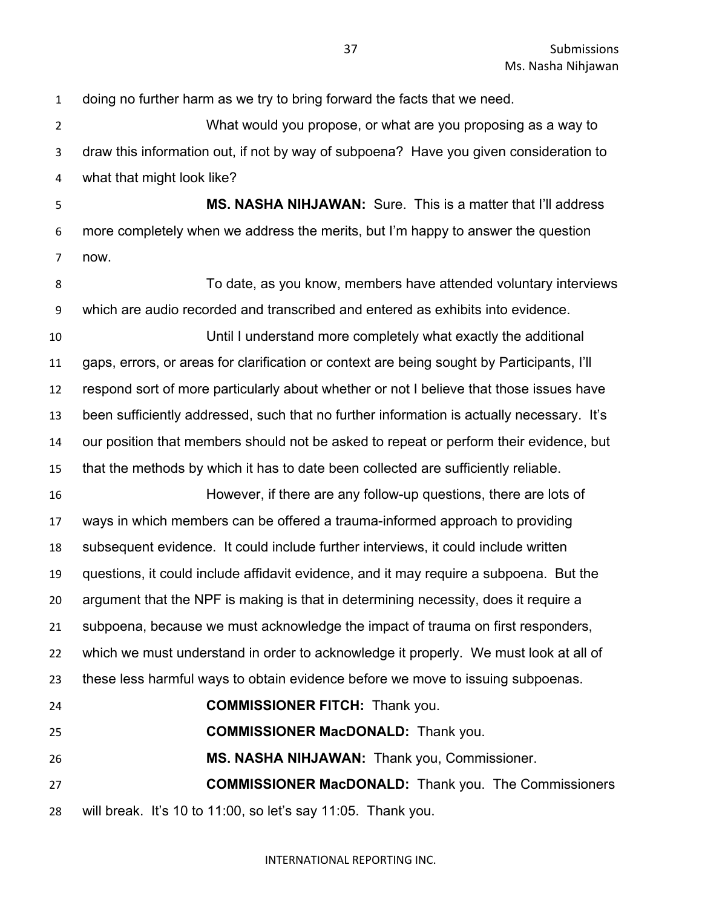doing no further harm as we try to bring forward the facts that we need.

What would you propose, or what are you proposing as a way to draw this information out, if not by way of subpoena? Have you given consideration to what that might look like?

**MS. NASHA NIHJAWAN:** Sure. This is a matter that I'll address more completely when we address the merits, but I'm happy to answer the question now.

To date, as you know, members have attended voluntary interviews which are audio recorded and transcribed and entered as exhibits into evidence.

Until I understand more completely what exactly the additional gaps, errors, or areas for clarification or context are being sought by Participants, I'll respond sort of more particularly about whether or not I believe that those issues have been sufficiently addressed, such that no further information is actually necessary. It's our position that members should not be asked to repeat or perform their evidence, but that the methods by which it has to date been collected are sufficiently reliable.

However, if there are any follow-up questions, there are lots of ways in which members can be offered a trauma-informed approach to providing subsequent evidence. It could include further interviews, it could include written questions, it could include affidavit evidence, and it may require a subpoena. But the argument that the NPF is making is that in determining necessity, does it require a subpoena, because we must acknowledge the impact of trauma on first responders, which we must understand in order to acknowledge it properly. We must look at all of these less harmful ways to obtain evidence before we move to issuing subpoenas.

**COMMISSIONER FITCH:** Thank you.

**COMMISSIONER MacDONALD:** Thank you.

**MS. NASHA NIHJAWAN:** Thank you, Commissioner.

**COMMISSIONER MacDONALD:** Thank you. The Commissioners will break. It's 10 to 11:00, so let's say 11:05. Thank you.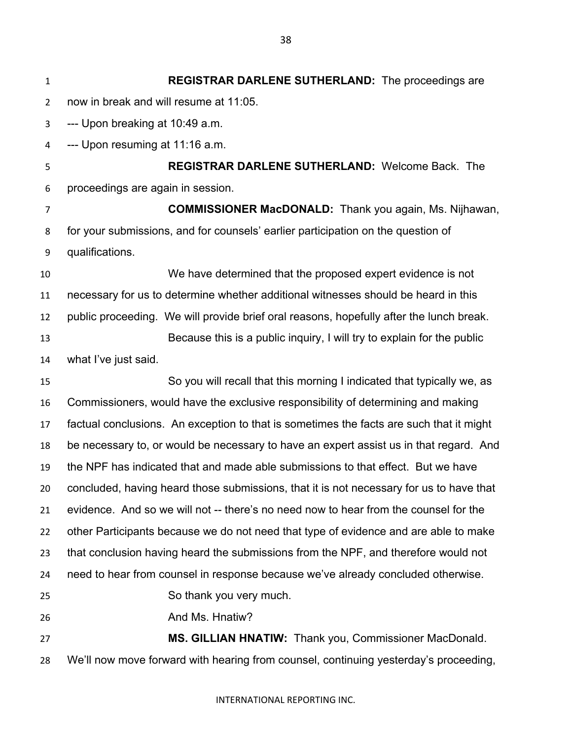**REGISTRAR DARLENE SUTHERLAND:** The proceedings are now in break and will resume at 11:05.

--- Upon breaking at 10:49 a.m.

--- Upon resuming at 11:16 a.m.

**REGISTRAR DARLENE SUTHERLAND:** Welcome Back. The proceedings are again in session.

**COMMISSIONER MacDONALD:** Thank you again, Ms. Nijhawan, for your submissions, and for counsels' earlier participation on the question of qualifications.

We have determined that the proposed expert evidence is not necessary for us to determine whether additional witnesses should be heard in this public proceeding. We will provide brief oral reasons, hopefully after the lunch break.

Because this is a public inquiry, I will try to explain for the public what I've just said.

So you will recall that this morning I indicated that typically we, as Commissioners, would have the exclusive responsibility of determining and making factual conclusions. An exception to that is sometimes the facts are such that it might be necessary to, or would be necessary to have an expert assist us in that regard. And the NPF has indicated that and made able submissions to that effect. But we have concluded, having heard those submissions, that it is not necessary for us to have that evidence. And so we will not -- there's no need now to hear from the counsel for the other Participants because we do not need that type of evidence and are able to make that conclusion having heard the submissions from the NPF, and therefore would not need to hear from counsel in response because we've already concluded otherwise.

So thank you very much.

And Ms. Hnatiw?

**MS. GILLIAN HNATIW:** Thank you, Commissioner MacDonald. We'll now move forward with hearing from counsel, continuing yesterday's proceeding,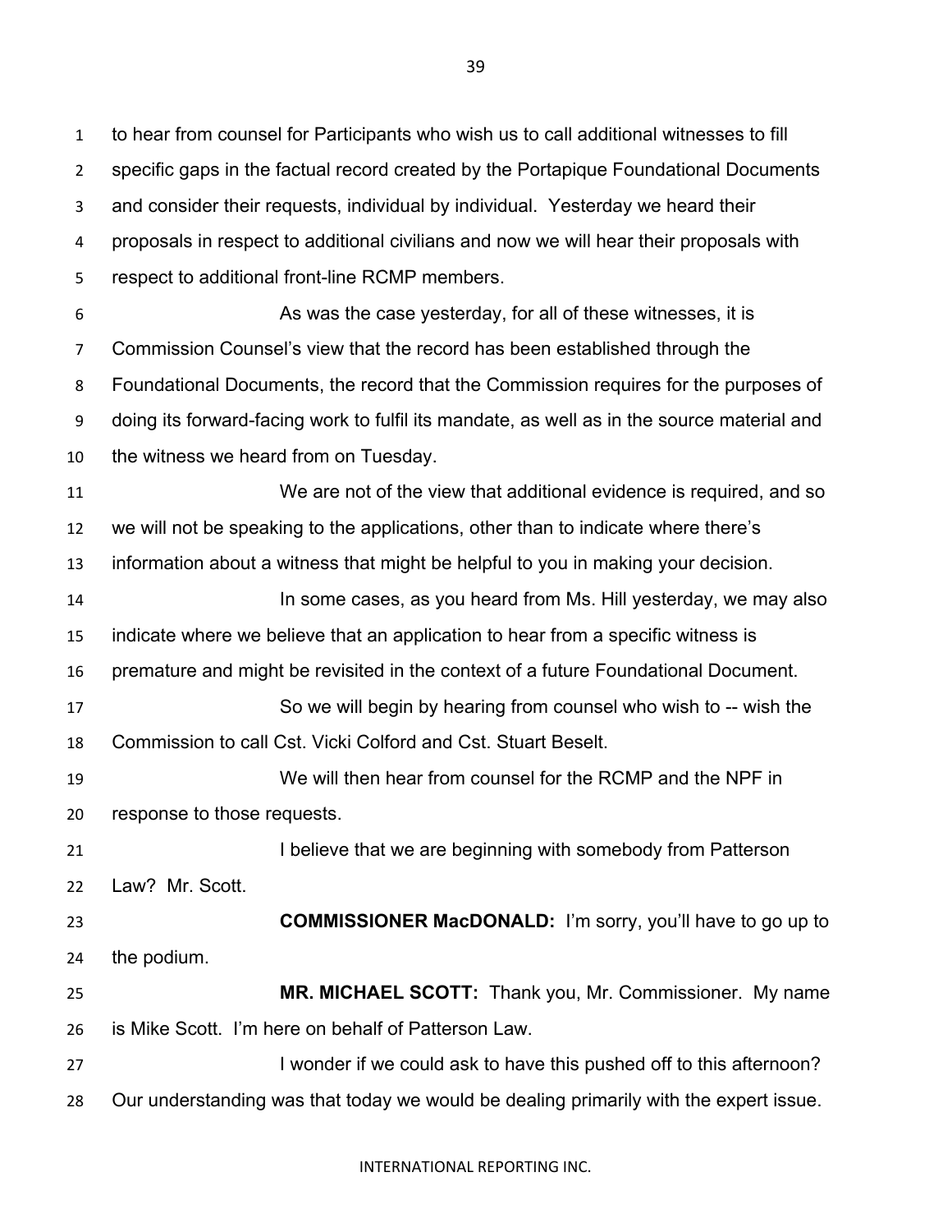to hear from counsel for Participants who wish us to call additional witnesses to fill specific gaps in the factual record created by the Portapique Foundational Documents and consider their requests, individual by individual. Yesterday we heard their proposals in respect to additional civilians and now we will hear their proposals with respect to additional front-line RCMP members.

As was the case yesterday, for all of these witnesses, it is Commission Counsel's view that the record has been established through the Foundational Documents, the record that the Commission requires for the purposes of doing its forward-facing work to fulfil its mandate, as well as in the source material and the witness we heard from on Tuesday.

We are not of the view that additional evidence is required, and so we will not be speaking to the applications, other than to indicate where there's information about a witness that might be helpful to you in making your decision.

In some cases, as you heard from Ms. Hill yesterday, we may also indicate where we believe that an application to hear from a specific witness is premature and might be revisited in the context of a future Foundational Document.

So we will begin by hearing from counsel who wish to -- wish the Commission to call Cst. Vicki Colford and Cst. Stuart Beselt.

We will then hear from counsel for the RCMP and the NPF in response to those requests.

I believe that we are beginning with somebody from Patterson Law? Mr. Scott.

**COMMISSIONER MacDONALD:** I'm sorry, you'll have to go up to the podium.

**MR. MICHAEL SCOTT:** Thank you, Mr. Commissioner. My name is Mike Scott. I'm here on behalf of Patterson Law.

I wonder if we could ask to have this pushed off to this afternoon? Our understanding was that today we would be dealing primarily with the expert issue.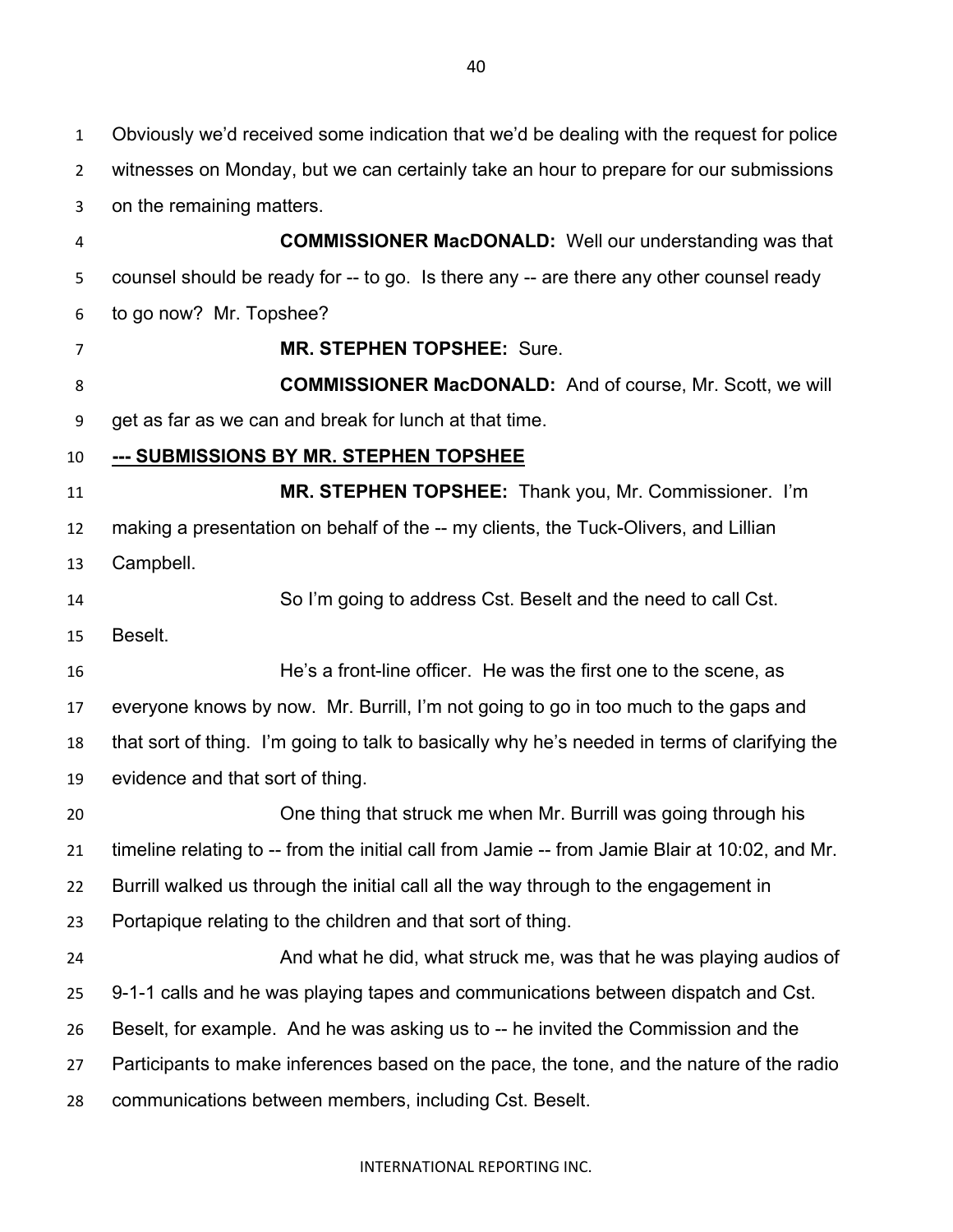Obviously we'd received some indication that we'd be dealing with the request for police witnesses on Monday, but we can certainly take an hour to prepare for our submissions on the remaining matters.

**COMMISSIONER MacDONALD:** Well our understanding was that counsel should be ready for -- to go. Is there any -- are there any other counsel ready to go now? Mr. Topshee?

**MR. STEPHEN TOPSHEE:** Sure.

**COMMISSIONER MacDONALD:** And of course, Mr. Scott, we will get as far as we can and break for lunch at that time.

**--- SUBMISSIONS BY MR. STEPHEN TOPSHEE**

**MR. STEPHEN TOPSHEE:** Thank you, Mr. Commissioner. I'm making a presentation on behalf of the -- my clients, the Tuck-Olivers, and Lillian Campbell.

So I'm going to address Cst. Beselt and the need to call Cst. Beselt.

He's a front-line officer. He was the first one to the scene, as everyone knows by now. Mr. Burrill, I'm not going to go in too much to the gaps and that sort of thing. I'm going to talk to basically why he's needed in terms of clarifying the evidence and that sort of thing.

One thing that struck me when Mr. Burrill was going through his timeline relating to -- from the initial call from Jamie -- from Jamie Blair at 10:02, and Mr. Burrill walked us through the initial call all the way through to the engagement in Portapique relating to the children and that sort of thing.

And what he did, what struck me, was that he was playing audios of 9-1-1 calls and he was playing tapes and communications between dispatch and Cst. Beselt, for example. And he was asking us to -- he invited the Commission and the Participants to make inferences based on the pace, the tone, and the nature of the radio communications between members, including Cst. Beselt.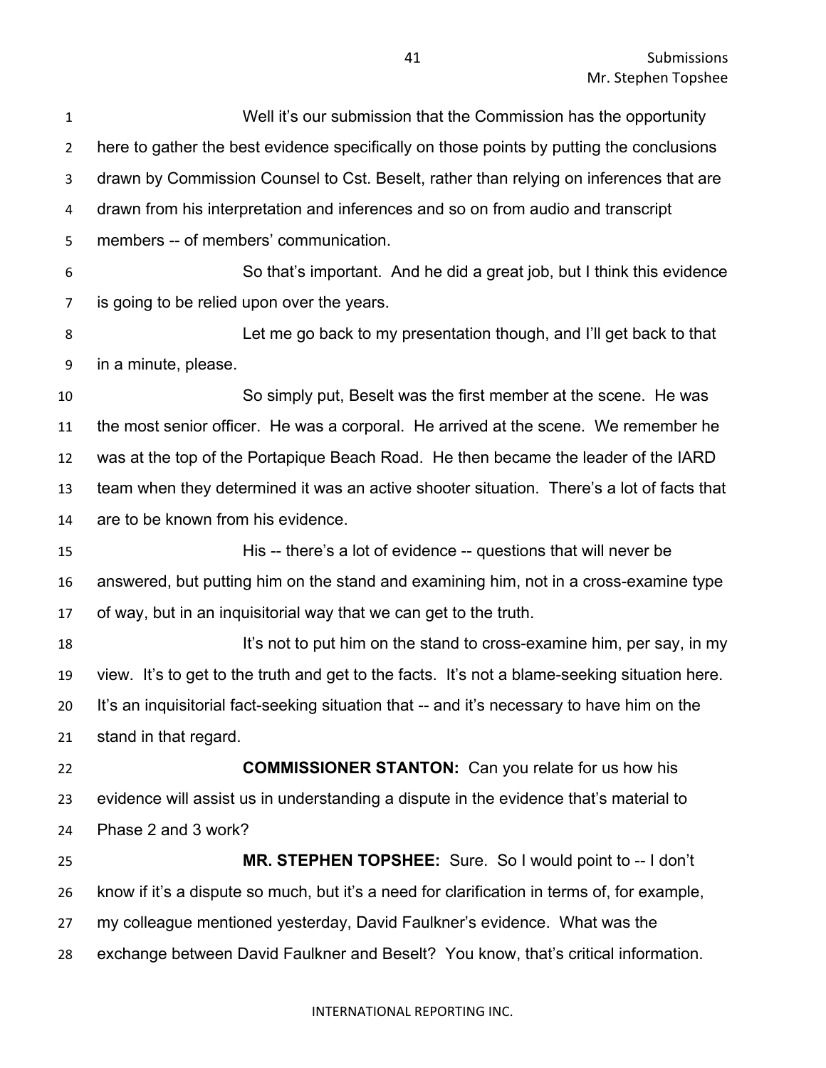Well it's our submission that the Commission has the opportunity here to gather the best evidence specifically on those points by putting the conclusions drawn by Commission Counsel to Cst. Beselt, rather than relying on inferences that are drawn from his interpretation and inferences and so on from audio and transcript members -- of members' communication.

So that's important. And he did a great job, but I think this evidence is going to be relied upon over the years.

Let me go back to my presentation though, and I'll get back to that in a minute, please.

So simply put, Beselt was the first member at the scene. He was the most senior officer. He was a corporal. He arrived at the scene. We remember he was at the top of the Portapique Beach Road. He then became the leader of the IARD team when they determined it was an active shooter situation. There's a lot of facts that are to be known from his evidence.

His -- there's a lot of evidence -- questions that will never be answered, but putting him on the stand and examining him, not in a cross-examine type of way, but in an inquisitorial way that we can get to the truth.

It's not to put him on the stand to cross-examine him, per say, in my view. It's to get to the truth and get to the facts. It's not a blame-seeking situation here. It's an inquisitorial fact-seeking situation that -- and it's necessary to have him on the stand in that regard.

**COMMISSIONER STANTON:** Can you relate for us how his evidence will assist us in understanding a dispute in the evidence that's material to Phase 2 and 3 work?

**MR. STEPHEN TOPSHEE:** Sure. So I would point to -- I don't know if it's a dispute so much, but it's a need for clarification in terms of, for example, my colleague mentioned yesterday, David Faulkner's evidence. What was the exchange between David Faulkner and Beselt? You know, that's critical information.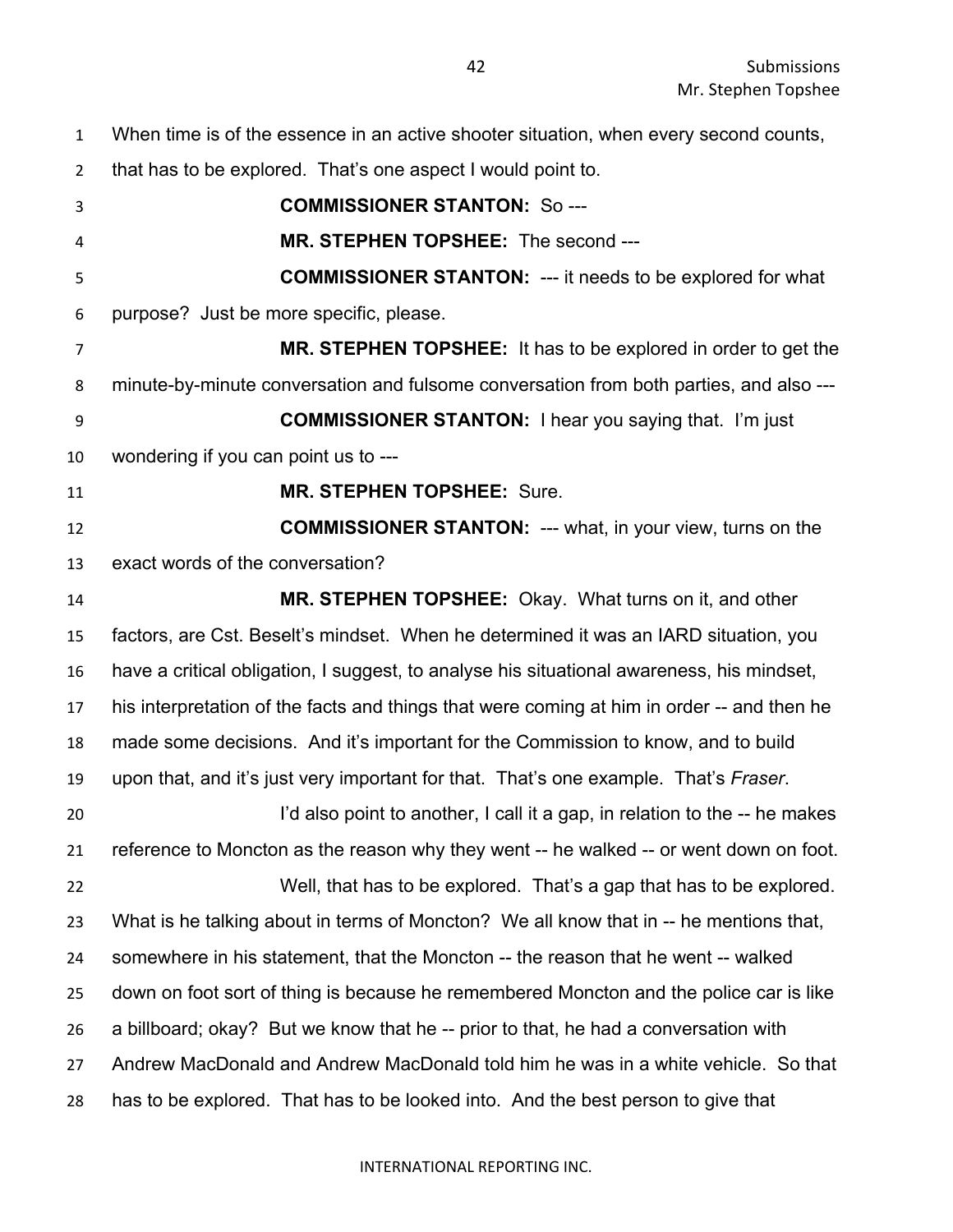When time is of the essence in an active shooter situation, when every second counts, that has to be explored. That's one aspect I would point to.

**COMMISSIONER STANTON:** So ---

**MR. STEPHEN TOPSHEE:** The second ---

**COMMISSIONER STANTON:** --- it needs to be explored for what purpose? Just be more specific, please.

**MR. STEPHEN TOPSHEE:** It has to be explored in order to get the minute-by-minute conversation and fulsome conversation from both parties, and also ---

**COMMISSIONER STANTON:** I hear you saying that. I'm just wondering if you can point us to ---

**MR. STEPHEN TOPSHEE:** Sure.

**COMMISSIONER STANTON:** --- what, in your view, turns on the exact words of the conversation?

**MR. STEPHEN TOPSHEE:** Okay. What turns on it, and other factors, are Cst. Beselt's mindset. When he determined it was an IARD situation, you have a critical obligation, I suggest, to analyse his situational awareness, his mindset, his interpretation of the facts and things that were coming at him in order -- and then he made some decisions. And it's important for the Commission to know, and to build upon that, and it's just very important for that. That's one example. That's *Fraser*.

I'd also point to another, I call it a gap, in relation to the -- he makes reference to Moncton as the reason why they went -- he walked -- or went down on foot.

Well, that has to be explored. That's a gap that has to be explored. What is he talking about in terms of Moncton? We all know that in -- he mentions that, somewhere in his statement, that the Moncton -- the reason that he went -- walked down on foot sort of thing is because he remembered Moncton and the police car is like a billboard; okay? But we know that he -- prior to that, he had a conversation with Andrew MacDonald and Andrew MacDonald told him he was in a white vehicle. So that has to be explored. That has to be looked into. And the best person to give that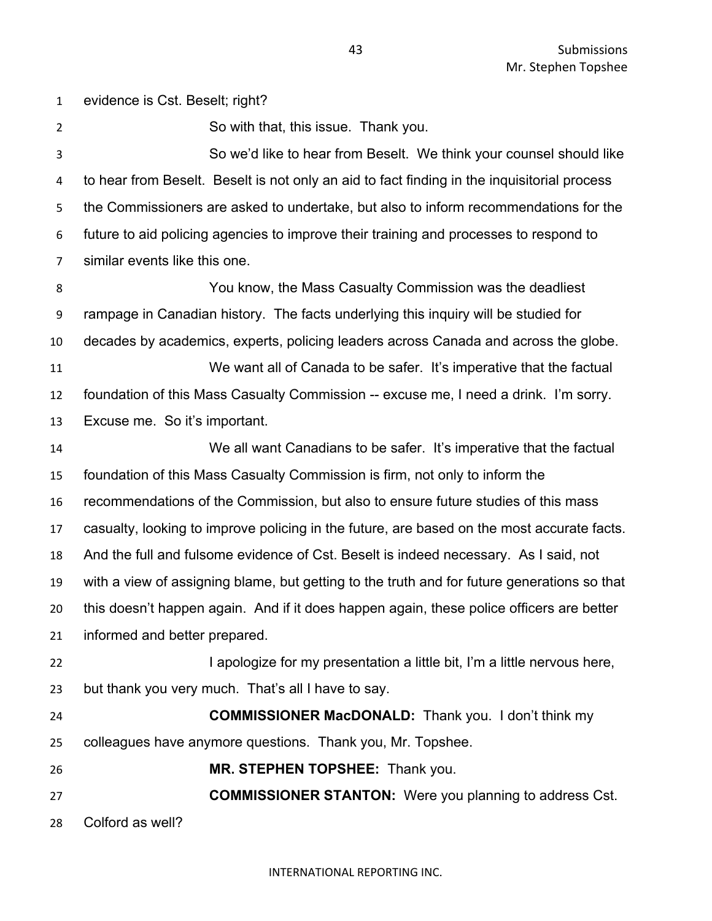evidence is Cst. Beselt; right?

So with that, this issue. Thank you.

So we'd like to hear from Beselt. We think your counsel should like to hear from Beselt. Beselt is not only an aid to fact finding in the inquisitorial process the Commissioners are asked to undertake, but also to inform recommendations for the future to aid policing agencies to improve their training and processes to respond to similar events like this one.

You know, the Mass Casualty Commission was the deadliest rampage in Canadian history. The facts underlying this inquiry will be studied for decades by academics, experts, policing leaders across Canada and across the globe.

We want all of Canada to be safer. It's imperative that the factual foundation of this Mass Casualty Commission -- excuse me, I need a drink. I'm sorry. Excuse me. So it's important.

We all want Canadians to be safer. It's imperative that the factual foundation of this Mass Casualty Commission is firm, not only to inform the recommendations of the Commission, but also to ensure future studies of this mass casualty, looking to improve policing in the future, are based on the most accurate facts. And the full and fulsome evidence of Cst. Beselt is indeed necessary. As I said, not with a view of assigning blame, but getting to the truth and for future generations so that this doesn't happen again. And if it does happen again, these police officers are better informed and better prepared.

I apologize for my presentation a little bit, I'm a little nervous here, but thank you very much. That's all I have to say.

**COMMISSIONER MacDONALD:** Thank you. I don't think my colleagues have anymore questions. Thank you, Mr. Topshee.

**MR. STEPHEN TOPSHEE:** Thank you.

**COMMISSIONER STANTON:** Were you planning to address Cst. Colford as well?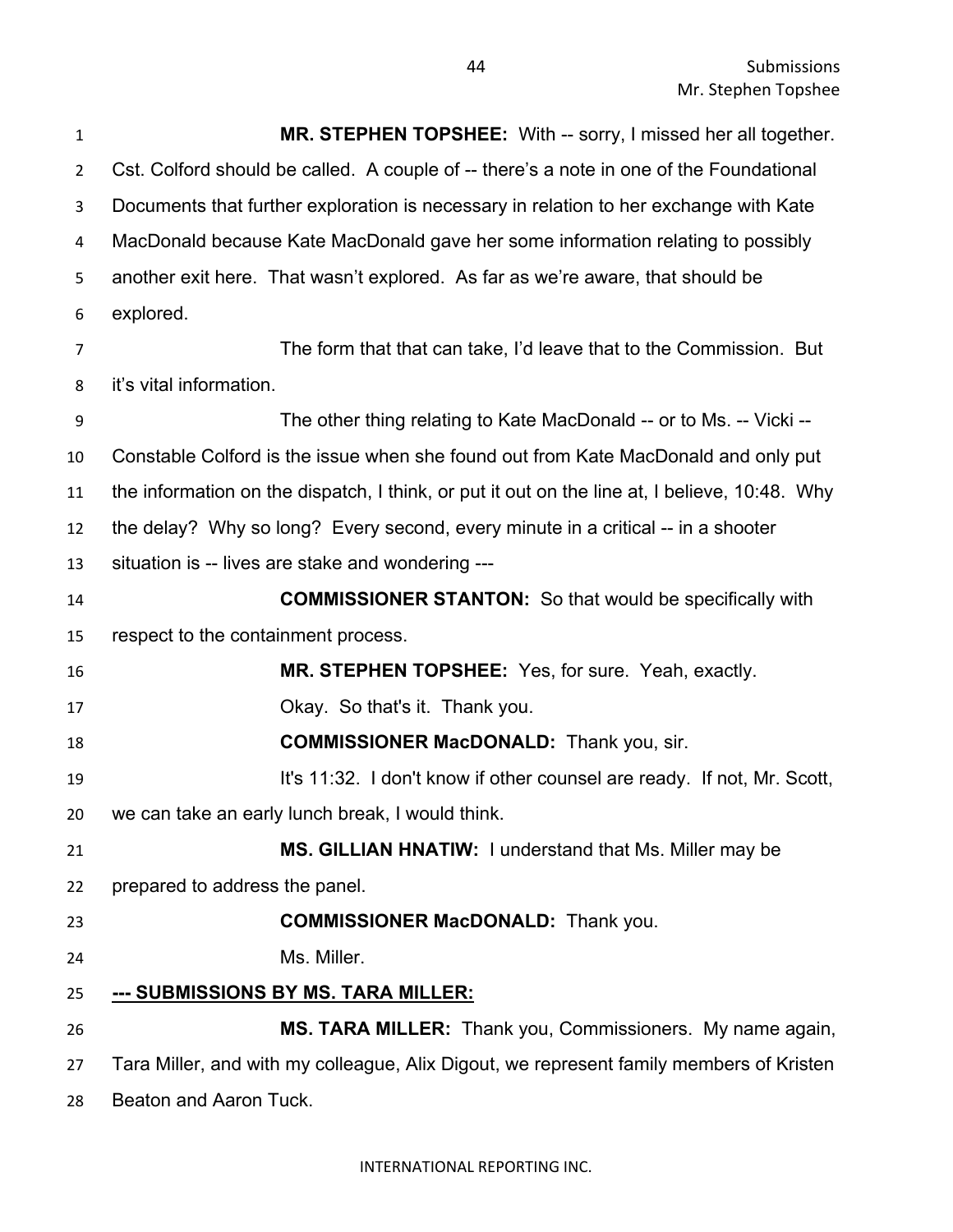**MR. STEPHEN TOPSHEE:** With -- sorry, I missed her all together. Cst. Colford should be called. A couple of -- there's a note in one of the Foundational Documents that further exploration is necessary in relation to her exchange with Kate MacDonald because Kate MacDonald gave her some information relating to possibly another exit here. That wasn't explored. As far as we're aware, that should be explored.

The form that that can take, I'd leave that to the Commission. But it's vital information.

The other thing relating to Kate MacDonald -- or to Ms. -- Vicki -- Constable Colford is the issue when she found out from Kate MacDonald and only put the information on the dispatch, I think, or put it out on the line at, I believe, 10:48. Why the delay? Why so long? Every second, every minute in a critical -- in a shooter situation is -- lives are stake and wondering ---

**COMMISSIONER STANTON:** So that would be specifically with respect to the containment process.

**MR. STEPHEN TOPSHEE:** Yes, for sure. Yeah, exactly.

Okay. So that's it. Thank you.

**COMMISSIONER MacDONALD:** Thank you, sir.

It's 11:32. I don't know if other counsel are ready. If not, Mr. Scott, we can take an early lunch break, I would think.

**MS. GILLIAN HNATIW:** I understand that Ms. Miller may be prepared to address the panel.

**COMMISSIONER MacDONALD:** Thank you.

Ms. Miller.

**--- SUBMISSIONS BY MS. TARA MILLER:**

**MS. TARA MILLER:** Thank you, Commissioners. My name again, Tara Miller, and with my colleague, Alix Digout, we represent family members of Kristen Beaton and Aaron Tuck.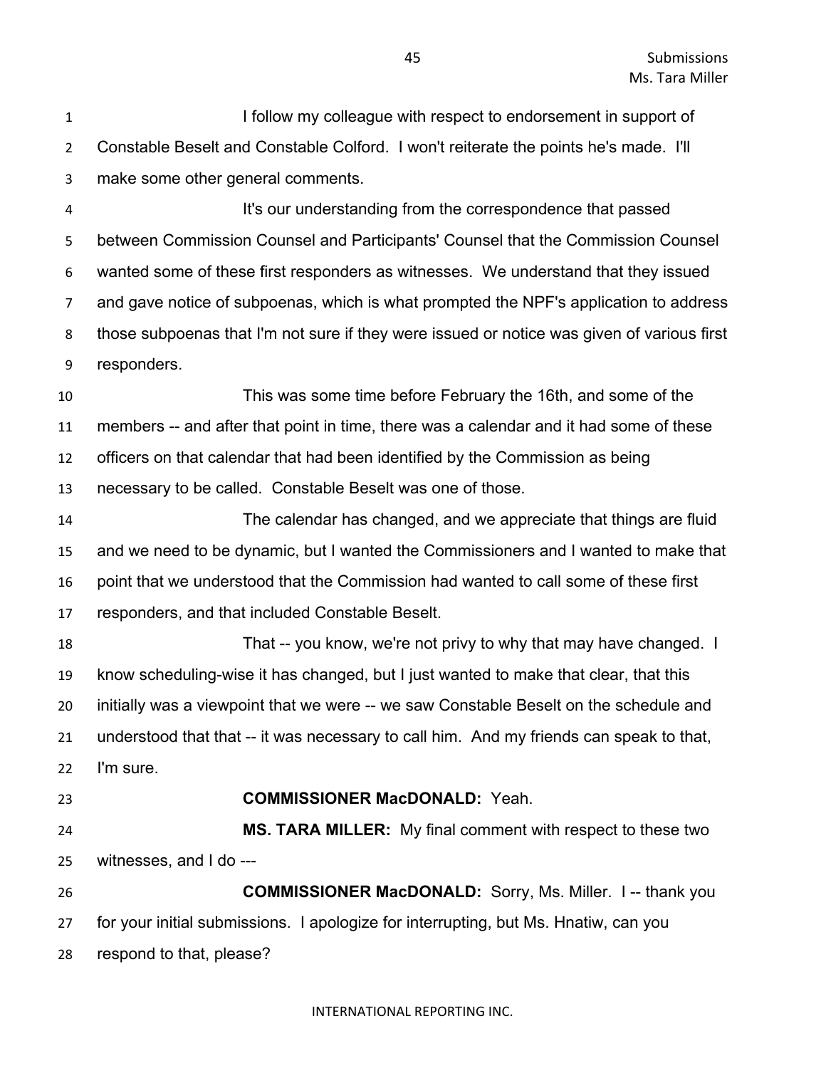I follow my colleague with respect to endorsement in support of Constable Beselt and Constable Colford. I won't reiterate the points he's made. I'll make some other general comments.

It's our understanding from the correspondence that passed between Commission Counsel and Participants' Counsel that the Commission Counsel wanted some of these first responders as witnesses. We understand that they issued and gave notice of subpoenas, which is what prompted the NPF's application to address those subpoenas that I'm not sure if they were issued or notice was given of various first responders.

This was some time before February the 16th, and some of the members -- and after that point in time, there was a calendar and it had some of these officers on that calendar that had been identified by the Commission as being necessary to be called. Constable Beselt was one of those.

The calendar has changed, and we appreciate that things are fluid and we need to be dynamic, but I wanted the Commissioners and I wanted to make that point that we understood that the Commission had wanted to call some of these first responders, and that included Constable Beselt.

That -- you know, we're not privy to why that may have changed. I know scheduling-wise it has changed, but I just wanted to make that clear, that this initially was a viewpoint that we were -- we saw Constable Beselt on the schedule and understood that that -- it was necessary to call him. And my friends can speak to that, I'm sure.

**COMMISSIONER MacDONALD:** Yeah.

**MS. TARA MILLER:** My final comment with respect to these two witnesses, and I do ---

**COMMISSIONER MacDONALD:** Sorry, Ms. Miller. I -- thank you for your initial submissions. I apologize for interrupting, but Ms. Hnatiw, can you respond to that, please?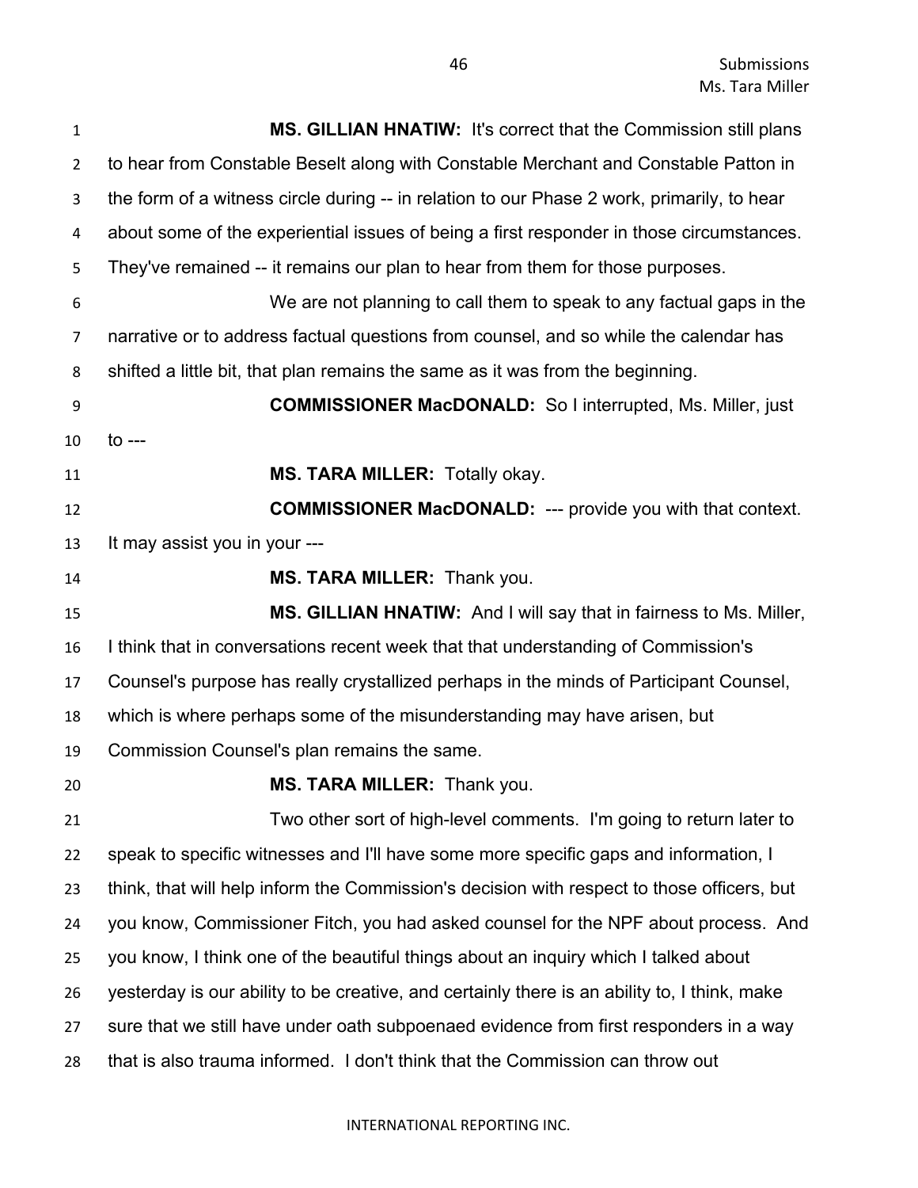**MS. GILLIAN HNATIW:** It's correct that the Commission still plans to hear from Constable Beselt along with Constable Merchant and Constable Patton in the form of a witness circle during -- in relation to our Phase 2 work, primarily, to hear about some of the experiential issues of being a first responder in those circumstances. They've remained -- it remains our plan to hear from them for those purposes.

We are not planning to call them to speak to any factual gaps in the narrative or to address factual questions from counsel, and so while the calendar has shifted a little bit, that plan remains the same as it was from the beginning.

**COMMISSIONER MacDONALD:** So I interrupted, Ms. Miller, just to ---

**MS. TARA MILLER:** Totally okay.

**COMMISSIONER MacDONALD:** --- provide you with that context. It may assist you in your ---

**MS. TARA MILLER:** Thank you.

**MS. GILLIAN HNATIW:** And I will say that in fairness to Ms. Miller, I think that in conversations recent week that that understanding of Commission's Counsel's purpose has really crystallized perhaps in the minds of Participant Counsel, which is where perhaps some of the misunderstanding may have arisen, but Commission Counsel's plan remains the same.

**MS. TARA MILLER:** Thank you.

Two other sort of high-level comments. I'm going to return later to speak to specific witnesses and I'll have some more specific gaps and information, I think, that will help inform the Commission's decision with respect to those officers, but you know, Commissioner Fitch, you had asked counsel for the NPF about process. And you know, I think one of the beautiful things about an inquiry which I talked about yesterday is our ability to be creative, and certainly there is an ability to, I think, make sure that we still have under oath subpoenaed evidence from first responders in a way that is also trauma informed. I don't think that the Commission can throw out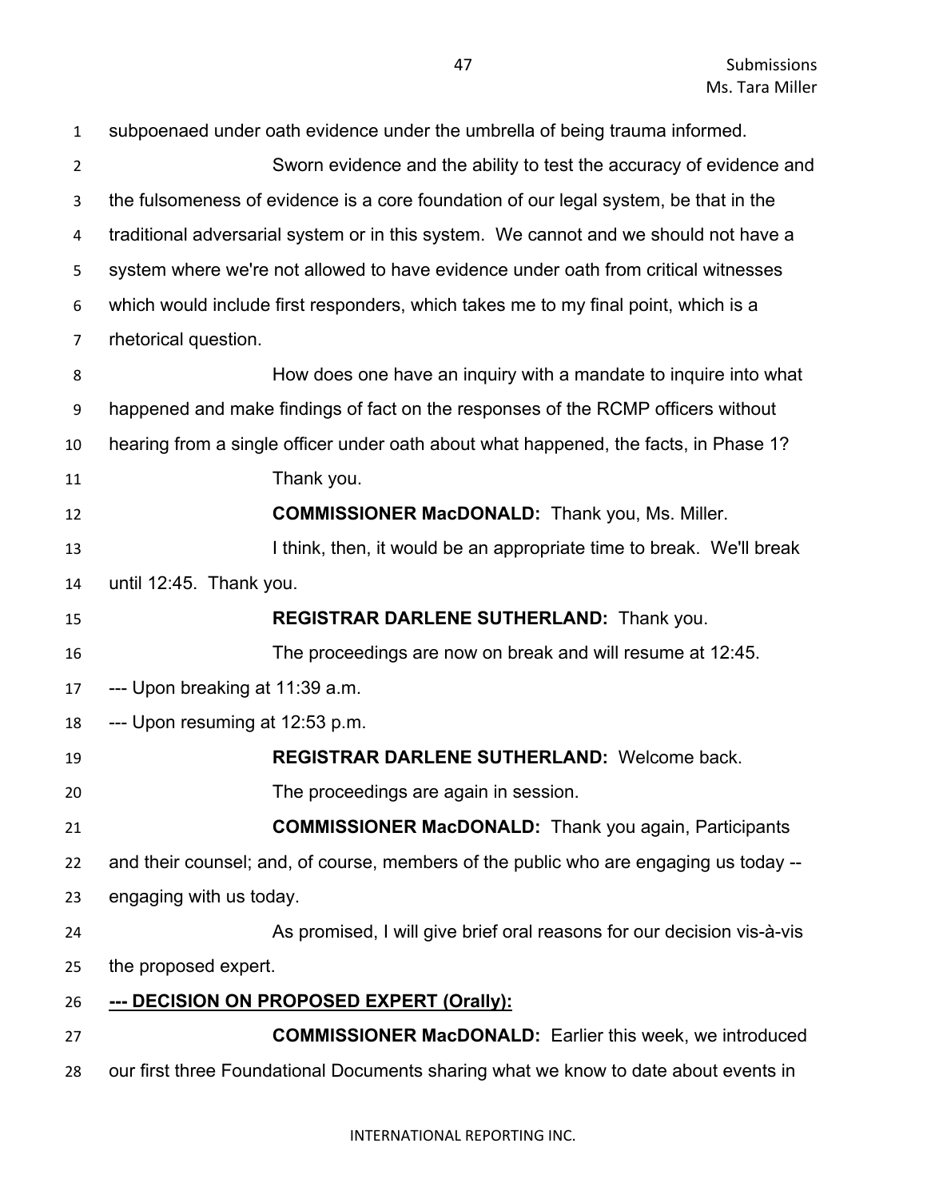subpoenaed under oath evidence under the umbrella of being trauma informed.

Sworn evidence and the ability to test the accuracy of evidence and the fulsomeness of evidence is a core foundation of our legal system, be that in the traditional adversarial system or in this system. We cannot and we should not have a system where we're not allowed to have evidence under oath from critical witnesses which would include first responders, which takes me to my final point, which is a rhetorical question.

How does one have an inquiry with a mandate to inquire into what happened and make findings of fact on the responses of the RCMP officers without hearing from a single officer under oath about what happened, the facts, in Phase 1?

Thank you.

**COMMISSIONER MacDONALD:** Thank you, Ms. Miller.

I think, then, it would be an appropriate time to break. We'll break until 12:45. Thank you.

**REGISTRAR DARLENE SUTHERLAND:** Thank you.

The proceedings are now on break and will resume at 12:45.

--- Upon breaking at 11:39 a.m.

--- Upon resuming at 12:53 p.m.

**REGISTRAR DARLENE SUTHERLAND:** Welcome back.

The proceedings are again in session.

**COMMISSIONER MacDONALD:** Thank you again, Participants and their counsel; and, of course, members of the public who are engaging us today -- engaging with us today.

As promised, I will give brief oral reasons for our decision vis-à-vis the proposed expert.

**--- DECISION ON PROPOSED EXPERT (Orally):**

**COMMISSIONER MacDONALD:** Earlier this week, we introduced our first three Foundational Documents sharing what we know to date about events in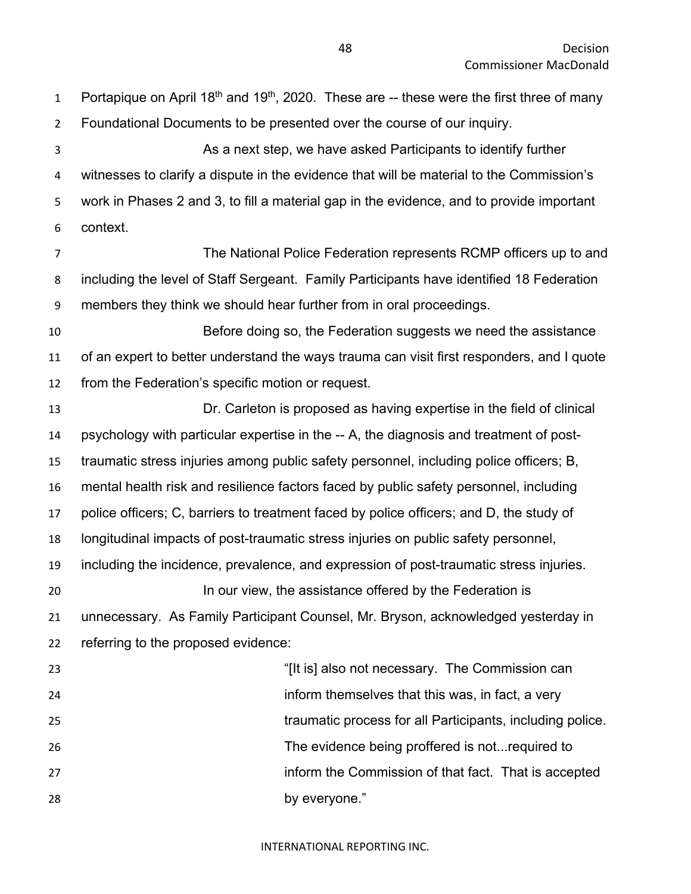Portapique on April 18th and 19th, 2020. These are -- these were the first three of many Foundational Documents to be presented over the course of our inquiry.

As a next step, we have asked Participants to identify further witnesses to clarify a dispute in the evidence that will be material to the Commission's work in Phases 2 and 3, to fill a material gap in the evidence, and to provide important context.

The National Police Federation represents RCMP officers up to and including the level of Staff Sergeant. Family Participants have identified 18 Federation members they think we should hear further from in oral proceedings.

Before doing so, the Federation suggests we need the assistance of an expert to better understand the ways trauma can visit first responders, and I quote from the Federation's specific motion or request.

Dr. Carleton is proposed as having expertise in the field of clinical psychology with particular expertise in the -- A, the diagnosis and treatment of post-traumatic stress injuries among public safety personnel, including police officers; B, mental health risk and resilience factors faced by public safety personnel, including police officers; C, barriers to treatment faced by police officers; and D, the study of longitudinal impacts of post-traumatic stress injuries on public safety personnel, including the incidence, prevalence, and expression of post-traumatic stress injuries.

In our view, the assistance offered by the Federation is unnecessary. As Family Participant Counsel, Mr. Bryson, acknowledged yesterday in referring to the proposed evidence:

> "[It is] also not necessary. The Commission can inform themselves that this was, in fact, a very traumatic process for all Participants, including police. The evidence being proffered is not...required to inform the Commission of that fact. That is accepted by everyone."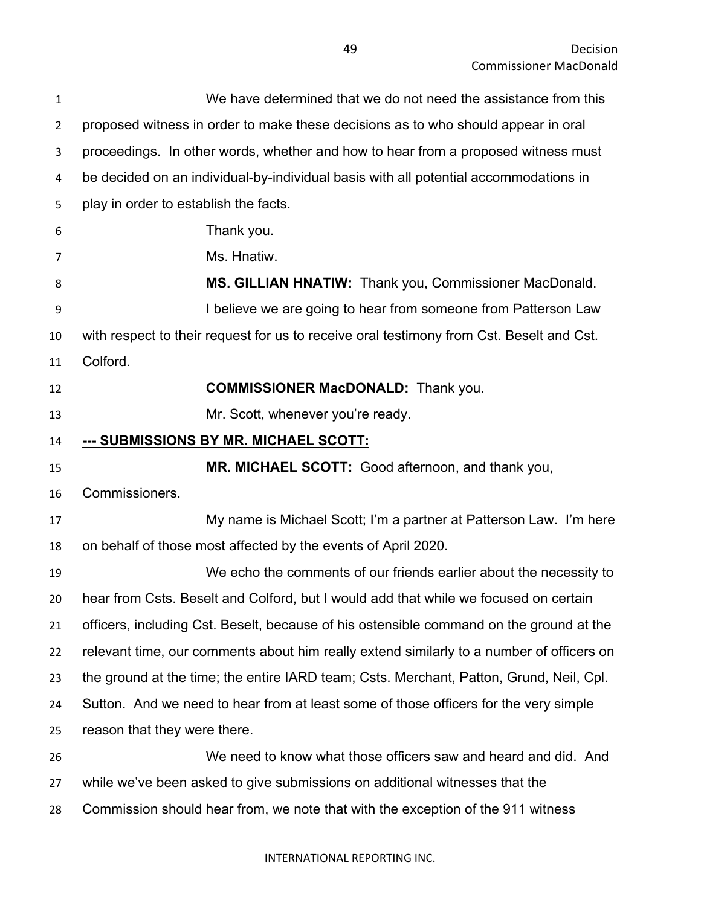We have determined that we do not need the assistance from this proposed witness in order to make these decisions as to who should appear in oral proceedings. In other words, whether and how to hear from a proposed witness must be decided on an individual-by-individual basis with all potential accommodations in play in order to establish the facts.

Thank you.

Ms. Hnatiw.

**MS. GILLIAN HNATIW:** Thank you, Commissioner MacDonald.

I believe we are going to hear from someone from Patterson Law with respect to their request for us to receive oral testimony from Cst. Beselt and Cst. Colford.

**COMMISSIONER MacDONALD:** Thank you.

Mr. Scott, whenever you're ready.

**--- SUBMISSIONS BY MR. MICHAEL SCOTT:**

**MR. MICHAEL SCOTT:** Good afternoon, and thank you, Commissioners.

My name is Michael Scott; I'm a partner at Patterson Law. I'm here on behalf of those most affected by the events of April 2020.

We echo the comments of our friends earlier about the necessity to hear from Csts. Beselt and Colford, but I would add that while we focused on certain officers, including Cst. Beselt, because of his ostensible command on the ground at the relevant time, our comments about him really extend similarly to a number of officers on the ground at the time; the entire IARD team; Csts. Merchant, Patton, Grund, Neil, Cpl. Sutton. And we need to hear from at least some of those officers for the very simple reason that they were there.

We need to know what those officers saw and heard and did. And while we've been asked to give submissions on additional witnesses that the Commission should hear from, we note that with the exception of the 911 witness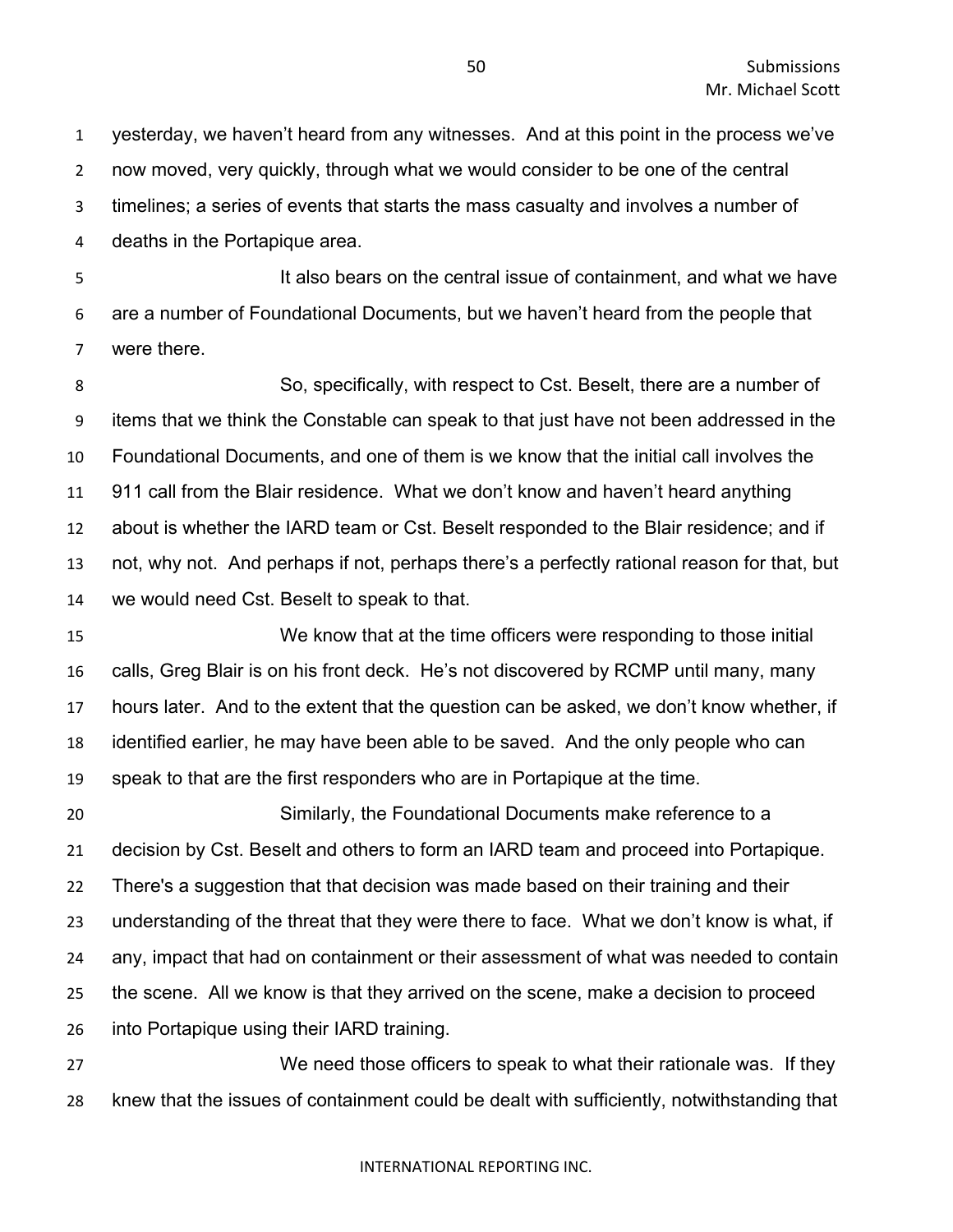yesterday, we haven't heard from any witnesses. And at this point in the process we've now moved, very quickly, through what we would consider to be one of the central timelines; a series of events that starts the mass casualty and involves a number of deaths in the Portapique area.

It also bears on the central issue of containment, and what we have are a number of Foundational Documents, but we haven't heard from the people that were there.

So, specifically, with respect to Cst. Beselt, there are a number of items that we think the Constable can speak to that just have not been addressed in the Foundational Documents, and one of them is we know that the initial call involves the 911 call from the Blair residence. What we don't know and haven't heard anything about is whether the IARD team or Cst. Beselt responded to the Blair residence; and if not, why not. And perhaps if not, perhaps there's a perfectly rational reason for that, but we would need Cst. Beselt to speak to that.

We know that at the time officers were responding to those initial calls, Greg Blair is on his front deck. He's not discovered by RCMP until many, many hours later. And to the extent that the question can be asked, we don't know whether, if identified earlier, he may have been able to be saved. And the only people who can speak to that are the first responders who are in Portapique at the time.

Similarly, the Foundational Documents make reference to a decision by Cst. Beselt and others to form an IARD team and proceed into Portapique. There's a suggestion that that decision was made based on their training and their understanding of the threat that they were there to face. What we don't know is what, if any, impact that had on containment or their assessment of what was needed to contain the scene. All we know is that they arrived on the scene, make a decision to proceed into Portapique using their IARD training.

We need those officers to speak to what their rationale was. If they knew that the issues of containment could be dealt with sufficiently, notwithstanding that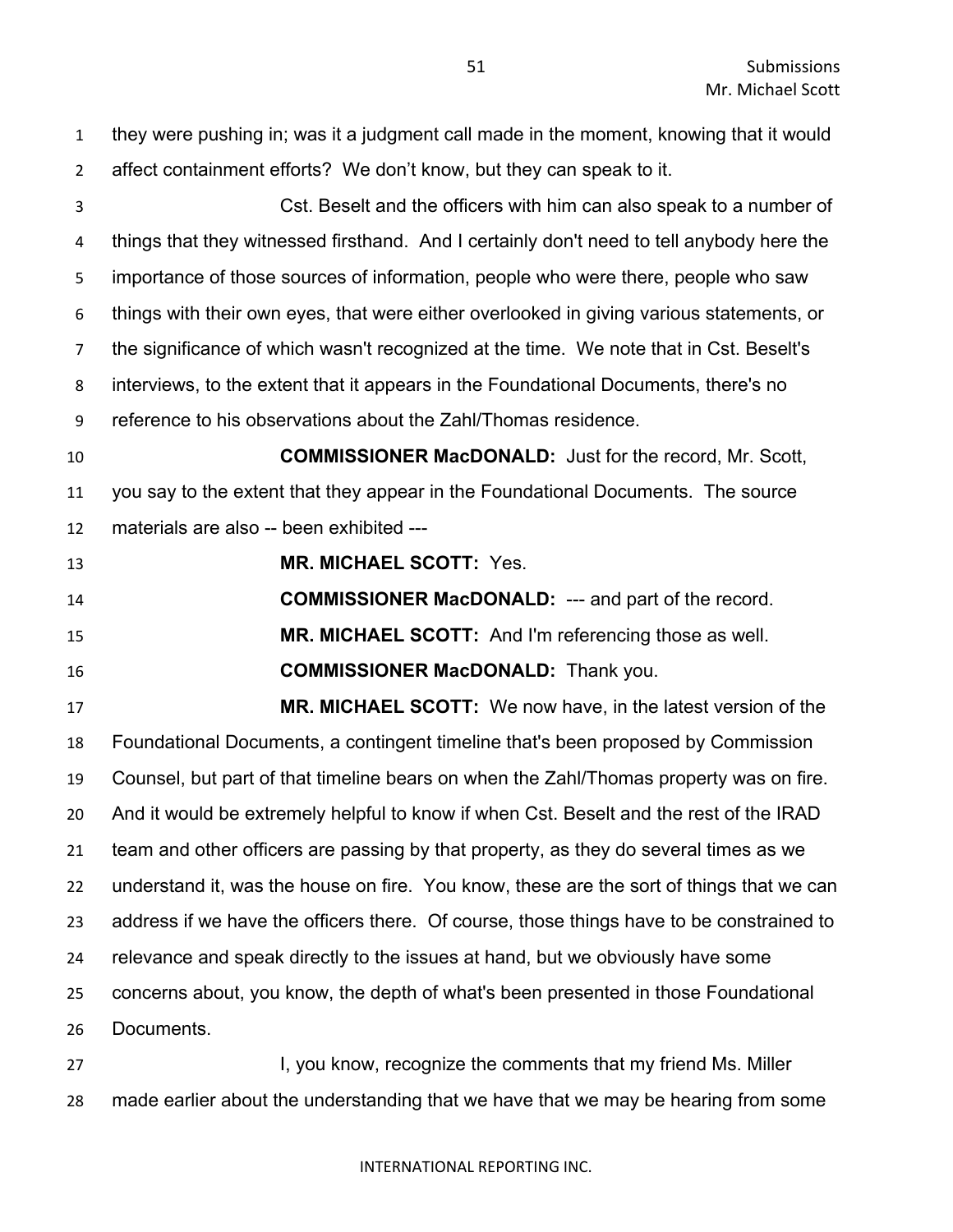they were pushing in; was it a judgment call made in the moment, knowing that it would affect containment efforts? We don't know, but they can speak to it.

Cst. Beselt and the officers with him can also speak to a number of things that they witnessed firsthand. And I certainly don't need to tell anybody here the importance of those sources of information, people who were there, people who saw things with their own eyes, that were either overlooked in giving various statements, or the significance of which wasn't recognized at the time. We note that in Cst. Beselt's interviews, to the extent that it appears in the Foundational Documents, there's no reference to his observations about the Zahl/Thomas residence.

**COMMISSIONER MacDONALD:** Just for the record, Mr. Scott, you say to the extent that they appear in the Foundational Documents. The source materials are also -- been exhibited ---

**MR. MICHAEL SCOTT:** Yes.

**COMMISSIONER MacDONALD:** --- and part of the record.

**MR. MICHAEL SCOTT:** And I'm referencing those as well.

**COMMISSIONER MacDONALD:** Thank you.

**MR. MICHAEL SCOTT:** We now have, in the latest version of the Foundational Documents, a contingent timeline that's been proposed by Commission Counsel, but part of that timeline bears on when the Zahl/Thomas property was on fire. And it would be extremely helpful to know if when Cst. Beselt and the rest of the IRAD team and other officers are passing by that property, as they do several times as we understand it, was the house on fire. You know, these are the sort of things that we can address if we have the officers there. Of course, those things have to be constrained to relevance and speak directly to the issues at hand, but we obviously have some concerns about, you know, the depth of what's been presented in those Foundational Documents.

I, you know, recognize the comments that my friend Ms. Miller made earlier about the understanding that we have that we may be hearing from some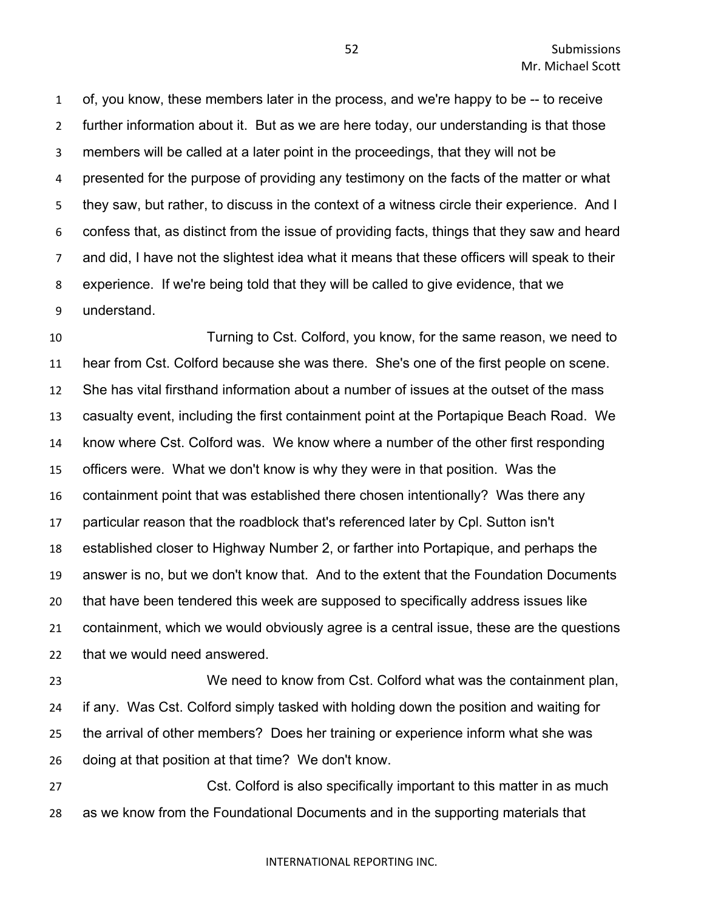of, you know, these members later in the process, and we're happy to be -- to receive further information about it. But as we are here today, our understanding is that those members will be called at a later point in the proceedings, that they will not be presented for the purpose of providing any testimony on the facts of the matter or what they saw, but rather, to discuss in the context of a witness circle their experience. And I confess that, as distinct from the issue of providing facts, things that they saw and heard and did, I have not the slightest idea what it means that these officers will speak to their experience. If we're being told that they will be called to give evidence, that we understand.

Turning to Cst. Colford, you know, for the same reason, we need to hear from Cst. Colford because she was there. She's one of the first people on scene. She has vital firsthand information about a number of issues at the outset of the mass casualty event, including the first containment point at the Portapique Beach Road. We know where Cst. Colford was. We know where a number of the other first responding officers were. What we don't know is why they were in that position. Was the containment point that was established there chosen intentionally? Was there any particular reason that the roadblock that's referenced later by Cpl. Sutton isn't established closer to Highway Number 2, or farther into Portapique, and perhaps the answer is no, but we don't know that. And to the extent that the Foundation Documents that have been tendered this week are supposed to specifically address issues like containment, which we would obviously agree is a central issue, these are the questions that we would need answered.

We need to know from Cst. Colford what was the containment plan, if any. Was Cst. Colford simply tasked with holding down the position and waiting for the arrival of other members? Does her training or experience inform what she was doing at that position at that time? We don't know.

Cst. Colford is also specifically important to this matter in as much as we know from the Foundational Documents and in the supporting materials that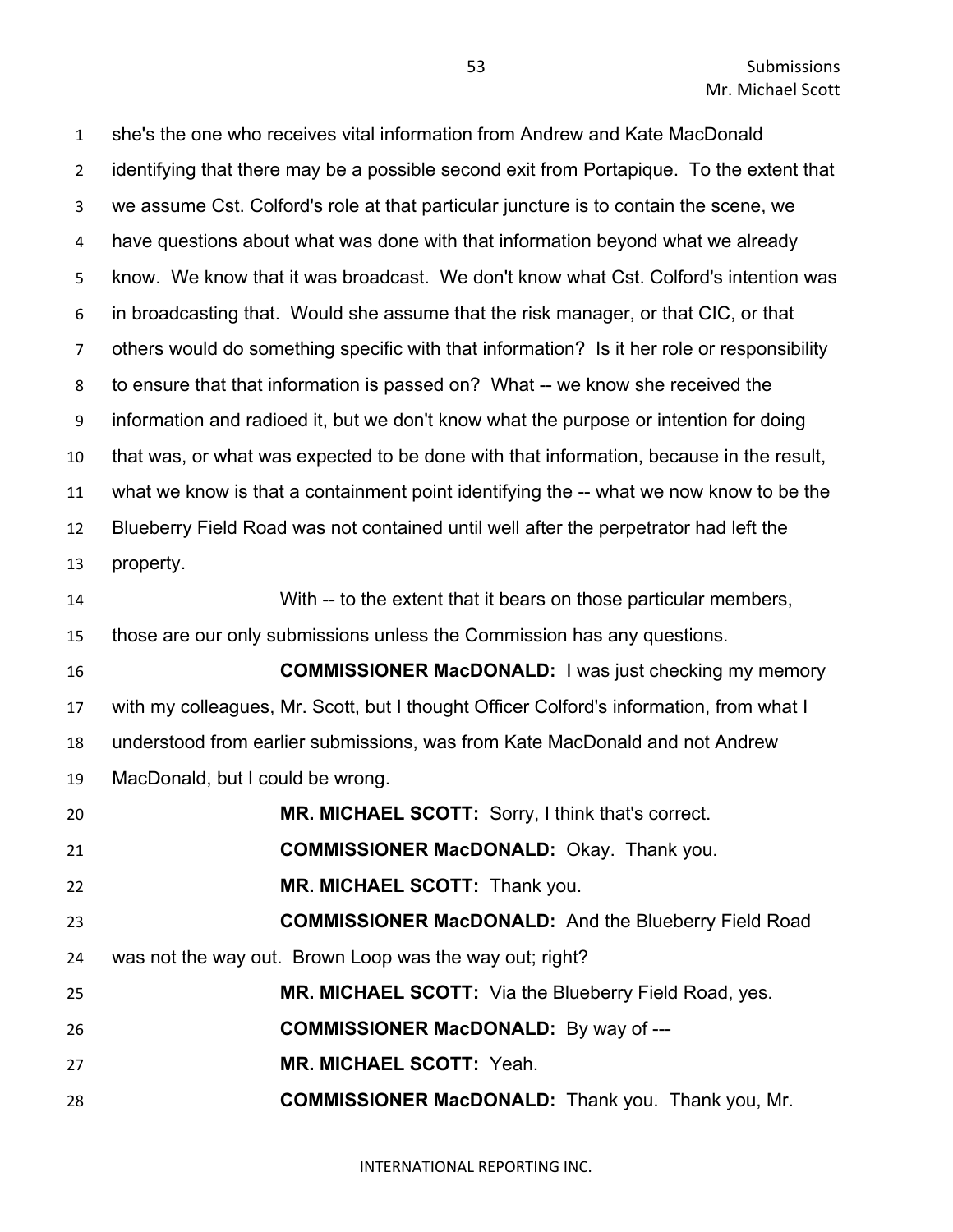she's the one who receives vital information from Andrew and Kate MacDonald identifying that there may be a possible second exit from Portapique. To the extent that we assume Cst. Colford's role at that particular juncture is to contain the scene, we have questions about what was done with that information beyond what we already know. We know that it was broadcast. We don't know what Cst. Colford's intention was in broadcasting that. Would she assume that the risk manager, or that CIC, or that others would do something specific with that information? Is it her role or responsibility to ensure that that information is passed on? What -- we know she received the information and radioed it, but we don't know what the purpose or intention for doing that was, or what was expected to be done with that information, because in the result, what we know is that a containment point identifying the -- what we now know to be the Blueberry Field Road was not contained until well after the perpetrator had left the property.

With -- to the extent that it bears on those particular members, those are our only submissions unless the Commission has any questions.

**COMMISSIONER MacDONALD:** I was just checking my memory with my colleagues, Mr. Scott, but I thought Officer Colford's information, from what I understood from earlier submissions, was from Kate MacDonald and not Andrew MacDonald, but I could be wrong.

**MR. MICHAEL SCOTT:** Sorry, I think that's correct.

**COMMISSIONER MacDONALD:** Okay. Thank you.

**MR. MICHAEL SCOTT:** Thank you.

**COMMISSIONER MacDONALD:** And the Blueberry Field Road was not the way out. Brown Loop was the way out; right?

**MR. MICHAEL SCOTT:** Via the Blueberry Field Road, yes.

**COMMISSIONER MacDONALD:** By way of ---

**MR. MICHAEL SCOTT:** Yeah.

**COMMISSIONER MacDONALD:** Thank you. Thank you, Mr.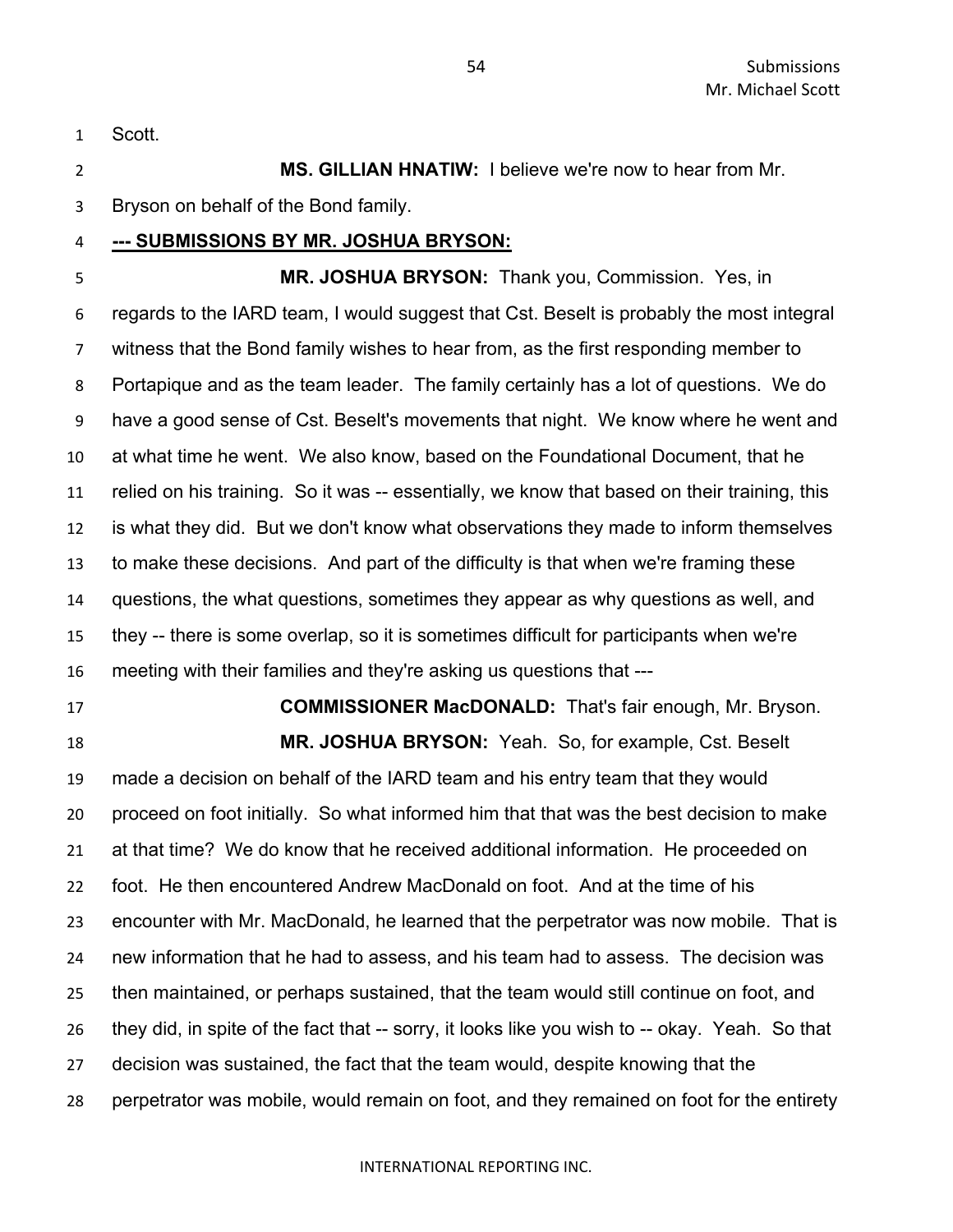Scott.

**MS. GILLIAN HNATIW:** I believe we're now to hear from Mr. Bryson on behalf of the Bond family.

**--- SUBMISSIONS BY MR. JOSHUA BRYSON:**

**MR. JOSHUA BRYSON:** Thank you, Commission. Yes, in regards to the IARD team, I would suggest that Cst. Beselt is probably the most integral witness that the Bond family wishes to hear from, as the first responding member to Portapique and as the team leader. The family certainly has a lot of questions. We do have a good sense of Cst. Beselt's movements that night. We know where he went and at what time he went. We also know, based on the Foundational Document, that he relied on his training. So it was -- essentially, we know that based on their training, this is what they did. But we don't know what observations they made to inform themselves to make these decisions. And part of the difficulty is that when we're framing these questions, the what questions, sometimes they appear as why questions as well, and they -- there is some overlap, so it is sometimes difficult for participants when we're meeting with their families and they're asking us questions that ---

**COMMISSIONER MacDONALD:** That's fair enough, Mr. Bryson.

**MR. JOSHUA BRYSON:** Yeah. So, for example, Cst. Beselt made a decision on behalf of the IARD team and his entry team that they would proceed on foot initially. So what informed him that that was the best decision to make at that time? We do know that he received additional information. He proceeded on foot. He then encountered Andrew MacDonald on foot. And at the time of his encounter with Mr. MacDonald, he learned that the perpetrator was now mobile. That is new information that he had to assess, and his team had to assess. The decision was then maintained, or perhaps sustained, that the team would still continue on foot, and they did, in spite of the fact that -- sorry, it looks like you wish to -- okay. Yeah. So that decision was sustained, the fact that the team would, despite knowing that the perpetrator was mobile, would remain on foot, and they remained on foot for the entirety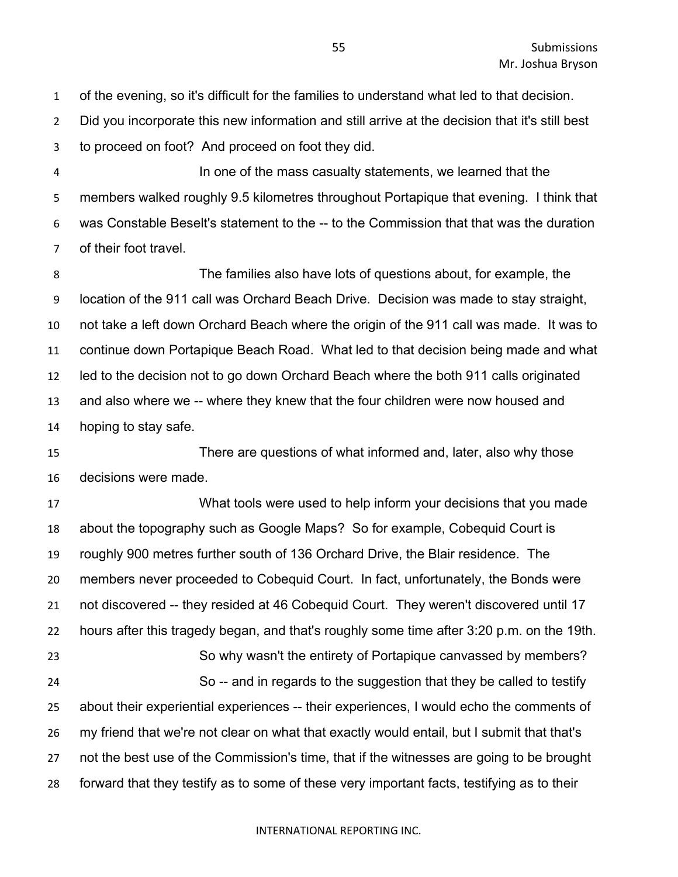of the evening, so it's difficult for the families to understand what led to that decision. Did you incorporate this new information and still arrive at the decision that it's still best to proceed on foot? And proceed on foot they did.

In one of the mass casualty statements, we learned that the members walked roughly 9.5 kilometres throughout Portapique that evening. I think that was Constable Beselt's statement to the -- to the Commission that that was the duration of their foot travel.

The families also have lots of questions about, for example, the location of the 911 call was Orchard Beach Drive. Decision was made to stay straight, not take a left down Orchard Beach where the origin of the 911 call was made. It was to continue down Portapique Beach Road. What led to that decision being made and what led to the decision not to go down Orchard Beach where the both 911 calls originated and also where we -- where they knew that the four children were now housed and hoping to stay safe.

There are questions of what informed and, later, also why those decisions were made.

What tools were used to help inform your decisions that you made about the topography such as Google Maps? So for example, Cobequid Court is roughly 900 metres further south of 136 Orchard Drive, the Blair residence. The members never proceeded to Cobequid Court. In fact, unfortunately, the Bonds were not discovered -- they resided at 46 Cobequid Court. They weren't discovered until 17 hours after this tragedy began, and that's roughly some time after 3:20 p.m. on the 19th.

So why wasn't the entirety of Portapique canvassed by members?

So -- and in regards to the suggestion that they be called to testify about their experiential experiences -- their experiences, I would echo the comments of my friend that we're not clear on what that exactly would entail, but I submit that that's not the best use of the Commission's time, that if the witnesses are going to be brought forward that they testify as to some of these very important facts, testifying as to their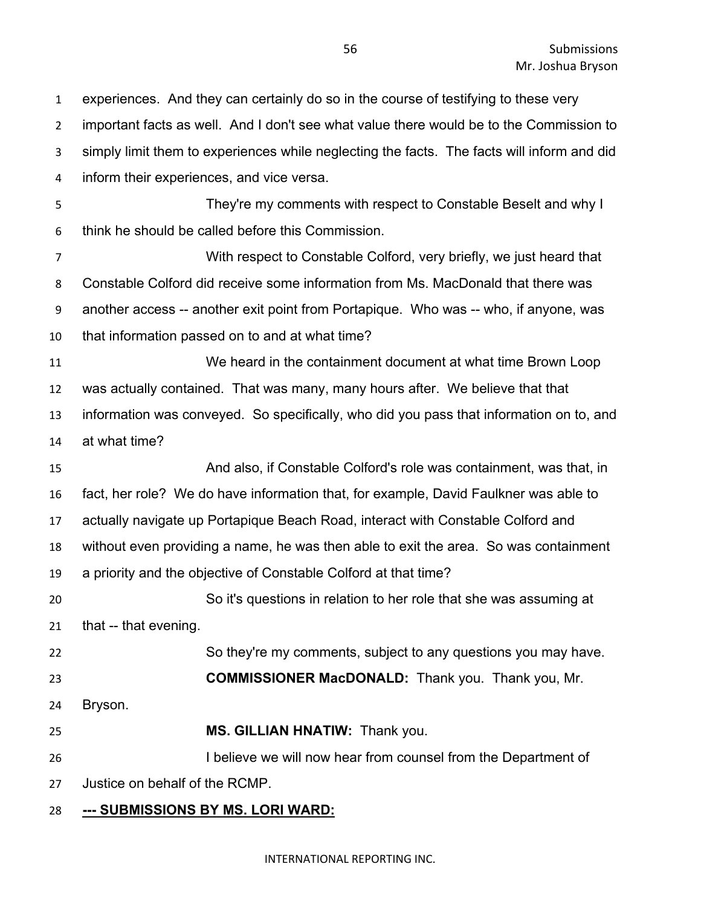experiences. And they can certainly do so in the course of testifying to these very important facts as well. And I don't see what value there would be to the Commission to simply limit them to experiences while neglecting the facts. The facts will inform and did inform their experiences, and vice versa.

They're my comments with respect to Constable Beselt and why I think he should be called before this Commission.

With respect to Constable Colford, very briefly, we just heard that Constable Colford did receive some information from Ms. MacDonald that there was another access -- another exit point from Portapique. Who was -- who, if anyone, was that information passed on to and at what time?

We heard in the containment document at what time Brown Loop was actually contained. That was many, many hours after. We believe that that information was conveyed. So specifically, who did you pass that information on to, and at what time?

And also, if Constable Colford's role was containment, was that, in fact, her role? We do have information that, for example, David Faulkner was able to actually navigate up Portapique Beach Road, interact with Constable Colford and without even providing a name, he was then able to exit the area. So was containment a priority and the objective of Constable Colford at that time?

So it's questions in relation to her role that she was assuming at that -- that evening.

So they're my comments, subject to any questions you may have.

**COMMISSIONER MacDONALD:** Thank you. Thank you, Mr. Bryson.

**MS. GILLIAN HNATIW:** Thank you.

I believe we will now hear from counsel from the Department of Justice on behalf of the RCMP.

**--- SUBMISSIONS BY MS. LORI WARD:**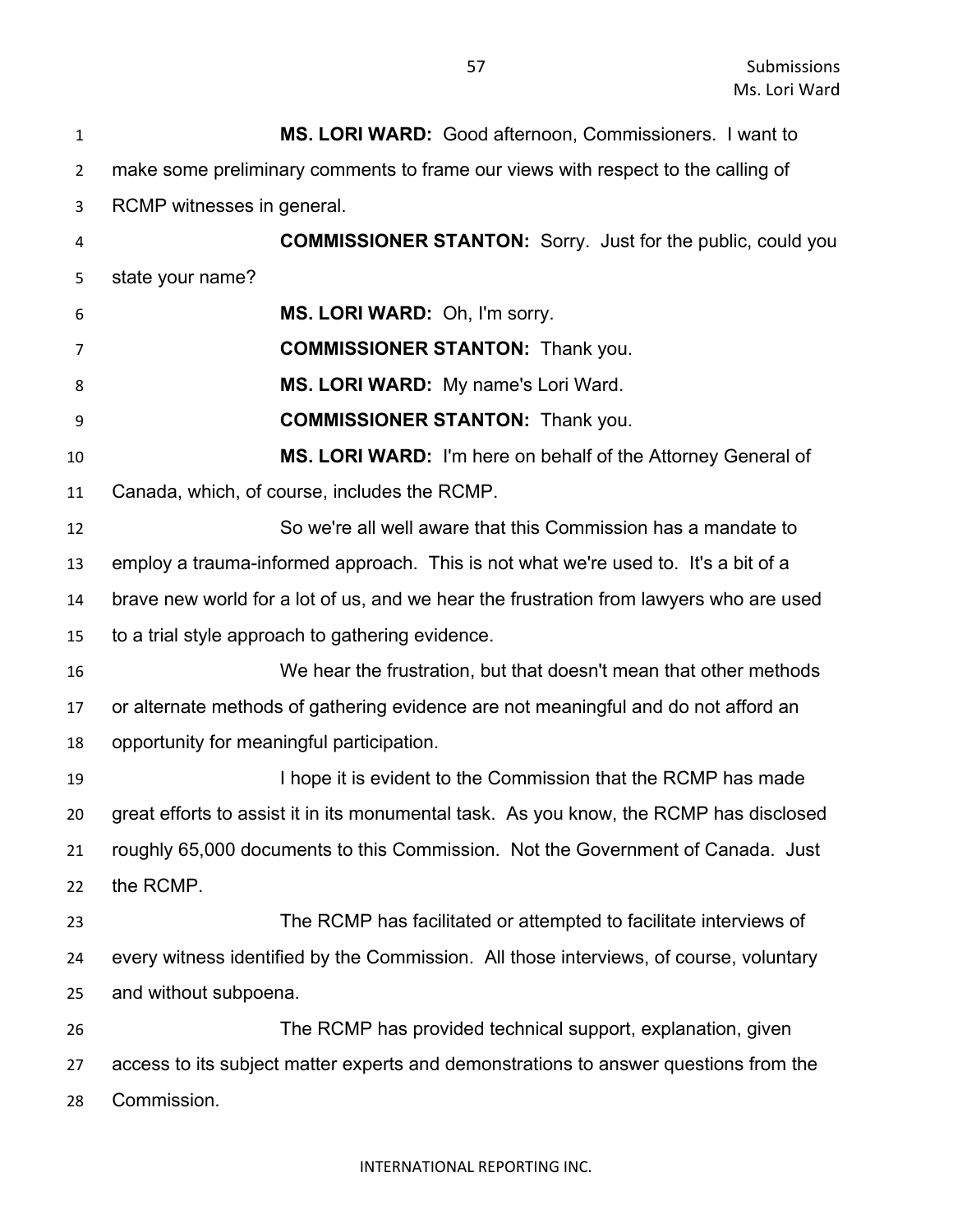**MS. LORI WARD:** Good afternoon, Commissioners. I want to make some preliminary comments to frame our views with respect to the calling of RCMP witnesses in general.

**COMMISSIONER STANTON:** Sorry. Just for the public, could you state your name?

**MS. LORI WARD:** Oh, I'm sorry.

**COMMISSIONER STANTON:** Thank you.

**MS. LORI WARD:** My name's Lori Ward.

**COMMISSIONER STANTON:** Thank you.

**MS. LORI WARD:** I'm here on behalf of the Attorney General of Canada, which, of course, includes the RCMP.

So we're all well aware that this Commission has a mandate to employ a trauma-informed approach. This is not what we're used to. It's a bit of a brave new world for a lot of us, and we hear the frustration from lawyers who are used to a trial style approach to gathering evidence.

We hear the frustration, but that doesn't mean that other methods or alternate methods of gathering evidence are not meaningful and do not afford an opportunity for meaningful participation.

I hope it is evident to the Commission that the RCMP has made great efforts to assist it in its monumental task. As you know, the RCMP has disclosed roughly 65,000 documents to this Commission. Not the Government of Canada. Just the RCMP.

The RCMP has facilitated or attempted to facilitate interviews of every witness identified by the Commission. All those interviews, of course, voluntary and without subpoena.

The RCMP has provided technical support, explanation, given access to its subject matter experts and demonstrations to answer questions from the Commission.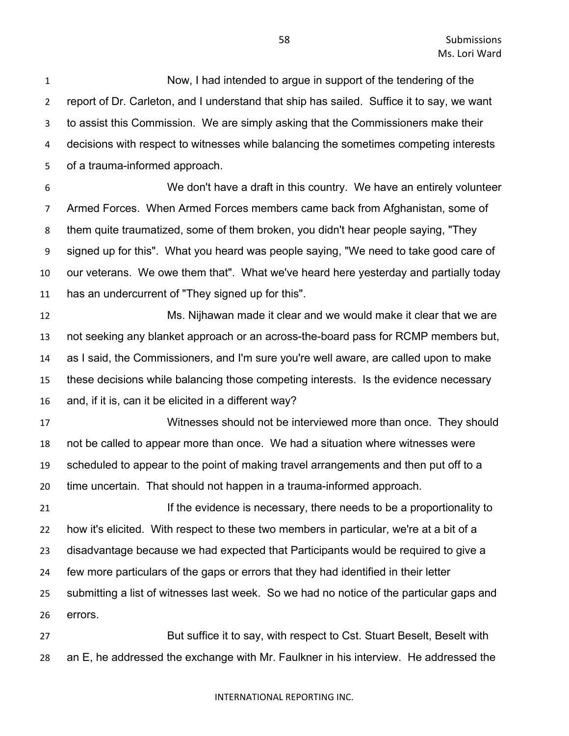Now, I had intended to argue in support of the tendering of the report of Dr. Carleton, and I understand that ship has sailed. Suffice it to say, we want to assist this Commission. We are simply asking that the Commissioners make their decisions with respect to witnesses while balancing the sometimes competing interests of a trauma-informed approach.

We don't have a draft in this country. We have an entirely volunteer Armed Forces. When Armed Forces members came back from Afghanistan, some of them quite traumatized, some of them broken, you didn't hear people saying, "They signed up for this". What you heard was people saying, "We need to take good care of our veterans. We owe them that". What we've heard here yesterday and partially today has an undercurrent of "They signed up for this".

Ms. Nijhawan made it clear and we would make it clear that we are not seeking any blanket approach or an across-the-board pass for RCMP members but, as I said, the Commissioners, and I'm sure you're well aware, are called upon to make these decisions while balancing those competing interests. Is the evidence necessary and, if it is, can it be elicited in a different way?

Witnesses should not be interviewed more than once. They should not be called to appear more than once. We had a situation where witnesses were scheduled to appear to the point of making travel arrangements and then put off to a time uncertain. That should not happen in a trauma-informed approach.

If the evidence is necessary, there needs to be a proportionality to how it's elicited. With respect to these two members in particular, we're at a bit of a disadvantage because we had expected that Participants would be required to give a few more particulars of the gaps or errors that they had identified in their letter submitting a list of witnesses last week. So we had no notice of the particular gaps and errors.

But suffice it to say, with respect to Cst. Stuart Beselt, Beselt with an E, he addressed the exchange with Mr. Faulkner in his interview. He addressed the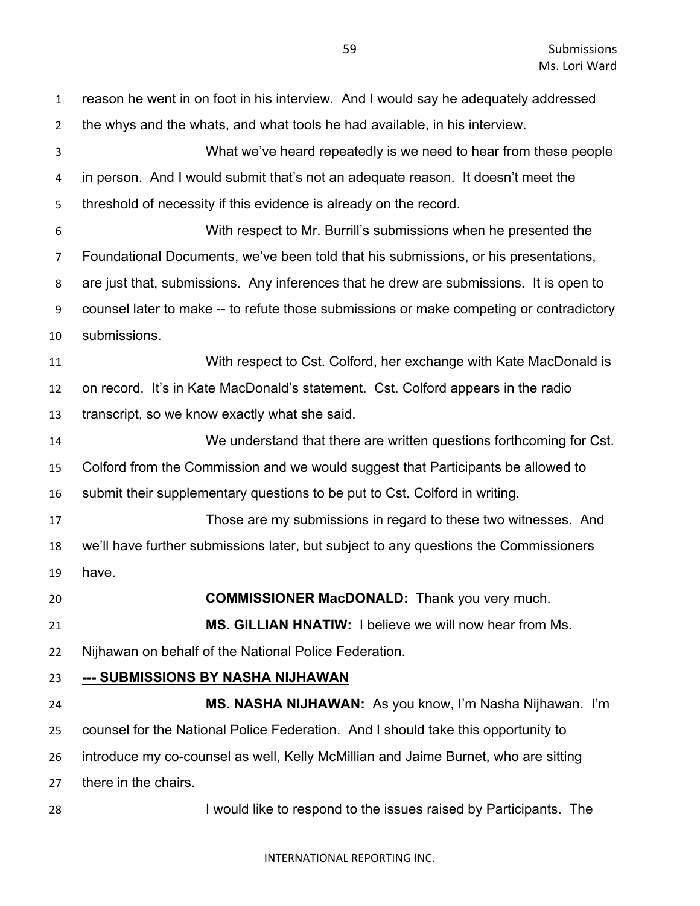reason he went in on foot in his interview. And I would say he adequately addressed the whys and the whats, and what tools he had available, in his interview.

What we've heard repeatedly is we need to hear from these people in person. And I would submit that's not an adequate reason. It doesn't meet the threshold of necessity if this evidence is already on the record.

With respect to Mr. Burrill's submissions when he presented the Foundational Documents, we've been told that his submissions, or his presentations, are just that, submissions. Any inferences that he drew are submissions. It is open to counsel later to make -- to refute those submissions or make competing or contradictory submissions.

With respect to Cst. Colford, her exchange with Kate MacDonald is on record. It's in Kate MacDonald's statement. Cst. Colford appears in the radio transcript, so we know exactly what she said.

We understand that there are written questions forthcoming for Cst. Colford from the Commission and we would suggest that Participants be allowed to submit their supplementary questions to be put to Cst. Colford in writing.

Those are my submissions in regard to these two witnesses. And we'll have further submissions later, but subject to any questions the Commissioners have.

**COMMISSIONER MacDONALD:** Thank you very much.

**MS. GILLIAN HNATIW:** I believe we will now hear from Ms. Nijhawan on behalf of the National Police Federation.

**--- SUBMISSIONS BY NASHA NIJHAWAN**

**MS. NASHA NIJHAWAN:** As you know, I'm Nasha Nijhawan. I'm counsel for the National Police Federation. And I should take this opportunity to introduce my co-counsel as well, Kelly McMillian and Jaime Burnet, who are sitting there in the chairs.

I would like to respond to the issues raised by Participants. The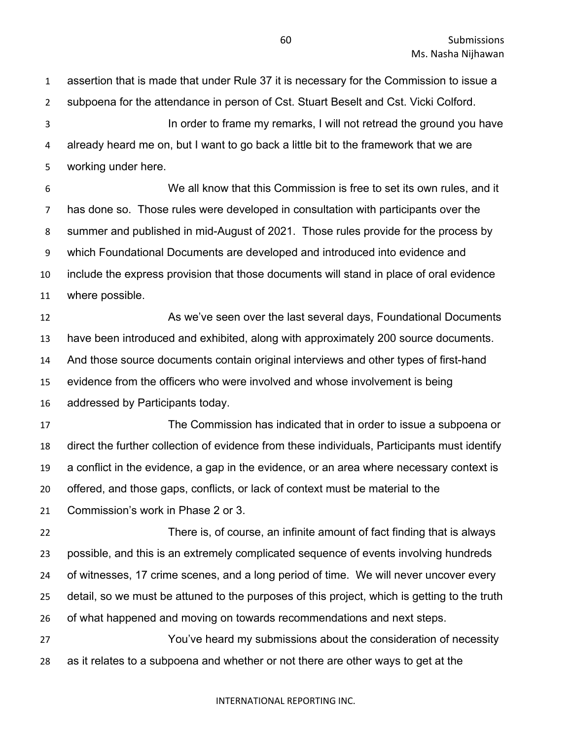assertion that is made that under Rule 37 it is necessary for the Commission to issue a subpoena for the attendance in person of Cst. Stuart Beselt and Cst. Vicki Colford.

In order to frame my remarks, I will not retread the ground you have already heard me on, but I want to go back a little bit to the framework that we are working under here.

We all know that this Commission is free to set its own rules, and it has done so. Those rules were developed in consultation with participants over the summer and published in mid-August of 2021. Those rules provide for the process by which Foundational Documents are developed and introduced into evidence and include the express provision that those documents will stand in place of oral evidence where possible.

As we've seen over the last several days, Foundational Documents have been introduced and exhibited, along with approximately 200 source documents. And those source documents contain original interviews and other types of first-hand evidence from the officers who were involved and whose involvement is being addressed by Participants today.

The Commission has indicated that in order to issue a subpoena or direct the further collection of evidence from these individuals, Participants must identify a conflict in the evidence, a gap in the evidence, or an area where necessary context is offered, and those gaps, conflicts, or lack of context must be material to the Commission's work in Phase 2 or 3.

There is, of course, an infinite amount of fact finding that is always possible, and this is an extremely complicated sequence of events involving hundreds of witnesses, 17 crime scenes, and a long period of time. We will never uncover every detail, so we must be attuned to the purposes of this project, which is getting to the truth of what happened and moving on towards recommendations and next steps.

You've heard my submissions about the consideration of necessity as it relates to a subpoena and whether or not there are other ways to get at the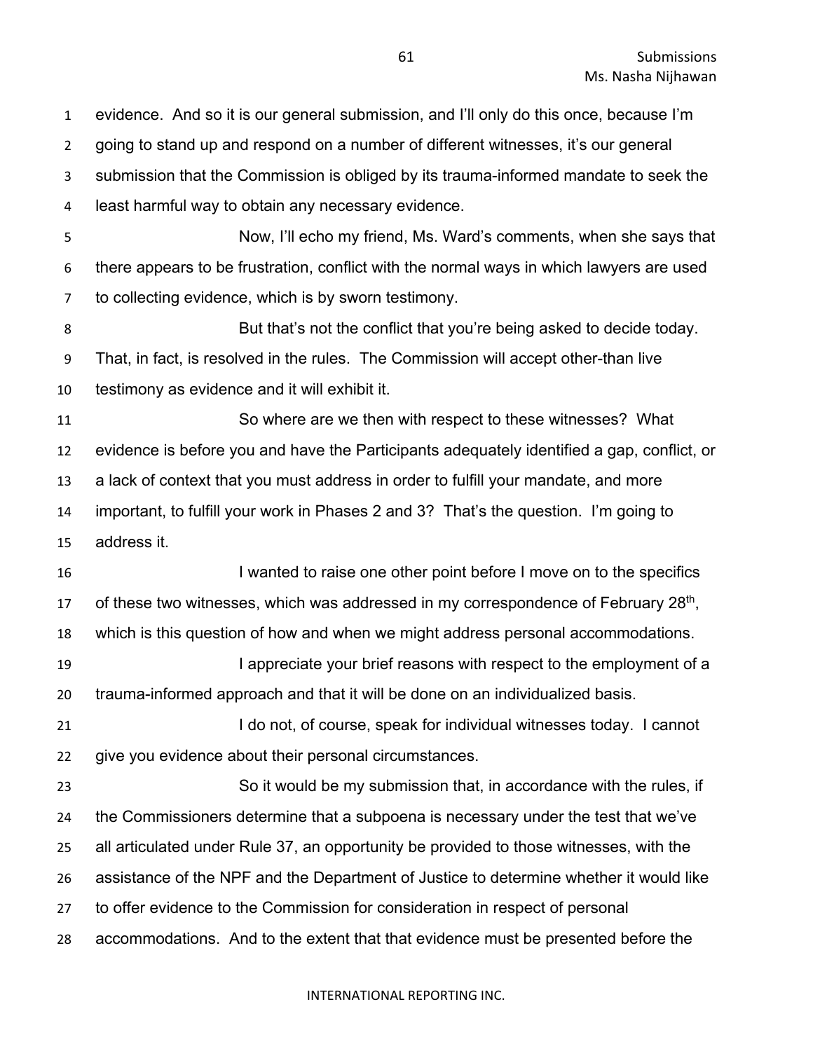evidence. And so it is our general submission, and I'll only do this once, because I'm going to stand up and respond on a number of different witnesses, it's our general submission that the Commission is obliged by its trauma-informed mandate to seek the least harmful way to obtain any necessary evidence.

Now, I'll echo my friend, Ms. Ward's comments, when she says that there appears to be frustration, conflict with the normal ways in which lawyers are used to collecting evidence, which is by sworn testimony.

But that's not the conflict that you're being asked to decide today. That, in fact, is resolved in the rules. The Commission will accept other-than live testimony as evidence and it will exhibit it.

So where are we then with respect to these witnesses? What evidence is before you and have the Participants adequately identified a gap, conflict, or a lack of context that you must address in order to fulfill your mandate, and more important, to fulfill your work in Phases 2 and 3? That's the question. I'm going to address it.

I wanted to raise one other point before I move on to the specifics of these two witnesses, which was addressed in my correspondence of February 28th, which is this question of how and when we might address personal accommodations.

I appreciate your brief reasons with respect to the employment of a trauma-informed approach and that it will be done on an individualized basis.

I do not, of course, speak for individual witnesses today. I cannot give you evidence about their personal circumstances.

So it would be my submission that, in accordance with the rules, if the Commissioners determine that a subpoena is necessary under the test that we've all articulated under Rule 37, an opportunity be provided to those witnesses, with the assistance of the NPF and the Department of Justice to determine whether it would like to offer evidence to the Commission for consideration in respect of personal accommodations. And to the extent that that evidence must be presented before the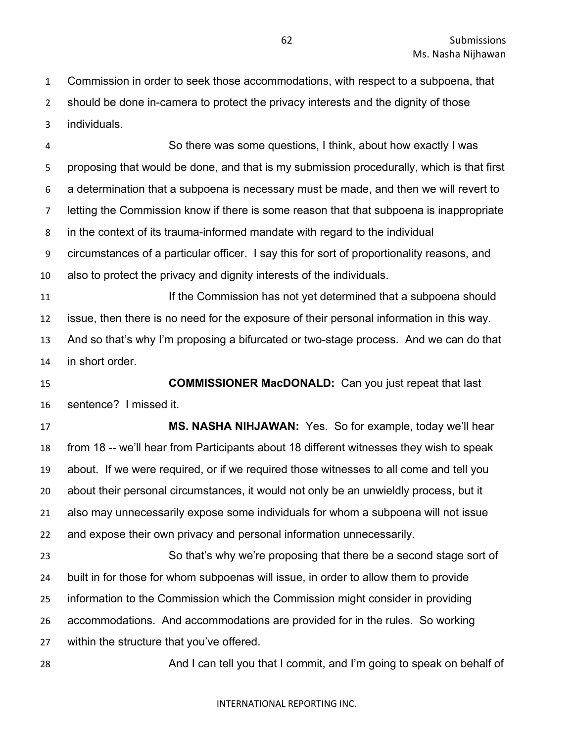Commission in order to seek those accommodations, with respect to a subpoena, that should be done in-camera to protect the privacy interests and the dignity of those individuals.

So there was some questions, I think, about how exactly I was proposing that would be done, and that is my submission procedurally, which is that first a determination that a subpoena is necessary must be made, and then we will revert to letting the Commission know if there is some reason that that subpoena is inappropriate in the context of its trauma-informed mandate with regard to the individual circumstances of a particular officer. I say this for sort of proportionality reasons, and also to protect the privacy and dignity interests of the individuals.

If the Commission has not yet determined that a subpoena should issue, then there is no need for the exposure of their personal information in this way. And so that's why I'm proposing a bifurcated or two-stage process. And we can do that in short order.

**COMMISSIONER MacDONALD:** Can you just repeat that last sentence? I missed it.

**MS. NASHA NIHJAWAN:** Yes. So for example, today we'll hear from 18 -- we'll hear from Participants about 18 different witnesses they wish to speak about. If we were required, or if we required those witnesses to all come and tell you about their personal circumstances, it would not only be an unwieldly process, but it also may unnecessarily expose some individuals for whom a subpoena will not issue and expose their own privacy and personal information unnecessarily.

So that's why we're proposing that there be a second stage sort of built in for those for whom subpoenas will issue, in order to allow them to provide information to the Commission which the Commission might consider in providing accommodations. And accommodations are provided for in the rules. So working within the structure that you've offered.

And I can tell you that I commit, and I'm going to speak on behalf of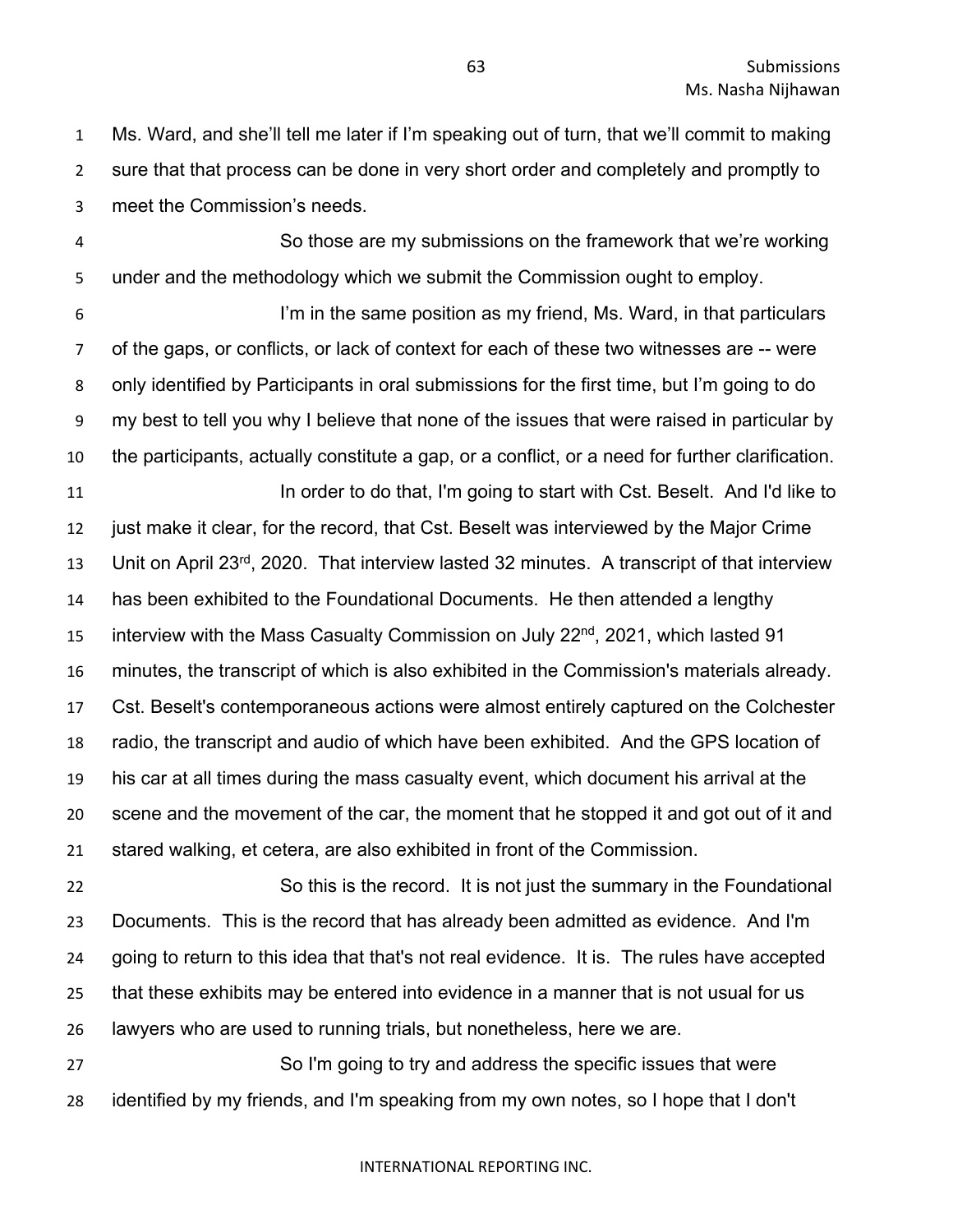Ms. Ward, and she'll tell me later if I'm speaking out of turn, that we'll commit to making sure that that process can be done in very short order and completely and promptly to meet the Commission's needs.

So those are my submissions on the framework that we're working under and the methodology which we submit the Commission ought to employ.

I'm in the same position as my friend, Ms. Ward, in that particulars of the gaps, or conflicts, or lack of context for each of these two witnesses are -- were only identified by Participants in oral submissions for the first time, but I'm going to do my best to tell you why I believe that none of the issues that were raised in particular by the participants, actually constitute a gap, or a conflict, or a need for further clarification.

In order to do that, I'm going to start with Cst. Beselt. And I'd like to just make it clear, for the record, that Cst. Beselt was interviewed by the Major Crime Unit on April 23rd, 2020. That interview lasted 32 minutes. A transcript of that interview has been exhibited to the Foundational Documents. He then attended a lengthy interview with the Mass Casualty Commission on July 22nd, 2021, which lasted 91 minutes, the transcript of which is also exhibited in the Commission's materials already. Cst. Beselt's contemporaneous actions were almost entirely captured on the Colchester radio, the transcript and audio of which have been exhibited. And the GPS location of his car at all times during the mass casualty event, which document his arrival at the scene and the movement of the car, the moment that he stopped it and got out of it and stared walking, et cetera, are also exhibited in front of the Commission.

So this is the record. It is not just the summary in the Foundational Documents. This is the record that has already been admitted as evidence. And I'm going to return to this idea that that's not real evidence. It is. The rules have accepted that these exhibits may be entered into evidence in a manner that is not usual for us lawyers who are used to running trials, but nonetheless, here we are.

So I'm going to try and address the specific issues that were identified by my friends, and I'm speaking from my own notes, so I hope that I don't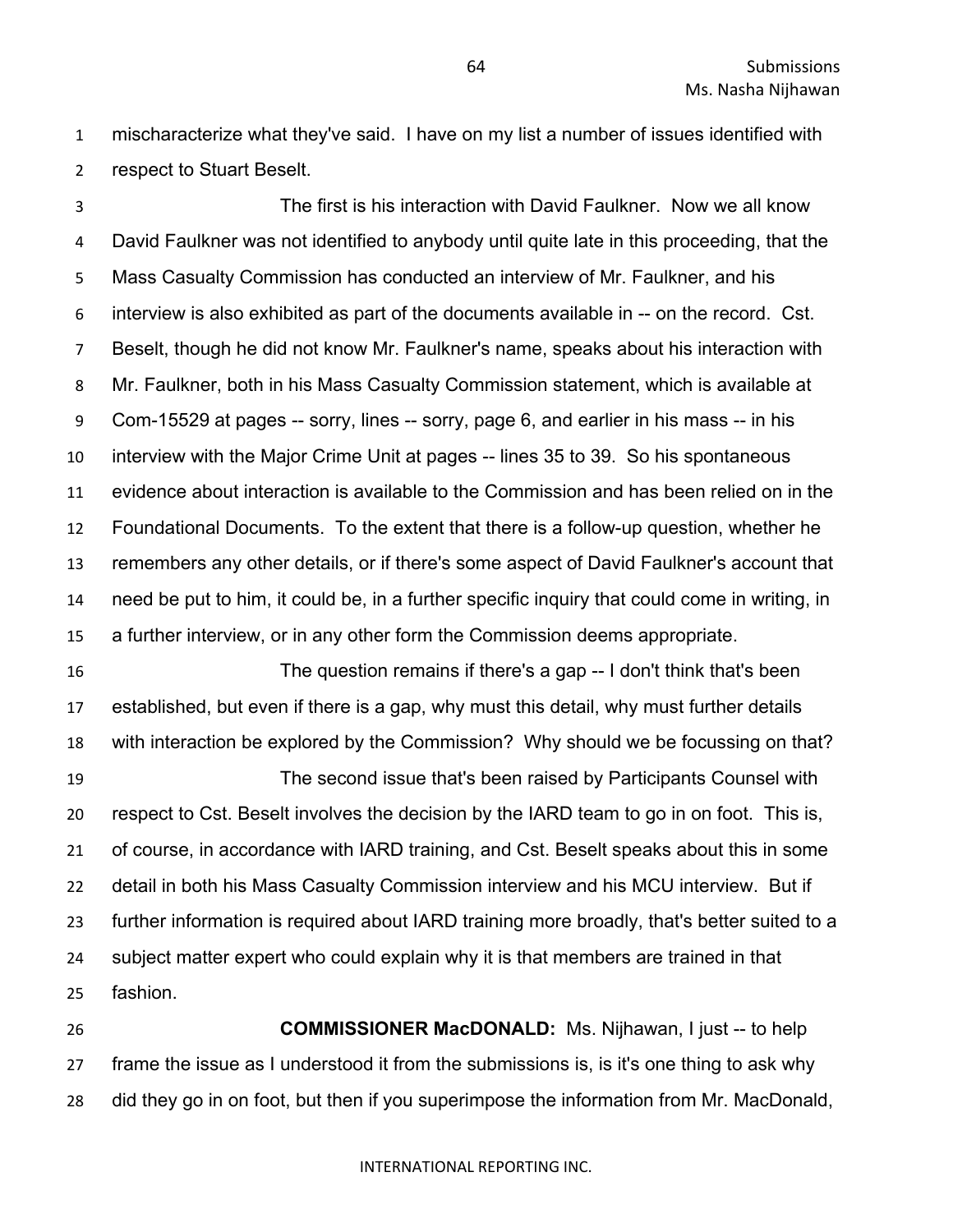mischaracterize what they've said. I have on my list a number of issues identified with respect to Stuart Beselt.

The first is his interaction with David Faulkner. Now we all know David Faulkner was not identified to anybody until quite late in this proceeding, that the Mass Casualty Commission has conducted an interview of Mr. Faulkner, and his interview is also exhibited as part of the documents available in -- on the record. Cst. Beselt, though he did not know Mr. Faulkner's name, speaks about his interaction with Mr. Faulkner, both in his Mass Casualty Commission statement, which is available at Com-15529 at pages -- sorry, lines -- sorry, page 6, and earlier in his mass -- in his interview with the Major Crime Unit at pages -- lines 35 to 39. So his spontaneous evidence about interaction is available to the Commission and has been relied on in the Foundational Documents. To the extent that there is a follow-up question, whether he remembers any other details, or if there's some aspect of David Faulkner's account that need be put to him, it could be, in a further specific inquiry that could come in writing, in a further interview, or in any other form the Commission deems appropriate.

The question remains if there's a gap -- I don't think that's been established, but even if there is a gap, why must this detail, why must further details with interaction be explored by the Commission? Why should we be focussing on that?

The second issue that's been raised by Participants Counsel with respect to Cst. Beselt involves the decision by the IARD team to go in on foot. This is, of course, in accordance with IARD training, and Cst. Beselt speaks about this in some detail in both his Mass Casualty Commission interview and his MCU interview. But if further information is required about IARD training more broadly, that's better suited to a subject matter expert who could explain why it is that members are trained in that fashion.

**COMMISSIONER MacDONALD:** Ms. Nijhawan, I just -- to help frame the issue as I understood it from the submissions is, is it's one thing to ask why did they go in on foot, but then if you superimpose the information from Mr. MacDonald,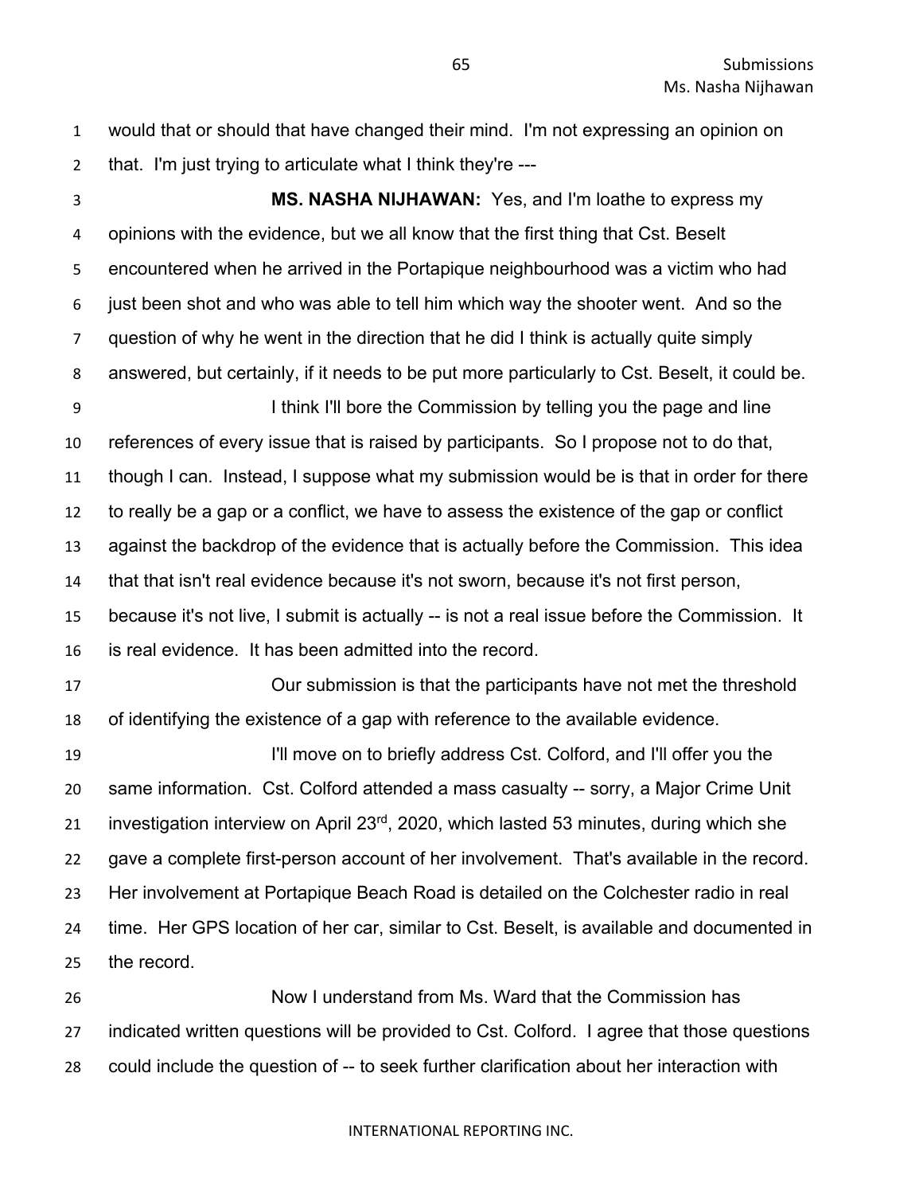would that or should that have changed their mind. I'm not expressing an opinion on that. I'm just trying to articulate what I think they're ---

**MS. NASHA NIJHAWAN:** Yes, and I'm loathe to express my opinions with the evidence, but we all know that the first thing that Cst. Beselt encountered when he arrived in the Portapique neighbourhood was a victim who had just been shot and who was able to tell him which way the shooter went. And so the question of why he went in the direction that he did I think is actually quite simply answered, but certainly, if it needs to be put more particularly to Cst. Beselt, it could be.

I think I'll bore the Commission by telling you the page and line references of every issue that is raised by participants. So I propose not to do that, though I can. Instead, I suppose what my submission would be is that in order for there to really be a gap or a conflict, we have to assess the existence of the gap or conflict against the backdrop of the evidence that is actually before the Commission. This idea that that isn't real evidence because it's not sworn, because it's not first person, because it's not live, I submit is actually -- is not a real issue before the Commission. It is real evidence. It has been admitted into the record.

Our submission is that the participants have not met the threshold of identifying the existence of a gap with reference to the available evidence.

I'll move on to briefly address Cst. Colford, and I'll offer you the same information. Cst. Colford attended a mass casualty -- sorry, a Major Crime Unit investigation interview on April 23rd, 2020, which lasted 53 minutes, during which she gave a complete first-person account of her involvement. That's available in the record. Her involvement at Portapique Beach Road is detailed on the Colchester radio in real time. Her GPS location of her car, similar to Cst. Beselt, is available and documented in the record.

Now I understand from Ms. Ward that the Commission has indicated written questions will be provided to Cst. Colford. I agree that those questions could include the question of -- to seek further clarification about her interaction with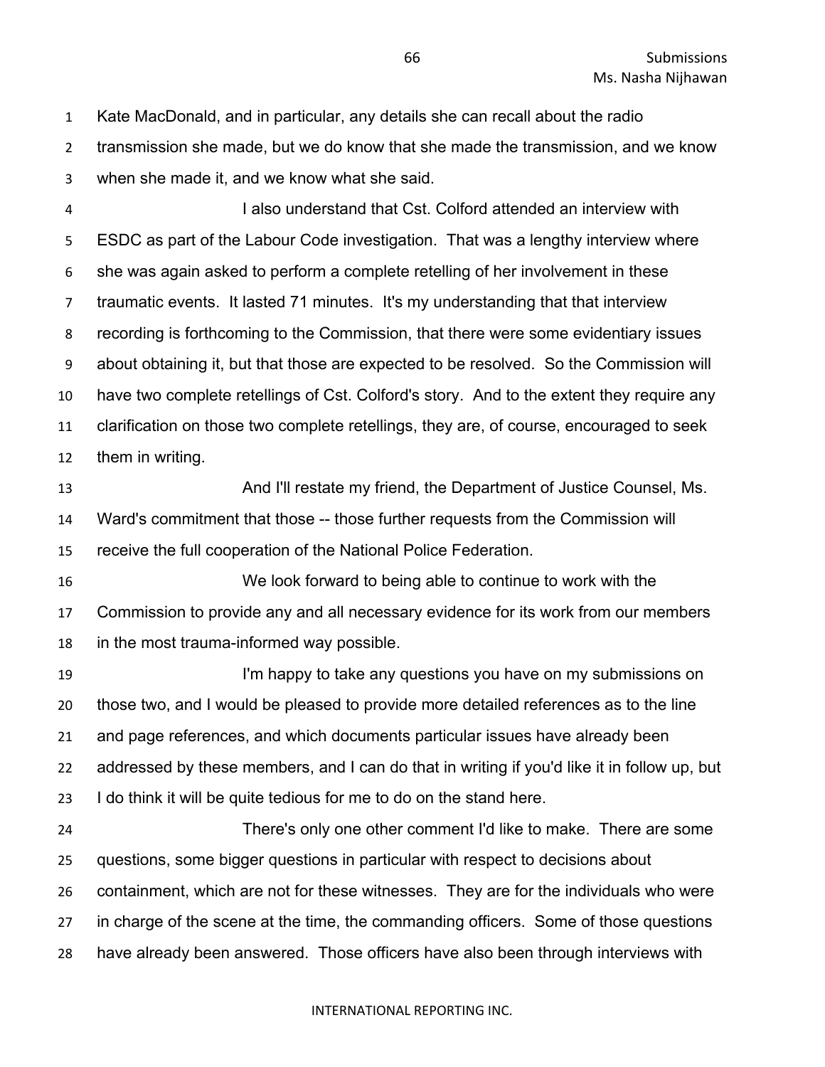Kate MacDonald, and in particular, any details she can recall about the radio transmission she made, but we do know that she made the transmission, and we know when she made it, and we know what she said.

I also understand that Cst. Colford attended an interview with ESDC as part of the Labour Code investigation. That was a lengthy interview where she was again asked to perform a complete retelling of her involvement in these traumatic events. It lasted 71 minutes. It's my understanding that that interview recording is forthcoming to the Commission, that there were some evidentiary issues about obtaining it, but that those are expected to be resolved. So the Commission will have two complete retellings of Cst. Colford's story. And to the extent they require any clarification on those two complete retellings, they are, of course, encouraged to seek them in writing.

And I'll restate my friend, the Department of Justice Counsel, Ms. Ward's commitment that those -- those further requests from the Commission will receive the full cooperation of the National Police Federation.

We look forward to being able to continue to work with the Commission to provide any and all necessary evidence for its work from our members in the most trauma-informed way possible.

I'm happy to take any questions you have on my submissions on those two, and I would be pleased to provide more detailed references as to the line and page references, and which documents particular issues have already been addressed by these members, and I can do that in writing if you'd like it in follow up, but I do think it will be quite tedious for me to do on the stand here.

There's only one other comment I'd like to make. There are some questions, some bigger questions in particular with respect to decisions about containment, which are not for these witnesses. They are for the individuals who were in charge of the scene at the time, the commanding officers. Some of those questions have already been answered. Those officers have also been through interviews with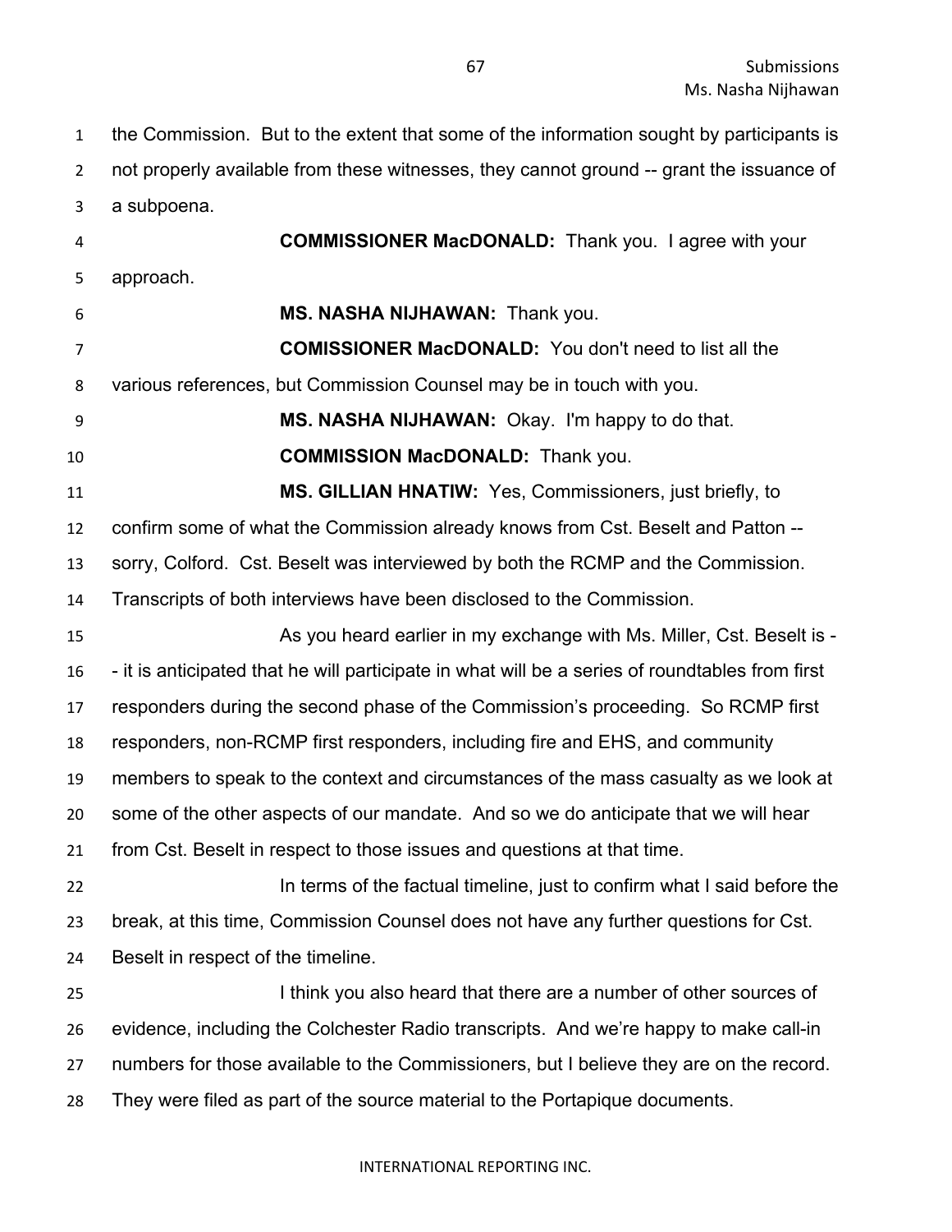the Commission. But to the extent that some of the information sought by participants is not properly available from these witnesses, they cannot ground -- grant the issuance of a subpoena.

**COMMISSIONER MacDONALD:** Thank you. I agree with your approach.

**MS. NASHA NIJHAWAN:** Thank you.

**COMISSIONER MacDONALD:** You don't need to list all the various references, but Commission Counsel may be in touch with you.

**MS. NASHA NIJHAWAN:** Okay. I'm happy to do that.

**COMMISSION MacDONALD:** Thank you.

**MS. GILLIAN HNATIW:** Yes, Commissioners, just briefly, to confirm some of what the Commission already knows from Cst. Beselt and Patton -- sorry, Colford. Cst. Beselt was interviewed by both the RCMP and the Commission. Transcripts of both interviews have been disclosed to the Commission.

As you heard earlier in my exchange with Ms. Miller, Cst. Beselt is -- it is anticipated that he will participate in what will be a series of roundtables from first responders during the second phase of the Commission's proceeding. So RCMP first responders, non-RCMP first responders, including fire and EHS, and community members to speak to the context and circumstances of the mass casualty as we look at some of the other aspects of our mandate. And so we do anticipate that we will hear from Cst. Beselt in respect to those issues and questions at that time.

In terms of the factual timeline, just to confirm what I said before the break, at this time, Commission Counsel does not have any further questions for Cst. Beselt in respect of the timeline.

I think you also heard that there are a number of other sources of evidence, including the Colchester Radio transcripts. And we're happy to make call-in numbers for those available to the Commissioners, but I believe they are on the record. They were filed as part of the source material to the Portapique documents.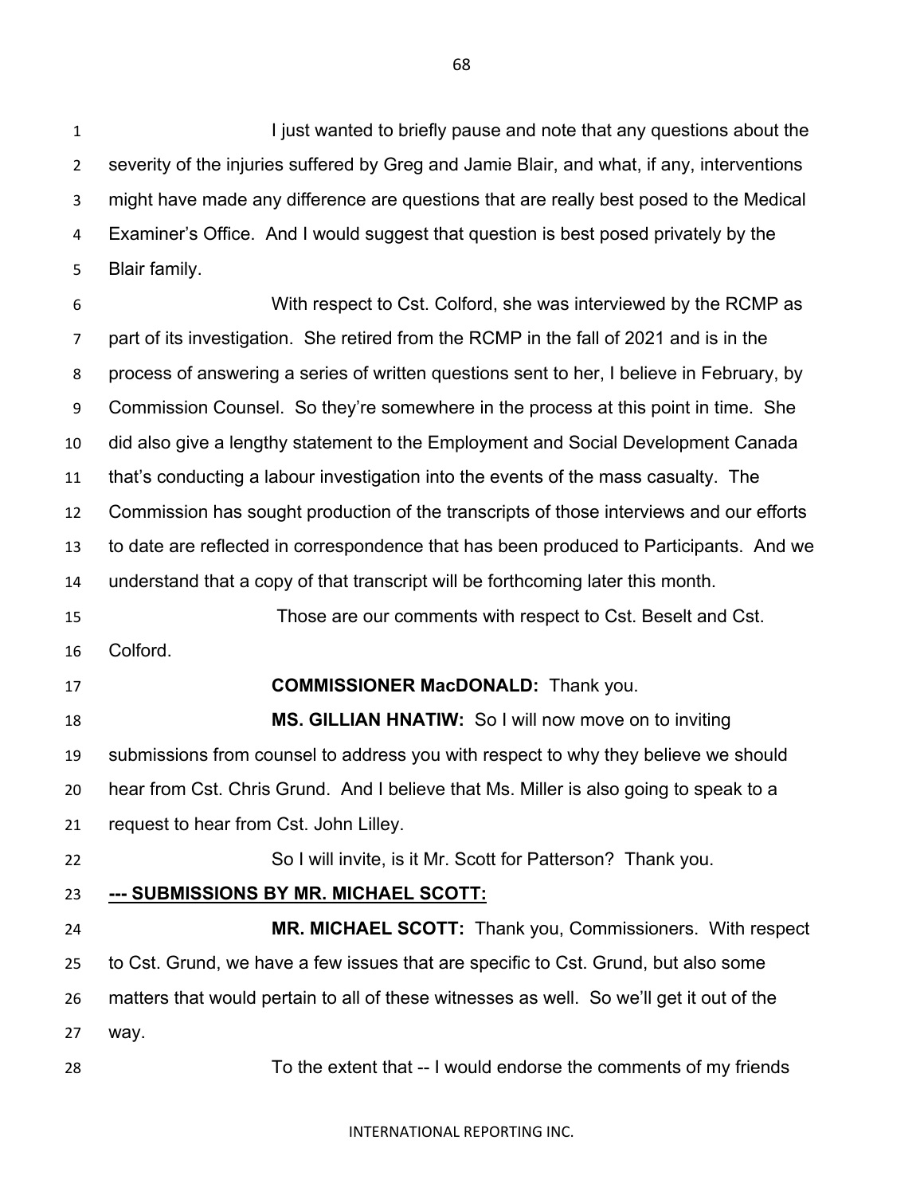I just wanted to briefly pause and note that any questions about the severity of the injuries suffered by Greg and Jamie Blair, and what, if any, interventions might have made any difference are questions that are really best posed to the Medical Examiner's Office. And I would suggest that question is best posed privately by the Blair family.

With respect to Cst. Colford, she was interviewed by the RCMP as part of its investigation. She retired from the RCMP in the fall of 2021 and is in the process of answering a series of written questions sent to her, I believe in February, by Commission Counsel. So they're somewhere in the process at this point in time. She did also give a lengthy statement to the Employment and Social Development Canada that's conducting a labour investigation into the events of the mass casualty. The Commission has sought production of the transcripts of those interviews and our efforts to date are reflected in correspondence that has been produced to Participants. And we understand that a copy of that transcript will be forthcoming later this month.

Those are our comments with respect to Cst. Beselt and Cst. Colford.

**COMMISSIONER MacDONALD:** Thank you.

**MS. GILLIAN HNATIW:** So I will now move on to inviting submissions from counsel to address you with respect to why they believe we should hear from Cst. Chris Grund. And I believe that Ms. Miller is also going to speak to a request to hear from Cst. John Lilley.

So I will invite, is it Mr. Scott for Patterson? Thank you.

**--- SUBMISSIONS BY MR. MICHAEL SCOTT:**

**MR. MICHAEL SCOTT:** Thank you, Commissioners. With respect to Cst. Grund, we have a few issues that are specific to Cst. Grund, but also some matters that would pertain to all of these witnesses as well. So we'll get it out of the way.

To the extent that -- I would endorse the comments of my friends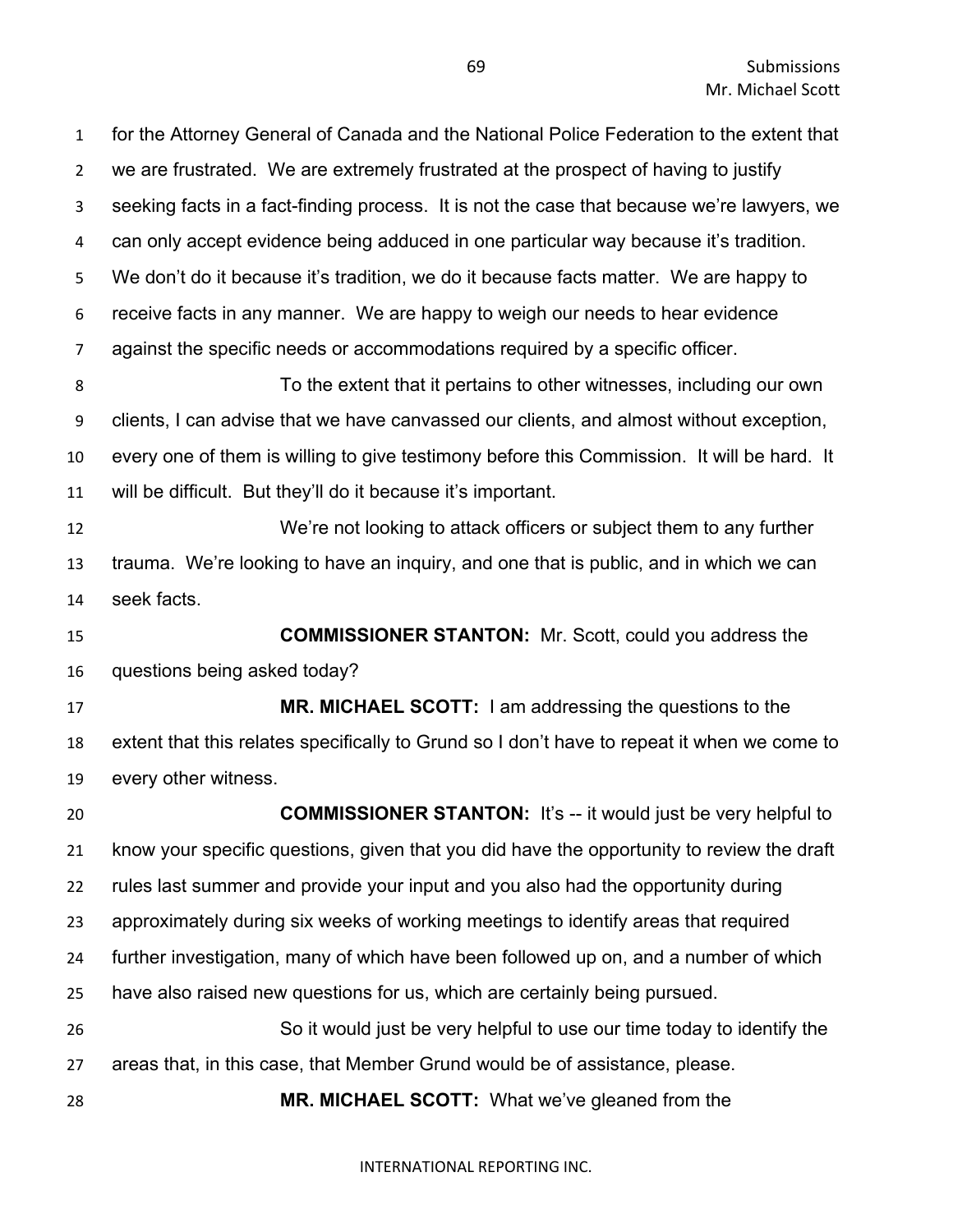for the Attorney General of Canada and the National Police Federation to the extent that we are frustrated. We are extremely frustrated at the prospect of having to justify seeking facts in a fact-finding process. It is not the case that because we're lawyers, we can only accept evidence being adduced in one particular way because it's tradition. We don't do it because it's tradition, we do it because facts matter. We are happy to receive facts in any manner. We are happy to weigh our needs to hear evidence against the specific needs or accommodations required by a specific officer.

To the extent that it pertains to other witnesses, including our own clients, I can advise that we have canvassed our clients, and almost without exception, every one of them is willing to give testimony before this Commission. It will be hard. It will be difficult. But they'll do it because it's important.

We're not looking to attack officers or subject them to any further trauma. We're looking to have an inquiry, and one that is public, and in which we can seek facts.

**COMMISSIONER STANTON:** Mr. Scott, could you address the questions being asked today?

**MR. MICHAEL SCOTT:** I am addressing the questions to the extent that this relates specifically to Grund so I don't have to repeat it when we come to every other witness.

**COMMISSIONER STANTON:** It's -- it would just be very helpful to know your specific questions, given that you did have the opportunity to review the draft rules last summer and provide your input and you also had the opportunity during approximately during six weeks of working meetings to identify areas that required further investigation, many of which have been followed up on, and a number of which have also raised new questions for us, which are certainly being pursued.

So it would just be very helpful to use our time today to identify the areas that, in this case, that Member Grund would be of assistance, please.

**MR. MICHAEL SCOTT:** What we've gleaned from the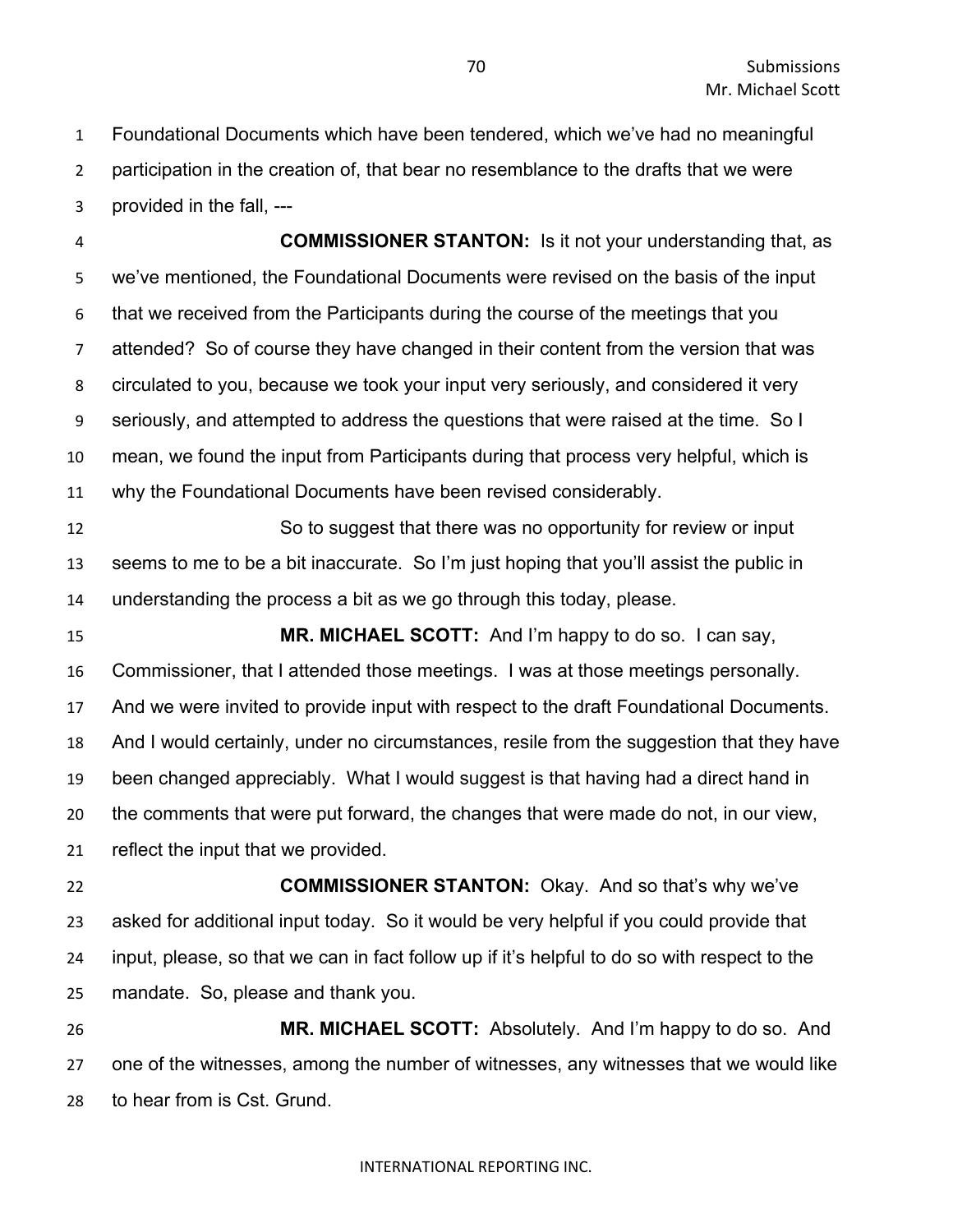Foundational Documents which have been tendered, which we've had no meaningful participation in the creation of, that bear no resemblance to the drafts that we were provided in the fall, ---

**COMMISSIONER STANTON:** Is it not your understanding that, as we've mentioned, the Foundational Documents were revised on the basis of the input that we received from the Participants during the course of the meetings that you attended? So of course they have changed in their content from the version that was circulated to you, because we took your input very seriously, and considered it very seriously, and attempted to address the questions that were raised at the time. So I mean, we found the input from Participants during that process very helpful, which is why the Foundational Documents have been revised considerably.

So to suggest that there was no opportunity for review or input seems to me to be a bit inaccurate. So I'm just hoping that you'll assist the public in understanding the process a bit as we go through this today, please.

**MR. MICHAEL SCOTT:** And I'm happy to do so. I can say, Commissioner, that I attended those meetings. I was at those meetings personally. And we were invited to provide input with respect to the draft Foundational Documents. And I would certainly, under no circumstances, resile from the suggestion that they have been changed appreciably. What I would suggest is that having had a direct hand in the comments that were put forward, the changes that were made do not, in our view, reflect the input that we provided.

**COMMISSIONER STANTON:** Okay. And so that's why we've asked for additional input today. So it would be very helpful if you could provide that input, please, so that we can in fact follow up if it's helpful to do so with respect to the mandate. So, please and thank you.

**MR. MICHAEL SCOTT:** Absolutely. And I'm happy to do so. And one of the witnesses, among the number of witnesses, any witnesses that we would like to hear from is Cst. Grund.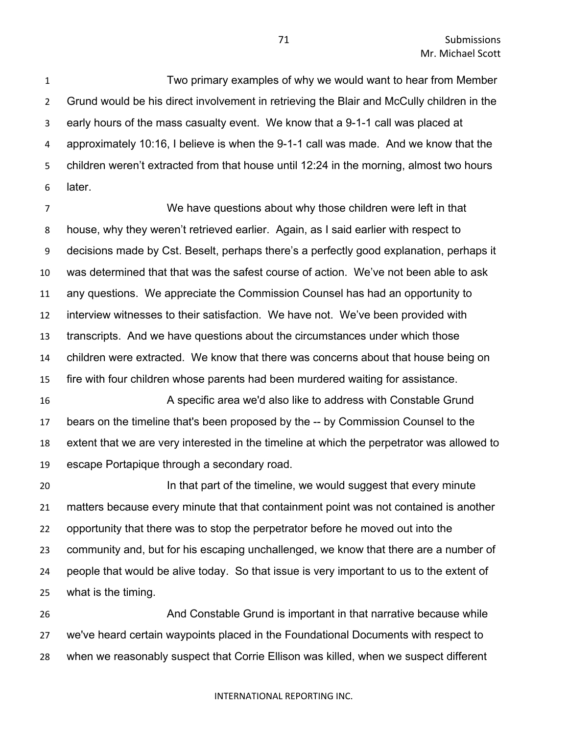Two primary examples of why we would want to hear from Member Grund would be his direct involvement in retrieving the Blair and McCully children in the early hours of the mass casualty event. We know that a 9-1-1 call was placed at approximately 10:16, I believe is when the 9-1-1 call was made. And we know that the children weren't extracted from that house until 12:24 in the morning, almost two hours later.

We have questions about why those children were left in that house, why they weren't retrieved earlier. Again, as I said earlier with respect to decisions made by Cst. Beselt, perhaps there's a perfectly good explanation, perhaps it was determined that that was the safest course of action. We've not been able to ask any questions. We appreciate the Commission Counsel has had an opportunity to interview witnesses to their satisfaction. We have not. We've been provided with transcripts. And we have questions about the circumstances under which those children were extracted. We know that there was concerns about that house being on fire with four children whose parents had been murdered waiting for assistance.

A specific area we'd also like to address with Constable Grund bears on the timeline that's been proposed by the -- by Commission Counsel to the extent that we are very interested in the timeline at which the perpetrator was allowed to escape Portapique through a secondary road.

In that part of the timeline, we would suggest that every minute matters because every minute that that containment point was not contained is another opportunity that there was to stop the perpetrator before he moved out into the community and, but for his escaping unchallenged, we know that there are a number of people that would be alive today. So that issue is very important to us to the extent of what is the timing.

And Constable Grund is important in that narrative because while we've heard certain waypoints placed in the Foundational Documents with respect to when we reasonably suspect that Corrie Ellison was killed, when we suspect different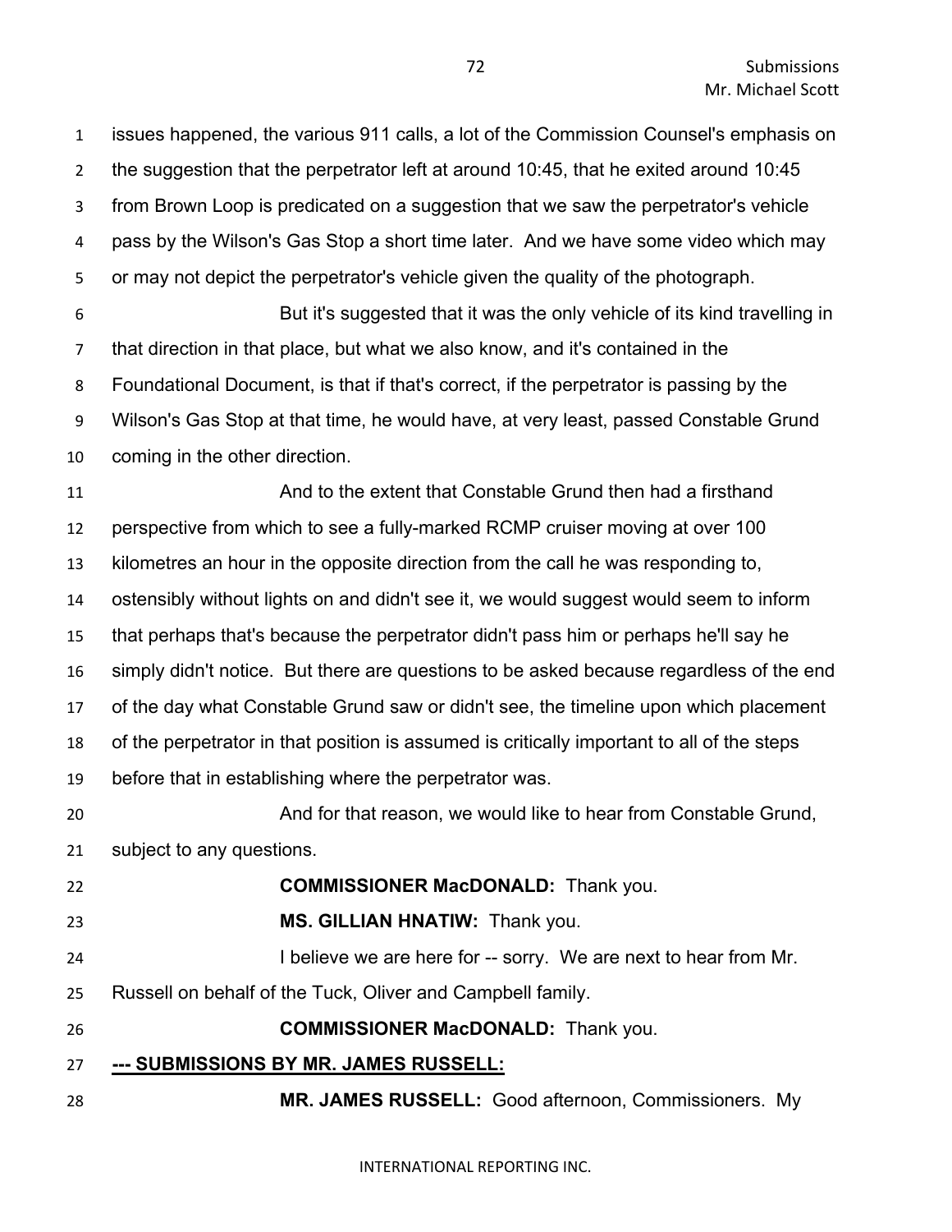issues happened, the various 911 calls, a lot of the Commission Counsel's emphasis on the suggestion that the perpetrator left at around 10:45, that he exited around 10:45 from Brown Loop is predicated on a suggestion that we saw the perpetrator's vehicle pass by the Wilson's Gas Stop a short time later. And we have some video which may or may not depict the perpetrator's vehicle given the quality of the photograph.

But it's suggested that it was the only vehicle of its kind travelling in that direction in that place, but what we also know, and it's contained in the Foundational Document, is that if that's correct, if the perpetrator is passing by the Wilson's Gas Stop at that time, he would have, at very least, passed Constable Grund coming in the other direction.

And to the extent that Constable Grund then had a firsthand perspective from which to see a fully-marked RCMP cruiser moving at over 100 kilometres an hour in the opposite direction from the call he was responding to, ostensibly without lights on and didn't see it, we would suggest would seem to inform that perhaps that's because the perpetrator didn't pass him or perhaps he'll say he simply didn't notice. But there are questions to be asked because regardless of the end of the day what Constable Grund saw or didn't see, the timeline upon which placement of the perpetrator in that position is assumed is critically important to all of the steps before that in establishing where the perpetrator was.

And for that reason, we would like to hear from Constable Grund, subject to any questions.

**COMMISSIONER MacDONALD:** Thank you.

**MS. GILLIAN HNATIW:** Thank you.

I believe we are here for -- sorry. We are next to hear from Mr. Russell on behalf of the Tuck, Oliver and Campbell family.

**COMMISSIONER MacDONALD:** Thank you.

**--- SUBMISSIONS BY MR. JAMES RUSSELL:**

**MR. JAMES RUSSELL:** Good afternoon, Commissioners. My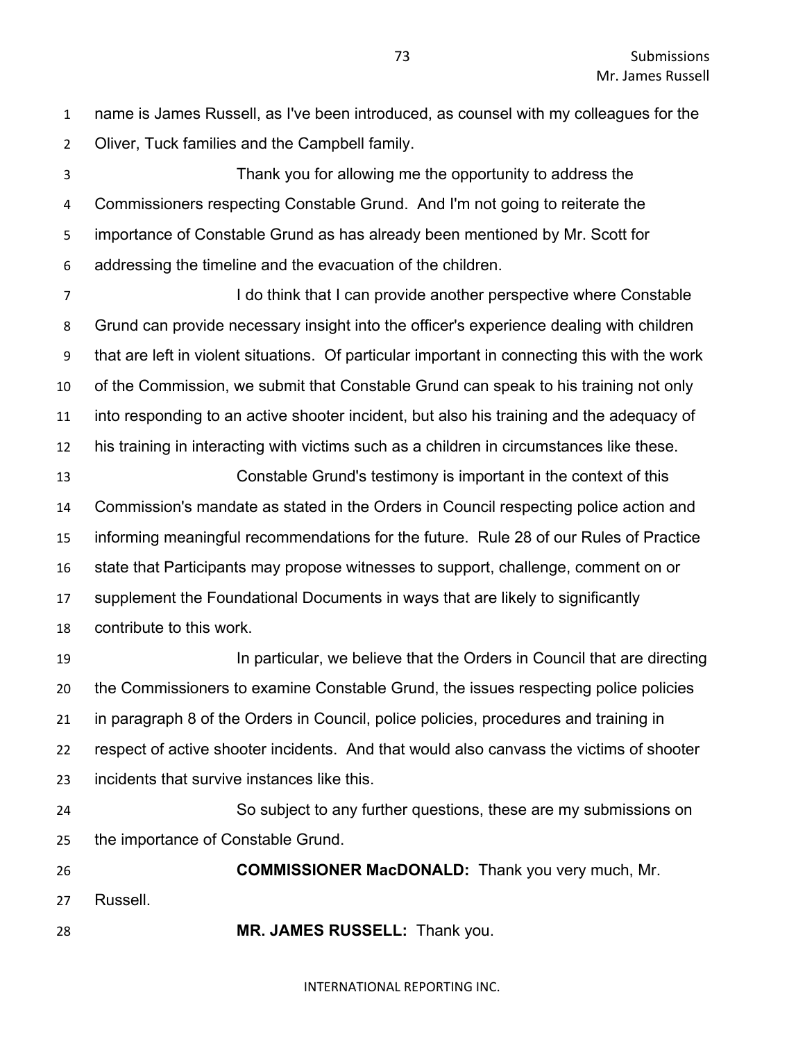name is James Russell, as I've been introduced, as counsel with my colleagues for the Oliver, Tuck families and the Campbell family.

Thank you for allowing me the opportunity to address the Commissioners respecting Constable Grund. And I'm not going to reiterate the importance of Constable Grund as has already been mentioned by Mr. Scott for addressing the timeline and the evacuation of the children.

I do think that I can provide another perspective where Constable Grund can provide necessary insight into the officer's experience dealing with children that are left in violent situations. Of particular important in connecting this with the work of the Commission, we submit that Constable Grund can speak to his training not only into responding to an active shooter incident, but also his training and the adequacy of his training in interacting with victims such as a children in circumstances like these.

Constable Grund's testimony is important in the context of this Commission's mandate as stated in the Orders in Council respecting police action and informing meaningful recommendations for the future. Rule 28 of our Rules of Practice state that Participants may propose witnesses to support, challenge, comment on or supplement the Foundational Documents in ways that are likely to significantly contribute to this work.

In particular, we believe that the Orders in Council that are directing the Commissioners to examine Constable Grund, the issues respecting police policies in paragraph 8 of the Orders in Council, police policies, procedures and training in respect of active shooter incidents. And that would also canvass the victims of shooter incidents that survive instances like this.

So subject to any further questions, these are my submissions on the importance of Constable Grund.

**COMMISSIONER MacDONALD:** Thank you very much, Mr. Russell.

**MR. JAMES RUSSELL:** Thank you.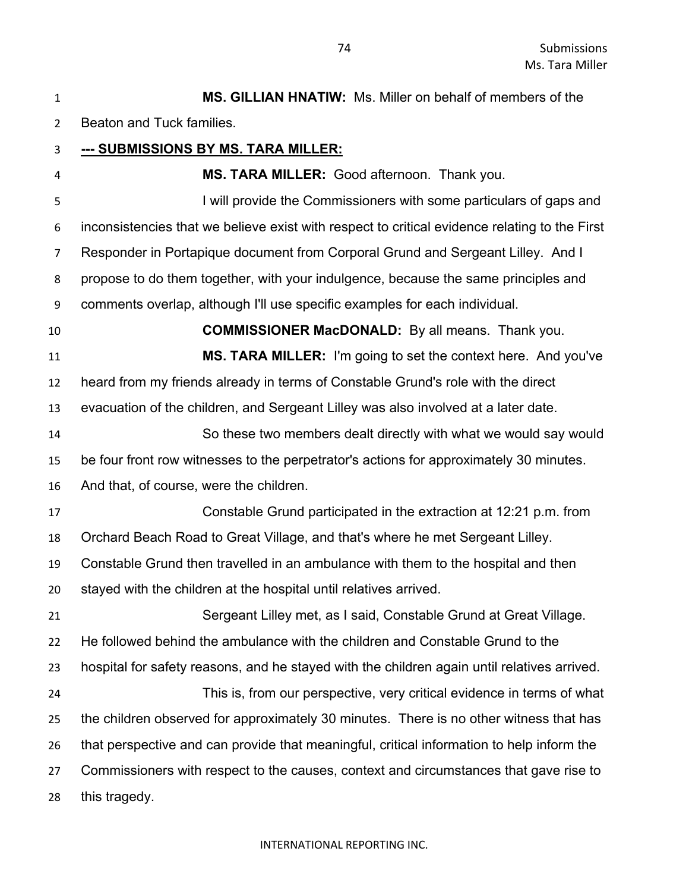**MS. GILLIAN HNATIW:** Ms. Miller on behalf of members of the Beaton and Tuck families.

**--- SUBMISSIONS BY MS. TARA MILLER:**

**MS. TARA MILLER:** Good afternoon. Thank you.

I will provide the Commissioners with some particulars of gaps and inconsistencies that we believe exist with respect to critical evidence relating to the First Responder in Portapique document from Corporal Grund and Sergeant Lilley. And I propose to do them together, with your indulgence, because the same principles and comments overlap, although I'll use specific examples for each individual.

**COMMISSIONER MacDONALD:** By all means. Thank you.

**MS. TARA MILLER:** I'm going to set the context here. And you've heard from my friends already in terms of Constable Grund's role with the direct evacuation of the children, and Sergeant Lilley was also involved at a later date.

So these two members dealt directly with what we would say would be four front row witnesses to the perpetrator's actions for approximately 30 minutes. And that, of course, were the children.

Constable Grund participated in the extraction at 12:21 p.m. from Orchard Beach Road to Great Village, and that's where he met Sergeant Lilley. Constable Grund then travelled in an ambulance with them to the hospital and then stayed with the children at the hospital until relatives arrived.

Sergeant Lilley met, as I said, Constable Grund at Great Village. He followed behind the ambulance with the children and Constable Grund to the hospital for safety reasons, and he stayed with the children again until relatives arrived.

This is, from our perspective, very critical evidence in terms of what the children observed for approximately 30 minutes. There is no other witness that has that perspective and can provide that meaningful, critical information to help inform the Commissioners with respect to the causes, context and circumstances that gave rise to this tragedy.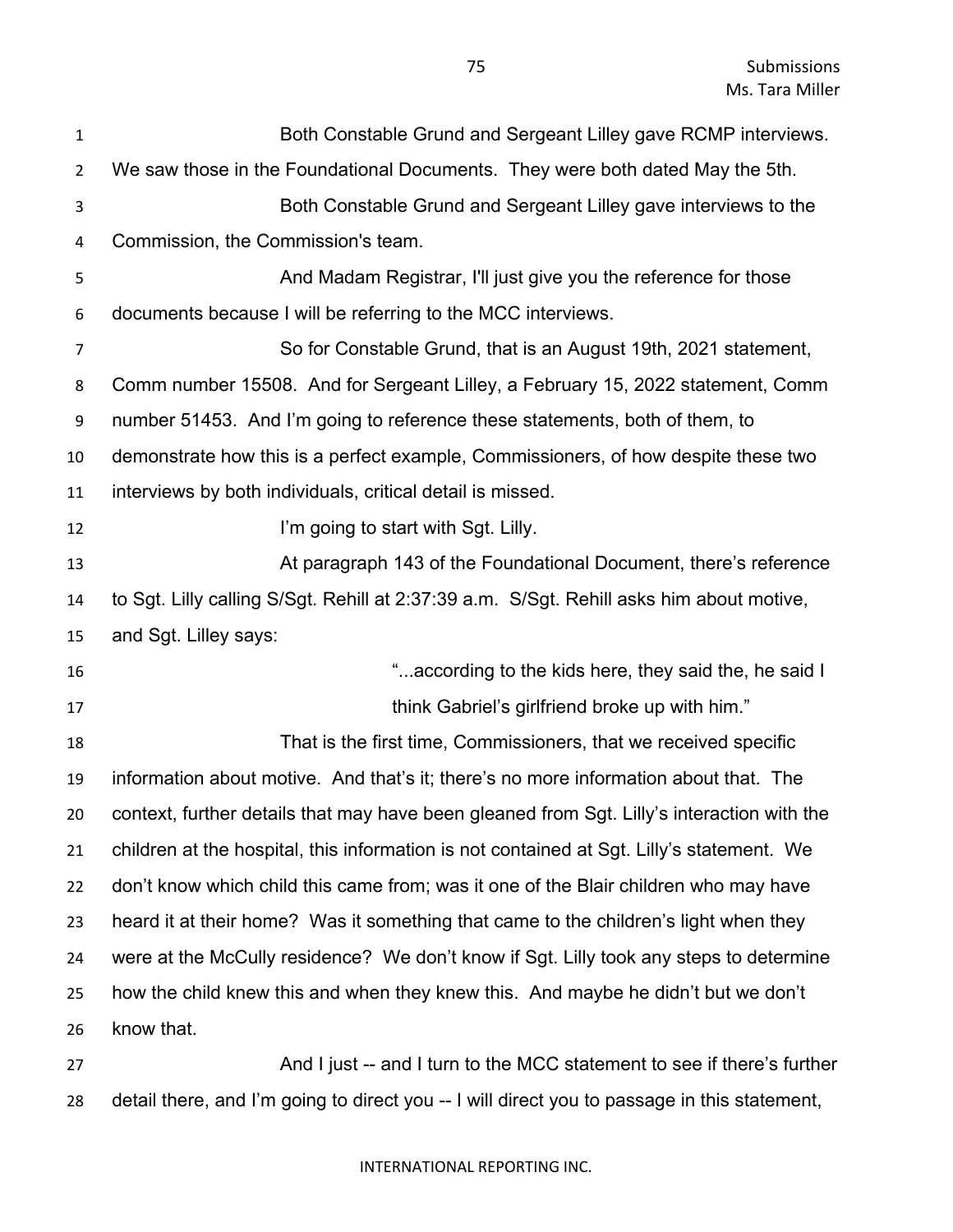Both Constable Grund and Sergeant Lilley gave RCMP interviews. We saw those in the Foundational Documents. They were both dated May the 5th.

Both Constable Grund and Sergeant Lilley gave interviews to the Commission, the Commission's team.

And Madam Registrar, I'll just give you the reference for those documents because I will be referring to the MCC interviews.

So for Constable Grund, that is an August 19th, 2021 statement, Comm number 15508. And for Sergeant Lilley, a February 15, 2022 statement, Comm number 51453. And I'm going to reference these statements, both of them, to demonstrate how this is a perfect example, Commissioners, of how despite these two interviews by both individuals, critical detail is missed.

I'm going to start with Sgt. Lilly.

At paragraph 143 of the Foundational Document, there's reference to Sgt. Lilly calling S/Sgt. Rehill at 2:37:39 a.m. S/Sgt. Rehill asks him about motive, and Sgt. Lilley says:

> "...according to the kids here, they said the, he said I think Gabriel's girlfriend broke up with him."

That is the first time, Commissioners, that we received specific information about motive. And that's it; there's no more information about that. The context, further details that may have been gleaned from Sgt. Lilly's interaction with the children at the hospital, this information is not contained at Sgt. Lilly's statement. We don't know which child this came from; was it one of the Blair children who may have heard it at their home? Was it something that came to the children's light when they were at the McCully residence? We don't know if Sgt. Lilly took any steps to determine how the child knew this and when they knew this. And maybe he didn't but we don't know that.

And I just -- and I turn to the MCC statement to see if there's further detail there, and I'm going to direct you -- I will direct you to passage in this statement,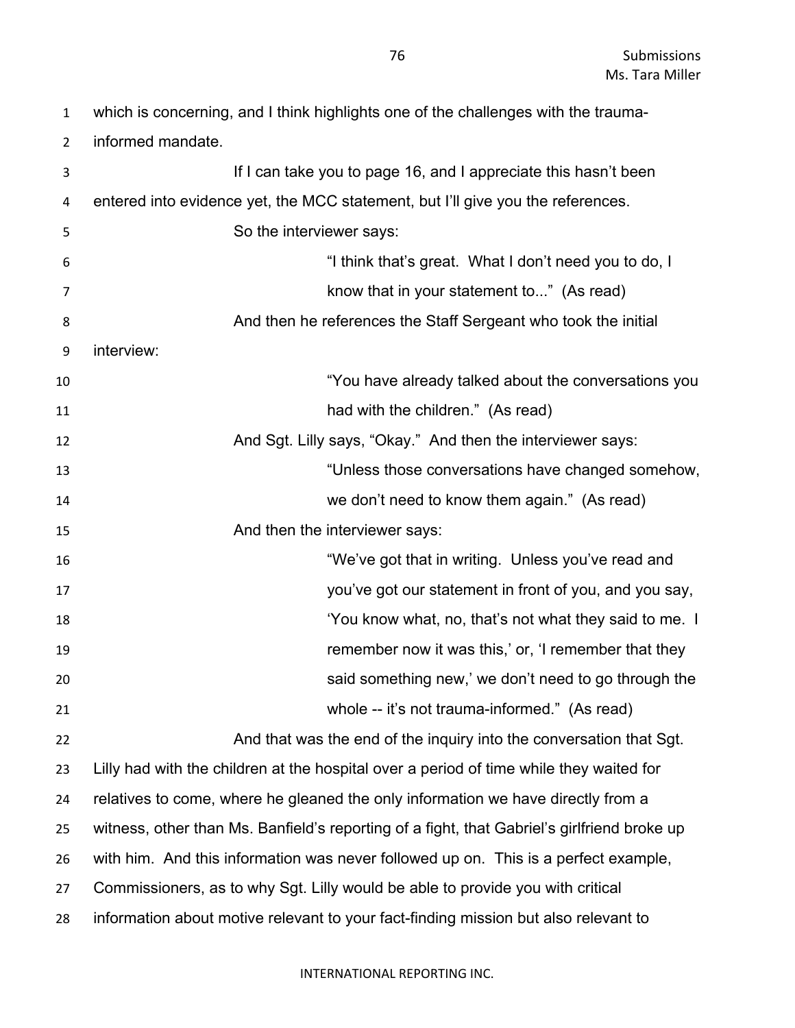which is concerning, and I think highlights one of the challenges with the trauma-informed mandate.

If I can take you to page 16, and I appreciate this hasn't been entered into evidence yet, the MCC statement, but I'll give you the references.

So the interviewer says:

> "I think that's great. What I don't need you to do, I know that in your statement to..." (As read)

And then he references the Staff Sergeant who took the initial interview:

> "You have already talked about the conversations you had with the children." (As read)

And Sgt. Lilly says, "Okay." And then the interviewer says:

> "Unless those conversations have changed somehow, we don't need to know them again." (As read)

And then the interviewer says:

> "We've got that in writing. Unless you've read and you've got our statement in front of you, and you say, 'You know what, no, that's not what they said to me. I remember now it was this,' or, 'I remember that they said something new,' we don't need to go through the whole -- it's not trauma-informed." (As read)

And that was the end of the inquiry into the conversation that Sgt. Lilly had with the children at the hospital over a period of time while they waited for relatives to come, where he gleaned the only information we have directly from a witness, other than Ms. Banfield's reporting of a fight, that Gabriel's girlfriend broke up with him. And this information was never followed up on. This is a perfect example, Commissioners, as to why Sgt. Lilly would be able to provide you with critical information about motive relevant to your fact-finding mission but also relevant to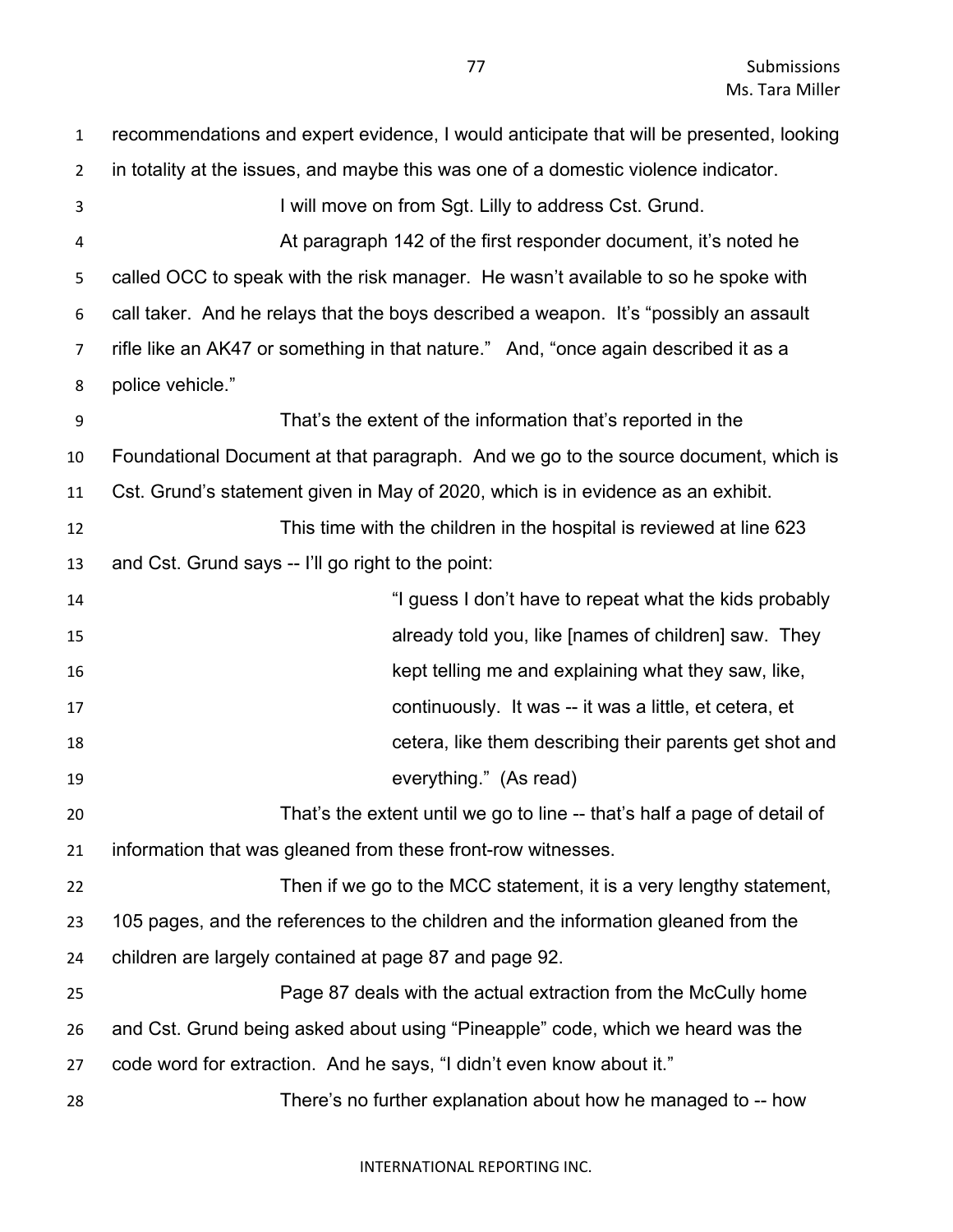recommendations and expert evidence, I would anticipate that will be presented, looking in totality at the issues, and maybe this was one of a domestic violence indicator.

I will move on from Sgt. Lilly to address Cst. Grund.

At paragraph 142 of the first responder document, it's noted he called OCC to speak with the risk manager. He wasn't available to so he spoke with call taker. And he relays that the boys described a weapon. It's "possibly an assault rifle like an AK47 or something in that nature." And, "once again described it as a police vehicle."

That's the extent of the information that's reported in the Foundational Document at that paragraph. And we go to the source document, which is Cst. Grund's statement given in May of 2020, which is in evidence as an exhibit.

This time with the children in the hospital is reviewed at line 623 and Cst. Grund says -- I'll go right to the point:

> "I guess I don't have to repeat what the kids probably already told you, like [names of children] saw. They kept telling me and explaining what they saw, like, continuously. It was -- it was a little, et cetera, et cetera, like them describing their parents get shot and everything." (As read)

That's the extent until we go to line -- that's half a page of detail of information that was gleaned from these front-row witnesses.

Then if we go to the MCC statement, it is a very lengthy statement, 105 pages, and the references to the children and the information gleaned from the children are largely contained at page 87 and page 92.

Page 87 deals with the actual extraction from the McCully home and Cst. Grund being asked about using "Pineapple" code, which we heard was the code word for extraction. And he says, "I didn't even know about it."

There's no further explanation about how he managed to -- how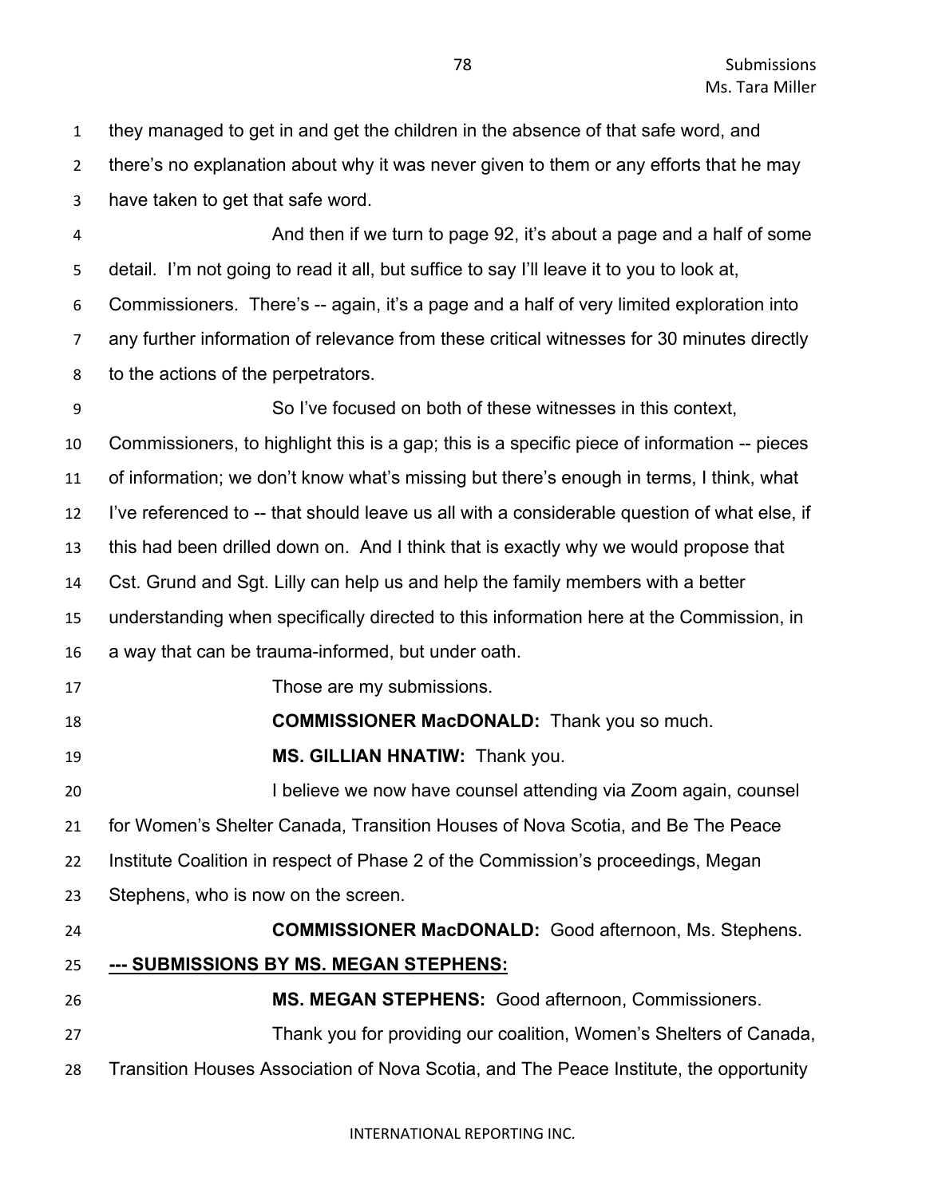they managed to get in and get the children in the absence of that safe word, and there's no explanation about why it was never given to them or any efforts that he may have taken to get that safe word.

And then if we turn to page 92, it's about a page and a half of some detail. I'm not going to read it all, but suffice to say I'll leave it to you to look at, Commissioners. There's -- again, it's a page and a half of very limited exploration into any further information of relevance from these critical witnesses for 30 minutes directly to the actions of the perpetrators.

So I've focused on both of these witnesses in this context, Commissioners, to highlight this is a gap; this is a specific piece of information -- pieces of information; we don't know what's missing but there's enough in terms, I think, what I've referenced to -- that should leave us all with a considerable question of what else, if this had been drilled down on. And I think that is exactly why we would propose that Cst. Grund and Sgt. Lilly can help us and help the family members with a better understanding when specifically directed to this information here at the Commission, in a way that can be trauma-informed, but under oath.

Those are my submissions.

**COMMISSIONER MacDONALD:** Thank you so much.

**MS. GILLIAN HNATIW:** Thank you.

I believe we now have counsel attending via Zoom again, counsel for Women's Shelter Canada, Transition Houses of Nova Scotia, and Be The Peace Institute Coalition in respect of Phase 2 of the Commission's proceedings, Megan Stephens, who is now on the screen.

**COMMISSIONER MacDONALD:** Good afternoon, Ms. Stephens.

**<u>--- SUBMISSIONS BY MS. MEGAN STEPHENS:</u>**

**MS. MEGAN STEPHENS:** Good afternoon, Commissioners.

Thank you for providing our coalition, Women's Shelters of Canada, Transition Houses Association of Nova Scotia, and The Peace Institute, the opportunity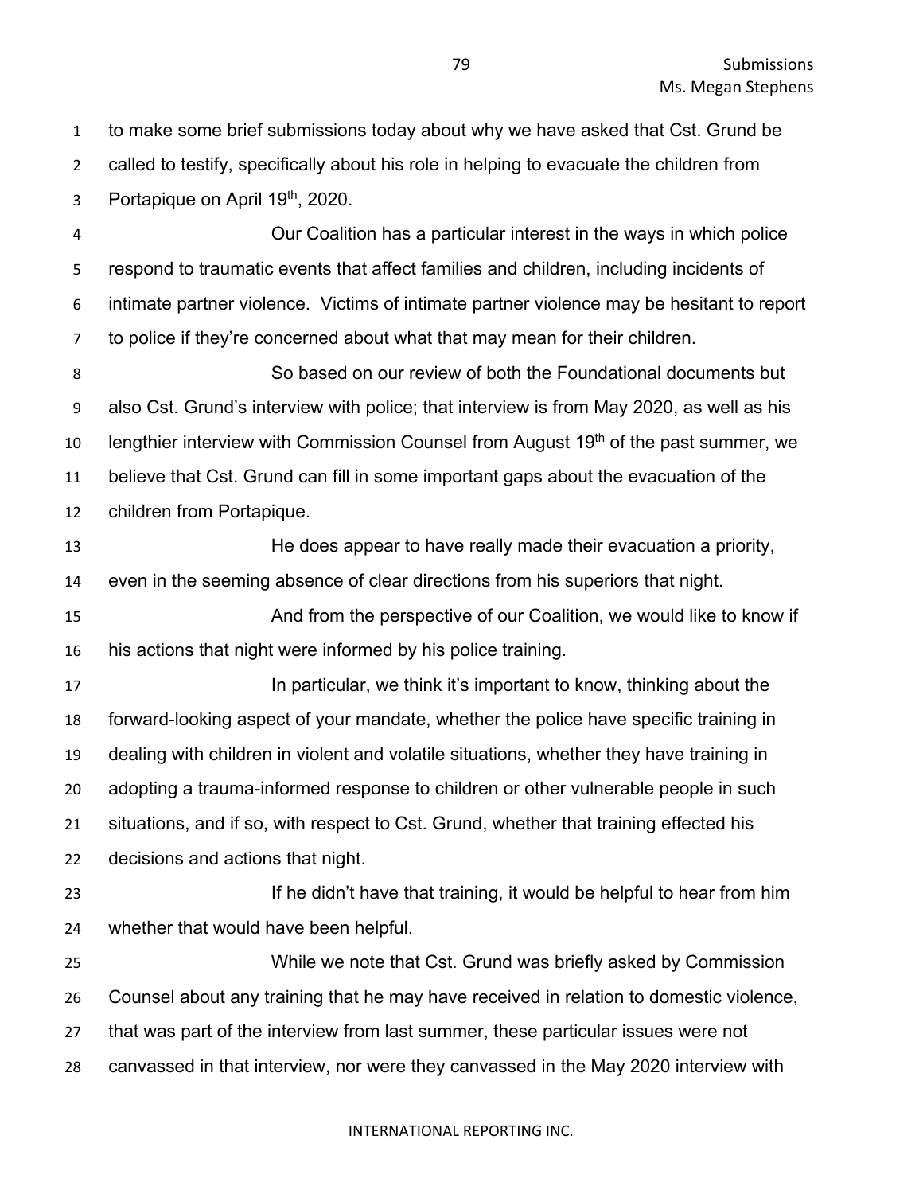to make some brief submissions today about why we have asked that Cst. Grund be called to testify, specifically about his role in helping to evacuate the children from Portapique on April 19th, 2020.

Our Coalition has a particular interest in the ways in which police respond to traumatic events that affect families and children, including incidents of intimate partner violence. Victims of intimate partner violence may be hesitant to report to police if they're concerned about what that may mean for their children.

So based on our review of both the Foundational documents but also Cst. Grund's interview with police; that interview is from May 2020, as well as his lengthier interview with Commission Counsel from August 19th of the past summer, we believe that Cst. Grund can fill in some important gaps about the evacuation of the children from Portapique.

He does appear to have really made their evacuation a priority, even in the seeming absence of clear directions from his superiors that night.

And from the perspective of our Coalition, we would like to know if his actions that night were informed by his police training.

In particular, we think it's important to know, thinking about the forward-looking aspect of your mandate, whether the police have specific training in dealing with children in violent and volatile situations, whether they have training in adopting a trauma-informed response to children or other vulnerable people in such situations, and if so, with respect to Cst. Grund, whether that training effected his decisions and actions that night.

If he didn't have that training, it would be helpful to hear from him whether that would have been helpful.

While we note that Cst. Grund was briefly asked by Commission Counsel about any training that he may have received in relation to domestic violence, that was part of the interview from last summer, these particular issues were not canvassed in that interview, nor were they canvassed in the May 2020 interview with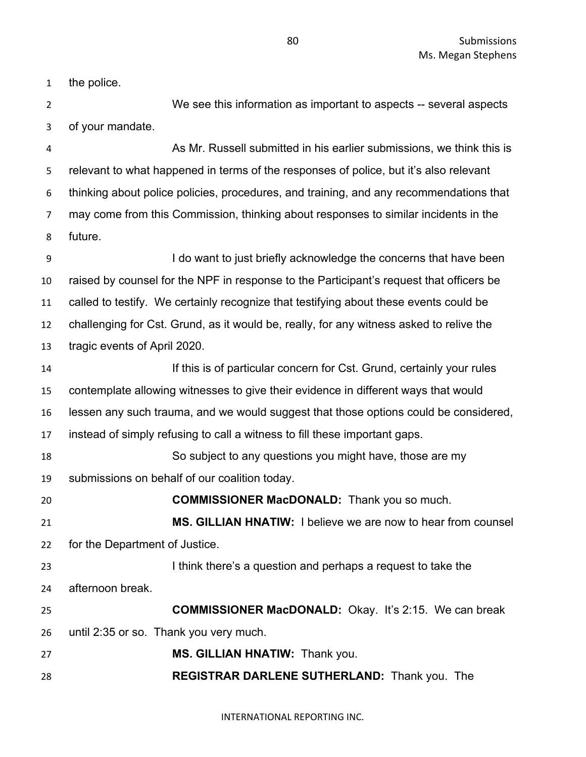the police.

We see this information as important to aspects -- several aspects of your mandate.

As Mr. Russell submitted in his earlier submissions, we think this is relevant to what happened in terms of the responses of police, but it's also relevant thinking about police policies, procedures, and training, and any recommendations that may come from this Commission, thinking about responses to similar incidents in the future.

I do want to just briefly acknowledge the concerns that have been raised by counsel for the NPF in response to the Participant's request that officers be called to testify. We certainly recognize that testifying about these events could be challenging for Cst. Grund, as it would be, really, for any witness asked to relive the tragic events of April 2020.

If this is of particular concern for Cst. Grund, certainly your rules contemplate allowing witnesses to give their evidence in different ways that would lessen any such trauma, and we would suggest that those options could be considered, instead of simply refusing to call a witness to fill these important gaps.

So subject to any questions you might have, those are my submissions on behalf of our coalition today.

**COMMISSIONER MacDONALD:** Thank you so much.

**MS. GILLIAN HNATIW:** I believe we are now to hear from counsel for the Department of Justice.

I think there's a question and perhaps a request to take the afternoon break.

**COMMISSIONER MacDONALD:** Okay. It's 2:15. We can break until 2:35 or so. Thank you very much.

**MS. GILLIAN HNATIW:** Thank you.

**REGISTRAR DARLENE SUTHERLAND:** Thank you. The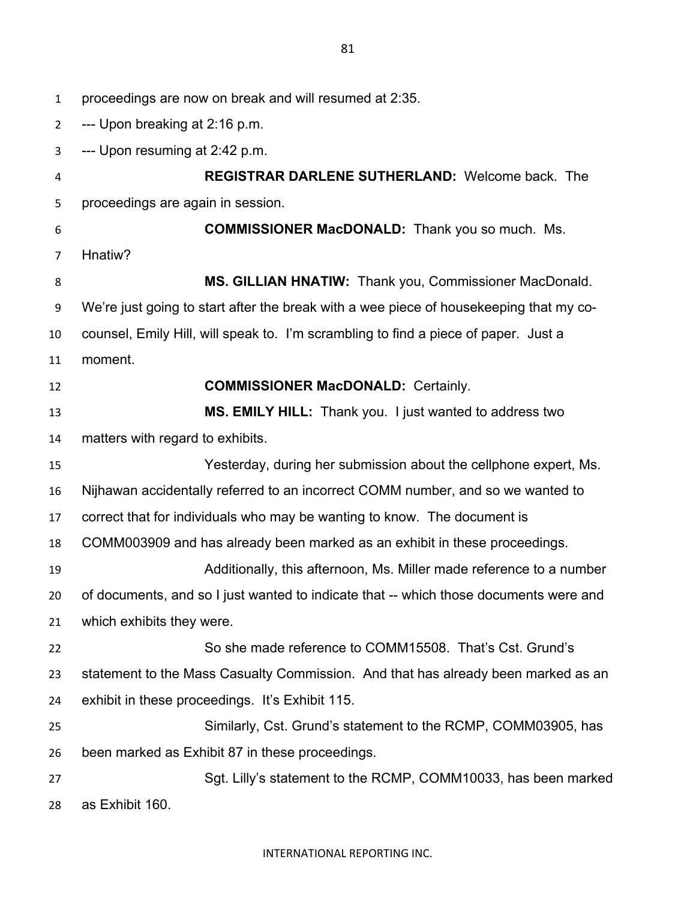proceedings are now on break and will resumed at 2:35.

--- Upon breaking at 2:16 p.m.

--- Upon resuming at 2:42 p.m.

**REGISTRAR DARLENE SUTHERLAND:** Welcome back. The proceedings are again in session.

**COMMISSIONER MacDONALD:** Thank you so much. Ms. Hnatiw?

**MS. GILLIAN HNATIW:** Thank you, Commissioner MacDonald. We're just going to start after the break with a wee piece of housekeeping that my co-counsel, Emily Hill, will speak to. I'm scrambling to find a piece of paper. Just a moment.

**COMMISSIONER MacDONALD:** Certainly.

**MS. EMILY HILL:** Thank you. I just wanted to address two matters with regard to exhibits.

Yesterday, during her submission about the cellphone expert, Ms. Nijhawan accidentally referred to an incorrect COMM number, and so we wanted to correct that for individuals who may be wanting to know. The document is COMM003909 and has already been marked as an exhibit in these proceedings.

Additionally, this afternoon, Ms. Miller made reference to a number of documents, and so I just wanted to indicate that -- which those documents were and which exhibits they were.

So she made reference to COMM15508. That's Cst. Grund's statement to the Mass Casualty Commission. And that has already been marked as an exhibit in these proceedings. It's Exhibit 115.

Similarly, Cst. Grund's statement to the RCMP, COMM03905, has been marked as Exhibit 87 in these proceedings.

Sgt. Lilly's statement to the RCMP, COMM10033, has been marked as Exhibit 160.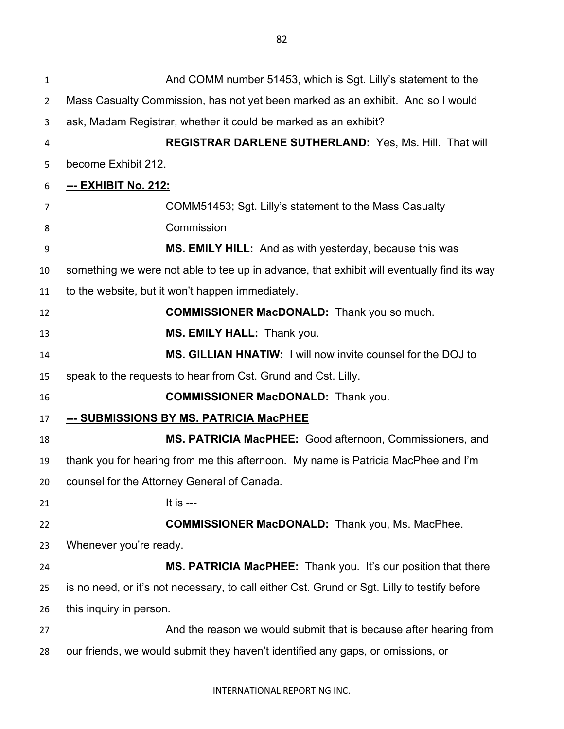And COMM number 51453, which is Sgt. Lilly's statement to the Mass Casualty Commission, has not yet been marked as an exhibit. And so I would ask, Madam Registrar, whether it could be marked as an exhibit?

**REGISTRAR DARLENE SUTHERLAND:** Yes, Ms. Hill. That will become Exhibit 212.

**--- EXHIBIT No. 212:**

COMM51453; Sgt. Lilly's statement to the Mass Casualty Commission

**MS. EMILY HILL:** And as with yesterday, because this was something we were not able to tee up in advance, that exhibit will eventually find its way to the website, but it won't happen immediately.

**COMMISSIONER MacDONALD:** Thank you so much.

**MS. EMILY HALL:** Thank you.

**MS. GILLIAN HNATIW:** I will now invite counsel for the DOJ to speak to the requests to hear from Cst. Grund and Cst. Lilly.

**COMMISSIONER MacDONALD:** Thank you.

**--- SUBMISSIONS BY MS. PATRICIA MacPHEE**

**MS. PATRICIA MacPHEE:** Good afternoon, Commissioners, and thank you for hearing from me this afternoon. My name is Patricia MacPhee and I'm counsel for the Attorney General of Canada.

It is ---

**COMMISSIONER MacDONALD:** Thank you, Ms. MacPhee. Whenever you're ready.

**MS. PATRICIA MacPHEE:** Thank you. It's our position that there is no need, or it's not necessary, to call either Cst. Grund or Sgt. Lilly to testify before this inquiry in person.

And the reason we would submit that is because after hearing from our friends, we would submit they haven't identified any gaps, or omissions, or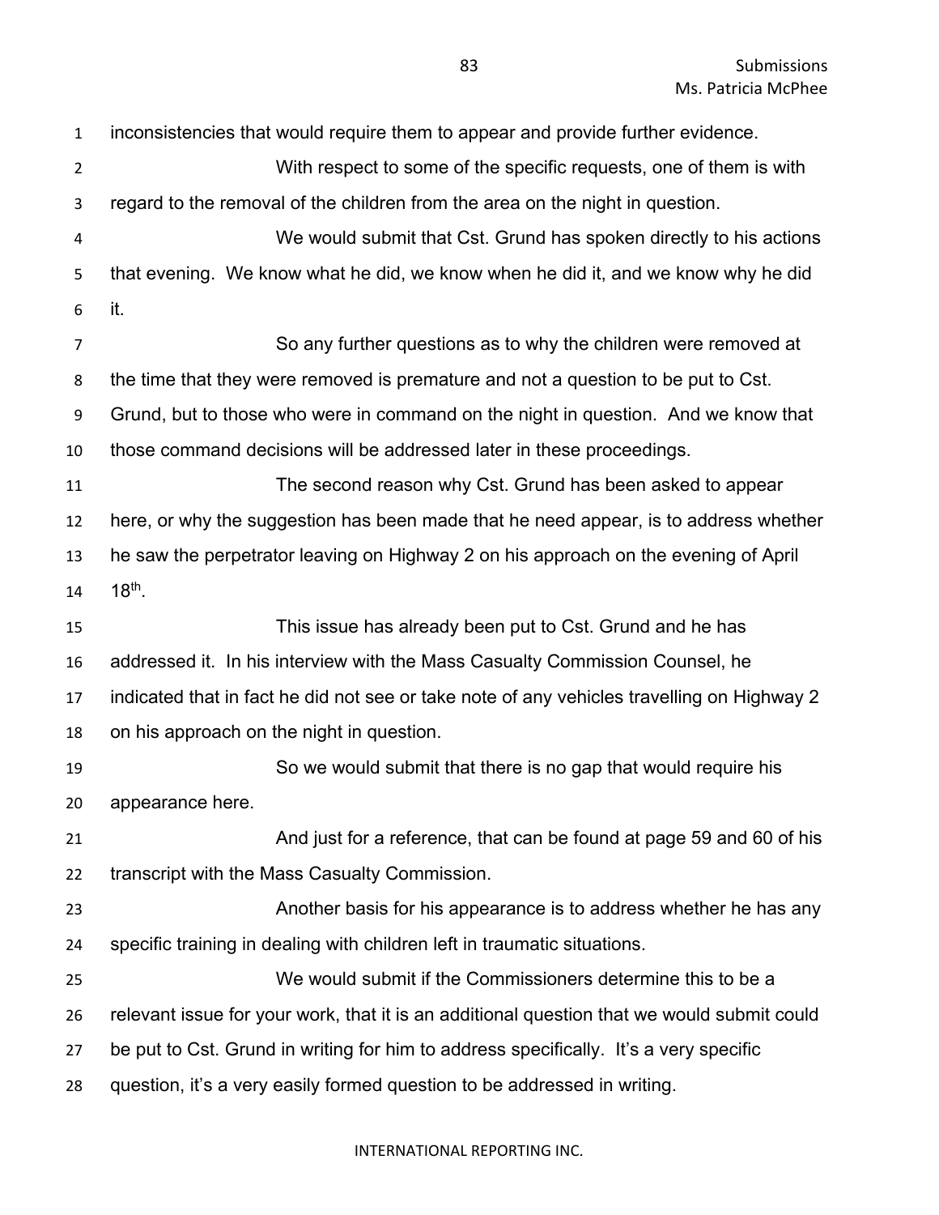inconsistencies that would require them to appear and provide further evidence.

With respect to some of the specific requests, one of them is with regard to the removal of the children from the area on the night in question.

We would submit that Cst. Grund has spoken directly to his actions that evening. We know what he did, we know when he did it, and we know why he did it.

So any further questions as to why the children were removed at the time that they were removed is premature and not a question to be put to Cst. Grund, but to those who were in command on the night in question. And we know that those command decisions will be addressed later in these proceedings.

The second reason why Cst. Grund has been asked to appear here, or why the suggestion has been made that he need appear, is to address whether he saw the perpetrator leaving on Highway 2 on his approach on the evening of April 18th.

This issue has already been put to Cst. Grund and he has addressed it. In his interview with the Mass Casualty Commission Counsel, he indicated that in fact he did not see or take note of any vehicles travelling on Highway 2 on his approach on the night in question.

So we would submit that there is no gap that would require his appearance here.

And just for a reference, that can be found at page 59 and 60 of his transcript with the Mass Casualty Commission.

Another basis for his appearance is to address whether he has any specific training in dealing with children left in traumatic situations.

We would submit if the Commissioners determine this to be a relevant issue for your work, that it is an additional question that we would submit could be put to Cst. Grund in writing for him to address specifically. It's a very specific question, it's a very easily formed question to be addressed in writing.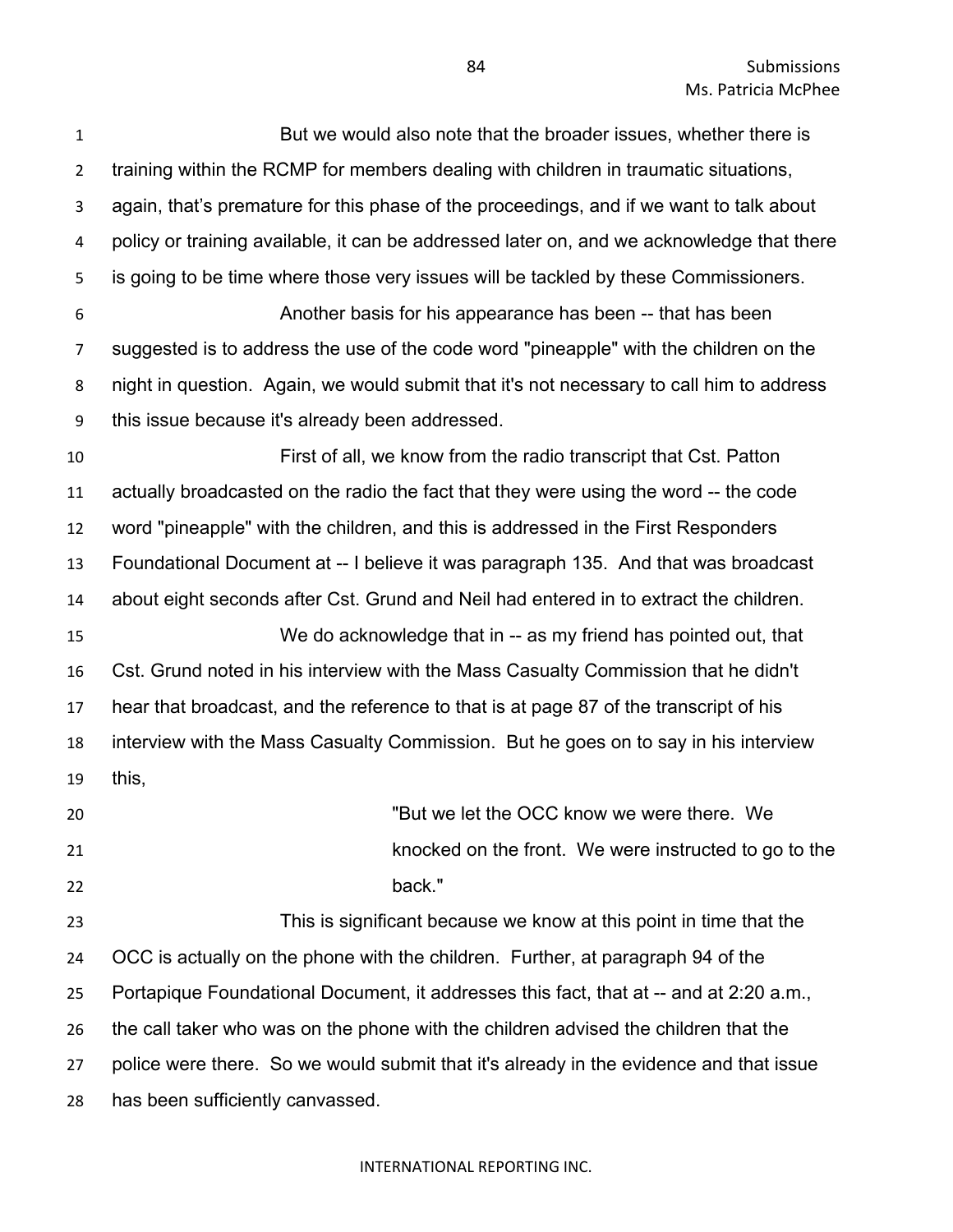But we would also note that the broader issues, whether there is training within the RCMP for members dealing with children in traumatic situations, again, that's premature for this phase of the proceedings, and if we want to talk about policy or training available, it can be addressed later on, and we acknowledge that there is going to be time where those very issues will be tackled by these Commissioners.

Another basis for his appearance has been -- that has been suggested is to address the use of the code word "pineapple" with the children on the night in question. Again, we would submit that it's not necessary to call him to address this issue because it's already been addressed.

First of all, we know from the radio transcript that Cst. Patton actually broadcasted on the radio the fact that they were using the word -- the code word "pineapple" with the children, and this is addressed in the First Responders Foundational Document at -- I believe it was paragraph 135. And that was broadcast about eight seconds after Cst. Grund and Neil had entered in to extract the children.

We do acknowledge that in -- as my friend has pointed out, that Cst. Grund noted in his interview with the Mass Casualty Commission that he didn't hear that broadcast, and the reference to that is at page 87 of the transcript of his interview with the Mass Casualty Commission. But he goes on to say in his interview this,

> "But we let the OCC know we were there. We knocked on the front. We were instructed to go to the back."

This is significant because we know at this point in time that the OCC is actually on the phone with the children. Further, at paragraph 94 of the Portapique Foundational Document, it addresses this fact, that at -- and at 2:20 a.m., the call taker who was on the phone with the children advised the children that the police were there. So we would submit that it's already in the evidence and that issue has been sufficiently canvassed.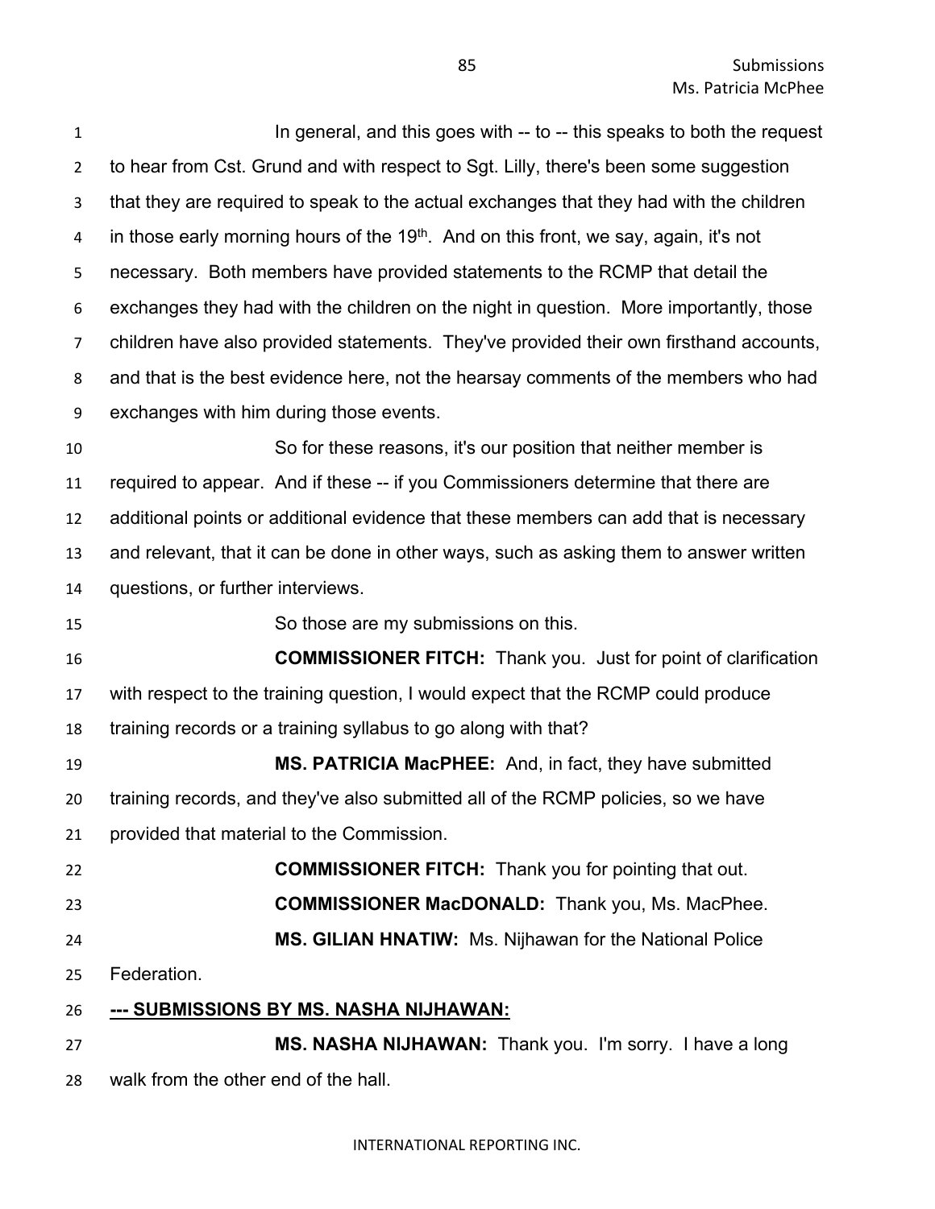In general, and this goes with -- to -- this speaks to both the request to hear from Cst. Grund and with respect to Sgt. Lilly, there's been some suggestion that they are required to speak to the actual exchanges that they had with the children in those early morning hours of the 19th. And on this front, we say, again, it's not necessary. Both members have provided statements to the RCMP that detail the exchanges they had with the children on the night in question. More importantly, those children have also provided statements. They've provided their own firsthand accounts, and that is the best evidence here, not the hearsay comments of the members who had exchanges with him during those events.

So for these reasons, it's our position that neither member is required to appear. And if these -- if you Commissioners determine that there are additional points or additional evidence that these members can add that is necessary and relevant, that it can be done in other ways, such as asking them to answer written questions, or further interviews.

So those are my submissions on this.

**COMMISSIONER FITCH:** Thank you. Just for point of clarification with respect to the training question, I would expect that the RCMP could produce training records or a training syllabus to go along with that?

**MS. PATRICIA MacPHEE:** And, in fact, they have submitted training records, and they've also submitted all of the RCMP policies, so we have provided that material to the Commission.

**COMMISSIONER FITCH:** Thank you for pointing that out.

**COMMISSIONER MacDONALD:** Thank you, Ms. MacPhee.

**MS. GILIAN HNATIW:** Ms. Nijhawan for the National Police Federation.

**--- SUBMISSIONS BY MS. NASHA NIJHAWAN:**

**MS. NASHA NIJHAWAN:** Thank you. I'm sorry. I have a long walk from the other end of the hall.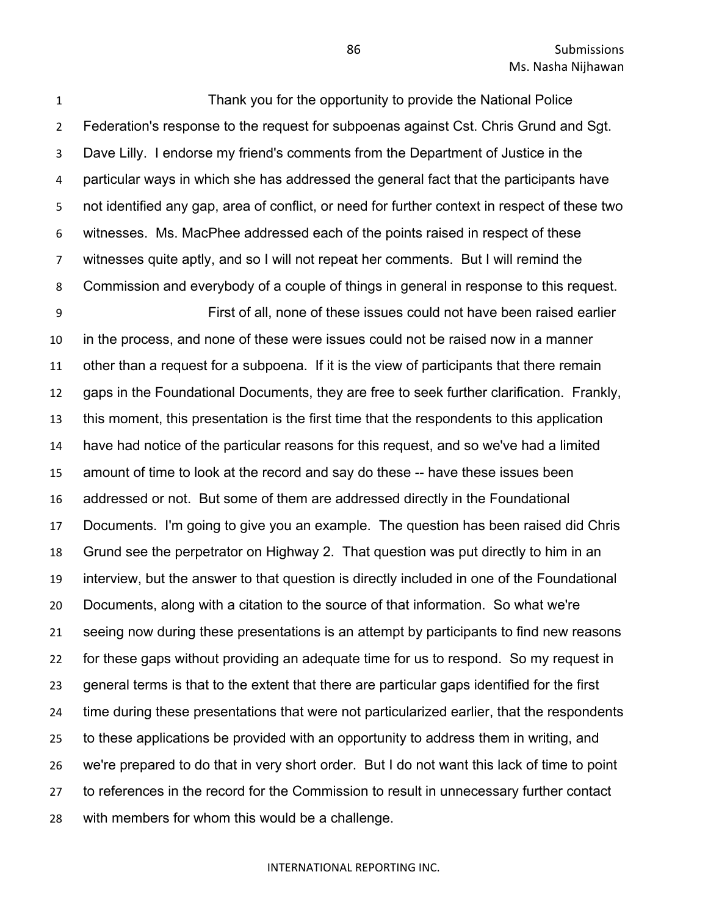Thank you for the opportunity to provide the National Police Federation's response to the request for subpoenas against Cst. Chris Grund and Sgt. Dave Lilly. I endorse my friend's comments from the Department of Justice in the particular ways in which she has addressed the general fact that the participants have not identified any gap, area of conflict, or need for further context in respect of these two witnesses. Ms. MacPhee addressed each of the points raised in respect of these witnesses quite aptly, and so I will not repeat her comments. But I will remind the Commission and everybody of a couple of things in general in response to this request.

First of all, none of these issues could not have been raised earlier in the process, and none of these were issues could not be raised now in a manner other than a request for a subpoena. If it is the view of participants that there remain gaps in the Foundational Documents, they are free to seek further clarification. Frankly, this moment, this presentation is the first time that the respondents to this application have had notice of the particular reasons for this request, and so we've had a limited amount of time to look at the record and say do these -- have these issues been addressed or not. But some of them are addressed directly in the Foundational Documents. I'm going to give you an example. The question has been raised did Chris Grund see the perpetrator on Highway 2. That question was put directly to him in an interview, but the answer to that question is directly included in one of the Foundational Documents, along with a citation to the source of that information. So what we're seeing now during these presentations is an attempt by participants to find new reasons for these gaps without providing an adequate time for us to respond. So my request in general terms is that to the extent that there are particular gaps identified for the first time during these presentations that were not particularized earlier, that the respondents to these applications be provided with an opportunity to address them in writing, and we're prepared to do that in very short order. But I do not want this lack of time to point to references in the record for the Commission to result in unnecessary further contact with members for whom this would be a challenge.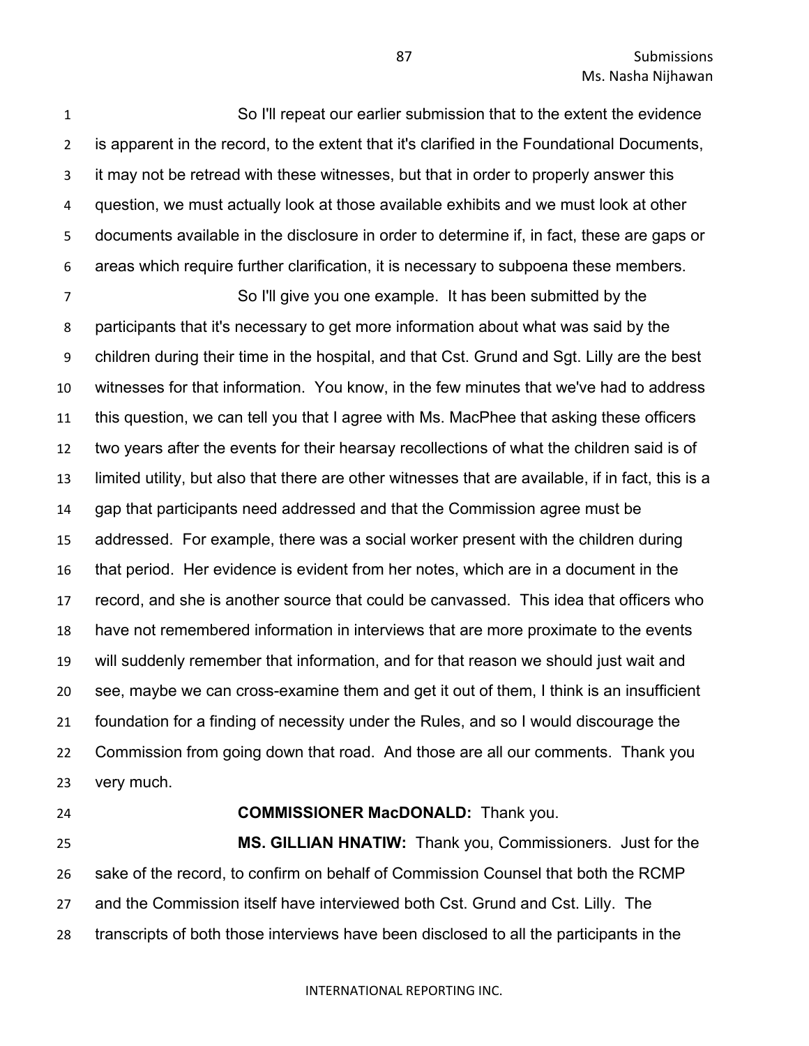So I'll repeat our earlier submission that to the extent the evidence is apparent in the record, to the extent that it's clarified in the Foundational Documents, it may not be retread with these witnesses, but that in order to properly answer this question, we must actually look at those available exhibits and we must look at other documents available in the disclosure in order to determine if, in fact, these are gaps or areas which require further clarification, it is necessary to subpoena these members.

So I'll give you one example. It has been submitted by the participants that it's necessary to get more information about what was said by the children during their time in the hospital, and that Cst. Grund and Sgt. Lilly are the best witnesses for that information. You know, in the few minutes that we've had to address this question, we can tell you that I agree with Ms. MacPhee that asking these officers two years after the events for their hearsay recollections of what the children said is of limited utility, but also that there are other witnesses that are available, if in fact, this is a gap that participants need addressed and that the Commission agree must be addressed. For example, there was a social worker present with the children during that period. Her evidence is evident from her notes, which are in a document in the record, and she is another source that could be canvassed. This idea that officers who have not remembered information in interviews that are more proximate to the events will suddenly remember that information, and for that reason we should just wait and see, maybe we can cross-examine them and get it out of them, I think is an insufficient foundation for a finding of necessity under the Rules, and so I would discourage the Commission from going down that road. And those are all our comments. Thank you very much.

**COMMISSIONER MacDONALD:** Thank you.

**MS. GILLIAN HNATIW:** Thank you, Commissioners. Just for the sake of the record, to confirm on behalf of Commission Counsel that both the RCMP and the Commission itself have interviewed both Cst. Grund and Cst. Lilly. The transcripts of both those interviews have been disclosed to all the participants in the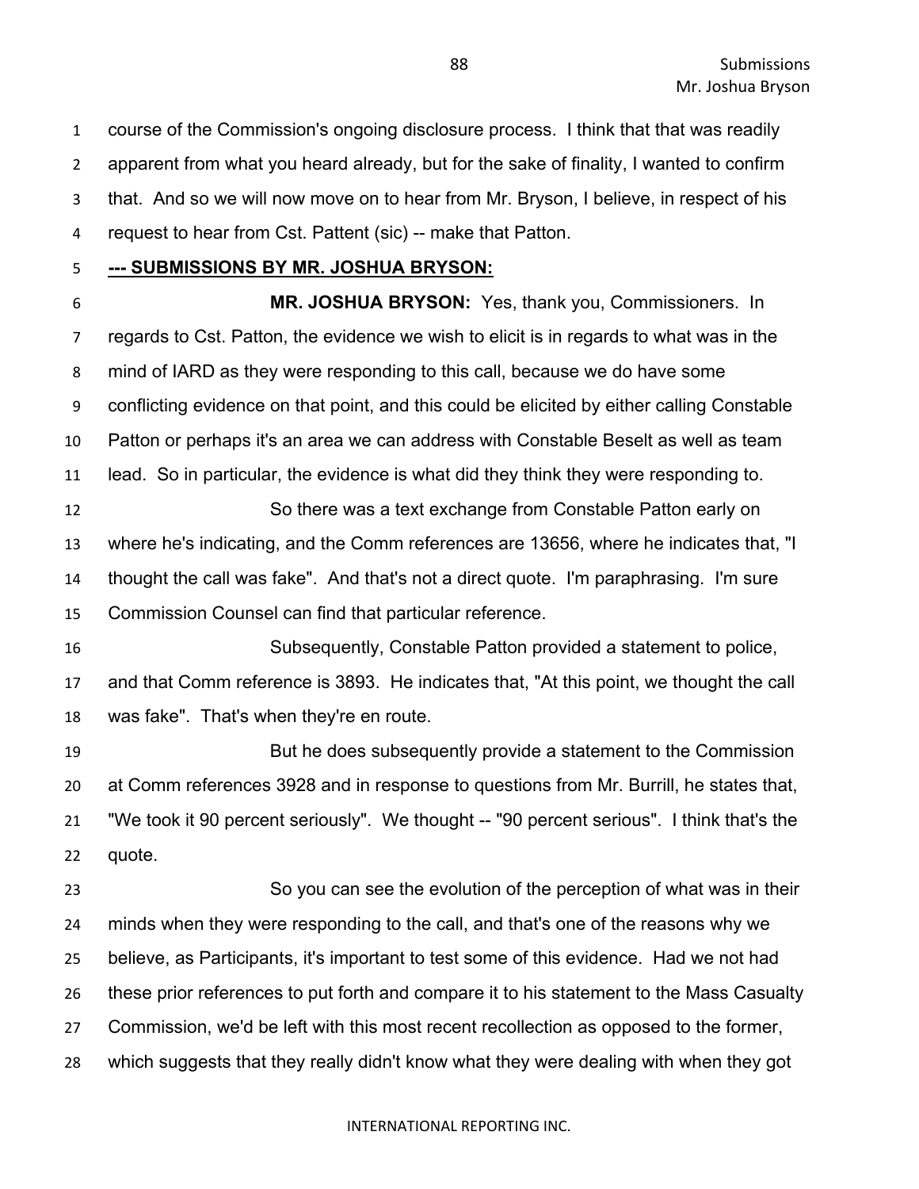course of the Commission's ongoing disclosure process. I think that that was readily apparent from what you heard already, but for the sake of finality, I wanted to confirm that. And so we will now move on to hear from Mr. Bryson, I believe, in respect of his request to hear from Cst. Pattent (sic) -- make that Patton.

**--- SUBMISSIONS BY MR. JOSHUA BRYSON:**

**MR. JOSHUA BRYSON:** Yes, thank you, Commissioners. In regards to Cst. Patton, the evidence we wish to elicit is in regards to what was in the mind of IARD as they were responding to this call, because we do have some conflicting evidence on that point, and this could be elicited by either calling Constable Patton or perhaps it's an area we can address with Constable Beselt as well as team lead. So in particular, the evidence is what did they think they were responding to.

So there was a text exchange from Constable Patton early on where he's indicating, and the Comm references are 13656, where he indicates that, "I thought the call was fake". And that's not a direct quote. I'm paraphrasing. I'm sure Commission Counsel can find that particular reference.

Subsequently, Constable Patton provided a statement to police, and that Comm reference is 3893. He indicates that, "At this point, we thought the call was fake". That's when they're en route.

But he does subsequently provide a statement to the Commission at Comm references 3928 and in response to questions from Mr. Burrill, he states that, "We took it 90 percent seriously". We thought -- "90 percent serious". I think that's the quote.

So you can see the evolution of the perception of what was in their minds when they were responding to the call, and that's one of the reasons why we believe, as Participants, it's important to test some of this evidence. Had we not had these prior references to put forth and compare it to his statement to the Mass Casualty Commission, we'd be left with this most recent recollection as opposed to the former, which suggests that they really didn't know what they were dealing with when they got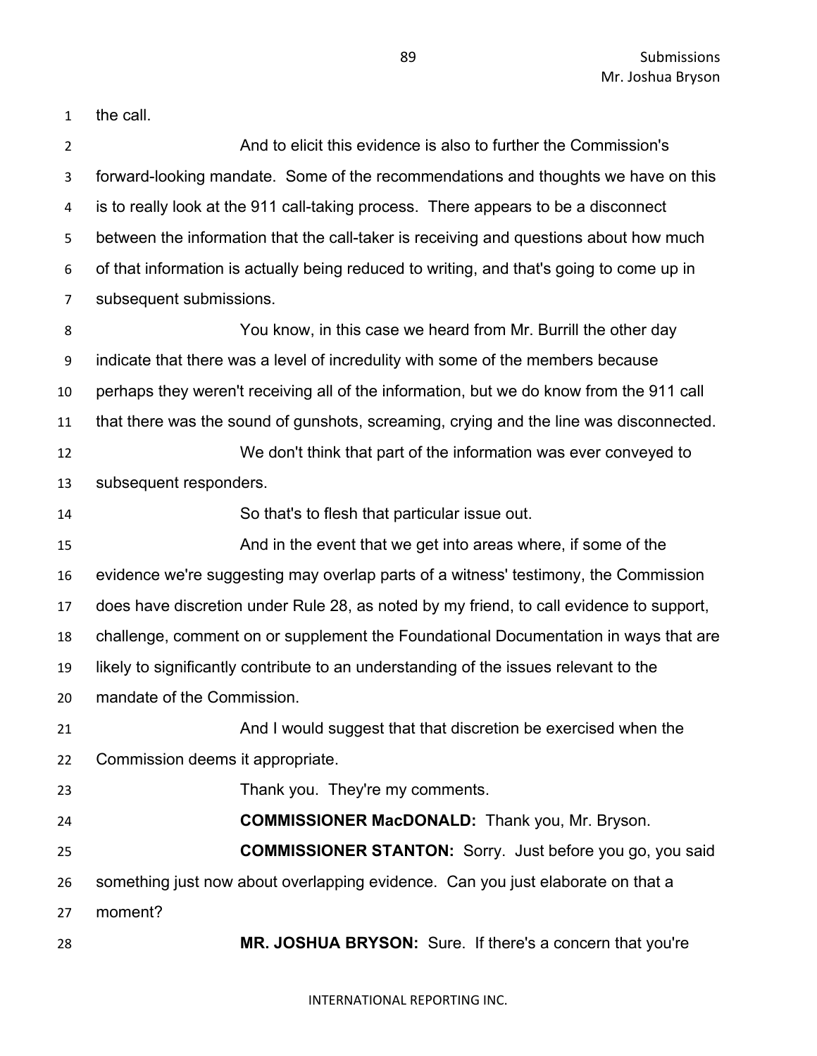the call.

And to elicit this evidence is also to further the Commission's forward-looking mandate. Some of the recommendations and thoughts we have on this is to really look at the 911 call-taking process. There appears to be a disconnect between the information that the call-taker is receiving and questions about how much of that information is actually being reduced to writing, and that's going to come up in subsequent submissions.

You know, in this case we heard from Mr. Burrill the other day indicate that there was a level of incredulity with some of the members because perhaps they weren't receiving all of the information, but we do know from the 911 call that there was the sound of gunshots, screaming, crying and the line was disconnected.

We don't think that part of the information was ever conveyed to subsequent responders.

So that's to flesh that particular issue out.

And in the event that we get into areas where, if some of the evidence we're suggesting may overlap parts of a witness' testimony, the Commission does have discretion under Rule 28, as noted by my friend, to call evidence to support, challenge, comment on or supplement the Foundational Documentation in ways that are likely to significantly contribute to an understanding of the issues relevant to the mandate of the Commission.

And I would suggest that that discretion be exercised when the Commission deems it appropriate.

Thank you. They're my comments.

**COMMISSIONER MacDONALD:** Thank you, Mr. Bryson.

**COMMISSIONER STANTON:** Sorry. Just before you go, you said something just now about overlapping evidence. Can you just elaborate on that a moment?

**MR. JOSHUA BRYSON:** Sure. If there's a concern that you're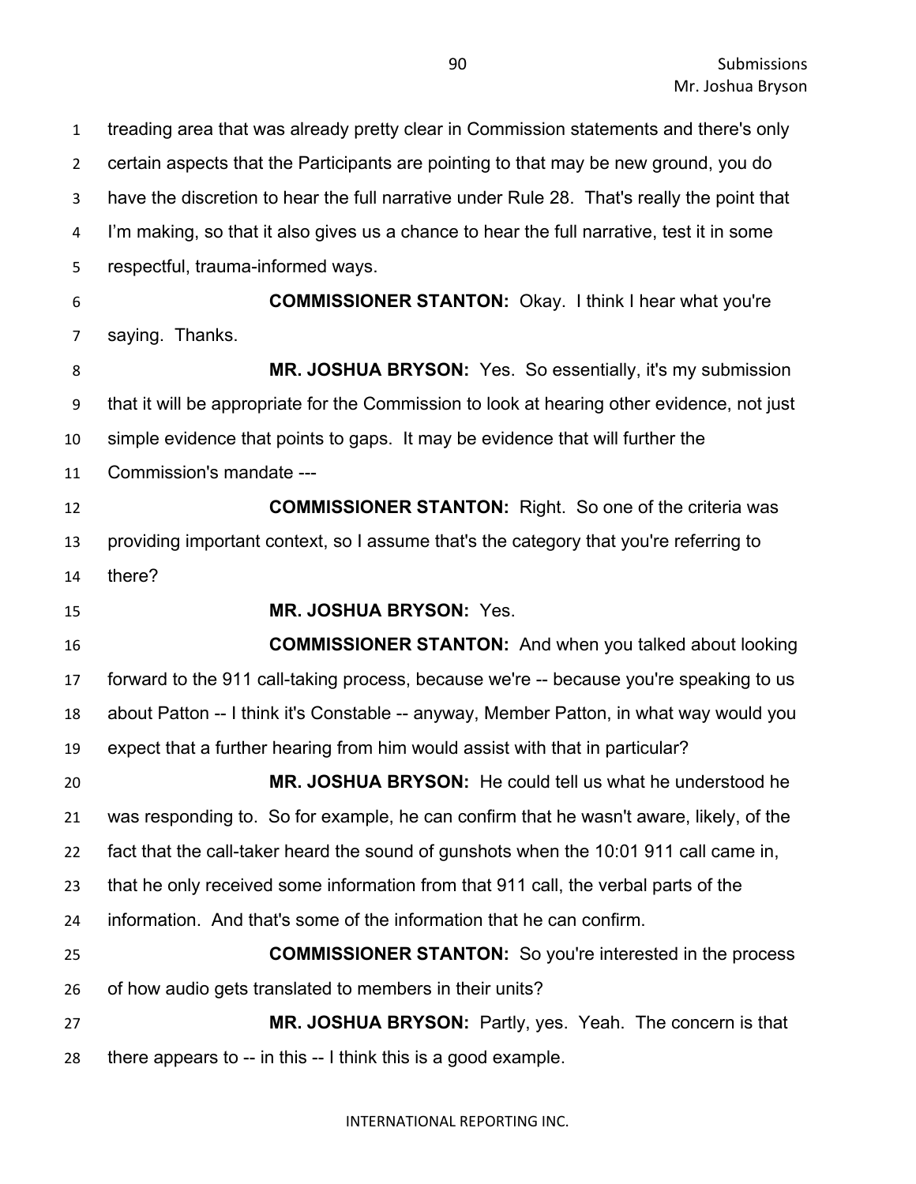treading area that was already pretty clear in Commission statements and there's only certain aspects that the Participants are pointing to that may be new ground, you do have the discretion to hear the full narrative under Rule 28. That's really the point that I'm making, so that it also gives us a chance to hear the full narrative, test it in some respectful, trauma-informed ways.

**COMMISSIONER STANTON:** Okay. I think I hear what you're saying. Thanks.

**MR. JOSHUA BRYSON:** Yes. So essentially, it's my submission that it will be appropriate for the Commission to look at hearing other evidence, not just simple evidence that points to gaps. It may be evidence that will further the Commission's mandate ---

**COMMISSIONER STANTON:** Right. So one of the criteria was providing important context, so I assume that's the category that you're referring to there?

**MR. JOSHUA BRYSON:** Yes.

**COMMISSIONER STANTON:** And when you talked about looking forward to the 911 call-taking process, because we're -- because you're speaking to us about Patton -- I think it's Constable -- anyway, Member Patton, in what way would you expect that a further hearing from him would assist with that in particular?

**MR. JOSHUA BRYSON:** He could tell us what he understood he was responding to. So for example, he can confirm that he wasn't aware, likely, of the fact that the call-taker heard the sound of gunshots when the 10:01 911 call came in, that he only received some information from that 911 call, the verbal parts of the information. And that's some of the information that he can confirm.

**COMMISSIONER STANTON:** So you're interested in the process of how audio gets translated to members in their units?

**MR. JOSHUA BRYSON:** Partly, yes. Yeah. The concern is that there appears to -- in this -- I think this is a good example.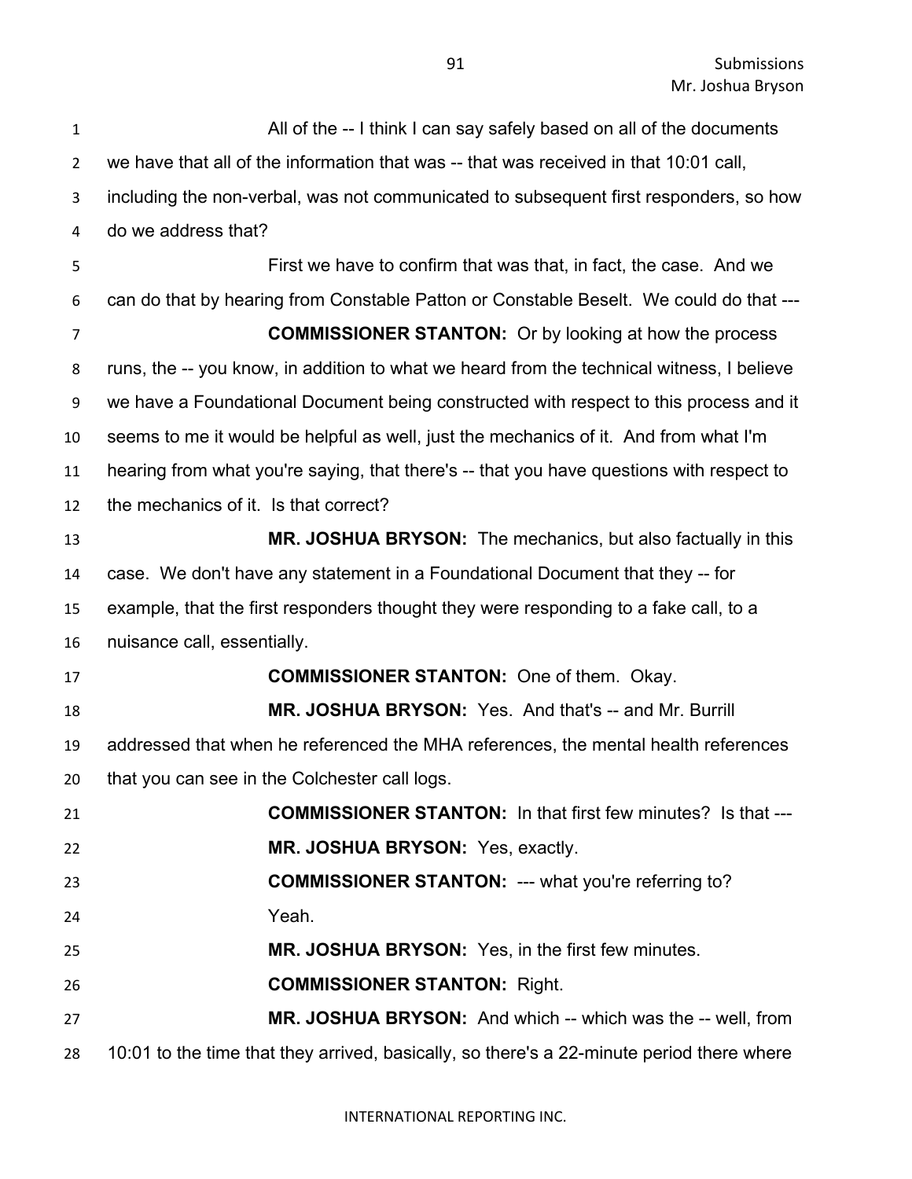All of the -- I think I can say safely based on all of the documents we have that all of the information that was -- that was received in that 10:01 call, including the non-verbal, was not communicated to subsequent first responders, so how do we address that?

First we have to confirm that was that, in fact, the case. And we can do that by hearing from Constable Patton or Constable Beselt. We could do that ---

**COMMISSIONER STANTON:** Or by looking at how the process runs, the -- you know, in addition to what we heard from the technical witness, I believe we have a Foundational Document being constructed with respect to this process and it seems to me it would be helpful as well, just the mechanics of it. And from what I'm hearing from what you're saying, that there's -- that you have questions with respect to the mechanics of it. Is that correct?

**MR. JOSHUA BRYSON:** The mechanics, but also factually in this case. We don't have any statement in a Foundational Document that they -- for example, that the first responders thought they were responding to a fake call, to a nuisance call, essentially.

**COMMISSIONER STANTON:** One of them. Okay.

**MR. JOSHUA BRYSON:** Yes. And that's -- and Mr. Burrill addressed that when he referenced the MHA references, the mental health references that you can see in the Colchester call logs.

**COMMISSIONER STANTON:** In that first few minutes? Is that ---

**MR. JOSHUA BRYSON:** Yes, exactly.

**COMMISSIONER STANTON:** --- what you're referring to? Yeah.

**MR. JOSHUA BRYSON:** Yes, in the first few minutes.

**COMMISSIONER STANTON:** Right.

**MR. JOSHUA BRYSON:** And which -- which was the -- well, from 10:01 to the time that they arrived, basically, so there's a 22-minute period there where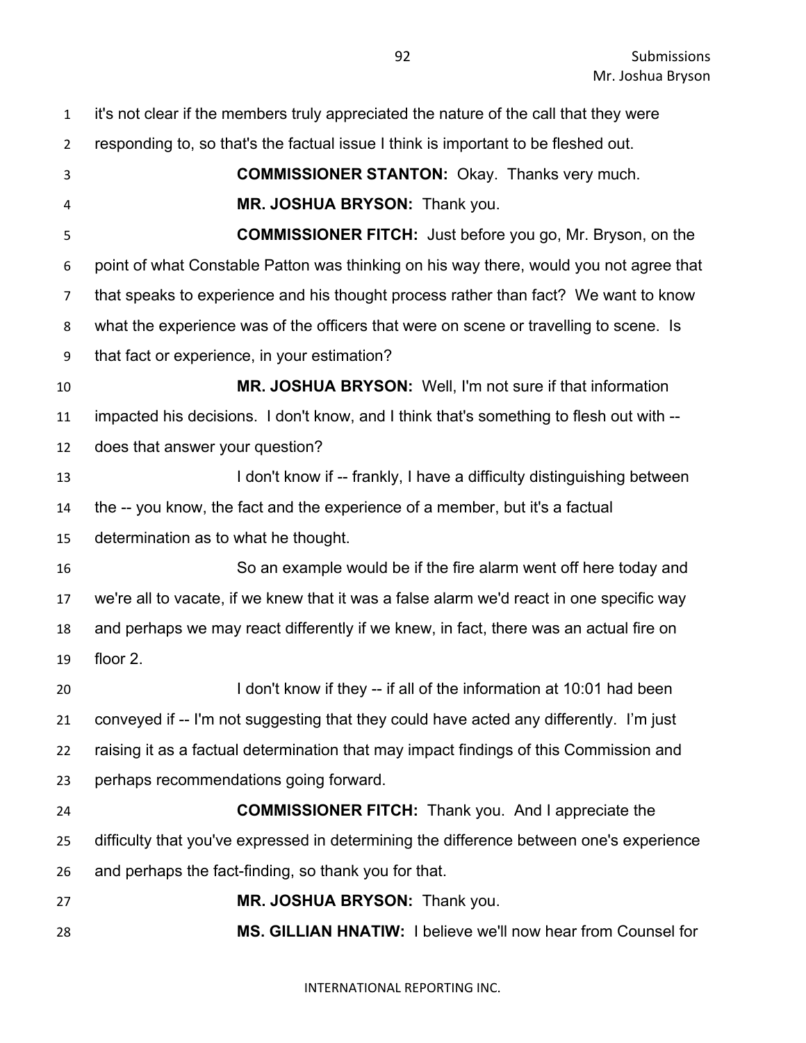it's not clear if the members truly appreciated the nature of the call that they were responding to, so that's the factual issue I think is important to be fleshed out.

**COMMISSIONER STANTON:** Okay. Thanks very much.

**MR. JOSHUA BRYSON:** Thank you.

**COMMISSIONER FITCH:** Just before you go, Mr. Bryson, on the point of what Constable Patton was thinking on his way there, would you not agree that that speaks to experience and his thought process rather than fact? We want to know what the experience was of the officers that were on scene or travelling to scene. Is that fact or experience, in your estimation?

**MR. JOSHUA BRYSON:** Well, I'm not sure if that information impacted his decisions. I don't know, and I think that's something to flesh out with -- does that answer your question?

I don't know if -- frankly, I have a difficulty distinguishing between the -- you know, the fact and the experience of a member, but it's a factual determination as to what he thought.

So an example would be if the fire alarm went off here today and we're all to vacate, if we knew that it was a false alarm we'd react in one specific way and perhaps we may react differently if we knew, in fact, there was an actual fire on floor 2.

I don't know if they -- if all of the information at 10:01 had been conveyed if -- I'm not suggesting that they could have acted any differently. I'm just raising it as a factual determination that may impact findings of this Commission and perhaps recommendations going forward.

**COMMISSIONER FITCH:** Thank you. And I appreciate the difficulty that you've expressed in determining the difference between one's experience and perhaps the fact-finding, so thank you for that.

**MR. JOSHUA BRYSON:** Thank you.

**MS. GILLIAN HNATIW:** I believe we'll now hear from Counsel for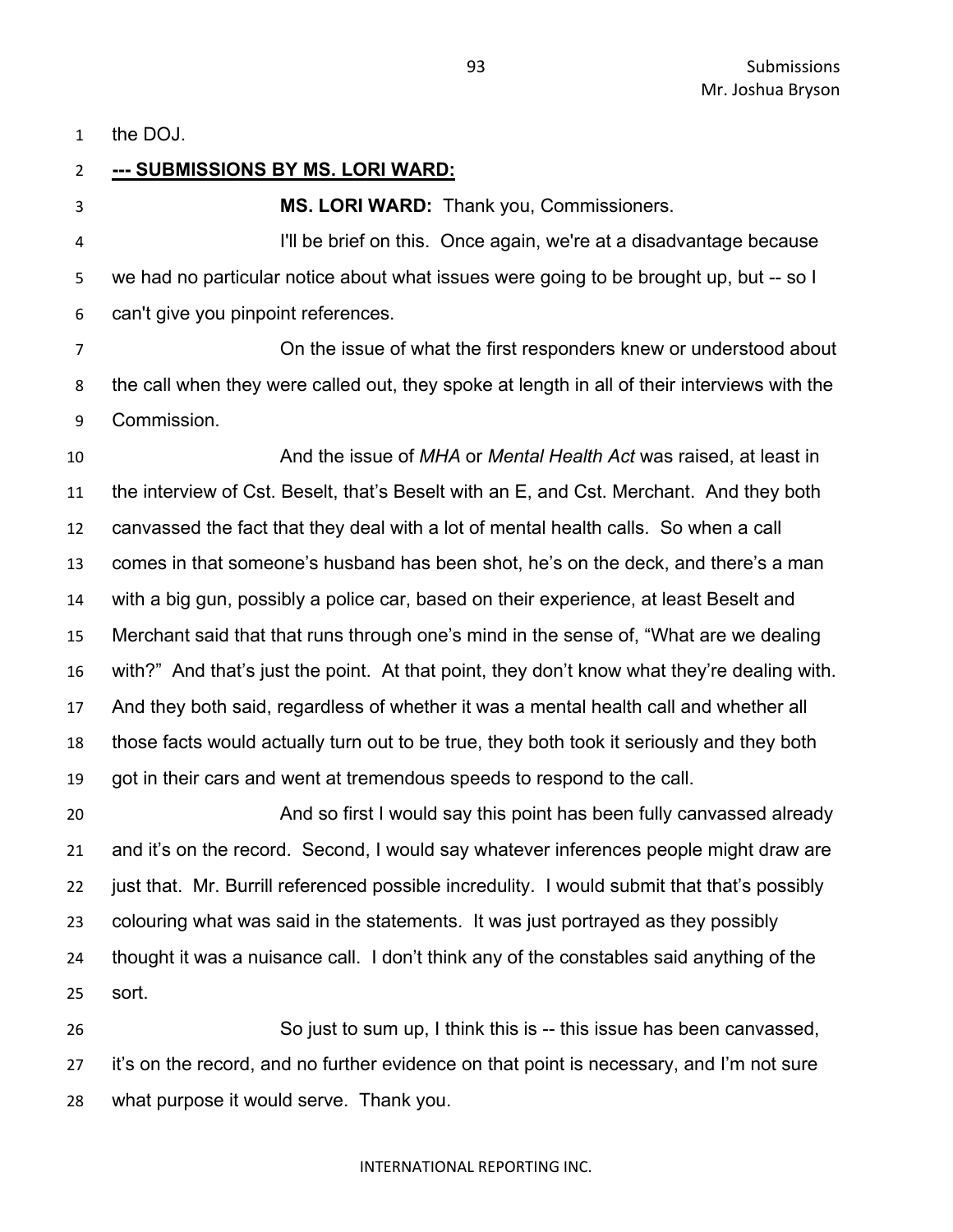the DOJ.

**--- SUBMISSIONS BY MS. LORI WARD:**

**MS. LORI WARD:** Thank you, Commissioners.

I'll be brief on this. Once again, we're at a disadvantage because we had no particular notice about what issues were going to be brought up, but -- so I can't give you pinpoint references.

On the issue of what the first responders knew or understood about the call when they were called out, they spoke at length in all of their interviews with the Commission.

And the issue of *MHA* or *Mental Health Act* was raised, at least in the interview of Cst. Beselt, that's Beselt with an E, and Cst. Merchant. And they both canvassed the fact that they deal with a lot of mental health calls. So when a call comes in that someone's husband has been shot, he's on the deck, and there's a man with a big gun, possibly a police car, based on their experience, at least Beselt and Merchant said that that runs through one's mind in the sense of, "What are we dealing with?" And that's just the point. At that point, they don't know what they're dealing with. And they both said, regardless of whether it was a mental health call and whether all those facts would actually turn out to be true, they both took it seriously and they both got in their cars and went at tremendous speeds to respond to the call.

And so first I would say this point has been fully canvassed already and it's on the record. Second, I would say whatever inferences people might draw are just that. Mr. Burrill referenced possible incredulity. I would submit that that's possibly colouring what was said in the statements. It was just portrayed as they possibly thought it was a nuisance call. I don't think any of the constables said anything of the sort.

So just to sum up, I think this is -- this issue has been canvassed, it's on the record, and no further evidence on that point is necessary, and I'm not sure what purpose it would serve. Thank you.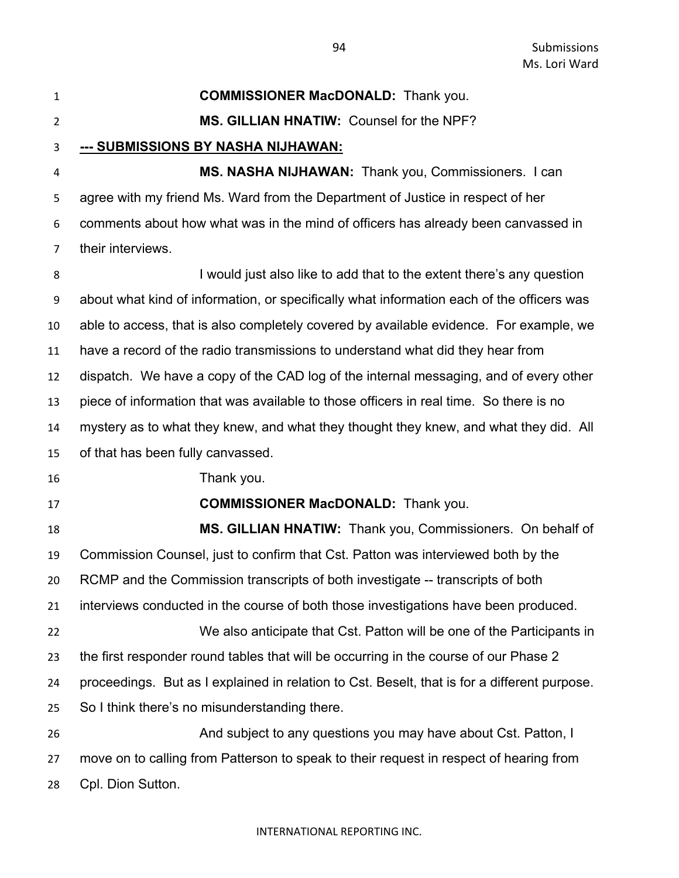**COMMISSIONER MacDONALD:** Thank you.

**MS. GILLIAN HNATIW:** Counsel for the NPF?

**--- SUBMISSIONS BY NASHA NIJHAWAN:**

**MS. NASHA NIJHAWAN:** Thank you, Commissioners. I can agree with my friend Ms. Ward from the Department of Justice in respect of her comments about how what was in the mind of officers has already been canvassed in their interviews.

I would just also like to add that to the extent there's any question about what kind of information, or specifically what information each of the officers was able to access, that is also completely covered by available evidence. For example, we have a record of the radio transmissions to understand what did they hear from dispatch. We have a copy of the CAD log of the internal messaging, and of every other piece of information that was available to those officers in real time. So there is no mystery as to what they knew, and what they thought they knew, and what they did. All of that has been fully canvassed.

Thank you.

**COMMISSIONER MacDONALD:** Thank you.

**MS. GILLIAN HNATIW:** Thank you, Commissioners. On behalf of Commission Counsel, just to confirm that Cst. Patton was interviewed both by the RCMP and the Commission transcripts of both investigate -- transcripts of both interviews conducted in the course of both those investigations have been produced.

We also anticipate that Cst. Patton will be one of the Participants in the first responder round tables that will be occurring in the course of our Phase 2 proceedings. But as I explained in relation to Cst. Beselt, that is for a different purpose. So I think there's no misunderstanding there.

And subject to any questions you may have about Cst. Patton, I move on to calling from Patterson to speak to their request in respect of hearing from Cpl. Dion Sutton.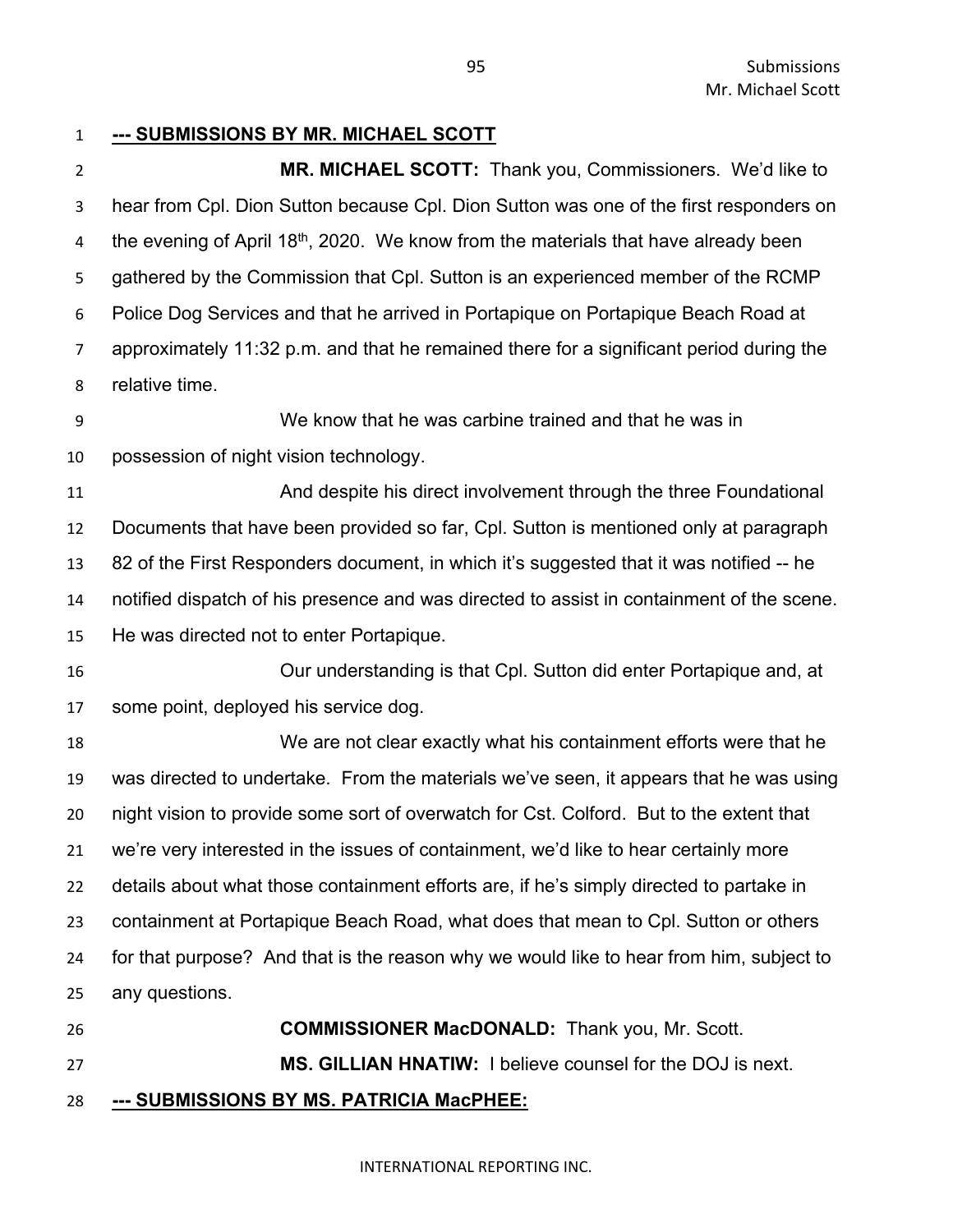**--- SUBMISSIONS BY MR. MICHAEL SCOTT**

**MR. MICHAEL SCOTT:** Thank you, Commissioners. We'd like to hear from Cpl. Dion Sutton because Cpl. Dion Sutton was one of the first responders on the evening of April 18th, 2020. We know from the materials that have already been gathered by the Commission that Cpl. Sutton is an experienced member of the RCMP Police Dog Services and that he arrived in Portapique on Portapique Beach Road at approximately 11:32 p.m. and that he remained there for a significant period during the relative time.

We know that he was carbine trained and that he was in possession of night vision technology.

And despite his direct involvement through the three Foundational Documents that have been provided so far, Cpl. Sutton is mentioned only at paragraph 82 of the First Responders document, in which it's suggested that it was notified -- he notified dispatch of his presence and was directed to assist in containment of the scene. He was directed not to enter Portapique.

Our understanding is that Cpl. Sutton did enter Portapique and, at some point, deployed his service dog.

We are not clear exactly what his containment efforts were that he was directed to undertake. From the materials we've seen, it appears that he was using night vision to provide some sort of overwatch for Cst. Colford. But to the extent that we're very interested in the issues of containment, we'd like to hear certainly more details about what those containment efforts are, if he's simply directed to partake in containment at Portapique Beach Road, what does that mean to Cpl. Sutton or others for that purpose? And that is the reason why we would like to hear from him, subject to any questions.

**COMMISSIONER MacDONALD:** Thank you, Mr. Scott.

**MS. GILLIAN HNATIW:** I believe counsel for the DOJ is next.

**--- SUBMISSIONS BY MS. PATRICIA MacPHEE:**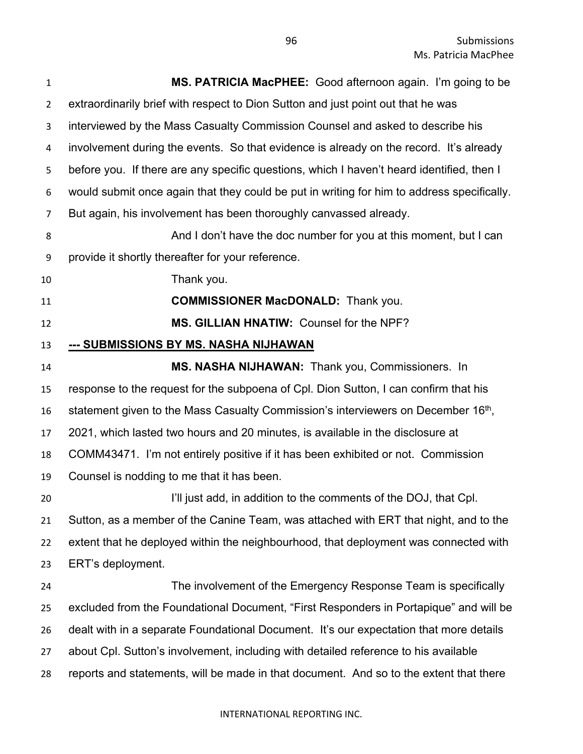**MS. PATRICIA MacPHEE:** Good afternoon again. I'm going to be extraordinarily brief with respect to Dion Sutton and just point out that he was interviewed by the Mass Casualty Commission Counsel and asked to describe his involvement during the events. So that evidence is already on the record. It's already before you. If there are any specific questions, which I haven't heard identified, then I would submit once again that they could be put in writing for him to address specifically. But again, his involvement has been thoroughly canvassed already.

And I don't have the doc number for you at this moment, but I can provide it shortly thereafter for your reference.

Thank you.

**COMMISSIONER MacDONALD:** Thank you.

**MS. GILLIAN HNATIW:** Counsel for the NPF?

**--- SUBMISSIONS BY MS. NASHA NIJHAWAN**

**MS. NASHA NIJHAWAN:** Thank you, Commissioners. In response to the request for the subpoena of Cpl. Dion Sutton, I can confirm that his statement given to the Mass Casualty Commission's interviewers on December 16th, 2021, which lasted two hours and 20 minutes, is available in the disclosure at COMM43471. I'm not entirely positive if it has been exhibited or not. Commission Counsel is nodding to me that it has been.

I'll just add, in addition to the comments of the DOJ, that Cpl. Sutton, as a member of the Canine Team, was attached with ERT that night, and to the extent that he deployed within the neighbourhood, that deployment was connected with ERT's deployment.

The involvement of the Emergency Response Team is specifically excluded from the Foundational Document, "First Responders in Portapique" and will be dealt with in a separate Foundational Document. It's our expectation that more details about Cpl. Sutton's involvement, including with detailed reference to his available reports and statements, will be made in that document. And so to the extent that there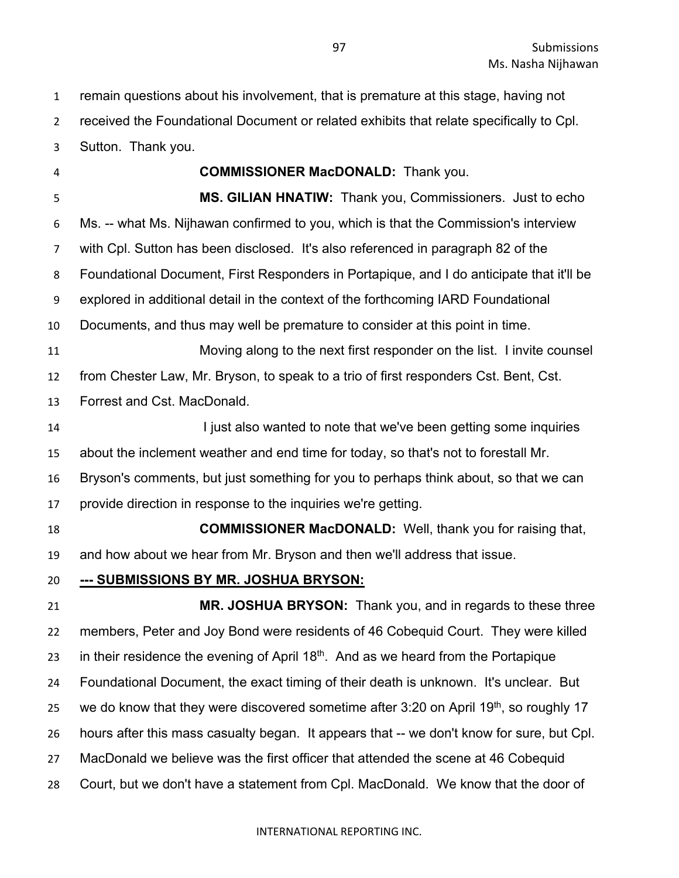remain questions about his involvement, that is premature at this stage, having not received the Foundational Document or related exhibits that relate specifically to Cpl. Sutton. Thank you.

**COMMISSIONER MacDONALD:** Thank you.

**MS. GILIAN HNATIW:** Thank you, Commissioners. Just to echo Ms. -- what Ms. Nijhawan confirmed to you, which is that the Commission's interview with Cpl. Sutton has been disclosed. It's also referenced in paragraph 82 of the Foundational Document, First Responders in Portapique, and I do anticipate that it'll be explored in additional detail in the context of the forthcoming IARD Foundational Documents, and thus may well be premature to consider at this point in time.

Moving along to the next first responder on the list. I invite counsel from Chester Law, Mr. Bryson, to speak to a trio of first responders Cst. Bent, Cst. Forrest and Cst. MacDonald.

I just also wanted to note that we've been getting some inquiries about the inclement weather and end time for today, so that's not to forestall Mr. Bryson's comments, but just something for you to perhaps think about, so that we can provide direction in response to the inquiries we're getting.

**COMMISSIONER MacDONALD:** Well, thank you for raising that, and how about we hear from Mr. Bryson and then we'll address that issue.

**--- SUBMISSIONS BY MR. JOSHUA BRYSON:**

**MR. JOSHUA BRYSON:** Thank you, and in regards to these three members, Peter and Joy Bond were residents of 46 Cobequid Court. They were killed in their residence the evening of April 18th. And as we heard from the Portapique Foundational Document, the exact timing of their death is unknown. It's unclear. But we do know that they were discovered sometime after 3:20 on April 19th, so roughly 17 hours after this mass casualty began. It appears that -- we don't know for sure, but Cpl. MacDonald we believe was the first officer that attended the scene at 46 Cobequid Court, but we don't have a statement from Cpl. MacDonald. We know that the door of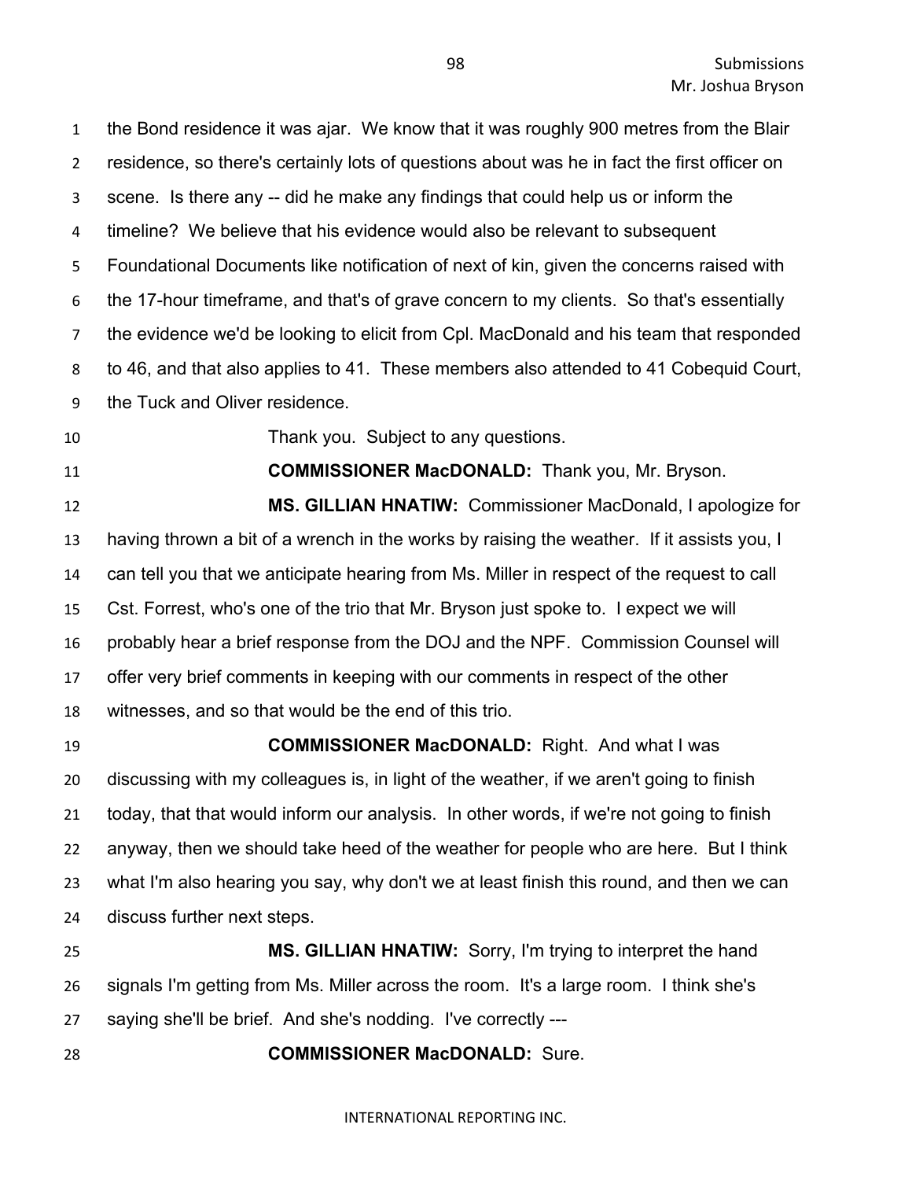the Bond residence it was ajar. We know that it was roughly 900 metres from the Blair residence, so there's certainly lots of questions about was he in fact the first officer on scene. Is there any -- did he make any findings that could help us or inform the timeline? We believe that his evidence would also be relevant to subsequent Foundational Documents like notification of next of kin, given the concerns raised with the 17-hour timeframe, and that's of grave concern to my clients. So that's essentially the evidence we'd be looking to elicit from Cpl. MacDonald and his team that responded to 46, and that also applies to 41. These members also attended to 41 Cobequid Court, the Tuck and Oliver residence.

Thank you. Subject to any questions.

**COMMISSIONER MacDONALD:** Thank you, Mr. Bryson.

**MS. GILLIAN HNATIW:** Commissioner MacDonald, I apologize for having thrown a bit of a wrench in the works by raising the weather. If it assists you, I can tell you that we anticipate hearing from Ms. Miller in respect of the request to call Cst. Forrest, who's one of the trio that Mr. Bryson just spoke to. I expect we will probably hear a brief response from the DOJ and the NPF. Commission Counsel will offer very brief comments in keeping with our comments in respect of the other witnesses, and so that would be the end of this trio.

**COMMISSIONER MacDONALD:** Right. And what I was discussing with my colleagues is, in light of the weather, if we aren't going to finish today, that that would inform our analysis. In other words, if we're not going to finish anyway, then we should take heed of the weather for people who are here. But I think what I'm also hearing you say, why don't we at least finish this round, and then we can discuss further next steps.

**MS. GILLIAN HNATIW:** Sorry, I'm trying to interpret the hand signals I'm getting from Ms. Miller across the room. It's a large room. I think she's saying she'll be brief. And she's nodding. I've correctly ---

**COMMISSIONER MacDONALD:** Sure.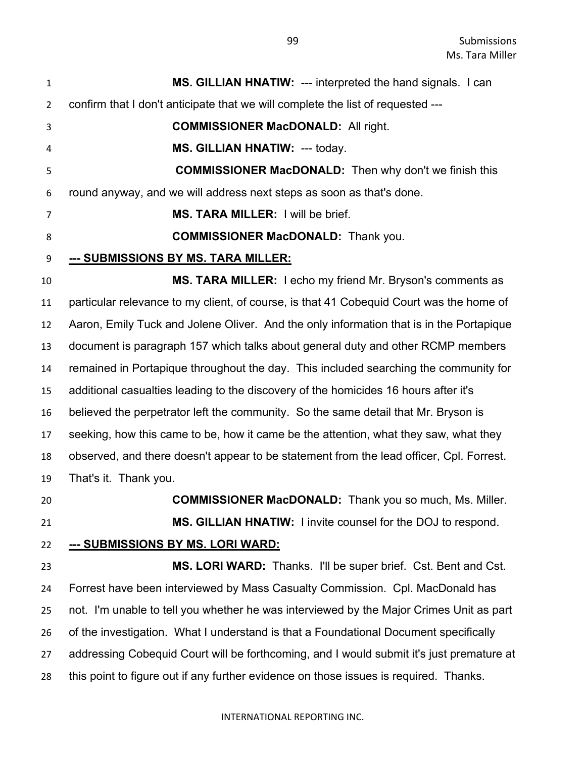**MS. GILLIAN HNATIW:** --- interpreted the hand signals. I can confirm that I don't anticipate that we will complete the list of requested ---

**COMMISSIONER MacDONALD:** All right.

**MS. GILLIAN HNATIW:** --- today.

**COMMISSIONER MacDONALD:** Then why don't we finish this round anyway, and we will address next steps as soon as that's done.

**MS. TARA MILLER:** I will be brief.

**COMMISSIONER MacDONALD:** Thank you.

**--- SUBMISSIONS BY MS. TARA MILLER:**

**MS. TARA MILLER:** I echo my friend Mr. Bryson's comments as particular relevance to my client, of course, is that 41 Cobequid Court was the home of Aaron, Emily Tuck and Jolene Oliver. And the only information that is in the Portapique document is paragraph 157 which talks about general duty and other RCMP members remained in Portapique throughout the day. This included searching the community for additional casualties leading to the discovery of the homicides 16 hours after it's believed the perpetrator left the community. So the same detail that Mr. Bryson is seeking, how this came to be, how it came be the attention, what they saw, what they observed, and there doesn't appear to be statement from the lead officer, Cpl. Forrest. That's it. Thank you.

**COMMISSIONER MacDONALD:** Thank you so much, Ms. Miller.

**MS. GILLIAN HNATIW:** I invite counsel for the DOJ to respond.

**--- SUBMISSIONS BY MS. LORI WARD:**

**MS. LORI WARD:** Thanks. I'll be super brief. Cst. Bent and Cst. Forrest have been interviewed by Mass Casualty Commission. Cpl. MacDonald has not. I'm unable to tell you whether he was interviewed by the Major Crimes Unit as part of the investigation. What I understand is that a Foundational Document specifically addressing Cobequid Court will be forthcoming, and I would submit it's just premature at this point to figure out if any further evidence on those issues is required. Thanks.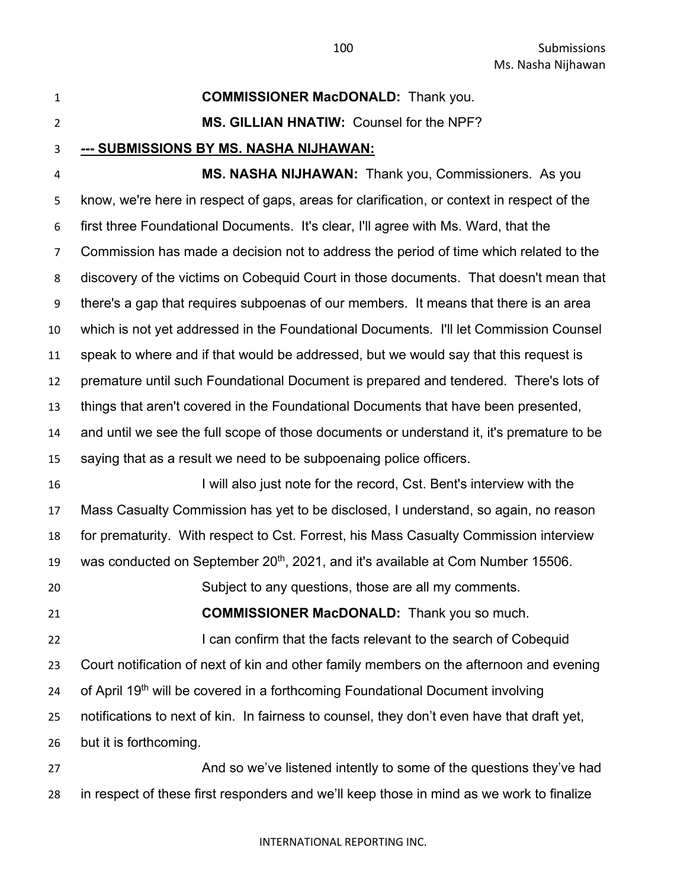**COMMISSIONER MacDONALD:** Thank you.

**MS. GILLIAN HNATIW:** Counsel for the NPF?

**--- SUBMISSIONS BY MS. NASHA NIJHAWAN:**

**MS. NASHA NIJHAWAN:** Thank you, Commissioners. As you know, we're here in respect of gaps, areas for clarification, or context in respect of the first three Foundational Documents. It's clear, I'll agree with Ms. Ward, that the Commission has made a decision not to address the period of time which related to the discovery of the victims on Cobequid Court in those documents. That doesn't mean that there's a gap that requires subpoenas of our members. It means that there is an area which is not yet addressed in the Foundational Documents. I'll let Commission Counsel speak to where and if that would be addressed, but we would say that this request is premature until such Foundational Document is prepared and tendered. There's lots of things that aren't covered in the Foundational Documents that have been presented, and until we see the full scope of those documents or understand it, it's premature to be saying that as a result we need to be subpoenaing police officers.

I will also just note for the record, Cst. Bent's interview with the Mass Casualty Commission has yet to be disclosed, I understand, so again, no reason for prematurity. With respect to Cst. Forrest, his Mass Casualty Commission interview was conducted on September 20th, 2021, and it's available at Com Number 15506.

Subject to any questions, those are all my comments.

**COMMISSIONER MacDONALD:** Thank you so much.

I can confirm that the facts relevant to the search of Cobequid Court notification of next of kin and other family members on the afternoon and evening of April 19th will be covered in a forthcoming Foundational Document involving notifications to next of kin. In fairness to counsel, they don't even have that draft yet, but it is forthcoming.

And so we've listened intently to some of the questions they've had in respect of these first responders and we'll keep those in mind as we work to finalize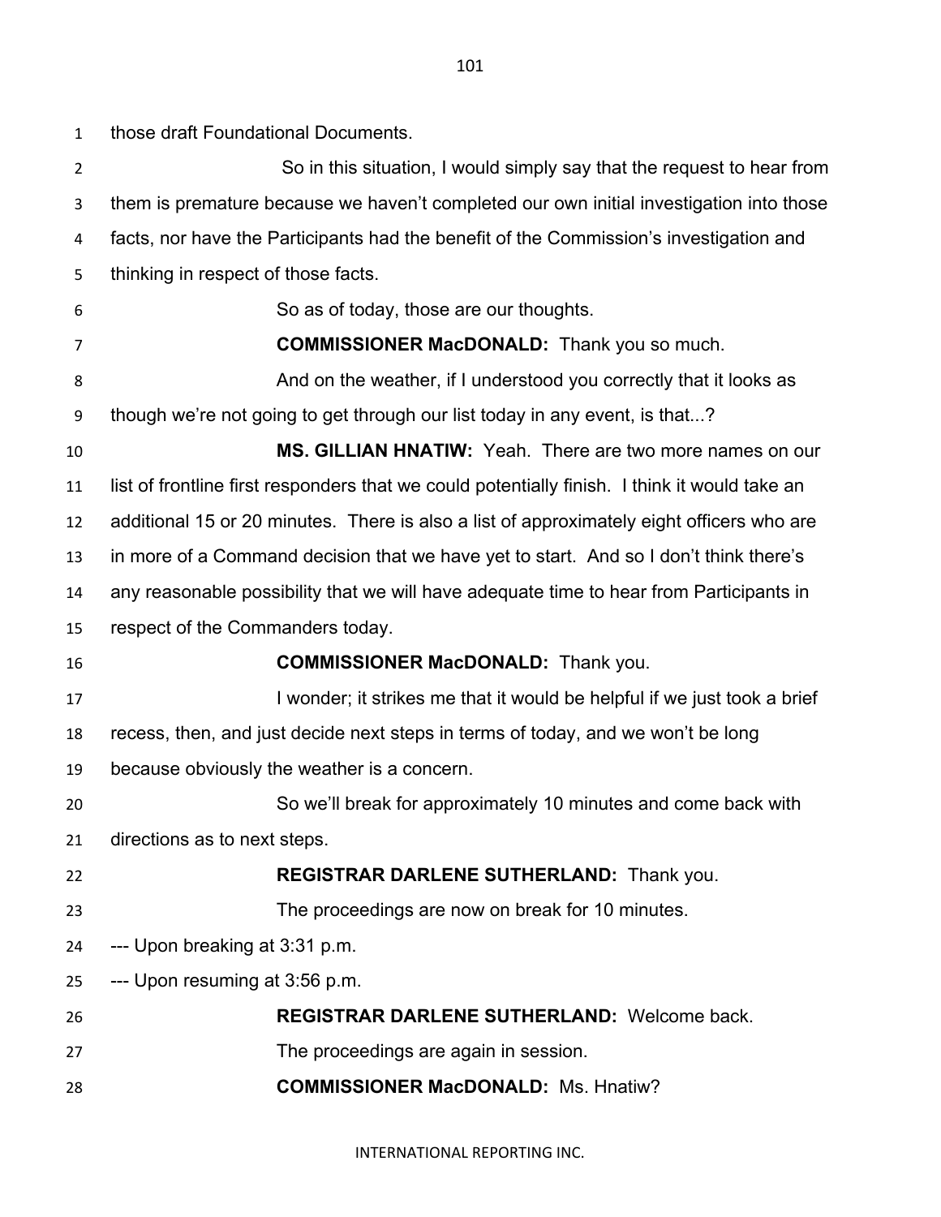those draft Foundational Documents.

So in this situation, I would simply say that the request to hear from them is premature because we haven't completed our own initial investigation into those facts, nor have the Participants had the benefit of the Commission's investigation and thinking in respect of those facts.

So as of today, those are our thoughts.

**COMMISSIONER MacDONALD:** Thank you so much.

And on the weather, if I understood you correctly that it looks as though we're not going to get through our list today in any event, is that...?

**MS. GILLIAN HNATIW:** Yeah. There are two more names on our list of frontline first responders that we could potentially finish. I think it would take an additional 15 or 20 minutes. There is also a list of approximately eight officers who are in more of a Command decision that we have yet to start. And so I don't think there's any reasonable possibility that we will have adequate time to hear from Participants in respect of the Commanders today.

**COMMISSIONER MacDONALD:** Thank you.

I wonder; it strikes me that it would be helpful if we just took a brief recess, then, and just decide next steps in terms of today, and we won't be long because obviously the weather is a concern.

So we'll break for approximately 10 minutes and come back with directions as to next steps.

**REGISTRAR DARLENE SUTHERLAND:** Thank you.

The proceedings are now on break for 10 minutes.

--- Upon breaking at 3:31 p.m.

--- Upon resuming at 3:56 p.m.

**REGISTRAR DARLENE SUTHERLAND:** Welcome back.

The proceedings are again in session.

**COMMISSIONER MacDONALD:** Ms. Hnatiw?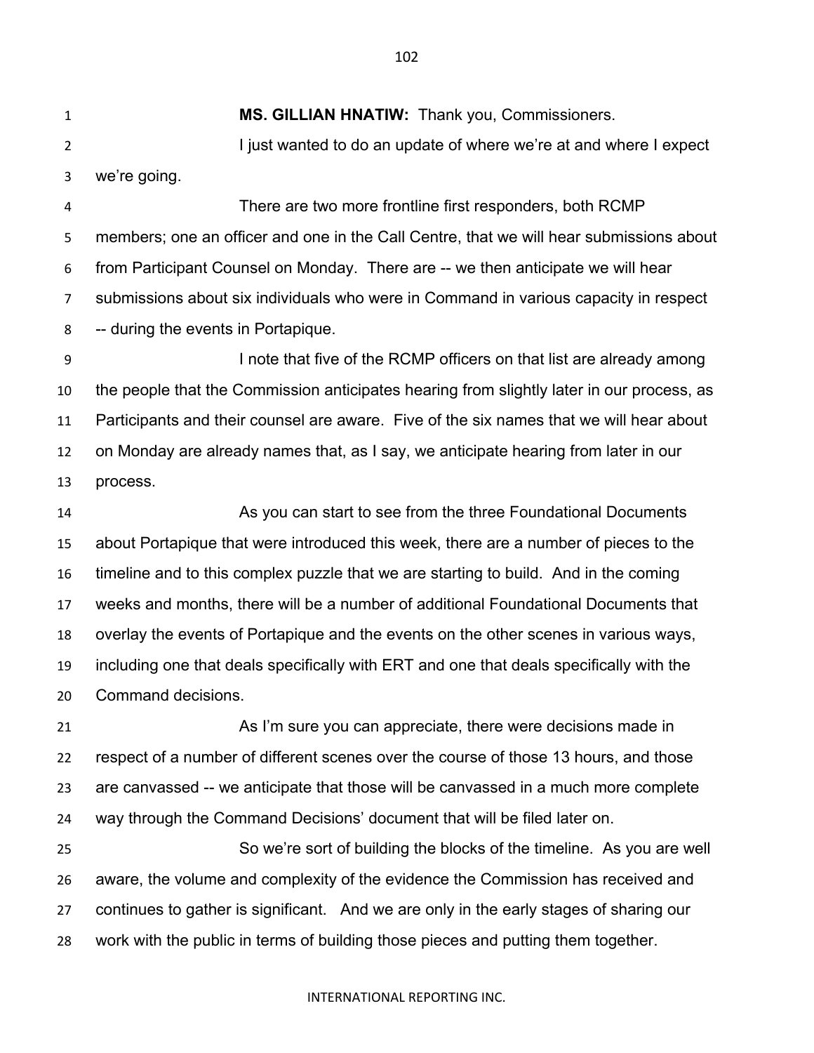**MS. GILLIAN HNATIW:** Thank you, Commissioners.

I just wanted to do an update of where we're at and where I expect we're going.

There are two more frontline first responders, both RCMP members; one an officer and one in the Call Centre, that we will hear submissions about from Participant Counsel on Monday. There are -- we then anticipate we will hear submissions about six individuals who were in Command in various capacity in respect -- during the events in Portapique.

I note that five of the RCMP officers on that list are already among the people that the Commission anticipates hearing from slightly later in our process, as Participants and their counsel are aware. Five of the six names that we will hear about on Monday are already names that, as I say, we anticipate hearing from later in our process.

As you can start to see from the three Foundational Documents about Portapique that were introduced this week, there are a number of pieces to the timeline and to this complex puzzle that we are starting to build. And in the coming weeks and months, there will be a number of additional Foundational Documents that overlay the events of Portapique and the events on the other scenes in various ways, including one that deals specifically with ERT and one that deals specifically with the Command decisions.

As I'm sure you can appreciate, there were decisions made in respect of a number of different scenes over the course of those 13 hours, and those are canvassed -- we anticipate that those will be canvassed in a much more complete way through the Command Decisions' document that will be filed later on.

So we're sort of building the blocks of the timeline. As you are well aware, the volume and complexity of the evidence the Commission has received and continues to gather is significant. And we are only in the early stages of sharing our work with the public in terms of building those pieces and putting them together.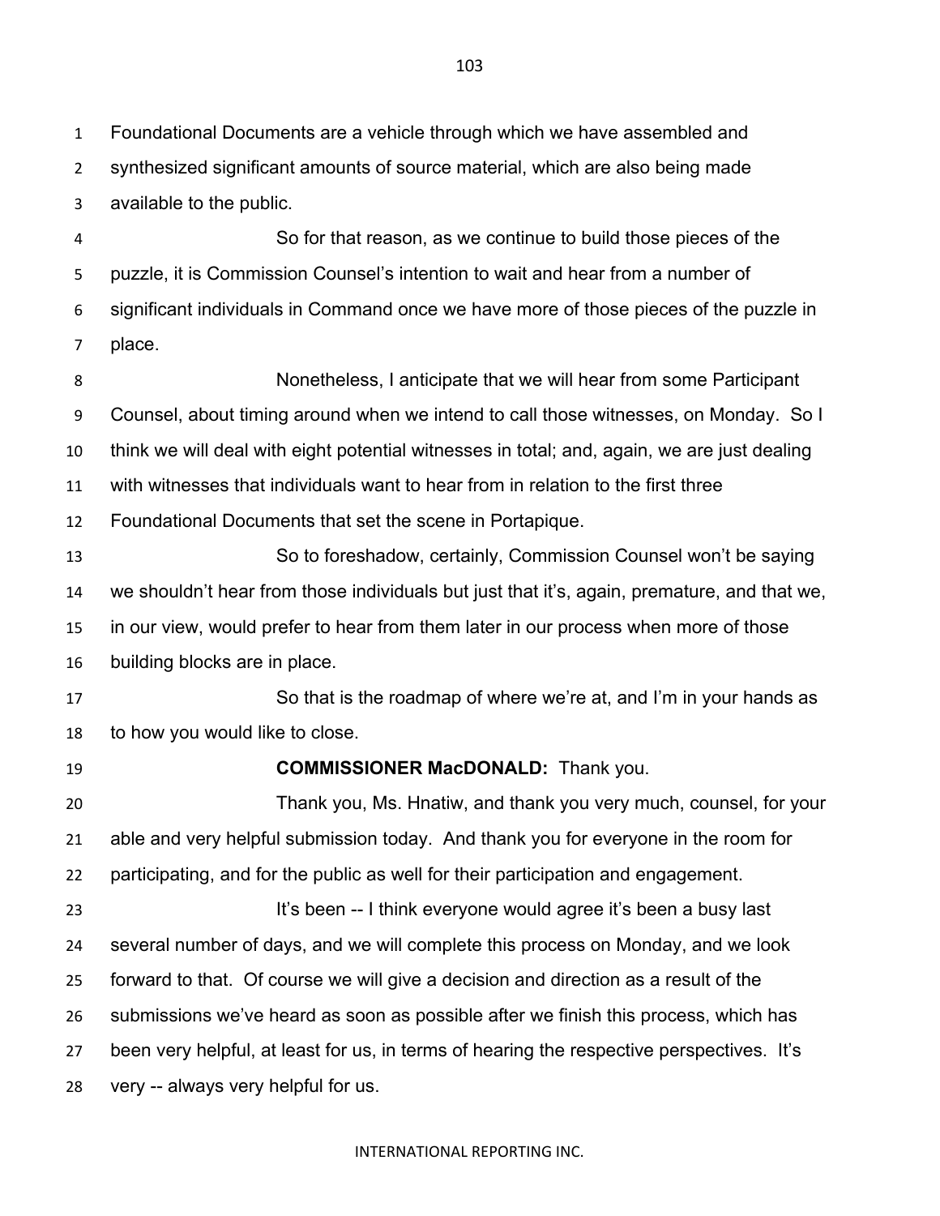Foundational Documents are a vehicle through which we have assembled and synthesized significant amounts of source material, which are also being made available to the public.

So for that reason, as we continue to build those pieces of the puzzle, it is Commission Counsel's intention to wait and hear from a number of significant individuals in Command once we have more of those pieces of the puzzle in place.

Nonetheless, I anticipate that we will hear from some Participant Counsel, about timing around when we intend to call those witnesses, on Monday. So I think we will deal with eight potential witnesses in total; and, again, we are just dealing with witnesses that individuals want to hear from in relation to the first three Foundational Documents that set the scene in Portapique.

So to foreshadow, certainly, Commission Counsel won't be saying we shouldn't hear from those individuals but just that it's, again, premature, and that we, in our view, would prefer to hear from them later in our process when more of those building blocks are in place.

So that is the roadmap of where we're at, and I'm in your hands as to how you would like to close.

**COMMISSIONER MacDONALD:** Thank you.

Thank you, Ms. Hnatiw, and thank you very much, counsel, for your able and very helpful submission today. And thank you for everyone in the room for participating, and for the public as well for their participation and engagement.

It's been -- I think everyone would agree it's been a busy last several number of days, and we will complete this process on Monday, and we look forward to that. Of course we will give a decision and direction as a result of the submissions we've heard as soon as possible after we finish this process, which has been very helpful, at least for us, in terms of hearing the respective perspectives. It's very -- always very helpful for us.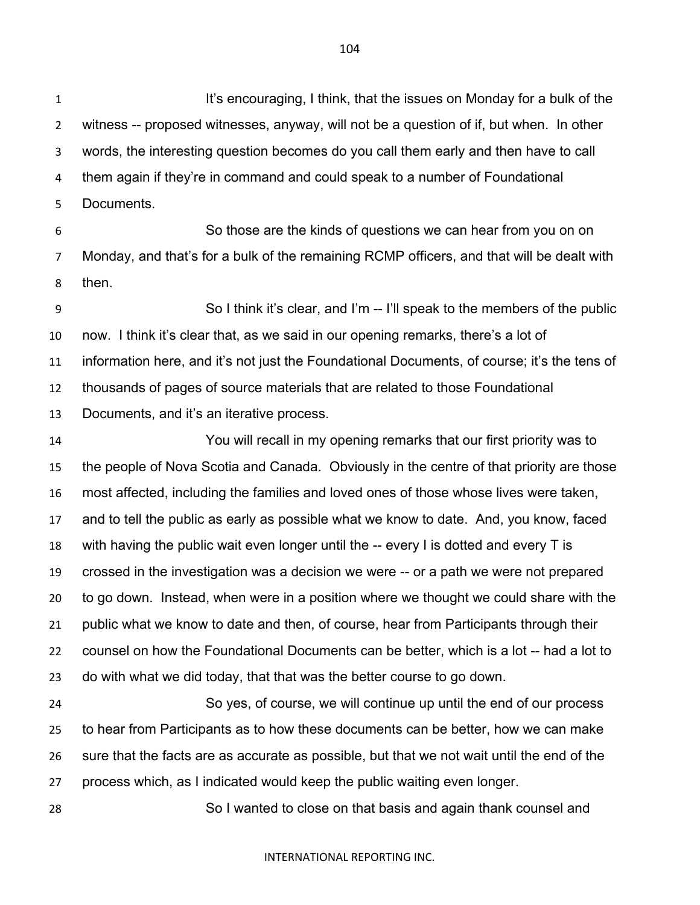It's encouraging, I think, that the issues on Monday for a bulk of the witness -- proposed witnesses, anyway, will not be a question of if, but when. In other words, the interesting question becomes do you call them early and then have to call them again if they're in command and could speak to a number of Foundational Documents.

So those are the kinds of questions we can hear from you on on Monday, and that's for a bulk of the remaining RCMP officers, and that will be dealt with then.

So I think it's clear, and I'm -- I'll speak to the members of the public now. I think it's clear that, as we said in our opening remarks, there's a lot of information here, and it's not just the Foundational Documents, of course; it's the tens of thousands of pages of source materials that are related to those Foundational Documents, and it's an iterative process.

You will recall in my opening remarks that our first priority was to the people of Nova Scotia and Canada. Obviously in the centre of that priority are those most affected, including the families and loved ones of those whose lives were taken, and to tell the public as early as possible what we know to date. And, you know, faced with having the public wait even longer until the -- every I is dotted and every T is crossed in the investigation was a decision we were -- or a path we were not prepared to go down. Instead, when were in a position where we thought we could share with the public what we know to date and then, of course, hear from Participants through their counsel on how the Foundational Documents can be better, which is a lot -- had a lot to do with what we did today, that that was the better course to go down.

So yes, of course, we will continue up until the end of our process to hear from Participants as to how these documents can be better, how we can make sure that the facts are as accurate as possible, but that we not wait until the end of the process which, as I indicated would keep the public waiting even longer.

So I wanted to close on that basis and again thank counsel and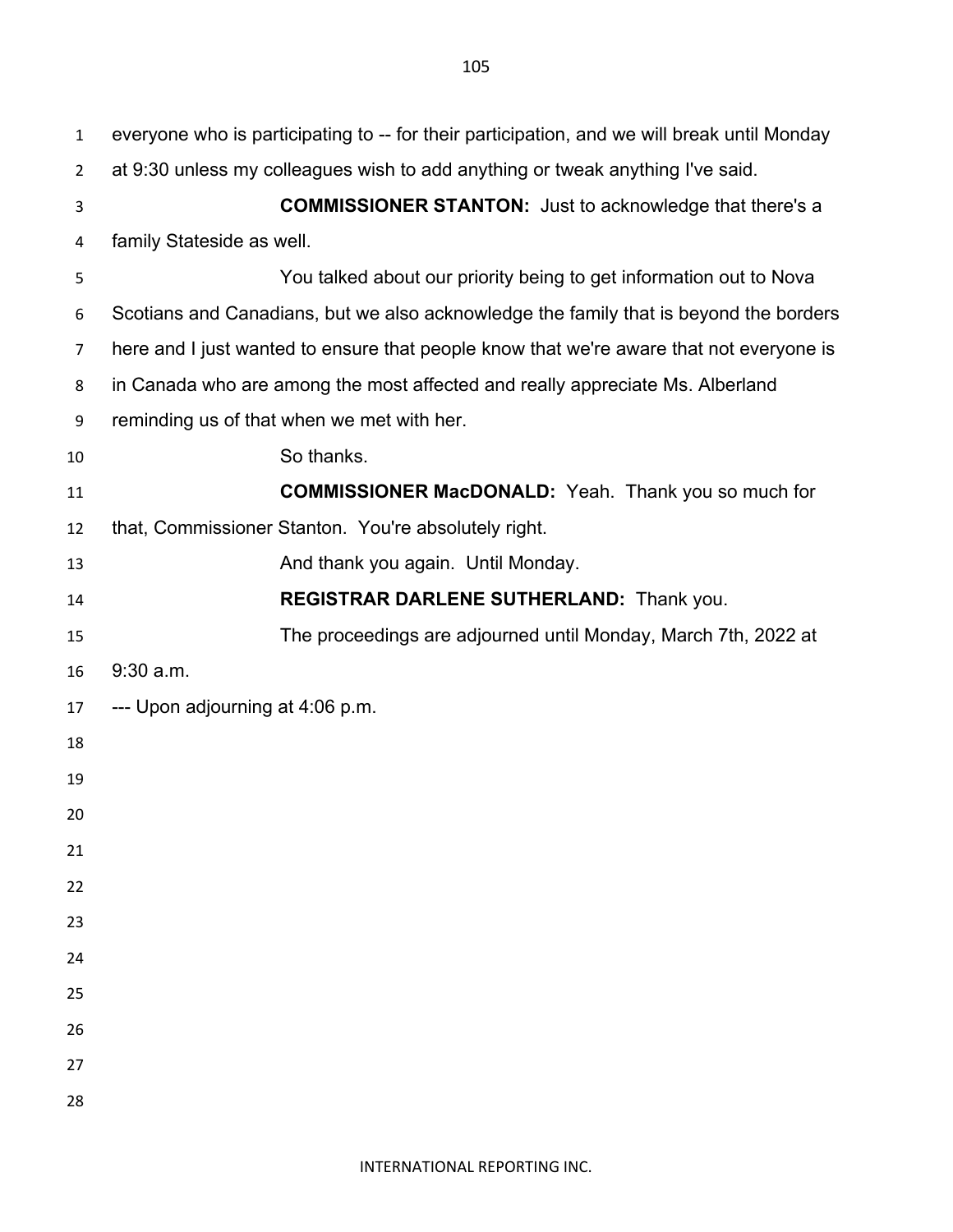everyone who is participating to -- for their participation, and we will break until Monday at 9:30 unless my colleagues wish to add anything or tweak anything I've said.

**COMMISSIONER STANTON:** Just to acknowledge that there's a family Stateside as well.

You talked about our priority being to get information out to Nova Scotians and Canadians, but we also acknowledge the family that is beyond the borders here and I just wanted to ensure that people know that we're aware that not everyone is in Canada who are among the most affected and really appreciate Ms. Alberland reminding us of that when we met with her.

So thanks.

**COMMISSIONER MacDONALD:** Yeah. Thank you so much for that, Commissioner Stanton. You're absolutely right.

And thank you again. Until Monday.

**REGISTRAR DARLENE SUTHERLAND:** Thank you.

The proceedings are adjourned until Monday, March 7th, 2022 at 9:30 a.m.

--- Upon adjourning at 4:06 p.m.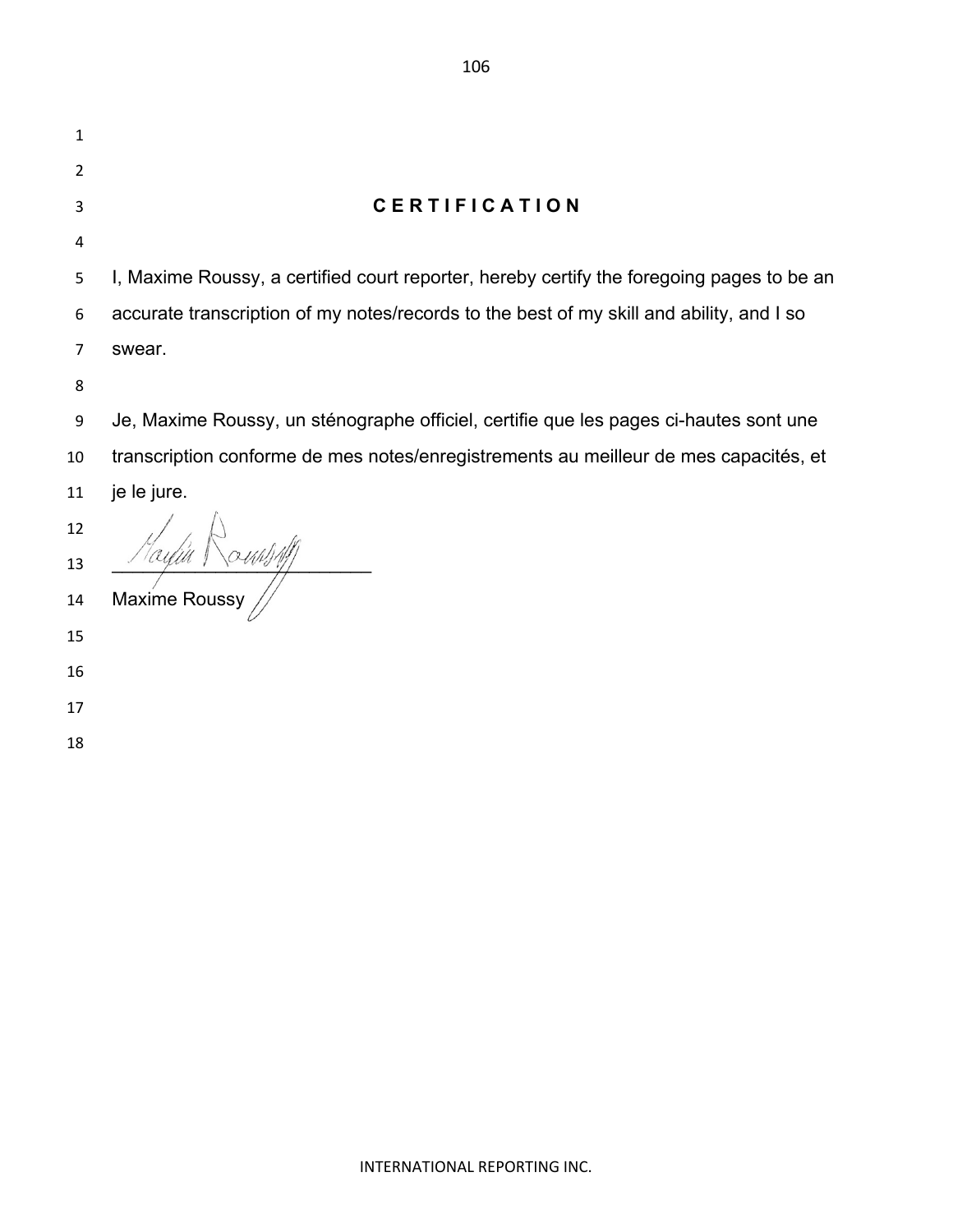# C E R T I F I C A T I O N

I, Maxime Roussy, a certified court reporter, hereby certify the foregoing pages to be an accurate transcription of my notes/records to the best of my skill and ability, and I so swear.

Je, Maxime Roussy, un sténographe officiel, certifie que les pages ci-hautes sont une transcription conforme de mes notes/enregistrements au meilleur de mes capacités, et je le jure.

\_\_\_\_\_\_\_\_\_\_\_\_\_\_\_\_\_\_\_\_\_\_\_\_\_\_

Maxime Roussy